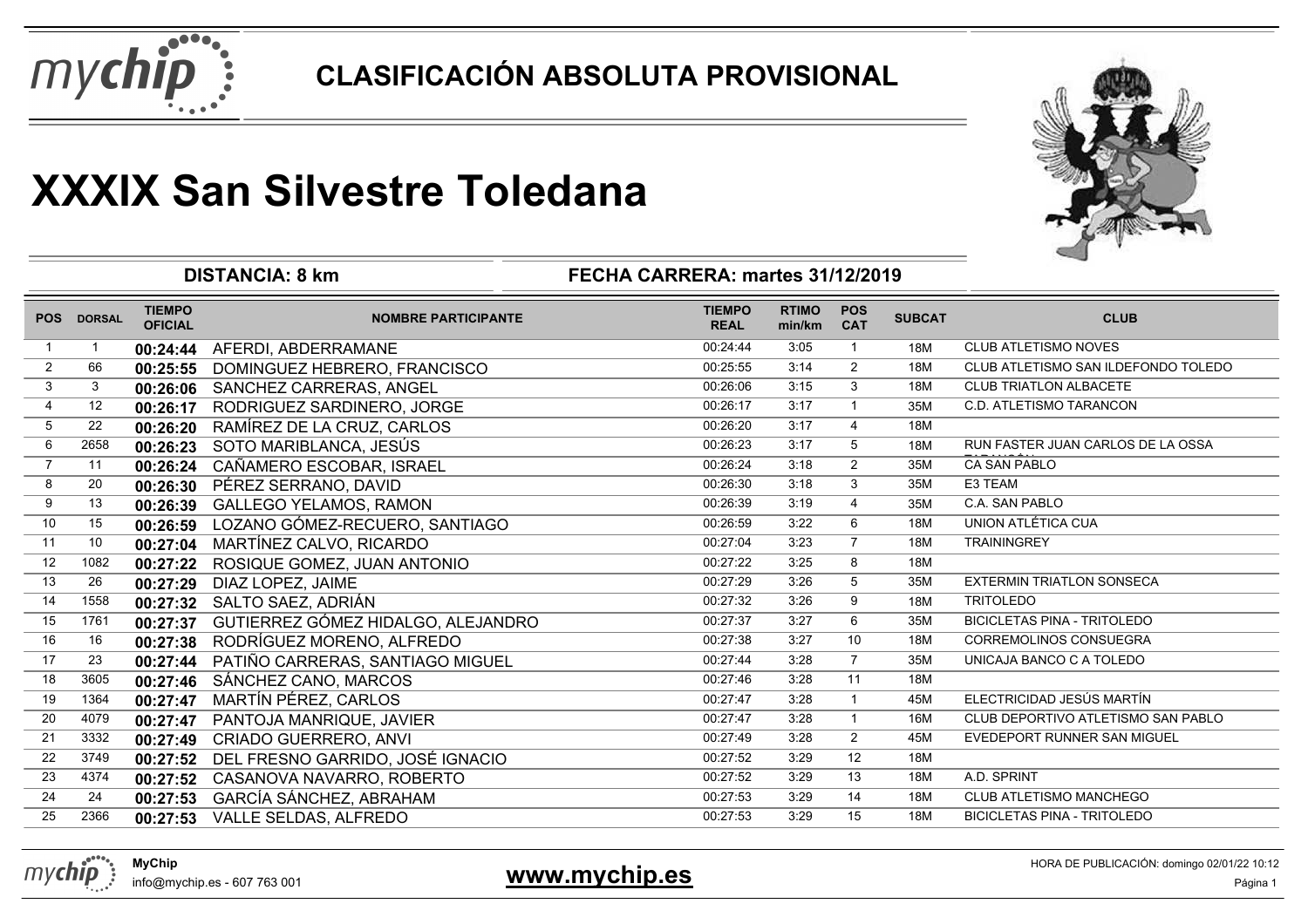# CLASIFICACIÓN ABSOLUTA PROVISIONAL

# XXXIX San Silvestre Toledana

**DISTANCIA: 8 km** | **FECHA CARRERA: martes 31/12/2019**

| POS | DORSAL | TIEMPO OFICIAL | NOMBRE PARTICIPANTE | TIEMPO REAL | RTIMO min/km | POS CAT | SUBCAT | CLUB |
|---|---|---|---|---|---|---|---|---|
| 1 | 1 | **00:24:44** | AFERDI, ABDERRAMANE | 00:24:44 | 3:05 | 1 | 18M | CLUB ATLETISMO NOVES |
| 2 | 66 | **00:25:55** | DOMINGUEZ HEBRERO, FRANCISCO | 00:25:55 | 3:14 | 2 | 18M | CLUB ATLETISMO SAN ILDEFONDO TOLEDO |
| 3 | 3 | **00:26:06** | SANCHEZ CARRERAS, ANGEL | 00:26:06 | 3:15 | 3 | 18M | CLUB TRIATLON ALBACETE |
| 4 | 12 | **00:26:17** | RODRIGUEZ SARDINERO, JORGE | 00:26:17 | 3:17 | 1 | 35M | C.D. ATLETISMO TARANCON |
| 5 | 22 | **00:26:20** | RAMÍREZ DE LA CRUZ, CARLOS | 00:26:20 | 3:17 | 4 | 18M | |
| 6 | 2658 | **00:26:23** | SOTO MARIBLANCA, JESÚS | 00:26:23 | 3:17 | 5 | 18M | RUN FASTER JUAN CARLOS DE LA OSSA |
| 7 | 11 | **00:26:24** | CAÑAMERO ESCOBAR, ISRAEL | 00:26:24 | 3:18 | 2 | 35M | CA SAN PABLO |
| 8 | 20 | **00:26:30** | PÉREZ SERRANO, DAVID | 00:26:30 | 3:18 | 3 | 35M | E3 TEAM |
| 9 | 13 | **00:26:39** | GALLEGO YELAMOS, RAMON | 00:26:39 | 3:19 | 4 | 35M | C.A. SAN PABLO |
| 10 | 15 | **00:26:59** | LOZANO GÓMEZ-RECUERO, SANTIAGO | 00:26:59 | 3:22 | 6 | 18M | UNION ATLÉTICA CUA |
| 11 | 10 | **00:27:04** | MARTÍNEZ CALVO, RICARDO | 00:27:04 | 3:23 | 7 | 18M | TRAININGREY |
| 12 | 1082 | **00:27:22** | ROSIQUE GOMEZ, JUAN ANTONIO | 00:27:22 | 3:25 | 8 | 18M | |
| 13 | 26 | **00:27:29** | DIAZ LOPEZ, JAIME | 00:27:29 | 3:26 | 5 | 35M | EXTERMIN TRIATLON SONSECA |
| 14 | 1558 | **00:27:32** | SALTO SAEZ, ADRIÁN | 00:27:32 | 3:26 | 9 | 18M | TRITOLEDO |
| 15 | 1761 | **00:27:37** | GUTIERREZ GÓMEZ HIDALGO, ALEJANDRO | 00:27:37 | 3:27 | 6 | 35M | BICICLETAS PINA - TRITOLEDO |
| 16 | 16 | **00:27:38** | RODRÍGUEZ MORENO, ALFREDO | 00:27:38 | 3:27 | 10 | 18M | CORREMOLINOS CONSUEGRA |
| 17 | 23 | **00:27:44** | PATIÑO CARRERAS, SANTIAGO MIGUEL | 00:27:44 | 3:28 | 7 | 35M | UNICAJA BANCO C A TOLEDO |
| 18 | 3605 | **00:27:46** | SÁNCHEZ CANO, MARCOS | 00:27:46 | 3:28 | 11 | 18M | |
| 19 | 1364 | **00:27:47** | MARTÍN PÉREZ, CARLOS | 00:27:47 | 3:28 | 1 | 45M | ELECTRICIDAD JESÚS MARTÍN |
| 20 | 4079 | **00:27:47** | PANTOJA MANRIQUE, JAVIER | 00:27:47 | 3:28 | 1 | 16M | CLUB DEPORTIVO ATLETISMO SAN PABLO |
| 21 | 3332 | **00:27:49** | CRIADO GUERRERO, ANVI | 00:27:49 | 3:28 | 2 | 45M | EVEDEPORT RUNNER SAN MIGUEL |
| 22 | 3749 | **00:27:52** | DEL FRESNO GARRIDO, JOSÉ IGNACIO | 00:27:52 | 3:29 | 12 | 18M | |
| 23 | 4374 | **00:27:52** | CASANOVA NAVARRO, ROBERTO | 00:27:52 | 3:29 | 13 | 18M | A.D. SPRINT |
| 24 | 24 | **00:27:53** | GARCÍA SÁNCHEZ, ABRAHAM | 00:27:53 | 3:29 | 14 | 18M | CLUB ATLETISMO MANCHEGO |
| 25 | 2366 | **00:27:53** | VALLE SELDAS, ALFREDO | 00:27:53 | 3:29 | 15 | 18M | BICICLETAS PINA - TRITOLEDO |

MyChip
info@mychip.es - 607 763 001

**www.mychip.es**

HORA DE PUBLICACIÓN: domingo 02/01/22 10:12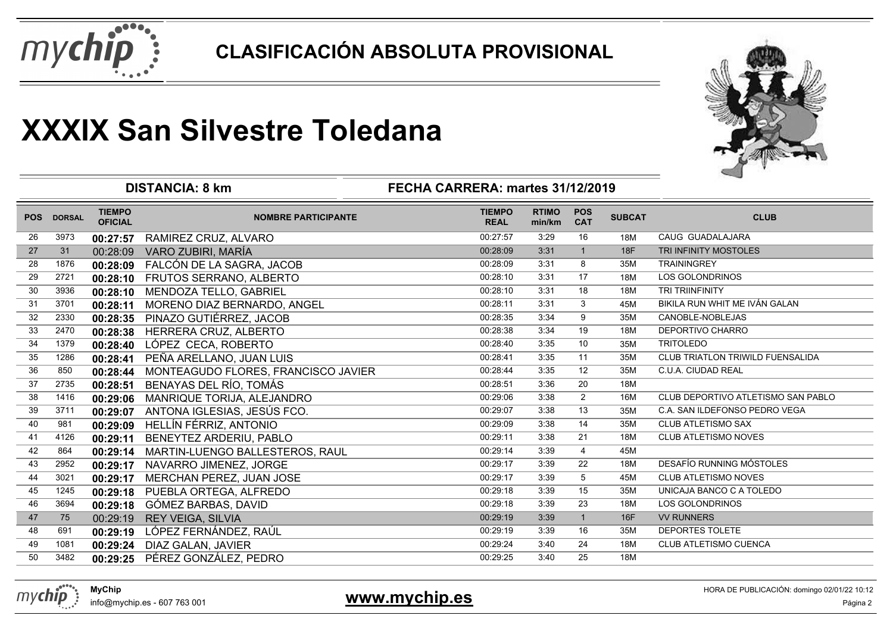## CLASIFICACIÓN ABSOLUTA PROVISIONAL

# XXXIX San Silvestre Toledana

**DISTANCIA: 8 km** — **FECHA CARRERA: martes 31/12/2019**

| POS | DORSAL | TIEMPO OFICIAL | NOMBRE PARTICIPANTE | TIEMPO REAL | RTIMO min/km | POS CAT | SUBCAT | CLUB |
|---|---|---|---|---|---|---|---|---|
| 26 | 3973 | **00:27:57** | RAMIREZ CRUZ, ALVARO | 00:27:57 | 3:29 | 16 | 18M | CAUG GUADALAJARA |
| 27 | 31 | 00:28:09 | VARO ZUBIRI, MARÍA | 00:28:09 | 3:31 | 1 | 18F | TRI INFINITY MOSTOLES |
| 28 | 1876 | **00:28:09** | FALCÓN DE LA SAGRA, JACOB | 00:28:09 | 3:31 | 8 | 35M | TRAININGREY |
| 29 | 2721 | **00:28:10** | FRUTOS SERRANO, ALBERTO | 00:28:10 | 3:31 | 17 | 18M | LOS GOLONDRINOS |
| 30 | 3936 | **00:28:10** | MENDOZA TELLO, GABRIEL | 00:28:10 | 3:31 | 18 | 18M | TRI TRIINFINITY |
| 31 | 3701 | **00:28:11** | MORENO DIAZ BERNARDO, ANGEL | 00:28:11 | 3:31 | 3 | 45M | BIKILA RUN WHIT ME IVÁN GALAN |
| 32 | 2330 | **00:28:35** | PINAZO GUTIÉRREZ, JACOB | 00:28:35 | 3:34 | 9 | 35M | CANOBLE-NOBLEJAS |
| 33 | 2470 | **00:28:38** | HERRERA CRUZ, ALBERTO | 00:28:38 | 3:34 | 19 | 18M | DEPORTIVO CHARRO |
| 34 | 1379 | **00:28:40** | LÓPEZ CECA, ROBERTO | 00:28:40 | 3:35 | 10 | 35M | TRITOLEDO |
| 35 | 1286 | **00:28:41** | PEÑA ARELLANO, JUAN LUIS | 00:28:41 | 3:35 | 11 | 35M | CLUB TRIATLON TRIWILD FUENSALIDA |
| 36 | 850 | **00:28:44** | MONTEAGUDO FLORES, FRANCISCO JAVIER | 00:28:44 | 3:35 | 12 | 35M | C.U.A. CIUDAD REAL |
| 37 | 2735 | **00:28:51** | BENAYAS DEL RÍO, TOMÁS | 00:28:51 | 3:36 | 20 | 18M | |
| 38 | 1416 | **00:29:06** | MANRIQUE TORIJA, ALEJANDRO | 00:29:06 | 3:38 | 2 | 16M | CLUB DEPORTIVO ATLETISMO SAN PABLO |
| 39 | 3711 | **00:29:07** | ANTONA IGLESIAS, JESÚS FCO. | 00:29:07 | 3:38 | 13 | 35M | C.A. SAN ILDEFONSO PEDRO VEGA |
| 40 | 981 | **00:29:09** | HELLÍN FÉRRIZ, ANTONIO | 00:29:09 | 3:38 | 14 | 35M | CLUB ATLETISMO SAX |
| 41 | 4126 | **00:29:11** | BENEYTEZ ARDERIU, PABLO | 00:29:11 | 3:38 | 21 | 18M | CLUB ATLETISMO NOVES |
| 42 | 864 | **00:29:14** | MARTIN-LUENGO BALLESTEROS, RAUL | 00:29:14 | 3:39 | 4 | 45M | |
| 43 | 2952 | **00:29:17** | NAVARRO JIMENEZ, JORGE | 00:29:17 | 3:39 | 22 | 18M | DESAFÍO RUNNING MÓSTOLES |
| 44 | 3021 | **00:29:17** | MERCHAN PEREZ, JUAN JOSE | 00:29:17 | 3:39 | 5 | 45M | CLUB ATLETISMO NOVES |
| 45 | 1245 | **00:29:18** | PUEBLA ORTEGA, ALFREDO | 00:29:18 | 3:39 | 15 | 35M | UNICAJA BANCO C A TOLEDO |
| 46 | 3694 | **00:29:18** | GÓMEZ BARBAS, DAVID | 00:29:18 | 3:39 | 23 | 18M | LOS GOLONDRINOS |
| 47 | 75 | 00:29:19 | REY VEIGA, SILVIA | 00:29:19 | 3:39 | 1 | 16F | VV RUNNERS |
| 48 | 691 | **00:29:19** | LÓPEZ FERNÁNDEZ, RAÚL | 00:29:19 | 3:39 | 16 | 35M | DEPORTES TOLETE |
| 49 | 1081 | **00:29:24** | DIAZ GALAN, JAVIER | 00:29:24 | 3:40 | 24 | 18M | CLUB ATLETISMO CUENCA |
| 50 | 3482 | **00:29:25** | PÉREZ GONZÁLEZ, PEDRO | 00:29:25 | 3:40 | 25 | 18M | |

MyChip
info@mychip.es - 607 763 001

**www.mychip.es**

HORA DE PUBLICACIÓN: domingo 02/01/22 10:12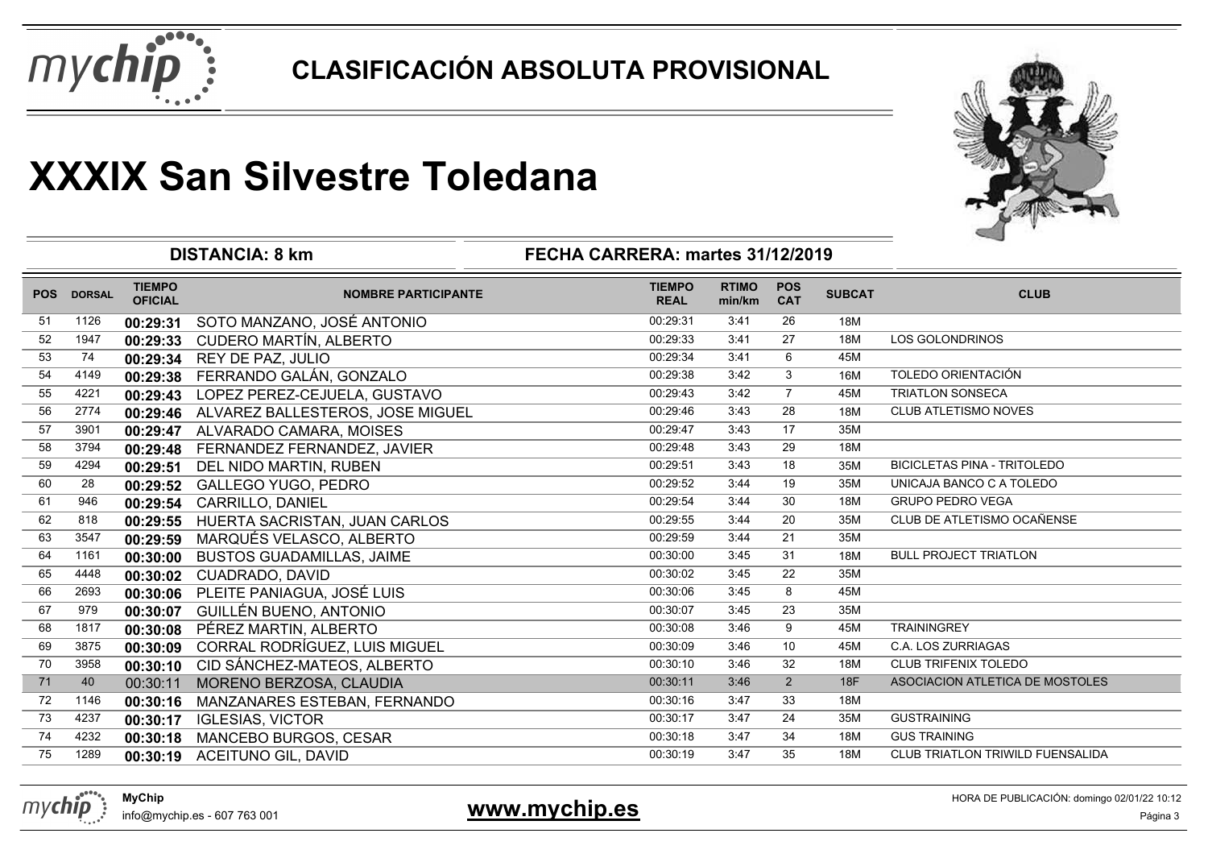# CLASIFICACIÓN ABSOLUTA PROVISIONAL

# XXXIX San Silvestre Toledana

**DISTANCIA: 8 km** — **FECHA CARRERA: martes 31/12/2019**

| POS | DORSAL | TIEMPO OFICIAL | NOMBRE PARTICIPANTE | TIEMPO REAL | RTIMO min/km | POS CAT | SUBCAT | CLUB |
|---|---|---|---|---|---|---|---|---|
| 51 | 1126 | **00:29:31** | SOTO MANZANO, JOSÉ ANTONIO | 00:29:31 | 3:41 | 26 | 18M | |
| 52 | 1947 | **00:29:33** | CUDERO MARTÍN, ALBERTO | 00:29:33 | 3:41 | 27 | 18M | LOS GOLONDRINOS |
| 53 | 74 | **00:29:34** | REY DE PAZ, JULIO | 00:29:34 | 3:41 | 6 | 45M | |
| 54 | 4149 | **00:29:38** | FERRANDO GALÁN, GONZALO | 00:29:38 | 3:42 | 3 | 16M | TOLEDO ORIENTACIÓN |
| 55 | 4221 | **00:29:43** | LOPEZ PEREZ-CEJUELA, GUSTAVO | 00:29:43 | 3:42 | 7 | 45M | TRIATLON SONSECA |
| 56 | 2774 | **00:29:46** | ALVAREZ BALLESTEROS, JOSE MIGUEL | 00:29:46 | 3:43 | 28 | 18M | CLUB ATLETISMO NOVES |
| 57 | 3901 | **00:29:47** | ALVARADO CAMARA, MOISES | 00:29:47 | 3:43 | 17 | 35M | |
| 58 | 3794 | **00:29:48** | FERNANDEZ FERNANDEZ, JAVIER | 00:29:48 | 3:43 | 29 | 18M | |
| 59 | 4294 | **00:29:51** | DEL NIDO MARTIN, RUBEN | 00:29:51 | 3:43 | 18 | 35M | BICICLETAS PINA - TRITOLEDO |
| 60 | 28 | **00:29:52** | GALLEGO YUGO, PEDRO | 00:29:52 | 3:44 | 19 | 35M | UNICAJA BANCO C A TOLEDO |
| 61 | 946 | **00:29:54** | CARRILLO, DANIEL | 00:29:54 | 3:44 | 30 | 18M | GRUPO PEDRO VEGA |
| 62 | 818 | **00:29:55** | HUERTA SACRISTAN, JUAN CARLOS | 00:29:55 | 3:44 | 20 | 35M | CLUB DE ATLETISMO OCAÑENSE |
| 63 | 3547 | **00:29:59** | MARQUÉS VELASCO, ALBERTO | 00:29:59 | 3:44 | 21 | 35M | |
| 64 | 1161 | **00:30:00** | BUSTOS GUADAMILLAS, JAIME | 00:30:00 | 3:45 | 31 | 18M | BULL PROJECT TRIATLON |
| 65 | 4448 | **00:30:02** | CUADRADO, DAVID | 00:30:02 | 3:45 | 22 | 35M | |
| 66 | 2693 | **00:30:06** | PLEITE PANIAGUA, JOSÉ LUIS | 00:30:06 | 3:45 | 8 | 45M | |
| 67 | 979 | **00:30:07** | GUILLÉN BUENO, ANTONIO | 00:30:07 | 3:45 | 23 | 35M | |
| 68 | 1817 | **00:30:08** | PÉREZ MARTIN, ALBERTO | 00:30:08 | 3:46 | 9 | 45M | TRAININGREY |
| 69 | 3875 | **00:30:09** | CORRAL RODRÍGUEZ, LUIS MIGUEL | 00:30:09 | 3:46 | 10 | 45M | C.A. LOS ZURRIAGAS |
| 70 | 3958 | **00:30:10** | CID SÁNCHEZ-MATEOS, ALBERTO | 00:30:10 | 3:46 | 32 | 18M | CLUB TRIFENIX TOLEDO |
| 71 | 40 | 00:30:11 | MORENO BERZOSA, CLAUDIA | 00:30:11 | 3:46 | 2 | 18F | ASOCIACION ATLETICA DE MOSTOLES |
| 72 | 1146 | **00:30:16** | MANZANARES ESTEBAN, FERNANDO | 00:30:16 | 3:47 | 33 | 18M | |
| 73 | 4237 | **00:30:17** | IGLESIAS, VICTOR | 00:30:17 | 3:47 | 24 | 35M | GUSTRAINING |
| 74 | 4232 | **00:30:18** | MANCEBO BURGOS, CESAR | 00:30:18 | 3:47 | 34 | 18M | GUS TRAINING |
| 75 | 1289 | **00:30:19** | ACEITUNO GIL, DAVID | 00:30:19 | 3:47 | 35 | 18M | CLUB TRIATLON TRIWILD FUENSALIDA |

**MyChip**
info@mychip.es - 607 763 001

**www.mychip.es**

HORA DE PUBLICACIÓN: domingo 02/01/22 10:12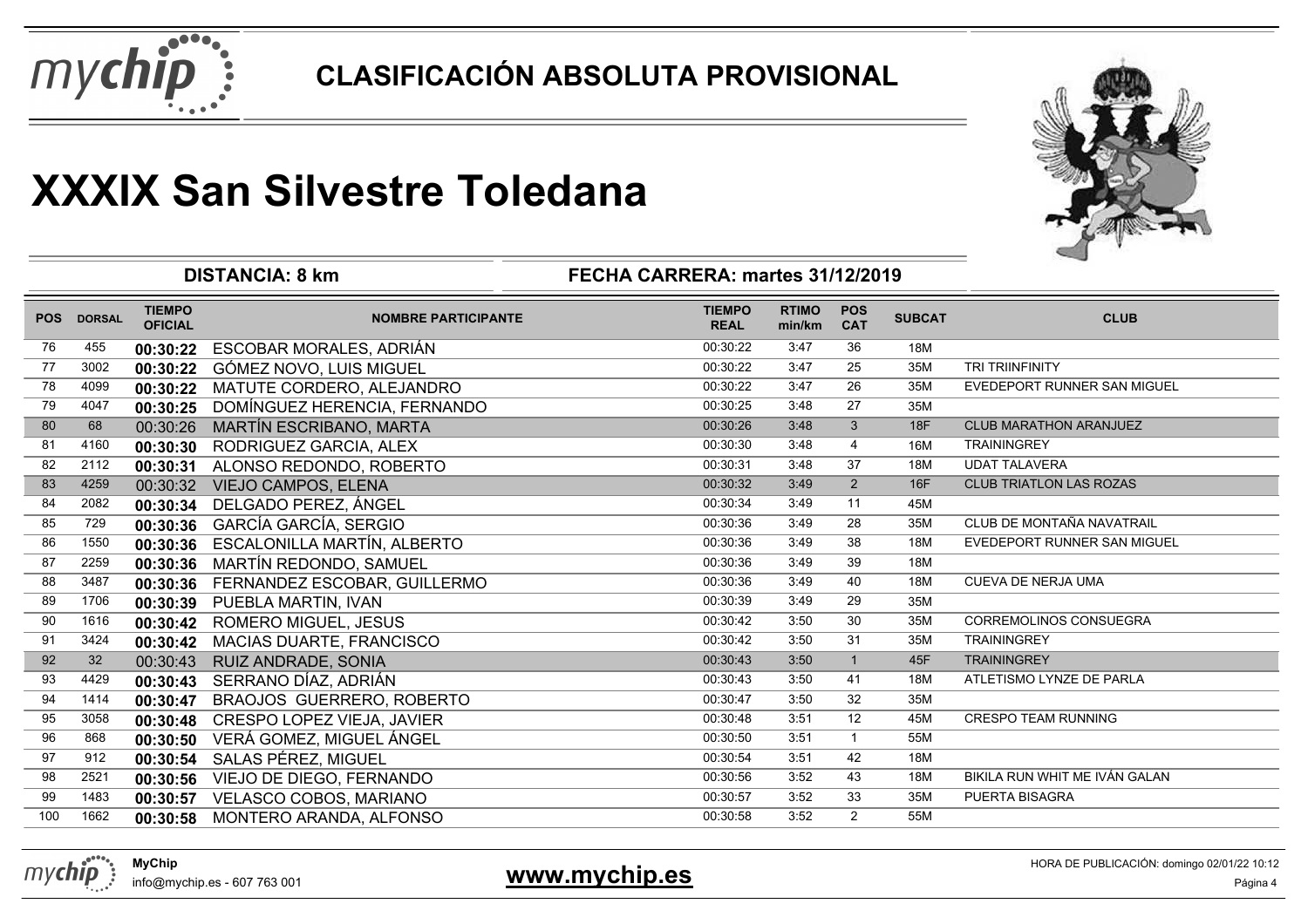# CLASIFICACIÓN ABSOLUTA PROVISIONAL

# XXXIX San Silvestre Toledana

**DISTANCIA: 8 km** **FECHA CARRERA: martes 31/12/2019**

| POS | DORSAL | TIEMPO OFICIAL | NOMBRE PARTICIPANTE | TIEMPO REAL | RTIMO min/km | POS CAT | SUBCAT | CLUB |
|---|---|---|---|---|---|---|---|---|
| 76 | 455 | **00:30:22** | ESCOBAR MORALES, ADRIÁN | 00:30:22 | 3:47 | 36 | 18M | |
| 77 | 3002 | **00:30:22** | GÓMEZ NOVO, LUIS MIGUEL | 00:30:22 | 3:47 | 25 | 35M | TRI TRIINFINITY |
| 78 | 4099 | **00:30:22** | MATUTE CORDERO, ALEJANDRO | 00:30:22 | 3:47 | 26 | 35M | EVEDEPORT RUNNER SAN MIGUEL |
| 79 | 4047 | **00:30:25** | DOMÍNGUEZ HERENCIA, FERNANDO | 00:30:25 | 3:48 | 27 | 35M | |
| 80 | 68 | 00:30:26 | MARTÍN ESCRIBANO, MARTA | 00:30:26 | 3:48 | 3 | 18F | CLUB MARATHON ARANJUEZ |
| 81 | 4160 | **00:30:30** | RODRIGUEZ GARCIA, ALEX | 00:30:30 | 3:48 | 4 | 16M | TRAININGREY |
| 82 | 2112 | **00:30:31** | ALONSO REDONDO, ROBERTO | 00:30:31 | 3:48 | 37 | 18M | UDAT TALAVERA |
| 83 | 4259 | 00:30:32 | VIEJO CAMPOS, ELENA | 00:30:32 | 3:49 | 2 | 16F | CLUB TRIATLON LAS ROZAS |
| 84 | 2082 | **00:30:34** | DELGADO PEREZ, ÁNGEL | 00:30:34 | 3:49 | 11 | 45M | |
| 85 | 729 | **00:30:36** | GARCÍA GARCÍA, SERGIO | 00:30:36 | 3:49 | 28 | 35M | CLUB DE MONTAÑA NAVATRAIL |
| 86 | 1550 | **00:30:36** | ESCALONILLA MARTÍN, ALBERTO | 00:30:36 | 3:49 | 38 | 18M | EVEDEPORT RUNNER SAN MIGUEL |
| 87 | 2259 | **00:30:36** | MARTÍN REDONDO, SAMUEL | 00:30:36 | 3:49 | 39 | 18M | |
| 88 | 3487 | **00:30:36** | FERNANDEZ ESCOBAR, GUILLERMO | 00:30:36 | 3:49 | 40 | 18M | CUEVA DE NERJA UMA |
| 89 | 1706 | **00:30:39** | PUEBLA MARTIN, IVAN | 00:30:39 | 3:49 | 29 | 35M | |
| 90 | 1616 | **00:30:42** | ROMERO MIGUEL, JESUS | 00:30:42 | 3:50 | 30 | 35M | CORREMOLINOS CONSUEGRA |
| 91 | 3424 | **00:30:42** | MACIAS DUARTE, FRANCISCO | 00:30:42 | 3:50 | 31 | 35M | TRAININGREY |
| 92 | 32 | 00:30:43 | RUIZ ANDRADE, SONIA | 00:30:43 | 3:50 | 1 | 45F | TRAININGREY |
| 93 | 4429 | **00:30:43** | SERRANO DÍAZ, ADRIÁN | 00:30:43 | 3:50 | 41 | 18M | ATLETISMO LYNZE DE PARLA |
| 94 | 1414 | **00:30:47** | BRAOJOS GUERRERO, ROBERTO | 00:30:47 | 3:50 | 32 | 35M | |
| 95 | 3058 | **00:30:48** | CRESPO LOPEZ VIEJA, JAVIER | 00:30:48 | 3:51 | 12 | 45M | CRESPO TEAM RUNNING |
| 96 | 868 | **00:30:50** | VERÁ GOMEZ, MIGUEL ÁNGEL | 00:30:50 | 3:51 | 1 | 55M | |
| 97 | 912 | **00:30:54** | SALAS PÉREZ, MIGUEL | 00:30:54 | 3:51 | 42 | 18M | |
| 98 | 2521 | **00:30:56** | VIEJO DE DIEGO, FERNANDO | 00:30:56 | 3:52 | 43 | 18M | BIKILA RUN WHIT ME IVÁN GALAN |
| 99 | 1483 | **00:30:57** | VELASCO COBOS, MARIANO | 00:30:57 | 3:52 | 33 | 35M | PUERTA BISAGRA |
| 100 | 1662 | **00:30:58** | MONTERO ARANDA, ALFONSO | 00:30:58 | 3:52 | 2 | 55M | |

**MyChip**
info@mychip.es - 607 763 001

**www.mychip.es**

HORA DE PUBLICACIÓN: domingo 02/01/22 10:12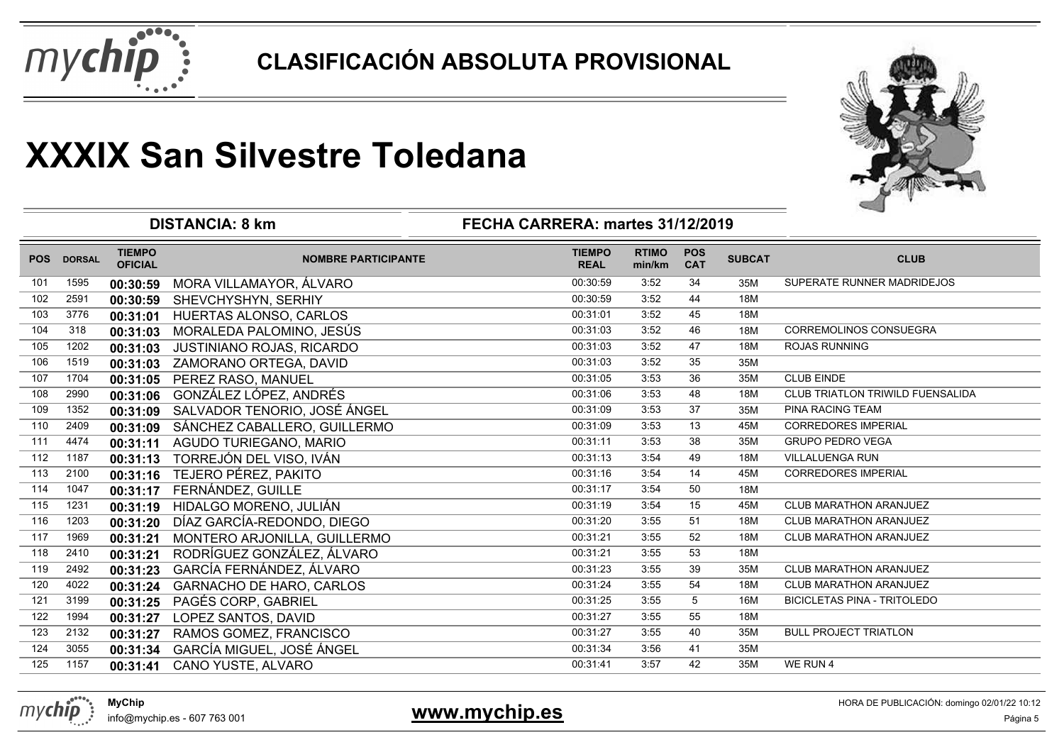# CLASIFICACIÓN ABSOLUTA PROVISIONAL

# XXXIX San Silvestre Toledana

**DISTANCIA: 8 km** **FECHA CARRERA: martes 31/12/2019**

| POS | DORSAL | TIEMPO OFICIAL | NOMBRE PARTICIPANTE | TIEMPO REAL | RTIMO min/km | POS CAT | SUBCAT | CLUB |
|---|---|---|---|---|---|---|---|---|
| 101 | 1595 | **00:30:59** | MORA VILLAMAYOR, ÁLVARO | 00:30:59 | 3:52 | 34 | 35M | SUPERATE RUNNER MADRIDEJOS |
| 102 | 2591 | **00:30:59** | SHEVCHYSHYN, SERHIY | 00:30:59 | 3:52 | 44 | 18M | |
| 103 | 3776 | **00:31:01** | HUERTAS ALONSO, CARLOS | 00:31:01 | 3:52 | 45 | 18M | |
| 104 | 318 | **00:31:03** | MORALEDA PALOMINO, JESÚS | 00:31:03 | 3:52 | 46 | 18M | CORREMOLINOS CONSUEGRA |
| 105 | 1202 | **00:31:03** | JUSTINIANO ROJAS, RICARDO | 00:31:03 | 3:52 | 47 | 18M | ROJAS RUNNING |
| 106 | 1519 | **00:31:03** | ZAMORANO ORTEGA, DAVID | 00:31:03 | 3:52 | 35 | 35M | |
| 107 | 1704 | **00:31:05** | PEREZ RASO, MANUEL | 00:31:05 | 3:53 | 36 | 35M | CLUB EINDE |
| 108 | 2990 | **00:31:06** | GONZÁLEZ LÓPEZ, ANDRÉS | 00:31:06 | 3:53 | 48 | 18M | CLUB TRIATLON TRIWILD FUENSALIDA |
| 109 | 1352 | **00:31:09** | SALVADOR TENORIO, JOSÉ ÁNGEL | 00:31:09 | 3:53 | 37 | 35M | PINA RACING TEAM |
| 110 | 2409 | **00:31:09** | SÁNCHEZ CABALLERO, GUILLERMO | 00:31:09 | 3:53 | 13 | 45M | CORREDORES IMPERIAL |
| 111 | 4474 | **00:31:11** | AGUDO TURIEGANO, MARIO | 00:31:11 | 3:53 | 38 | 35M | GRUPO PEDRO VEGA |
| 112 | 1187 | **00:31:13** | TORREJÓN DEL VISO, IVÁN | 00:31:13 | 3:54 | 49 | 18M | VILLALUENGA RUN |
| 113 | 2100 | **00:31:16** | TEJERO PÉREZ, PAKITO | 00:31:16 | 3:54 | 14 | 45M | CORREDORES IMPERIAL |
| 114 | 1047 | **00:31:17** | FERNÁNDEZ, GUILLE | 00:31:17 | 3:54 | 50 | 18M | |
| 115 | 1231 | **00:31:19** | HIDALGO MORENO, JULIÁN | 00:31:19 | 3:54 | 15 | 45M | CLUB MARATHON ARANJUEZ |
| 116 | 1203 | **00:31:20** | DÍAZ GARCÍA-REDONDO, DIEGO | 00:31:20 | 3:55 | 51 | 18M | CLUB MARATHON ARANJUEZ |
| 117 | 1969 | **00:31:21** | MONTERO ARJONILLA, GUILLERMO | 00:31:21 | 3:55 | 52 | 18M | CLUB MARATHON ARANJUEZ |
| 118 | 2410 | **00:31:21** | RODRÍGUEZ GONZÁLEZ, ÁLVARO | 00:31:21 | 3:55 | 53 | 18M | |
| 119 | 2492 | **00:31:23** | GARCÍA FERNÁNDEZ, ÁLVARO | 00:31:23 | 3:55 | 39 | 35M | CLUB MARATHON ARANJUEZ |
| 120 | 4022 | **00:31:24** | GARNACHO DE HARO, CARLOS | 00:31:24 | 3:55 | 54 | 18M | CLUB MARATHON ARANJUEZ |
| 121 | 3199 | **00:31:25** | PAGÉS CORP, GABRIEL | 00:31:25 | 3:55 | 5 | 16M | BICICLETAS PINA - TRITOLEDO |
| 122 | 1994 | **00:31:27** | LOPEZ SANTOS, DAVID | 00:31:27 | 3:55 | 55 | 18M | |
| 123 | 2132 | **00:31:27** | RAMOS GOMEZ, FRANCISCO | 00:31:27 | 3:55 | 40 | 35M | BULL PROJECT TRIATLON |
| 124 | 3055 | **00:31:34** | GARCÍA MIGUEL, JOSÉ ÁNGEL | 00:31:34 | 3:56 | 41 | 35M | |
| 125 | 1157 | **00:31:41** | CANO YUSTE, ALVARO | 00:31:41 | 3:57 | 42 | 35M | WE RUN 4 |

**MyChip**
info@mychip.es - 607 763 001

**www.mychip.es**

HORA DE PUBLICACIÓN: domingo 02/01/22 10:12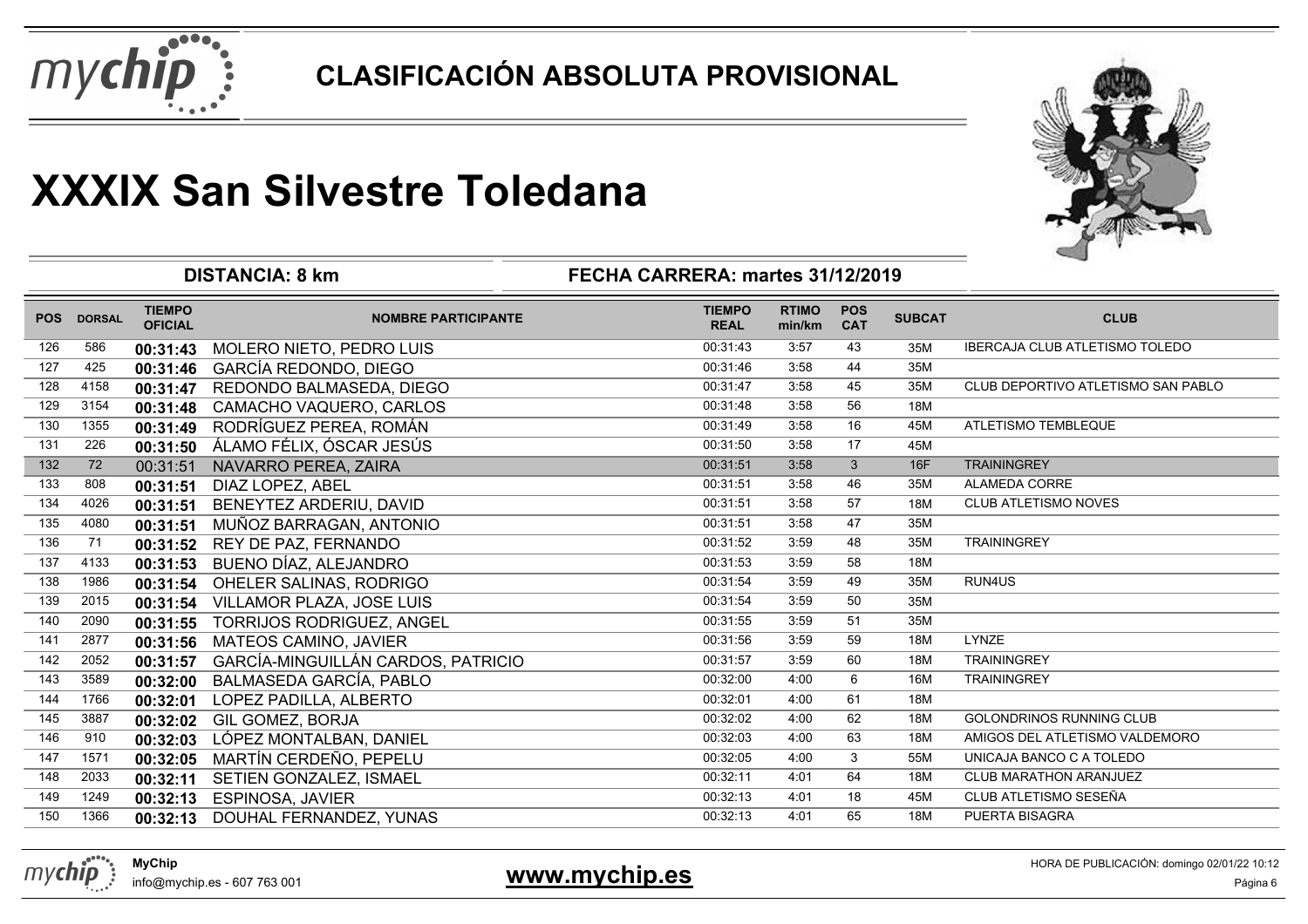# CLASIFICACIÓN ABSOLUTA PROVISIONAL

# XXXIX San Silvestre Toledana

**DISTANCIA: 8 km** — **FECHA CARRERA: martes 31/12/2019**

| POS | DORSAL | TIEMPO OFICIAL | NOMBRE PARTICIPANTE | TIEMPO REAL | RTIMO min/km | POS CAT | SUBCAT | CLUB |
|---|---|---|---|---|---|---|---|---|
| 126 | 586 | **00:31:43** | MOLERO NIETO, PEDRO LUIS | 00:31:43 | 3:57 | 43 | 35M | IBERCAJA CLUB ATLETISMO TOLEDO |
| 127 | 425 | **00:31:46** | GARCÍA REDONDO, DIEGO | 00:31:46 | 3:58 | 44 | 35M | |
| 128 | 4158 | **00:31:47** | REDONDO BALMASEDA, DIEGO | 00:31:47 | 3:58 | 45 | 35M | CLUB DEPORTIVO ATLETISMO SAN PABLO |
| 129 | 3154 | **00:31:48** | CAMACHO VAQUERO, CARLOS | 00:31:48 | 3:58 | 56 | 18M | |
| 130 | 1355 | **00:31:49** | RODRÍGUEZ PEREA, ROMÁN | 00:31:49 | 3:58 | 16 | 45M | ATLETISMO TEMBLEQUE |
| 131 | 226 | **00:31:50** | ÁLAMO FÉLIX, ÓSCAR JESÚS | 00:31:50 | 3:58 | 17 | 45M | |
| 132 | 72 | 00:31:51 | NAVARRO PEREA, ZAIRA | 00:31:51 | 3:58 | 3 | 16F | TRAININGREY |
| 133 | 808 | **00:31:51** | DIAZ LOPEZ, ABEL | 00:31:51 | 3:58 | 46 | 35M | ALAMEDA CORRE |
| 134 | 4026 | **00:31:51** | BENEYTEZ ARDERIU, DAVID | 00:31:51 | 3:58 | 57 | 18M | CLUB ATLETISMO NOVES |
| 135 | 4080 | **00:31:51** | MUÑOZ BARRAGAN, ANTONIO | 00:31:51 | 3:58 | 47 | 35M | |
| 136 | 71 | **00:31:52** | REY DE PAZ, FERNANDO | 00:31:52 | 3:59 | 48 | 35M | TRAININGREY |
| 137 | 4133 | **00:31:53** | BUENO DÍAZ, ALEJANDRO | 00:31:53 | 3:59 | 58 | 18M | |
| 138 | 1986 | **00:31:54** | OHELER SALINAS, RODRIGO | 00:31:54 | 3:59 | 49 | 35M | RUN4US |
| 139 | 2015 | **00:31:54** | VILLAMOR PLAZA, JOSE LUIS | 00:31:54 | 3:59 | 50 | 35M | |
| 140 | 2090 | **00:31:55** | TORRIJOS RODRIGUEZ, ANGEL | 00:31:55 | 3:59 | 51 | 35M | |
| 141 | 2877 | **00:31:56** | MATEOS CAMINO, JAVIER | 00:31:56 | 3:59 | 59 | 18M | LYNZE |
| 142 | 2052 | **00:31:57** | GARCÍA-MINGUILLÁN CARDOS, PATRICIO | 00:31:57 | 3:59 | 60 | 18M | TRAININGREY |
| 143 | 3589 | **00:32:00** | BALMASEDA GARCÍA, PABLO | 00:32:00 | 4:00 | 6 | 16M | TRAININGREY |
| 144 | 1766 | **00:32:01** | LOPEZ PADILLA, ALBERTO | 00:32:01 | 4:00 | 61 | 18M | |
| 145 | 3887 | **00:32:02** | GIL GOMEZ, BORJA | 00:32:02 | 4:00 | 62 | 18M | GOLONDRINOS RUNNING CLUB |
| 146 | 910 | **00:32:03** | LÓPEZ MONTALBAN, DANIEL | 00:32:03 | 4:00 | 63 | 18M | AMIGOS DEL ATLETISMO VALDEMORO |
| 147 | 1571 | **00:32:05** | MARTÍN CERDEÑO, PEPELU | 00:32:05 | 4:00 | 3 | 55M | UNICAJA BANCO C A TOLEDO |
| 148 | 2033 | **00:32:11** | SETIEN GONZALEZ, ISMAEL | 00:32:11 | 4:01 | 64 | 18M | CLUB MARATHON ARANJUEZ |
| 149 | 1249 | **00:32:13** | ESPINOSA, JAVIER | 00:32:13 | 4:01 | 18 | 45M | CLUB ATLETISMO SESEÑA |
| 150 | 1366 | **00:32:13** | DOUHAL FERNANDEZ, YUNAS | 00:32:13 | 4:01 | 65 | 18M | PUERTA BISAGRA |

**MyChip**
info@mychip.es - 607 763 001

**www.mychip.es**

HORA DE PUBLICACIÓN: domingo 02/01/22 10:12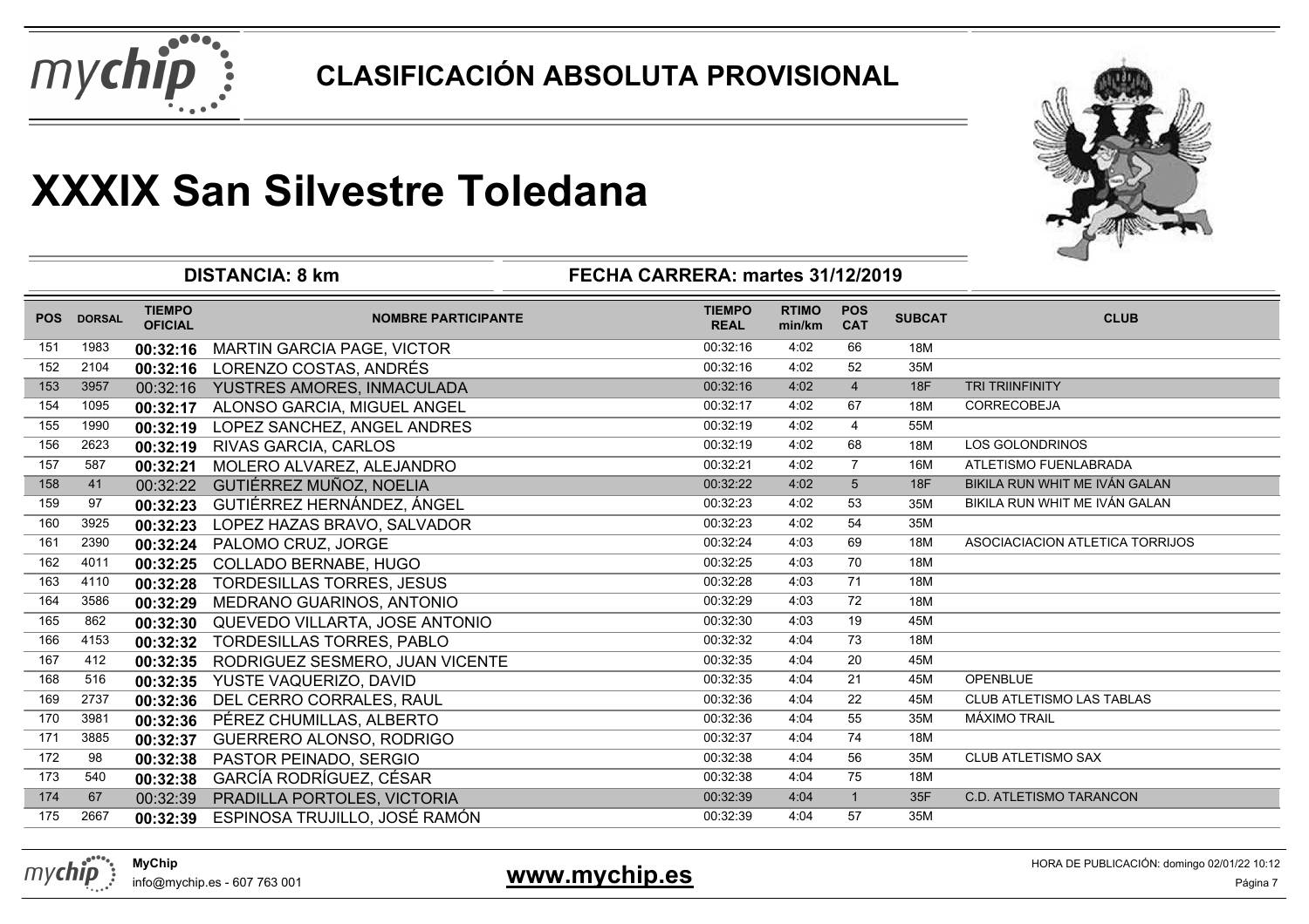# CLASIFICACIÓN ABSOLUTA PROVISIONAL

# XXXIX San Silvestre Toledana

**DISTANCIA: 8 km** — **FECHA CARRERA: martes 31/12/2019**

| POS | DORSAL | TIEMPO OFICIAL | NOMBRE PARTICIPANTE | TIEMPO REAL | RTIMO min/km | POS CAT | SUBCAT | CLUB |
|---|---|---|---|---|---|---|---|---|
| 151 | 1983 | **00:32:16** | MARTIN GARCIA PAGE, VICTOR | 00:32:16 | 4:02 | 66 | 18M | |
| 152 | 2104 | **00:32:16** | LORENZO COSTAS, ANDRÉS | 00:32:16 | 4:02 | 52 | 35M | |
| 153 | 3957 | 00:32:16 | YUSTRES AMORES, INMACULADA | 00:32:16 | 4:02 | 4 | 18F | TRI TRIINFINITY |
| 154 | 1095 | **00:32:17** | ALONSO GARCIA, MIGUEL ANGEL | 00:32:17 | 4:02 | 67 | 18M | CORRECOBEJA |
| 155 | 1990 | **00:32:19** | LOPEZ SANCHEZ, ANGEL ANDRES | 00:32:19 | 4:02 | 4 | 55M | |
| 156 | 2623 | **00:32:19** | RIVAS GARCIA, CARLOS | 00:32:19 | 4:02 | 68 | 18M | LOS GOLONDRINOS |
| 157 | 587 | **00:32:21** | MOLERO ALVAREZ, ALEJANDRO | 00:32:21 | 4:02 | 7 | 16M | ATLETISMO FUENLABRADA |
| 158 | 41 | 00:32:22 | GUTIÉRREZ MUÑOZ, NOELIA | 00:32:22 | 4:02 | 5 | 18F | BIKILA RUN WHIT ME IVÁN GALAN |
| 159 | 97 | **00:32:23** | GUTIÉRREZ HERNÁNDEZ, ÁNGEL | 00:32:23 | 4:02 | 53 | 35M | BIKILA RUN WHIT ME IVÁN GALAN |
| 160 | 3925 | **00:32:23** | LOPEZ HAZAS BRAVO, SALVADOR | 00:32:23 | 4:02 | 54 | 35M | |
| 161 | 2390 | **00:32:24** | PALOMO CRUZ, JORGE | 00:32:24 | 4:03 | 69 | 18M | ASOCIACIACION ATLETICA TORRIJOS |
| 162 | 4011 | **00:32:25** | COLLADO BERNABE, HUGO | 00:32:25 | 4:03 | 70 | 18M | |
| 163 | 4110 | **00:32:28** | TORDESILLAS TORRES, JESUS | 00:32:28 | 4:03 | 71 | 18M | |
| 164 | 3586 | **00:32:29** | MEDRANO GUARINOS, ANTONIO | 00:32:29 | 4:03 | 72 | 18M | |
| 165 | 862 | **00:32:30** | QUEVEDO VILLARTA, JOSE ANTONIO | 00:32:30 | 4:03 | 19 | 45M | |
| 166 | 4153 | **00:32:32** | TORDESILLAS TORRES, PABLO | 00:32:32 | 4:04 | 73 | 18M | |
| 167 | 412 | **00:32:35** | RODRIGUEZ SESMERO, JUAN VICENTE | 00:32:35 | 4:04 | 20 | 45M | |
| 168 | 516 | **00:32:35** | YUSTE VAQUERIZO, DAVID | 00:32:35 | 4:04 | 21 | 45M | OPENBLUE |
| 169 | 2737 | **00:32:36** | DEL CERRO CORRALES, RAUL | 00:32:36 | 4:04 | 22 | 45M | CLUB ATLETISMO LAS TABLAS |
| 170 | 3981 | **00:32:36** | PÉREZ CHUMILLAS, ALBERTO | 00:32:36 | 4:04 | 55 | 35M | MÁXIMO TRAIL |
| 171 | 3885 | **00:32:37** | GUERRERO ALONSO, RODRIGO | 00:32:37 | 4:04 | 74 | 18M | |
| 172 | 98 | **00:32:38** | PASTOR PEINADO, SERGIO | 00:32:38 | 4:04 | 56 | 35M | CLUB ATLETISMO SAX |
| 173 | 540 | **00:32:38** | GARCÍA RODRÍGUEZ, CÉSAR | 00:32:38 | 4:04 | 75 | 18M | |
| 174 | 67 | 00:32:39 | PRADILLA PORTOLES, VICTORIA | 00:32:39 | 4:04 | 1 | 35F | C.D. ATLETISMO TARANCON |
| 175 | 2667 | **00:32:39** | ESPINOSA TRUJILLO, JOSÉ RAMÓN | 00:32:39 | 4:04 | 57 | 35M | |

MyChip
info@mychip.es - 607 763 001

www.mychip.es

HORA DE PUBLICACIÓN: domingo 02/01/22 10:12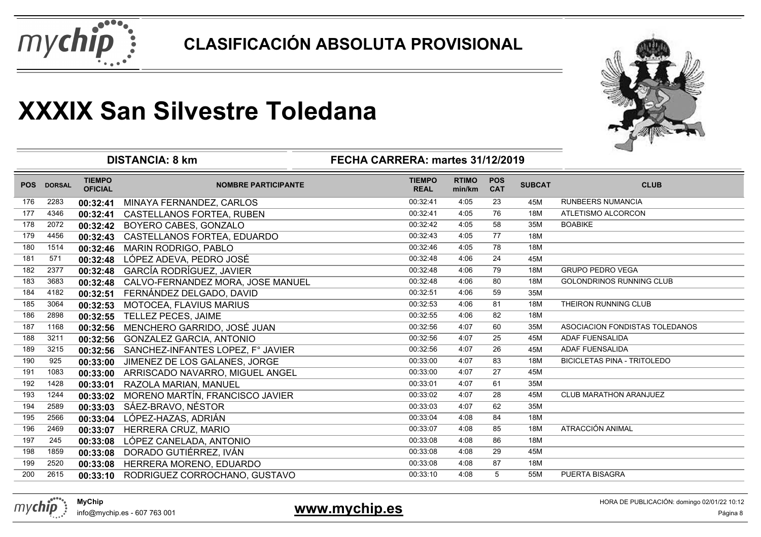# CLASIFICACIÓN ABSOLUTA PROVISIONAL

# XXXIX San Silvestre Toledana

**DISTANCIA: 8 km** **FECHA CARRERA: martes 31/12/2019**

| POS | DORSAL | TIEMPO OFICIAL | NOMBRE PARTICIPANTE | TIEMPO REAL | RTIMO min/km | POS CAT | SUBCAT | CLUB |
|---|---|---|---|---|---|---|---|---|
| 176 | 2283 | **00:32:41** | MINAYA FERNANDEZ, CARLOS | 00:32:41 | 4:05 | 23 | 45M | RUNBEERS NUMANCIA |
| 177 | 4346 | **00:32:41** | CASTELLANOS FORTEA, RUBEN | 00:32:41 | 4:05 | 76 | 18M | ATLETISMO ALCORCON |
| 178 | 2072 | **00:32:42** | BOYERO CABES, GONZALO | 00:32:42 | 4:05 | 58 | 35M | BOABIKE |
| 179 | 4456 | **00:32:43** | CASTELLANOS FORTEA, EDUARDO | 00:32:43 | 4:05 | 77 | 18M | |
| 180 | 1514 | **00:32:46** | MARIN RODRIGO, PABLO | 00:32:46 | 4:05 | 78 | 18M | |
| 181 | 571 | **00:32:48** | LÓPEZ ADEVA, PEDRO JOSÉ | 00:32:48 | 4:06 | 24 | 45M | |
| 182 | 2377 | **00:32:48** | GARCÍA RODRÍGUEZ, JAVIER | 00:32:48 | 4:06 | 79 | 18M | GRUPO PEDRO VEGA |
| 183 | 3683 | **00:32:48** | CALVO-FERNANDEZ MORA, JOSE MANUEL | 00:32:48 | 4:06 | 80 | 18M | GOLONDRINOS RUNNING CLUB |
| 184 | 4182 | **00:32:51** | FERNÁNDEZ DELGADO, DAVID | 00:32:51 | 4:06 | 59 | 35M | |
| 185 | 3064 | **00:32:53** | MOTOCEA, FLAVIUS MARIUS | 00:32:53 | 4:06 | 81 | 18M | THEIRON RUNNING CLUB |
| 186 | 2898 | **00:32:55** | TELLEZ PECES, JAIME | 00:32:55 | 4:06 | 82 | 18M | |
| 187 | 1168 | **00:32:56** | MENCHERO GARRIDO, JOSÉ JUAN | 00:32:56 | 4:07 | 60 | 35M | ASOCIACION FONDISTAS TOLEDANOS |
| 188 | 3211 | **00:32:56** | GONZALEZ GARCIA, ANTONIO | 00:32:56 | 4:07 | 25 | 45M | ADAF FUENSALIDA |
| 189 | 3215 | **00:32:56** | SANCHEZ-INFANTES LOPEZ, F° JAVIER | 00:32:56 | 4:07 | 26 | 45M | ADAF FUENSALIDA |
| 190 | 925 | **00:33:00** | JIMENEZ DE LOS GALANES, JORGE | 00:33:00 | 4:07 | 83 | 18M | BICICLETAS PINA - TRITOLEDO |
| 191 | 1083 | **00:33:00** | ARRISCADO NAVARRO, MIGUEL ANGEL | 00:33:00 | 4:07 | 27 | 45M | |
| 192 | 1428 | **00:33:01** | RAZOLA MARIAN, MANUEL | 00:33:01 | 4:07 | 61 | 35M | |
| 193 | 1244 | **00:33:02** | MORENO MARTÍN, FRANCISCO JAVIER | 00:33:02 | 4:07 | 28 | 45M | CLUB MARATHON ARANJUEZ |
| 194 | 2589 | **00:33:03** | SÁEZ-BRAVO, NÉSTOR | 00:33:03 | 4:07 | 62 | 35M | |
| 195 | 2566 | **00:33:04** | LÓPEZ-HAZAS, ADRIÁN | 00:33:04 | 4:08 | 84 | 18M | |
| 196 | 2469 | **00:33:07** | HERRERA CRUZ, MARIO | 00:33:07 | 4:08 | 85 | 18M | ATRACCIÓN ANIMAL |
| 197 | 245 | **00:33:08** | LÓPEZ CANELADA, ANTONIO | 00:33:08 | 4:08 | 86 | 18M | |
| 198 | 1859 | **00:33:08** | DORADO GUTIÉRREZ, IVÁN | 00:33:08 | 4:08 | 29 | 45M | |
| 199 | 2520 | **00:33:08** | HERRERA MORENO, EDUARDO | 00:33:08 | 4:08 | 87 | 18M | |
| 200 | 2615 | **00:33:10** | RODRIGUEZ CORROCHANO, GUSTAVO | 00:33:10 | 4:08 | 5 | 55M | PUERTA BISAGRA |

**MyChip**
info@mychip.es - 607 763 001

**www.mychip.es**

HORA DE PUBLICACIÓN: domingo 02/01/22 10:12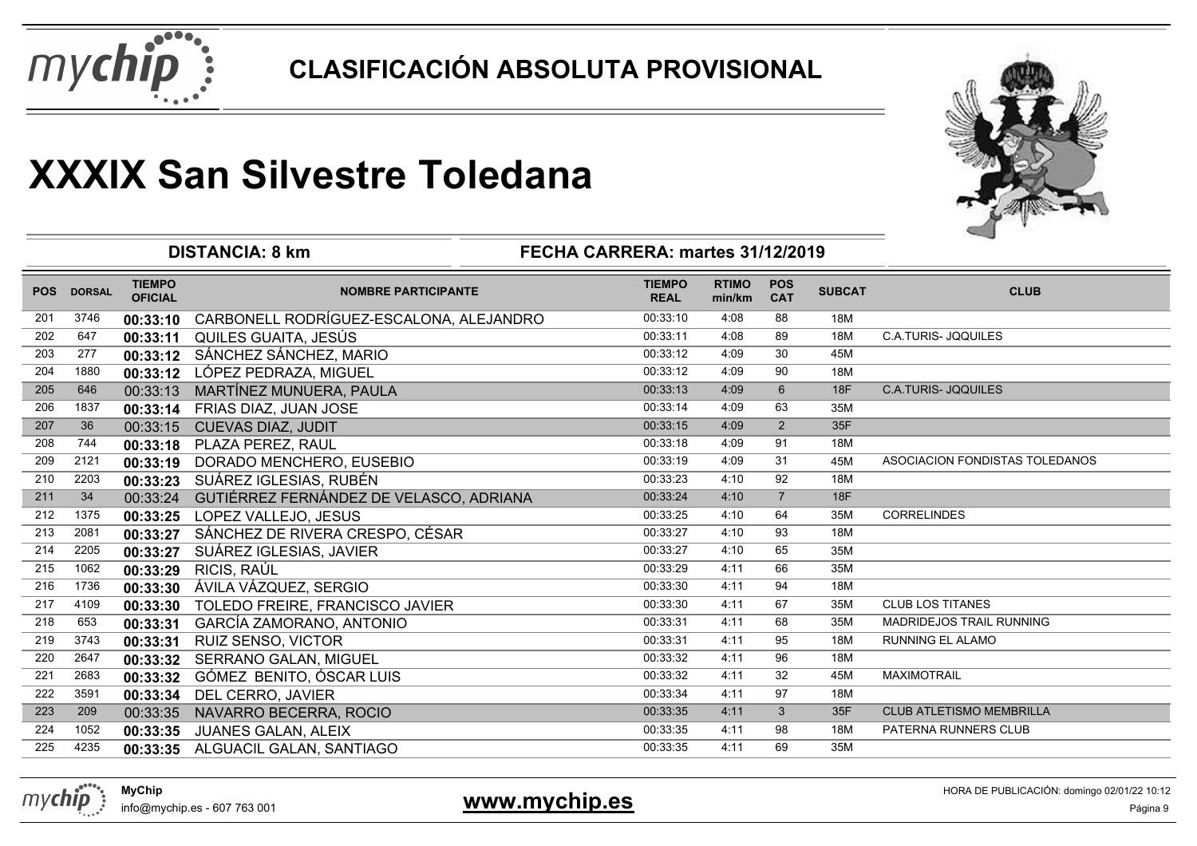# CLASIFICACIÓN ABSOLUTA PROVISIONAL

# XXXIX San Silvestre Toledana

**DISTANCIA: 8 km** | **FECHA CARRERA: martes 31/12/2019**

| POS | DORSAL | TIEMPO OFICIAL | NOMBRE PARTICIPANTE | TIEMPO REAL | RTIMO min/km | POS CAT | SUBCAT | CLUB |
|---|---|---|---|---|---|---|---|---|
| 201 | 3746 | **00:33:10** | CARBONELL RODRÍGUEZ-ESCALONA, ALEJANDRO | 00:33:10 | 4:08 | 88 | 18M | |
| 202 | 647 | **00:33:11** | QUILES GUAITA, JESÚS | 00:33:11 | 4:08 | 89 | 18M | C.A.TURIS- JQQUILES |
| 203 | 277 | **00:33:12** | SÁNCHEZ SÁNCHEZ, MARIO | 00:33:12 | 4:09 | 30 | 45M | |
| 204 | 1880 | **00:33:12** | LÓPEZ PEDRAZA, MIGUEL | 00:33:12 | 4:09 | 90 | 18M | |
| 205 | 646 | 00:33:13 | MARTÍNEZ MUNUERA, PAULA | 00:33:13 | 4:09 | 6 | 18F | C.A.TURIS- JQQUILES |
| 206 | 1837 | **00:33:14** | FRIAS DIAZ, JUAN JOSE | 00:33:14 | 4:09 | 63 | 35M | |
| 207 | 36 | 00:33:15 | CUEVAS DIAZ, JUDIT | 00:33:15 | 4:09 | 2 | 35F | |
| 208 | 744 | **00:33:18** | PLAZA PEREZ, RAUL | 00:33:18 | 4:09 | 91 | 18M | |
| 209 | 2121 | **00:33:19** | DORADO MENCHERO, EUSEBIO | 00:33:19 | 4:09 | 31 | 45M | ASOCIACION FONDISTAS TOLEDANOS |
| 210 | 2203 | **00:33:23** | SUÁREZ IGLESIAS, RUBÉN | 00:33:23 | 4:10 | 92 | 18M | |
| 211 | 34 | 00:33:24 | GUTIÉRREZ FERNÁNDEZ DE VELASCO, ADRIANA | 00:33:24 | 4:10 | 7 | 18F | |
| 212 | 1375 | **00:33:25** | LOPEZ VALLEJO, JESUS | 00:33:25 | 4:10 | 64 | 35M | CORRELINDES |
| 213 | 2081 | **00:33:27** | SÁNCHEZ DE RIVERA CRESPO, CÉSAR | 00:33:27 | 4:10 | 93 | 18M | |
| 214 | 2205 | **00:33:27** | SUÁREZ IGLESIAS, JAVIER | 00:33:27 | 4:10 | 65 | 35M | |
| 215 | 1062 | **00:33:29** | RICIS, RAÚL | 00:33:29 | 4:11 | 66 | 35M | |
| 216 | 1736 | **00:33:30** | ÁVILA VÁZQUEZ, SERGIO | 00:33:30 | 4:11 | 94 | 18M | |
| 217 | 4109 | **00:33:30** | TOLEDO FREIRE, FRANCISCO JAVIER | 00:33:30 | 4:11 | 67 | 35M | CLUB LOS TITANES |
| 218 | 653 | **00:33:31** | GARCÍA ZAMORANO, ANTONIO | 00:33:31 | 4:11 | 68 | 35M | MADRIDEJOS TRAIL RUNNING |
| 219 | 3743 | **00:33:31** | RUIZ SENSO, VICTOR | 00:33:31 | 4:11 | 95 | 18M | RUNNING EL ALAMO |
| 220 | 2647 | **00:33:32** | SERRANO GALAN, MIGUEL | 00:33:32 | 4:11 | 96 | 18M | |
| 221 | 2683 | **00:33:32** | GÓMEZ BENITO, ÓSCAR LUIS | 00:33:32 | 4:11 | 32 | 45M | MAXIMOTRAIL |
| 222 | 3591 | **00:33:34** | DEL CERRO, JAVIER | 00:33:34 | 4:11 | 97 | 18M | |
| 223 | 209 | 00:33:35 | NAVARRO BECERRA, ROCIO | 00:33:35 | 4:11 | 3 | 35F | CLUB ATLETISMO MEMBRILLA |
| 224 | 1052 | **00:33:35** | JUANES GALAN, ALEIX | 00:33:35 | 4:11 | 98 | 18M | PATERNA RUNNERS CLUB |
| 225 | 4235 | **00:33:35** | ALGUACIL GALAN, SANTIAGO | 00:33:35 | 4:11 | 69 | 35M | |

**MyChip**
info@mychip.es - 607 763 001

**www.mychip.es**

HORA DE PUBLICACIÓN: domingo 02/01/22 10:12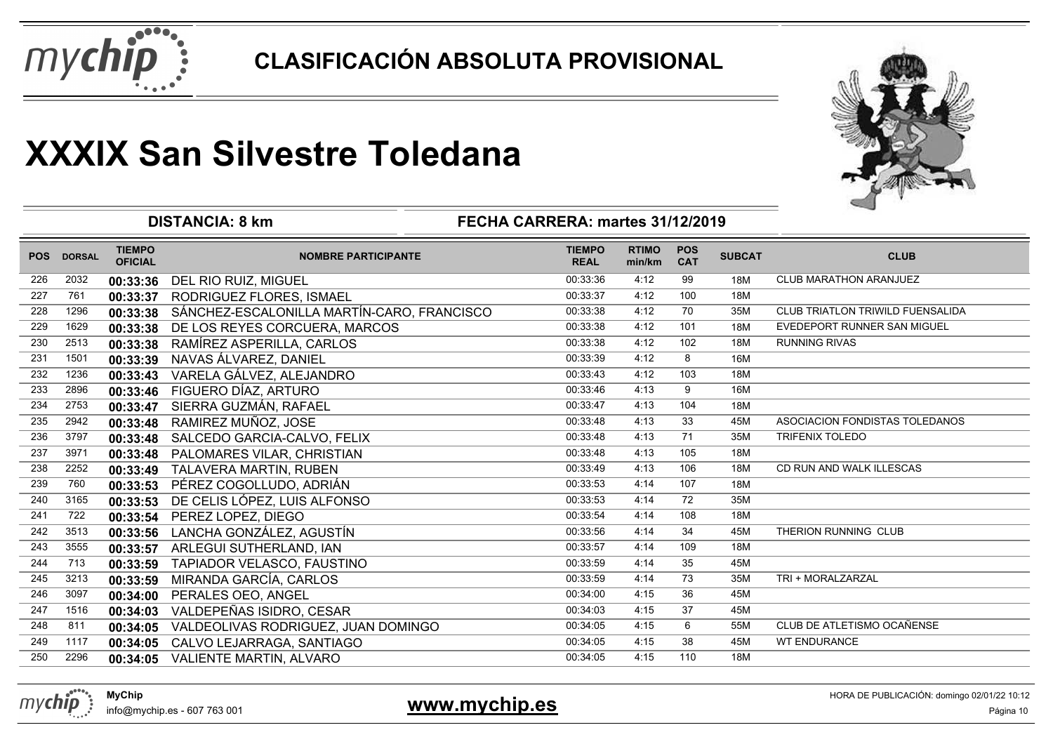# CLASIFICACIÓN ABSOLUTA PROVISIONAL

# XXXIX San Silvestre Toledana

**DISTANCIA: 8 km** **FECHA CARRERA: martes 31/12/2019**

| POS | DORSAL | TIEMPO OFICIAL | NOMBRE PARTICIPANTE | TIEMPO REAL | RTIMO min/km | POS CAT | SUBCAT | CLUB |
|---|---|---|---|---|---|---|---|---|
| 226 | 2032 | **00:33:36** | DEL RIO RUIZ, MIGUEL | 00:33:36 | 4:12 | 99 | 18M | CLUB MARATHON ARANJUEZ |
| 227 | 761 | **00:33:37** | RODRIGUEZ FLORES, ISMAEL | 00:33:37 | 4:12 | 100 | 18M | |
| 228 | 1296 | **00:33:38** | SÁNCHEZ-ESCALONILLA MARTÍN-CARO, FRANCISCO | 00:33:38 | 4:12 | 70 | 35M | CLUB TRIATLON TRIWILD FUENSALIDA |
| 229 | 1629 | **00:33:38** | DE LOS REYES CORCUERA, MARCOS | 00:33:38 | 4:12 | 101 | 18M | EVEDEPORT RUNNER SAN MIGUEL |
| 230 | 2513 | **00:33:38** | RAMÍREZ ASPERILLA, CARLOS | 00:33:38 | 4:12 | 102 | 18M | RUNNING RIVAS |
| 231 | 1501 | **00:33:39** | NAVAS ÁLVAREZ, DANIEL | 00:33:39 | 4:12 | 8 | 16M | |
| 232 | 1236 | **00:33:43** | VARELA GÁLVEZ, ALEJANDRO | 00:33:43 | 4:12 | 103 | 18M | |
| 233 | 2896 | **00:33:46** | FIGUERO DÍAZ, ARTURO | 00:33:46 | 4:13 | 9 | 16M | |
| 234 | 2753 | **00:33:47** | SIERRA GUZMÁN, RAFAEL | 00:33:47 | 4:13 | 104 | 18M | |
| 235 | 2942 | **00:33:48** | RAMIREZ MUÑOZ, JOSE | 00:33:48 | 4:13 | 33 | 45M | ASOCIACION FONDISTAS TOLEDANOS |
| 236 | 3797 | **00:33:48** | SALCEDO GARCIA-CALVO, FELIX | 00:33:48 | 4:13 | 71 | 35M | TRIFENIX TOLEDO |
| 237 | 3971 | **00:33:48** | PALOMARES VILAR, CHRISTIAN | 00:33:48 | 4:13 | 105 | 18M | |
| 238 | 2252 | **00:33:49** | TALAVERA MARTIN, RUBEN | 00:33:49 | 4:13 | 106 | 18M | CD RUN AND WALK ILLESCAS |
| 239 | 760 | **00:33:53** | PÉREZ COGOLLUDO, ADRIÁN | 00:33:53 | 4:14 | 107 | 18M | |
| 240 | 3165 | **00:33:53** | DE CELIS LÓPEZ, LUIS ALFONSO | 00:33:53 | 4:14 | 72 | 35M | |
| 241 | 722 | **00:33:54** | PEREZ LOPEZ, DIEGO | 00:33:54 | 4:14 | 108 | 18M | |
| 242 | 3513 | **00:33:56** | LANCHA GONZÁLEZ, AGUSTÍN | 00:33:56 | 4:14 | 34 | 45M | THERION RUNNING CLUB |
| 243 | 3555 | **00:33:57** | ARLEGUI SUTHERLAND, IAN | 00:33:57 | 4:14 | 109 | 18M | |
| 244 | 713 | **00:33:59** | TAPIADOR VELASCO, FAUSTINO | 00:33:59 | 4:14 | 35 | 45M | |
| 245 | 3213 | **00:33:59** | MIRANDA GARCÍA, CARLOS | 00:33:59 | 4:14 | 73 | 35M | TRI + MORALZARZAL |
| 246 | 3097 | **00:34:00** | PERALES OEO, ANGEL | 00:34:00 | 4:15 | 36 | 45M | |
| 247 | 1516 | **00:34:03** | VALDEPEÑAS ISIDRO, CESAR | 00:34:03 | 4:15 | 37 | 45M | |
| 248 | 811 | **00:34:05** | VALDEOLIVAS RODRIGUEZ, JUAN DOMINGO | 00:34:05 | 4:15 | 6 | 55M | CLUB DE ATLETISMO OCAÑENSE |
| 249 | 1117 | **00:34:05** | CALVO LEJARRAGA, SANTIAGO | 00:34:05 | 4:15 | 38 | 45M | WT ENDURANCE |
| 250 | 2296 | **00:34:05** | VALIENTE MARTIN, ALVARO | 00:34:05 | 4:15 | 110 | 18M | |

**MyChip**
info@mychip.es - 607 763 001

**www.mychip.es**

HORA DE PUBLICACIÓN: domingo 02/01/22 10:12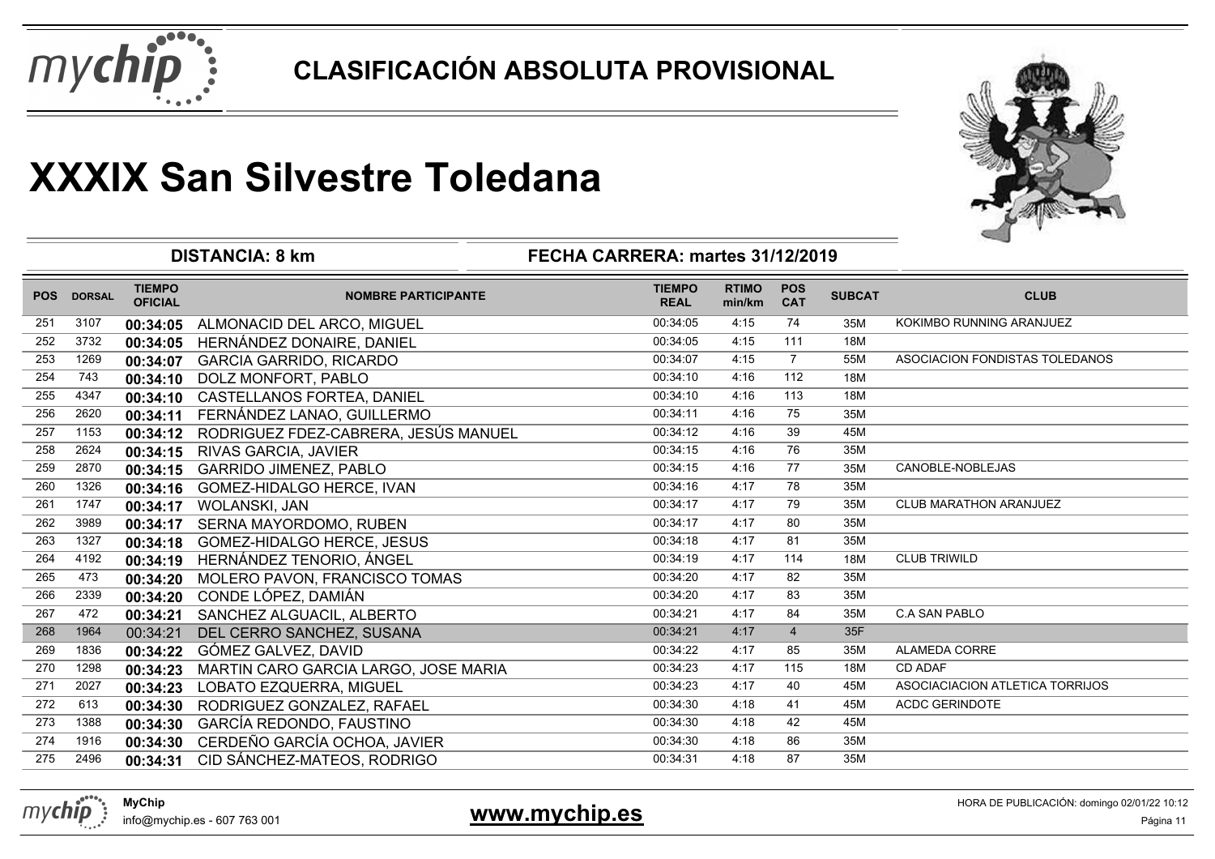# CLASIFICACIÓN ABSOLUTA PROVISIONAL

# XXXIX San Silvestre Toledana

**DISTANCIA: 8 km** | **FECHA CARRERA: martes 31/12/2019**

| POS | DORSAL | TIEMPO OFICIAL | NOMBRE PARTICIPANTE | TIEMPO REAL | RTIMO min/km | POS CAT | SUBCAT | CLUB |
|---|---|---|---|---|---|---|---|---|
| 251 | 3107 | **00:34:05** | ALMONACID DEL ARCO, MIGUEL | 00:34:05 | 4:15 | 74 | 35M | KOKIMBO RUNNING ARANJUEZ |
| 252 | 3732 | **00:34:05** | HERNÁNDEZ DONAIRE, DANIEL | 00:34:05 | 4:15 | 111 | 18M | |
| 253 | 1269 | **00:34:07** | GARCIA GARRIDO, RICARDO | 00:34:07 | 4:15 | 7 | 55M | ASOCIACION FONDISTAS TOLEDANOS |
| 254 | 743 | **00:34:10** | DOLZ MONFORT, PABLO | 00:34:10 | 4:16 | 112 | 18M | |
| 255 | 4347 | **00:34:10** | CASTELLANOS FORTEA, DANIEL | 00:34:10 | 4:16 | 113 | 18M | |
| 256 | 2620 | **00:34:11** | FERNÁNDEZ LANAO, GUILLERMO | 00:34:11 | 4:16 | 75 | 35M | |
| 257 | 1153 | **00:34:12** | RODRIGUEZ FDEZ-CABRERA, JESÚS MANUEL | 00:34:12 | 4:16 | 39 | 45M | |
| 258 | 2624 | **00:34:15** | RIVAS GARCIA, JAVIER | 00:34:15 | 4:16 | 76 | 35M | |
| 259 | 2870 | **00:34:15** | GARRIDO JIMENEZ, PABLO | 00:34:15 | 4:16 | 77 | 35M | CANOBLE-NOBLEJAS |
| 260 | 1326 | **00:34:16** | GOMEZ-HIDALGO HERCE, IVAN | 00:34:16 | 4:17 | 78 | 35M | |
| 261 | 1747 | **00:34:17** | WOLANSKI, JAN | 00:34:17 | 4:17 | 79 | 35M | CLUB MARATHON ARANJUEZ |
| 262 | 3989 | **00:34:17** | SERNA MAYORDOMO, RUBEN | 00:34:17 | 4:17 | 80 | 35M | |
| 263 | 1327 | **00:34:18** | GOMEZ-HIDALGO HERCE, JESUS | 00:34:18 | 4:17 | 81 | 35M | |
| 264 | 4192 | **00:34:19** | HERNÁNDEZ TENORIO, ÁNGEL | 00:34:19 | 4:17 | 114 | 18M | CLUB TRIWILD |
| 265 | 473 | **00:34:20** | MOLERO PAVON, FRANCISCO TOMAS | 00:34:20 | 4:17 | 82 | 35M | |
| 266 | 2339 | **00:34:20** | CONDE LÓPEZ, DAMIÁN | 00:34:20 | 4:17 | 83 | 35M | |
| 267 | 472 | **00:34:21** | SANCHEZ ALGUACIL, ALBERTO | 00:34:21 | 4:17 | 84 | 35M | C.A SAN PABLO |
| 268 | 1964 | 00:34:21 | DEL CERRO SANCHEZ, SUSANA | 00:34:21 | 4:17 | 4 | 35F | |
| 269 | 1836 | **00:34:22** | GÓMEZ GALVEZ, DAVID | 00:34:22 | 4:17 | 85 | 35M | ALAMEDA CORRE |
| 270 | 1298 | **00:34:23** | MARTIN CARO GARCIA LARGO, JOSE MARIA | 00:34:23 | 4:17 | 115 | 18M | CD ADAF |
| 271 | 2027 | **00:34:23** | LOBATO EZQUERRA, MIGUEL | 00:34:23 | 4:17 | 40 | 45M | ASOCIACIACION ATLETICA TORRIJOS |
| 272 | 613 | **00:34:30** | RODRIGUEZ GONZALEZ, RAFAEL | 00:34:30 | 4:18 | 41 | 45M | ACDC GERINDOTE |
| 273 | 1388 | **00:34:30** | GARCÍA REDONDO, FAUSTINO | 00:34:30 | 4:18 | 42 | 45M | |
| 274 | 1916 | **00:34:30** | CERDEÑO GARCÍA OCHOA, JAVIER | 00:34:30 | 4:18 | 86 | 35M | |
| 275 | 2496 | **00:34:31** | CID SÁNCHEZ-MATEOS, RODRIGO | 00:34:31 | 4:18 | 87 | 35M | |

**MyChip**
info@mychip.es - 607 763 001

**www.mychip.es**

HORA DE PUBLICACIÓN: domingo 02/01/22 10:12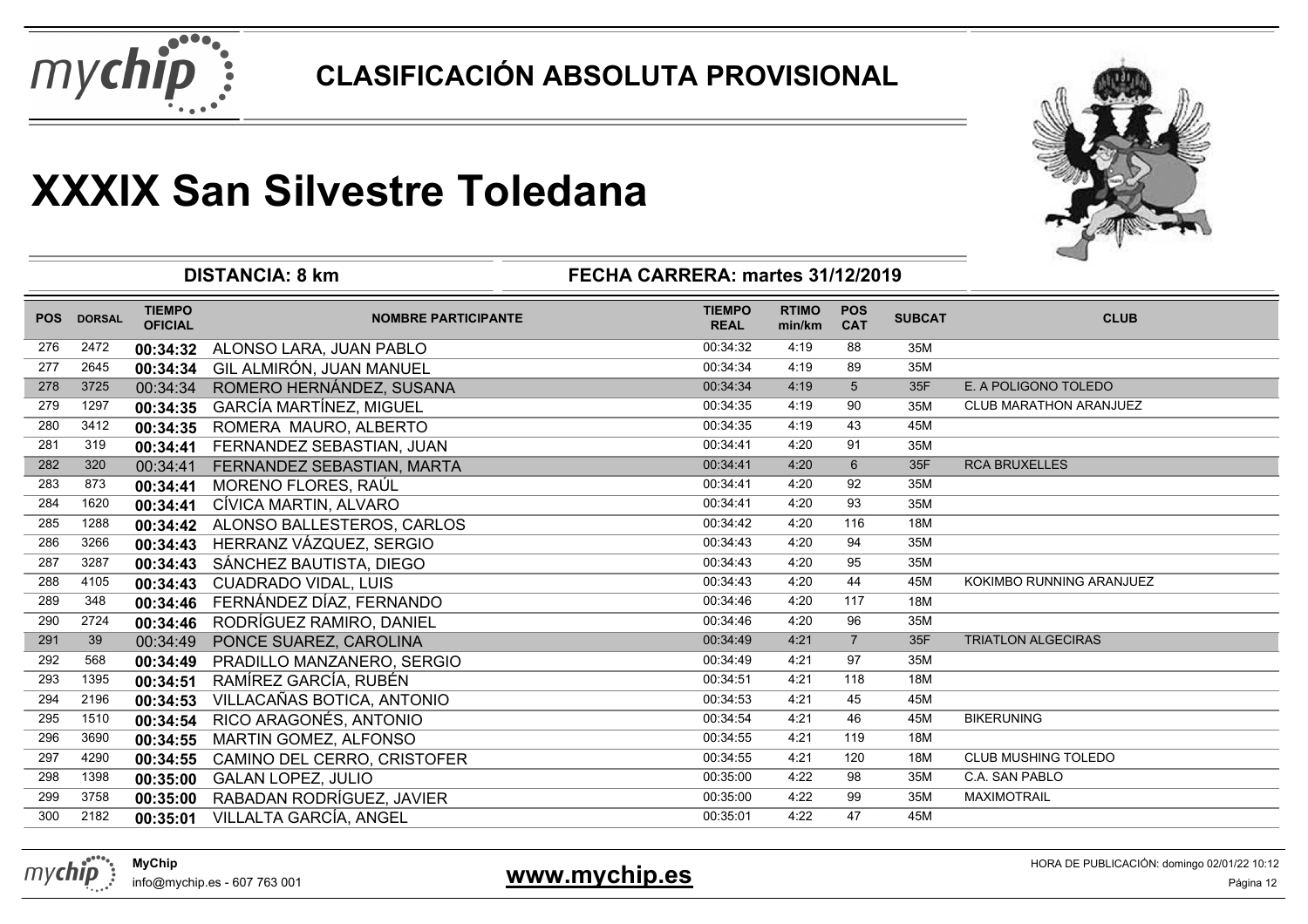# CLASIFICACIÓN ABSOLUTA PROVISIONAL

# XXXIX San Silvestre Toledana

**DISTANCIA: 8 km** | **FECHA CARRERA: martes 31/12/2019**

| POS | DORSAL | TIEMPO OFICIAL | NOMBRE PARTICIPANTE | TIEMPO REAL | RTIMO min/km | POS CAT | SUBCAT | CLUB |
|---|---|---|---|---|---|---|---|---|
| 276 | 2472 | **00:34:32** | ALONSO LARA, JUAN PABLO | 00:34:32 | 4:19 | 88 | 35M | |
| 277 | 2645 | **00:34:34** | GIL ALMIRÓN, JUAN MANUEL | 00:34:34 | 4:19 | 89 | 35M | |
| 278 | 3725 | 00:34:34 | ROMERO HERNÁNDEZ, SUSANA | 00:34:34 | 4:19 | 5 | 35F | E. A POLIGONO TOLEDO |
| 279 | 1297 | **00:34:35** | GARCÍA MARTÍNEZ, MIGUEL | 00:34:35 | 4:19 | 90 | 35M | CLUB MARATHON ARANJUEZ |
| 280 | 3412 | **00:34:35** | ROMERA MAURO, ALBERTO | 00:34:35 | 4:19 | 43 | 45M | |
| 281 | 319 | **00:34:41** | FERNANDEZ SEBASTIAN, JUAN | 00:34:41 | 4:20 | 91 | 35M | |
| 282 | 320 | 00:34:41 | FERNANDEZ SEBASTIAN, MARTA | 00:34:41 | 4:20 | 6 | 35F | RCA BRUXELLES |
| 283 | 873 | **00:34:41** | MORENO FLORES, RAÚL | 00:34:41 | 4:20 | 92 | 35M | |
| 284 | 1620 | **00:34:41** | CÍVICA MARTIN, ALVARO | 00:34:41 | 4:20 | 93 | 35M | |
| 285 | 1288 | **00:34:42** | ALONSO BALLESTEROS, CARLOS | 00:34:42 | 4:20 | 116 | 18M | |
| 286 | 3266 | **00:34:43** | HERRANZ VÁZQUEZ, SERGIO | 00:34:43 | 4:20 | 94 | 35M | |
| 287 | 3287 | **00:34:43** | SÁNCHEZ BAUTISTA, DIEGO | 00:34:43 | 4:20 | 95 | 35M | |
| 288 | 4105 | **00:34:43** | CUADRADO VIDAL, LUIS | 00:34:43 | 4:20 | 44 | 45M | KOKIMBO RUNNING ARANJUEZ |
| 289 | 348 | **00:34:46** | FERNÁNDEZ DÍAZ, FERNANDO | 00:34:46 | 4:20 | 117 | 18M | |
| 290 | 2724 | **00:34:46** | RODRÍGUEZ RAMIRO, DANIEL | 00:34:46 | 4:20 | 96 | 35M | |
| 291 | 39 | 00:34:49 | PONCE SUAREZ, CAROLINA | 00:34:49 | 4:21 | 7 | 35F | TRIATLON ALGECIRAS |
| 292 | 568 | **00:34:49** | PRADILLO MANZANERO, SERGIO | 00:34:49 | 4:21 | 97 | 35M | |
| 293 | 1395 | **00:34:51** | RAMÍREZ GARCÍA, RUBÉN | 00:34:51 | 4:21 | 118 | 18M | |
| 294 | 2196 | **00:34:53** | VILLACAÑAS BOTICA, ANTONIO | 00:34:53 | 4:21 | 45 | 45M | |
| 295 | 1510 | **00:34:54** | RICO ARAGONÉS, ANTONIO | 00:34:54 | 4:21 | 46 | 45M | BIKERUNING |
| 296 | 3690 | **00:34:55** | MARTIN GOMEZ, ALFONSO | 00:34:55 | 4:21 | 119 | 18M | |
| 297 | 4290 | **00:34:55** | CAMINO DEL CERRO, CRISTOFER | 00:34:55 | 4:21 | 120 | 18M | CLUB MUSHING TOLEDO |
| 298 | 1398 | **00:35:00** | GALAN LOPEZ, JULIO | 00:35:00 | 4:22 | 98 | 35M | C.A. SAN PABLO |
| 299 | 3758 | **00:35:00** | RABADAN RODRÍGUEZ, JAVIER | 00:35:00 | 4:22 | 99 | 35M | MAXIMOTRAIL |
| 300 | 2182 | **00:35:01** | VILLALTA GARCÍA, ANGEL | 00:35:01 | 4:22 | 47 | 45M | |

**MyChip**
info@mychip.es - 607 763 001

**www.mychip.es**

HORA DE PUBLICACIÓN: domingo 02/01/22 10:12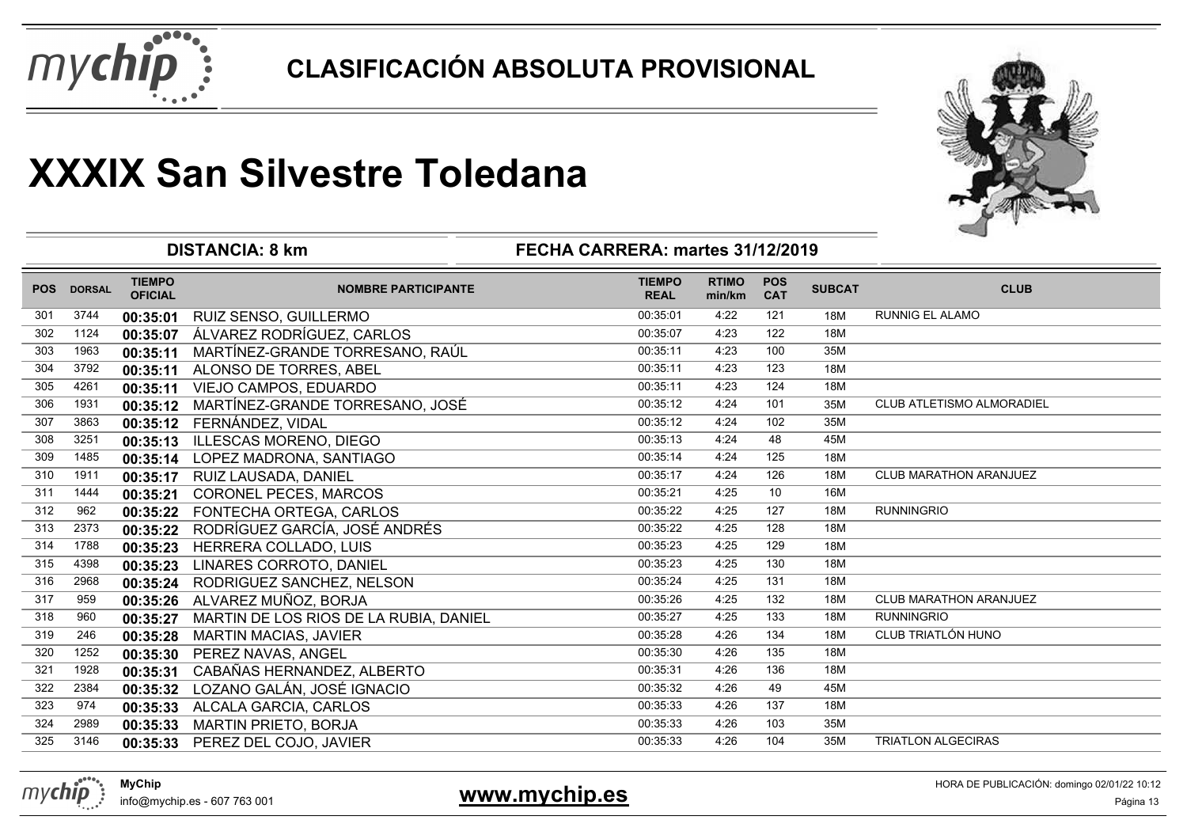# CLASIFICACIÓN ABSOLUTA PROVISIONAL

# XXXIX San Silvestre Toledana

**DISTANCIA: 8 km** | **FECHA CARRERA: martes 31/12/2019**

| POS | DORSAL | TIEMPO OFICIAL | NOMBRE PARTICIPANTE | TIEMPO REAL | RTIMO min/km | POS CAT | SUBCAT | CLUB |
|---|---|---|---|---|---|---|---|---|
| 301 | 3744 | **00:35:01** | RUIZ SENSO, GUILLERMO | 00:35:01 | 4:22 | 121 | 18M | RUNNIG EL ALAMO |
| 302 | 1124 | **00:35:07** | ÁLVAREZ RODRÍGUEZ, CARLOS | 00:35:07 | 4:23 | 122 | 18M | |
| 303 | 1963 | **00:35:11** | MARTÍNEZ-GRANDE TORRESANO, RAÚL | 00:35:11 | 4:23 | 100 | 35M | |
| 304 | 3792 | **00:35:11** | ALONSO DE TORRES, ABEL | 00:35:11 | 4:23 | 123 | 18M | |
| 305 | 4261 | **00:35:11** | VIEJO CAMPOS, EDUARDO | 00:35:11 | 4:23 | 124 | 18M | |
| 306 | 1931 | **00:35:12** | MARTÍNEZ-GRANDE TORRESANO, JOSÉ | 00:35:12 | 4:24 | 101 | 35M | CLUB ATLETISMO ALMORADIEL |
| 307 | 3863 | **00:35:12** | FERNÁNDEZ, VIDAL | 00:35:12 | 4:24 | 102 | 35M | |
| 308 | 3251 | **00:35:13** | ILLESCAS MORENO, DIEGO | 00:35:13 | 4:24 | 48 | 45M | |
| 309 | 1485 | **00:35:14** | LOPEZ MADRONA, SANTIAGO | 00:35:14 | 4:24 | 125 | 18M | |
| 310 | 1911 | **00:35:17** | RUIZ LAUSADA, DANIEL | 00:35:17 | 4:24 | 126 | 18M | CLUB MARATHON ARANJUEZ |
| 311 | 1444 | **00:35:21** | CORONEL PECES, MARCOS | 00:35:21 | 4:25 | 10 | 16M | |
| 312 | 962 | **00:35:22** | FONTECHA ORTEGA, CARLOS | 00:35:22 | 4:25 | 127 | 18M | RUNNINGRIO |
| 313 | 2373 | **00:35:22** | RODRÍGUEZ GARCÍA, JOSÉ ANDRÉS | 00:35:22 | 4:25 | 128 | 18M | |
| 314 | 1788 | **00:35:23** | HERRERA COLLADO, LUIS | 00:35:23 | 4:25 | 129 | 18M | |
| 315 | 4398 | **00:35:23** | LINARES CORROTO, DANIEL | 00:35:23 | 4:25 | 130 | 18M | |
| 316 | 2968 | **00:35:24** | RODRIGUEZ SANCHEZ, NELSON | 00:35:24 | 4:25 | 131 | 18M | |
| 317 | 959 | **00:35:26** | ALVAREZ MUÑOZ, BORJA | 00:35:26 | 4:25 | 132 | 18M | CLUB MARATHON ARANJUEZ |
| 318 | 960 | **00:35:27** | MARTIN DE LOS RIOS DE LA RUBIA, DANIEL | 00:35:27 | 4:25 | 133 | 18M | RUNNINGRIO |
| 319 | 246 | **00:35:28** | MARTIN MACIAS, JAVIER | 00:35:28 | 4:26 | 134 | 18M | CLUB TRIATLÓN HUNO |
| 320 | 1252 | **00:35:30** | PEREZ NAVAS, ANGEL | 00:35:30 | 4:26 | 135 | 18M | |
| 321 | 1928 | **00:35:31** | CABAÑAS HERNANDEZ, ALBERTO | 00:35:31 | 4:26 | 136 | 18M | |
| 322 | 2384 | **00:35:32** | LOZANO GALÁN, JOSÉ IGNACIO | 00:35:32 | 4:26 | 49 | 45M | |
| 323 | 974 | **00:35:33** | ALCALA GARCIA, CARLOS | 00:35:33 | 4:26 | 137 | 18M | |
| 324 | 2989 | **00:35:33** | MARTIN PRIETO, BORJA | 00:35:33 | 4:26 | 103 | 35M | |
| 325 | 3146 | **00:35:33** | PEREZ DEL COJO, JAVIER | 00:35:33 | 4:26 | 104 | 35M | TRIATLON ALGECIRAS |

**MyChip**
info@mychip.es - 607 763 001

**www.mychip.es**

HORA DE PUBLICACIÓN: domingo 02/01/22 10:12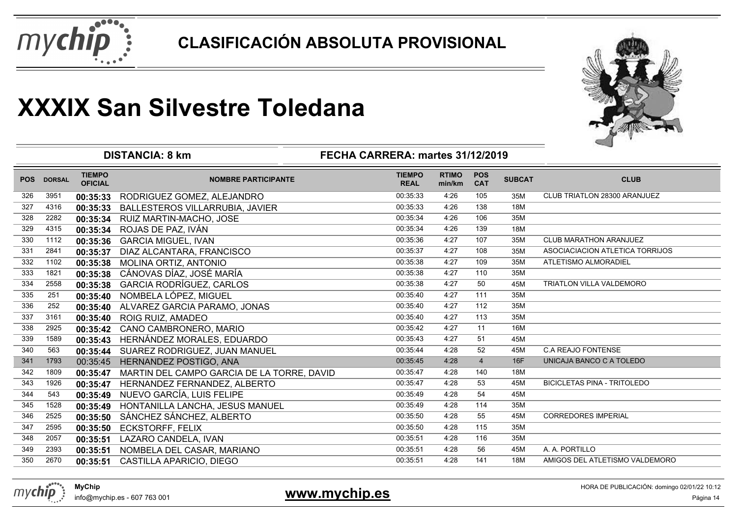# CLASIFICACIÓN ABSOLUTA PROVISIONAL

# XXXIX San Silvestre Toledana

**DISTANCIA: 8 km** | **FECHA CARRERA: martes 31/12/2019**

| POS | DORSAL | TIEMPO OFICIAL | NOMBRE PARTICIPANTE | TIEMPO REAL | RTIMO min/km | POS CAT | SUBCAT | CLUB |
|---|---|---|---|---|---|---|---|---|
| 326 | 3951 | **00:35:33** | RODRIGUEZ GOMEZ, ALEJANDRO | 00:35:33 | 4:26 | 105 | 35M | CLUB TRIATLON 28300 ARANJUEZ |
| 327 | 4316 | **00:35:33** | BALLESTEROS VILLARRUBIA, JAVIER | 00:35:33 | 4:26 | 138 | 18M | |
| 328 | 2282 | **00:35:34** | RUIZ MARTIN-MACHO, JOSE | 00:35:34 | 4:26 | 106 | 35M | |
| 329 | 4315 | **00:35:34** | ROJAS DE PAZ, IVÁN | 00:35:34 | 4:26 | 139 | 18M | |
| 330 | 1112 | **00:35:36** | GARCIA MIGUEL, IVAN | 00:35:36 | 4:27 | 107 | 35M | CLUB MARATHON ARANJUEZ |
| 331 | 2841 | **00:35:37** | DIAZ ALCANTARA, FRANCISCO | 00:35:37 | 4:27 | 108 | 35M | ASOCIACIACION ATLETICA TORRIJOS |
| 332 | 1102 | **00:35:38** | MOLINA ORTIZ, ANTONIO | 00:35:38 | 4:27 | 109 | 35M | ATLETISMO ALMORADIEL |
| 333 | 1821 | **00:35:38** | CÁNOVAS DÍAZ, JOSÉ MARÍA | 00:35:38 | 4:27 | 110 | 35M | |
| 334 | 2558 | **00:35:38** | GARCIA RODRÍGUEZ, CARLOS | 00:35:38 | 4:27 | 50 | 45M | TRIATLON VILLA VALDEMORO |
| 335 | 251 | **00:35:40** | NOMBELA LÓPEZ, MIGUEL | 00:35:40 | 4:27 | 111 | 35M | |
| 336 | 252 | **00:35:40** | ALVAREZ GARCIA PARAMO, JONAS | 00:35:40 | 4:27 | 112 | 35M | |
| 337 | 3161 | **00:35:40** | ROIG RUIZ, AMADEO | 00:35:40 | 4:27 | 113 | 35M | |
| 338 | 2925 | **00:35:42** | CANO CAMBRONERO, MARIO | 00:35:42 | 4:27 | 11 | 16M | |
| 339 | 1589 | **00:35:43** | HERNÁNDEZ MORALES, EDUARDO | 00:35:43 | 4:27 | 51 | 45M | |
| 340 | 563 | **00:35:44** | SUAREZ RODRIGUEZ, JUAN MANUEL | 00:35:44 | 4:28 | 52 | 45M | C.A REAJO FONTENSE |
| 341 | 1793 | 00:35:45 | HERNANDEZ POSTIGO, ANA | 00:35:45 | 4:28 | 4 | 16F | UNICAJA BANCO C A TOLEDO |
| 342 | 1809 | **00:35:47** | MARTIN DEL CAMPO GARCIA DE LA TORRE, DAVID | 00:35:47 | 4:28 | 140 | 18M | |
| 343 | 1926 | **00:35:47** | HERNANDEZ FERNANDEZ, ALBERTO | 00:35:47 | 4:28 | 53 | 45M | BICICLETAS PINA - TRITOLEDO |
| 344 | 543 | **00:35:49** | NUEVO GARCÍA, LUIS FELIPE | 00:35:49 | 4:28 | 54 | 45M | |
| 345 | 1528 | **00:35:49** | HONTANILLA LANCHA, JESUS MANUEL | 00:35:49 | 4:28 | 114 | 35M | |
| 346 | 2525 | **00:35:50** | SÁNCHEZ SÁNCHEZ, ALBERTO | 00:35:50 | 4:28 | 55 | 45M | CORREDORES IMPERIAL |
| 347 | 2595 | **00:35:50** | ECKSTORFF, FELIX | 00:35:50 | 4:28 | 115 | 35M | |
| 348 | 2057 | **00:35:51** | LAZARO CANDELA, IVAN | 00:35:51 | 4:28 | 116 | 35M | |
| 349 | 2393 | **00:35:51** | NOMBELA DEL CASAR, MARIANO | 00:35:51 | 4:28 | 56 | 45M | A. A. PORTILLO |
| 350 | 2670 | **00:35:51** | CASTILLA APARICIO, DIEGO | 00:35:51 | 4:28 | 141 | 18M | AMIGOS DEL ATLETISMO VALDEMORO |

MyChip
info@mychip.es - 607 763 001

**www.mychip.es**

HORA DE PUBLICACIÓN: domingo 02/01/22 10:12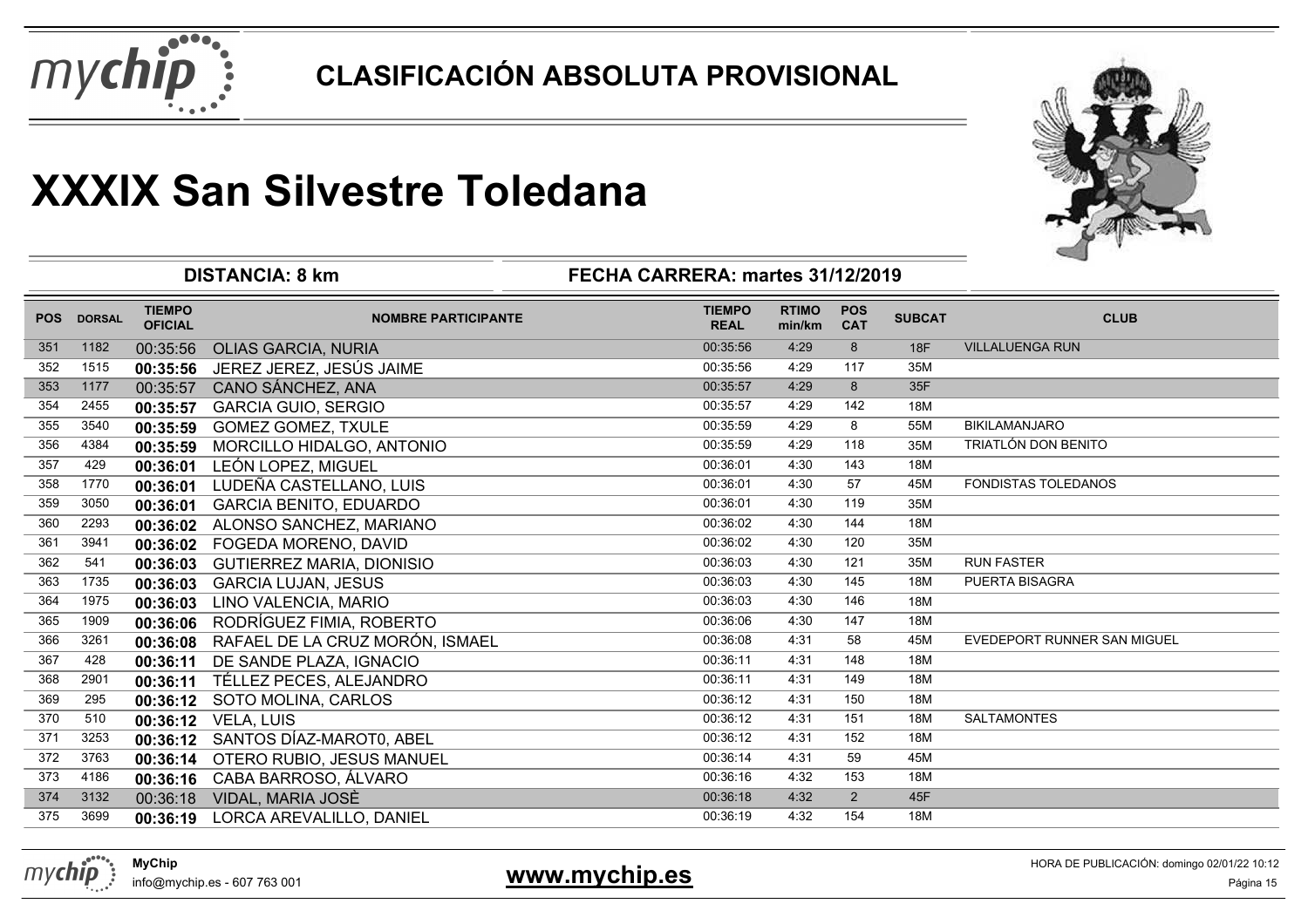# CLASIFICACIÓN ABSOLUTA PROVISIONAL

# XXXIX San Silvestre Toledana

**DISTANCIA: 8 km** | **FECHA CARRERA: martes 31/12/2019**

| POS | DORSAL | TIEMPO OFICIAL | NOMBRE PARTICIPANTE | TIEMPO REAL | RTIMO min/km | POS CAT | SUBCAT | CLUB |
|---|---|---|---|---|---|---|---|---|
| 351 | 1182 | 00:35:56 | OLIAS GARCIA, NURIA | 00:35:56 | 4:29 | 8 | 18F | VILLALUENGA RUN |
| 352 | 1515 | **00:35:56** | JEREZ JEREZ, JESÚS JAIME | 00:35:56 | 4:29 | 117 | 35M | |
| 353 | 1177 | 00:35:57 | CANO SÁNCHEZ, ANA | 00:35:57 | 4:29 | 8 | 35F | |
| 354 | 2455 | **00:35:57** | GARCIA GUIO, SERGIO | 00:35:57 | 4:29 | 142 | 18M | |
| 355 | 3540 | **00:35:59** | GOMEZ GOMEZ, TXULE | 00:35:59 | 4:29 | 8 | 55M | BIKILAMANJARO |
| 356 | 4384 | **00:35:59** | MORCILLO HIDALGO, ANTONIO | 00:35:59 | 4:29 | 118 | 35M | TRIATLÓN DON BENITO |
| 357 | 429 | **00:36:01** | LEÓN LOPEZ, MIGUEL | 00:36:01 | 4:30 | 143 | 18M | |
| 358 | 1770 | **00:36:01** | LUDEÑA CASTELLANO, LUIS | 00:36:01 | 4:30 | 57 | 45M | FONDISTAS TOLEDANOS |
| 359 | 3050 | **00:36:01** | GARCIA BENITO, EDUARDO | 00:36:01 | 4:30 | 119 | 35M | |
| 360 | 2293 | **00:36:02** | ALONSO SANCHEZ, MARIANO | 00:36:02 | 4:30 | 144 | 18M | |
| 361 | 3941 | **00:36:02** | FOGEDA MORENO, DAVID | 00:36:02 | 4:30 | 120 | 35M | |
| 362 | 541 | **00:36:03** | GUTIERREZ MARIA, DIONISIO | 00:36:03 | 4:30 | 121 | 35M | RUN FASTER |
| 363 | 1735 | **00:36:03** | GARCIA LUJAN, JESUS | 00:36:03 | 4:30 | 145 | 18M | PUERTA BISAGRA |
| 364 | 1975 | **00:36:03** | LINO VALENCIA, MARIO | 00:36:03 | 4:30 | 146 | 18M | |
| 365 | 1909 | **00:36:06** | RODRÍGUEZ FIMIA, ROBERTO | 00:36:06 | 4:30 | 147 | 18M | |
| 366 | 3261 | **00:36:08** | RAFAEL DE LA CRUZ MORÓN, ISMAEL | 00:36:08 | 4:31 | 58 | 45M | EVEDEPORT RUNNER SAN MIGUEL |
| 367 | 428 | **00:36:11** | DE SANDE PLAZA, IGNACIO | 00:36:11 | 4:31 | 148 | 18M | |
| 368 | 2901 | **00:36:11** | TÉLLEZ PECES, ALEJANDRO | 00:36:11 | 4:31 | 149 | 18M | |
| 369 | 295 | **00:36:12** | SOTO MOLINA, CARLOS | 00:36:12 | 4:31 | 150 | 18M | |
| 370 | 510 | **00:36:12** | VELA, LUIS | 00:36:12 | 4:31 | 151 | 18M | SALTAMONTES |
| 371 | 3253 | **00:36:12** | SANTOS DÍAZ-MAROT0, ABEL | 00:36:12 | 4:31 | 152 | 18M | |
| 372 | 3763 | **00:36:14** | OTERO RUBIO, JESUS MANUEL | 00:36:14 | 4:31 | 59 | 45M | |
| 373 | 4186 | **00:36:16** | CABA BARROSO, ÁLVARO | 00:36:16 | 4:32 | 153 | 18M | |
| 374 | 3132 | 00:36:18 | VIDAL, MARIA JOSÈ | 00:36:18 | 4:32 | 2 | 45F | |
| 375 | 3699 | **00:36:19** | LORCA AREVALILLO, DANIEL | 00:36:19 | 4:32 | 154 | 18M | |

**MyChip**
info@mychip.es - 607 763 001

**www.mychip.es**

HORA DE PUBLICACIÓN: domingo 02/01/22 10:12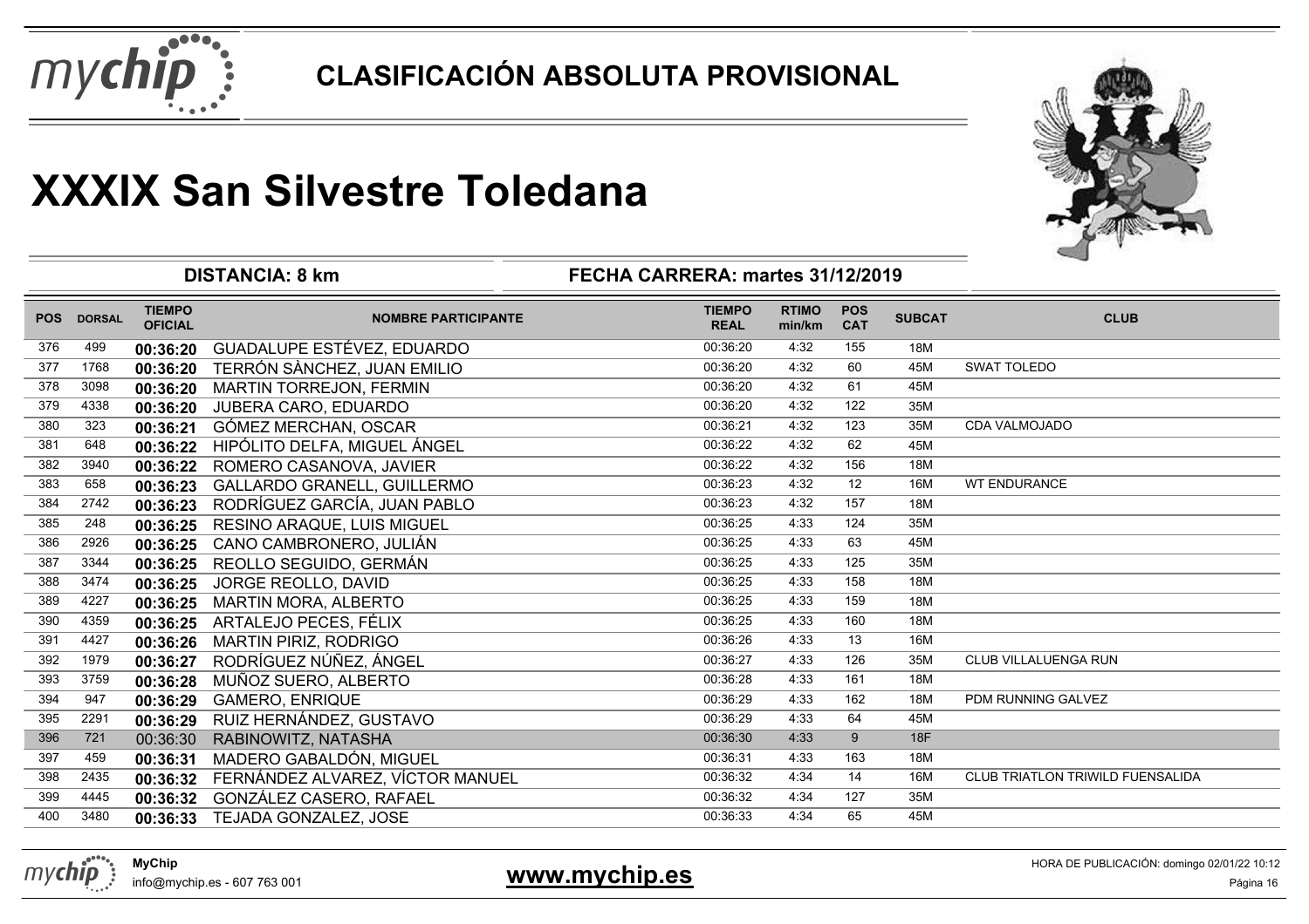# CLASIFICACIÓN ABSOLUTA PROVISIONAL

# XXXIX San Silvestre Toledana

**DISTANCIA: 8 km** **FECHA CARRERA: martes 31/12/2019**

| POS | DORSAL | TIEMPO OFICIAL | NOMBRE PARTICIPANTE | TIEMPO REAL | RTIMO min/km | POS CAT | SUBCAT | CLUB |
|---|---|---|---|---|---|---|---|---|
| 376 | 499 | **00:36:20** | GUADALUPE ESTÉVEZ, EDUARDO | 00:36:20 | 4:32 | 155 | 18M | |
| 377 | 1768 | **00:36:20** | TERRÓN SÀNCHEZ, JUAN EMILIO | 00:36:20 | 4:32 | 60 | 45M | SWAT TOLEDO |
| 378 | 3098 | **00:36:20** | MARTIN TORREJON, FERMIN | 00:36:20 | 4:32 | 61 | 45M | |
| 379 | 4338 | **00:36:20** | JUBERA CARO, EDUARDO | 00:36:20 | 4:32 | 122 | 35M | |
| 380 | 323 | **00:36:21** | GÓMEZ MERCHAN, OSCAR | 00:36:21 | 4:32 | 123 | 35M | CDA VALMOJADO |
| 381 | 648 | **00:36:22** | HIPÓLITO DELFA, MIGUEL ÁNGEL | 00:36:22 | 4:32 | 62 | 45M | |
| 382 | 3940 | **00:36:22** | ROMERO CASANOVA, JAVIER | 00:36:22 | 4:32 | 156 | 18M | |
| 383 | 658 | **00:36:23** | GALLARDO GRANELL, GUILLERMO | 00:36:23 | 4:32 | 12 | 16M | WT ENDURANCE |
| 384 | 2742 | **00:36:23** | RODRÍGUEZ GARCÍA, JUAN PABLO | 00:36:23 | 4:32 | 157 | 18M | |
| 385 | 248 | **00:36:25** | RESINO ARAQUE, LUIS MIGUEL | 00:36:25 | 4:33 | 124 | 35M | |
| 386 | 2926 | **00:36:25** | CANO CAMBRONERO, JULIÁN | 00:36:25 | 4:33 | 63 | 45M | |
| 387 | 3344 | **00:36:25** | REOLLO SEGUIDO, GERMÁN | 00:36:25 | 4:33 | 125 | 35M | |
| 388 | 3474 | **00:36:25** | JORGE REOLLO, DAVID | 00:36:25 | 4:33 | 158 | 18M | |
| 389 | 4227 | **00:36:25** | MARTIN MORA, ALBERTO | 00:36:25 | 4:33 | 159 | 18M | |
| 390 | 4359 | **00:36:25** | ARTALEJO PECES, FÉLIX | 00:36:25 | 4:33 | 160 | 18M | |
| 391 | 4427 | **00:36:26** | MARTIN PIRIZ, RODRIGO | 00:36:26 | 4:33 | 13 | 16M | |
| 392 | 1979 | **00:36:27** | RODRÍGUEZ NÚÑEZ, ÁNGEL | 00:36:27 | 4:33 | 126 | 35M | CLUB VILLALUENGA RUN |
| 393 | 3759 | **00:36:28** | MUÑOZ SUERO, ALBERTO | 00:36:28 | 4:33 | 161 | 18M | |
| 394 | 947 | **00:36:29** | GAMERO, ENRIQUE | 00:36:29 | 4:33 | 162 | 18M | PDM RUNNING GALVEZ |
| 395 | 2291 | **00:36:29** | RUIZ HERNÁNDEZ, GUSTAVO | 00:36:29 | 4:33 | 64 | 45M | |
| 396 | 721 | 00:36:30 | RABINOWITZ, NATASHA | 00:36:30 | 4:33 | 9 | 18F | |
| 397 | 459 | **00:36:31** | MADERO GABALDÓN, MIGUEL | 00:36:31 | 4:33 | 163 | 18M | |
| 398 | 2435 | **00:36:32** | FERNÁNDEZ ALVAREZ, VÍCTOR MANUEL | 00:36:32 | 4:34 | 14 | 16M | CLUB TRIATLON TRIWILD FUENSALIDA |
| 399 | 4445 | **00:36:32** | GONZÁLEZ CASERO, RAFAEL | 00:36:32 | 4:34 | 127 | 35M | |
| 400 | 3480 | **00:36:33** | TEJADA GONZALEZ, JOSE | 00:36:33 | 4:34 | 65 | 45M | |

**MyChip**
info@mychip.es - 607 763 001

**www.mychip.es**

HORA DE PUBLICACIÓN: domingo 02/01/22 10:12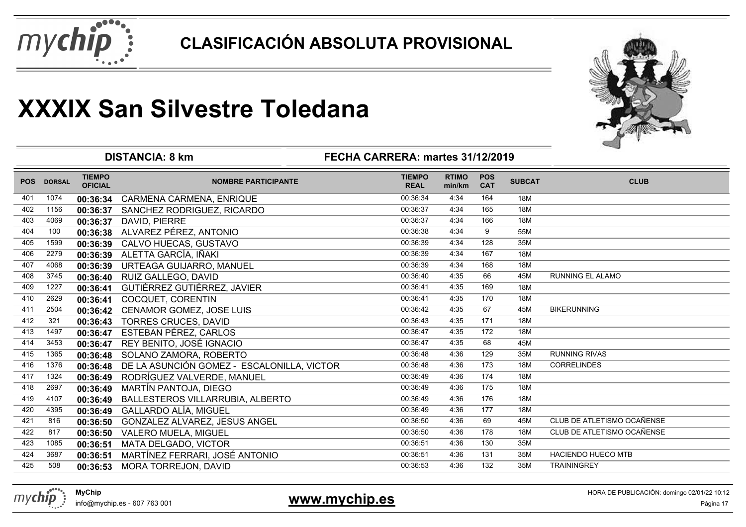# CLASIFICACIÓN ABSOLUTA PROVISIONAL

# XXXIX San Silvestre Toledana

**DISTANCIA: 8 km** | **FECHA CARRERA: martes 31/12/2019**

| POS | DORSAL | TIEMPO OFICIAL | NOMBRE PARTICIPANTE | TIEMPO REAL | RTIMO min/km | POS CAT | SUBCAT | CLUB |
|---|---|---|---|---|---|---|---|---|
| 401 | 1074 | **00:36:34** | CARMENA CARMENA, ENRIQUE | 00:36:34 | 4:34 | 164 | 18M | |
| 402 | 1156 | **00:36:37** | SANCHEZ RODRIGUEZ, RICARDO | 00:36:37 | 4:34 | 165 | 18M | |
| 403 | 4069 | **00:36:37** | DAVID, PIERRE | 00:36:37 | 4:34 | 166 | 18M | |
| 404 | 100 | **00:36:38** | ALVAREZ PÉREZ, ANTONIO | 00:36:38 | 4:34 | 9 | 55M | |
| 405 | 1599 | **00:36:39** | CALVO HUECAS, GUSTAVO | 00:36:39 | 4:34 | 128 | 35M | |
| 406 | 2279 | **00:36:39** | ALETTA GARCÍA, IÑAKI | 00:36:39 | 4:34 | 167 | 18M | |
| 407 | 4068 | **00:36:39** | URTEAGA GUIJARRO, MANUEL | 00:36:39 | 4:34 | 168 | 18M | |
| 408 | 3745 | **00:36:40** | RUIZ GALLEGO, DAVID | 00:36:40 | 4:35 | 66 | 45M | RUNNING EL ALAMO |
| 409 | 1227 | **00:36:41** | GUTIÉRREZ GUTIÉRREZ, JAVIER | 00:36:41 | 4:35 | 169 | 18M | |
| 410 | 2629 | **00:36:41** | COCQUET, CORENTIN | 00:36:41 | 4:35 | 170 | 18M | |
| 411 | 2504 | **00:36:42** | CENAMOR GOMEZ, JOSE LUIS | 00:36:42 | 4:35 | 67 | 45M | BIKERUNNING |
| 412 | 321 | **00:36:43** | TORRES CRUCES, DAVID | 00:36:43 | 4:35 | 171 | 18M | |
| 413 | 1497 | **00:36:47** | ESTEBAN PÉREZ, CARLOS | 00:36:47 | 4:35 | 172 | 18M | |
| 414 | 3453 | **00:36:47** | REY BENITO, JOSÉ IGNACIO | 00:36:47 | 4:35 | 68 | 45M | |
| 415 | 1365 | **00:36:48** | SOLANO ZAMORA, ROBERTO | 00:36:48 | 4:36 | 129 | 35M | RUNNING RIVAS |
| 416 | 1376 | **00:36:48** | DE LA ASUNCIÓN GOMEZ - ESCALONILLA, VICTOR | 00:36:48 | 4:36 | 173 | 18M | CORRELINDES |
| 417 | 1324 | **00:36:49** | RODRÍGUEZ VALVERDE, MANUEL | 00:36:49 | 4:36 | 174 | 18M | |
| 418 | 2697 | **00:36:49** | MARTÍN PANTOJA, DIEGO | 00:36:49 | 4:36 | 175 | 18M | |
| 419 | 4107 | **00:36:49** | BALLESTEROS VILLARRUBIA, ALBERTO | 00:36:49 | 4:36 | 176 | 18M | |
| 420 | 4395 | **00:36:49** | GALLARDO ALÍA, MIGUEL | 00:36:49 | 4:36 | 177 | 18M | |
| 421 | 816 | **00:36:50** | GONZALEZ ALVAREZ, JESUS ANGEL | 00:36:50 | 4:36 | 69 | 45M | CLUB DE ATLETISMO OCAÑENSE |
| 422 | 817 | **00:36:50** | VALERO MUELA, MIGUEL | 00:36:50 | 4:36 | 178 | 18M | CLUB DE ATLETISMO OCAÑENSE |
| 423 | 1085 | **00:36:51** | MATA DELGADO, VICTOR | 00:36:51 | 4:36 | 130 | 35M | |
| 424 | 3687 | **00:36:51** | MARTÍNEZ FERRARI, JOSÉ ANTONIO | 00:36:51 | 4:36 | 131 | 35M | HACIENDO HUECO MTB |
| 425 | 508 | **00:36:53** | MORA TORREJON, DAVID | 00:36:53 | 4:36 | 132 | 35M | TRAININGREY |

**MyChip**
info@mychip.es - 607 763 001

**www.mychip.es**

HORA DE PUBLICACIÓN: domingo 02/01/22 10:12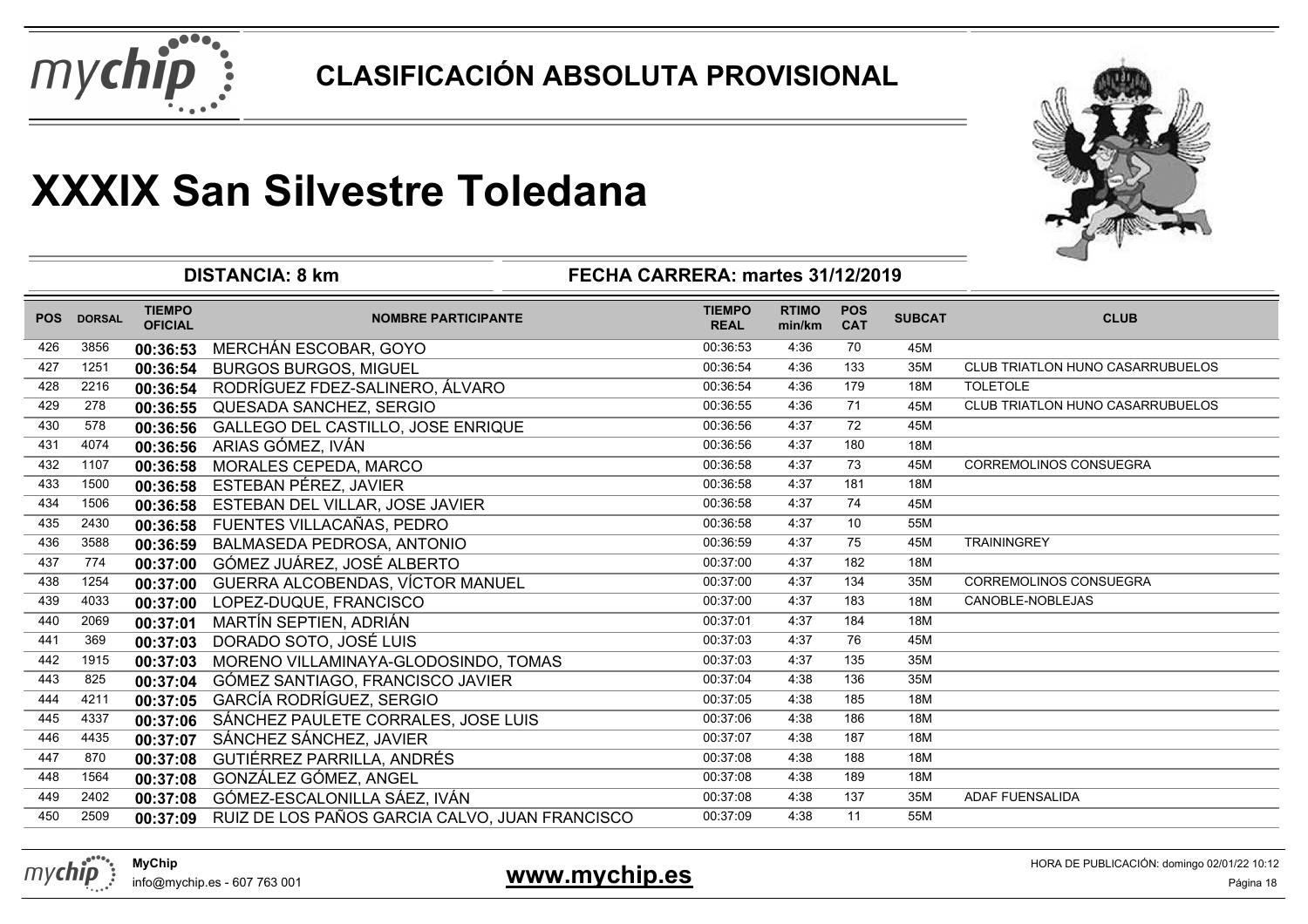# CLASIFICACIÓN ABSOLUTA PROVISIONAL

# XXXIX San Silvestre Toledana

**DISTANCIA: 8 km** | **FECHA CARRERA: martes 31/12/2019**

| POS | DORSAL | TIEMPO OFICIAL | NOMBRE PARTICIPANTE | TIEMPO REAL | RTIMO min/km | POS CAT | SUBCAT | CLUB |
|---|---|---|---|---|---|---|---|---|
| 426 | 3856 | **00:36:53** | MERCHÁN ESCOBAR, GOYO | 00:36:53 | 4:36 | 70 | 45M | |
| 427 | 1251 | **00:36:54** | BURGOS BURGOS, MIGUEL | 00:36:54 | 4:36 | 133 | 35M | CLUB TRIATLON HUNO CASARRUBUELOS |
| 428 | 2216 | **00:36:54** | RODRÍGUEZ FDEZ-SALINERO, ÁLVARO | 00:36:54 | 4:36 | 179 | 18M | TOLETOLE |
| 429 | 278 | **00:36:55** | QUESADA SANCHEZ, SERGIO | 00:36:55 | 4:36 | 71 | 45M | CLUB TRIATLON HUNO CASARRUBUELOS |
| 430 | 578 | **00:36:56** | GALLEGO DEL CASTILLO, JOSE ENRIQUE | 00:36:56 | 4:37 | 72 | 45M | |
| 431 | 4074 | **00:36:56** | ARIAS GÓMEZ, IVÁN | 00:36:56 | 4:37 | 180 | 18M | |
| 432 | 1107 | **00:36:58** | MORALES CEPEDA, MARCO | 00:36:58 | 4:37 | 73 | 45M | CORREMOLINOS CONSUEGRA |
| 433 | 1500 | **00:36:58** | ESTEBAN PÉREZ, JAVIER | 00:36:58 | 4:37 | 181 | 18M | |
| 434 | 1506 | **00:36:58** | ESTEBAN DEL VILLAR, JOSE JAVIER | 00:36:58 | 4:37 | 74 | 45M | |
| 435 | 2430 | **00:36:58** | FUENTES VILLACAÑAS, PEDRO | 00:36:58 | 4:37 | 10 | 55M | |
| 436 | 3588 | **00:36:59** | BALMASEDA PEDROSA, ANTONIO | 00:36:59 | 4:37 | 75 | 45M | TRAININGREY |
| 437 | 774 | **00:37:00** | GÓMEZ JUÁREZ, JOSÉ ALBERTO | 00:37:00 | 4:37 | 182 | 18M | |
| 438 | 1254 | **00:37:00** | GUERRA ALCOBENDAS, VÍCTOR MANUEL | 00:37:00 | 4:37 | 134 | 35M | CORREMOLINOS CONSUEGRA |
| 439 | 4033 | **00:37:00** | LOPEZ-DUQUE, FRANCISCO | 00:37:00 | 4:37 | 183 | 18M | CANOBLE-NOBLEJAS |
| 440 | 2069 | **00:37:01** | MARTÍN SEPTIEN, ADRIÁN | 00:37:01 | 4:37 | 184 | 18M | |
| 441 | 369 | **00:37:03** | DORADO SOTO, JOSÉ LUIS | 00:37:03 | 4:37 | 76 | 45M | |
| 442 | 1915 | **00:37:03** | MORENO VILLAMINAYA-GLODOSINDO, TOMAS | 00:37:03 | 4:37 | 135 | 35M | |
| 443 | 825 | **00:37:04** | GÓMEZ SANTIAGO, FRANCISCO JAVIER | 00:37:04 | 4:38 | 136 | 35M | |
| 444 | 4211 | **00:37:05** | GARCÍA RODRÍGUEZ, SERGIO | 00:37:05 | 4:38 | 185 | 18M | |
| 445 | 4337 | **00:37:06** | SÁNCHEZ PAULETE CORRALES, JOSE LUIS | 00:37:06 | 4:38 | 186 | 18M | |
| 446 | 4435 | **00:37:07** | SÁNCHEZ SÁNCHEZ, JAVIER | 00:37:07 | 4:38 | 187 | 18M | |
| 447 | 870 | **00:37:08** | GUTIÉRREZ PARRILLA, ANDRÉS | 00:37:08 | 4:38 | 188 | 18M | |
| 448 | 1564 | **00:37:08** | GONZÁLEZ GÓMEZ, ANGEL | 00:37:08 | 4:38 | 189 | 18M | |
| 449 | 2402 | **00:37:08** | GÓMEZ-ESCALONILLA SÁEZ, IVÁN | 00:37:08 | 4:38 | 137 | 35M | ADAF FUENSALIDA |
| 450 | 2509 | **00:37:09** | RUIZ DE LOS PAÑOS GARCIA CALVO, JUAN FRANCISCO | 00:37:09 | 4:38 | 11 | 55M | |

**MyChip**
info@mychip.es - 607 763 001

**www.mychip.es**

HORA DE PUBLICACIÓN: domingo 02/01/22 10:12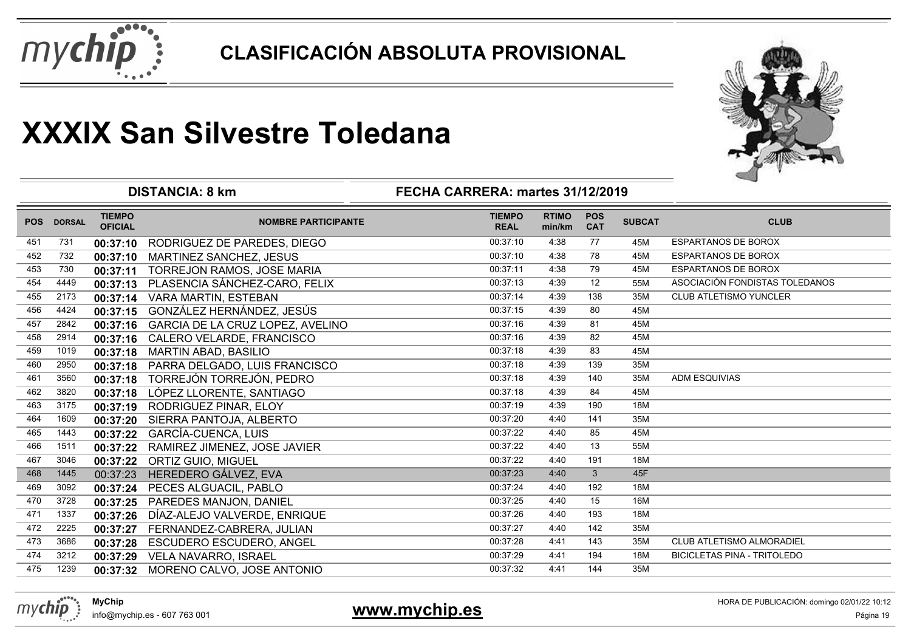# CLASIFICACIÓN ABSOLUTA PROVISIONAL

# XXXIX San Silvestre Toledana

**DISTANCIA: 8 km** | **FECHA CARRERA: martes 31/12/2019**

| POS | DORSAL | TIEMPO OFICIAL | NOMBRE PARTICIPANTE | TIEMPO REAL | RTIMO min/km | POS CAT | SUBCAT | CLUB |
|---|---|---|---|---|---|---|---|---|
| 451 | 731 | **00:37:10** | RODRIGUEZ DE PAREDES, DIEGO | 00:37:10 | 4:38 | 77 | 45M | ESPARTANOS DE BOROX |
| 452 | 732 | **00:37:10** | MARTINEZ SANCHEZ, JESUS | 00:37:10 | 4:38 | 78 | 45M | ESPARTANOS DE BOROX |
| 453 | 730 | **00:37:11** | TORREJON RAMOS, JOSE MARIA | 00:37:11 | 4:38 | 79 | 45M | ESPARTANOS DE BOROX |
| 454 | 4449 | **00:37:13** | PLASENCIA SÁNCHEZ-CARO, FELIX | 00:37:13 | 4:39 | 12 | 55M | ASOCIACIÓN FONDISTAS TOLEDANOS |
| 455 | 2173 | **00:37:14** | VARA MARTIN, ESTEBAN | 00:37:14 | 4:39 | 138 | 35M | CLUB ATLETISMO YUNCLER |
| 456 | 4424 | **00:37:15** | GONZÁLEZ HERNÁNDEZ, JESÚS | 00:37:15 | 4:39 | 80 | 45M | |
| 457 | 2842 | **00:37:16** | GARCIA DE LA CRUZ LOPEZ, AVELINO | 00:37:16 | 4:39 | 81 | 45M | |
| 458 | 2914 | **00:37:16** | CALERO VELARDE, FRANCISCO | 00:37:16 | 4:39 | 82 | 45M | |
| 459 | 1019 | **00:37:18** | MARTIN ABAD, BASILIO | 00:37:18 | 4:39 | 83 | 45M | |
| 460 | 2950 | **00:37:18** | PARRA DELGADO, LUIS FRANCISCO | 00:37:18 | 4:39 | 139 | 35M | |
| 461 | 3560 | **00:37:18** | TORREJÓN TORREJÓN, PEDRO | 00:37:18 | 4:39 | 140 | 35M | ADM ESQUIVIAS |
| 462 | 3820 | **00:37:18** | LÓPEZ LLORENTE, SANTIAGO | 00:37:18 | 4:39 | 84 | 45M | |
| 463 | 3175 | **00:37:19** | RODRIGUEZ PINAR, ELOY | 00:37:19 | 4:39 | 190 | 18M | |
| 464 | 1609 | **00:37:20** | SIERRA PANTOJA, ALBERTO | 00:37:20 | 4:40 | 141 | 35M | |
| 465 | 1443 | **00:37:22** | GARCÍA-CUENCA, LUIS | 00:37:22 | 4:40 | 85 | 45M | |
| 466 | 1511 | **00:37:22** | RAMIREZ JIMENEZ, JOSE JAVIER | 00:37:22 | 4:40 | 13 | 55M | |
| 467 | 3046 | **00:37:22** | ORTIZ GUIO, MIGUEL | 00:37:22 | 4:40 | 191 | 18M | |
| 468 | 1445 | 00:37:23 | HEREDERO GÁLVEZ, EVA | 00:37:23 | 4:40 | 3 | 45F | |
| 469 | 3092 | **00:37:24** | PECES ALGUACIL, PABLO | 00:37:24 | 4:40 | 192 | 18M | |
| 470 | 3728 | **00:37:25** | PAREDES MANJON, DANIEL | 00:37:25 | 4:40 | 15 | 16M | |
| 471 | 1337 | **00:37:26** | DÍAZ-ALEJO VALVERDE, ENRIQUE | 00:37:26 | 4:40 | 193 | 18M | |
| 472 | 2225 | **00:37:27** | FERNANDEZ-CABRERA, JULIAN | 00:37:27 | 4:40 | 142 | 35M | |
| 473 | 3686 | **00:37:28** | ESCUDERO ESCUDERO, ANGEL | 00:37:28 | 4:41 | 143 | 35M | CLUB ATLETISMO ALMORADIEL |
| 474 | 3212 | **00:37:29** | VELA NAVARRO, ISRAEL | 00:37:29 | 4:41 | 194 | 18M | BICICLETAS PINA - TRITOLEDO |
| 475 | 1239 | **00:37:32** | MORENO CALVO, JOSE ANTONIO | 00:37:32 | 4:41 | 144 | 35M | |

**MyChip**
info@mychip.es - 607 763 001

**www.mychip.es**

HORA DE PUBLICACIÓN: domingo 02/01/22 10:12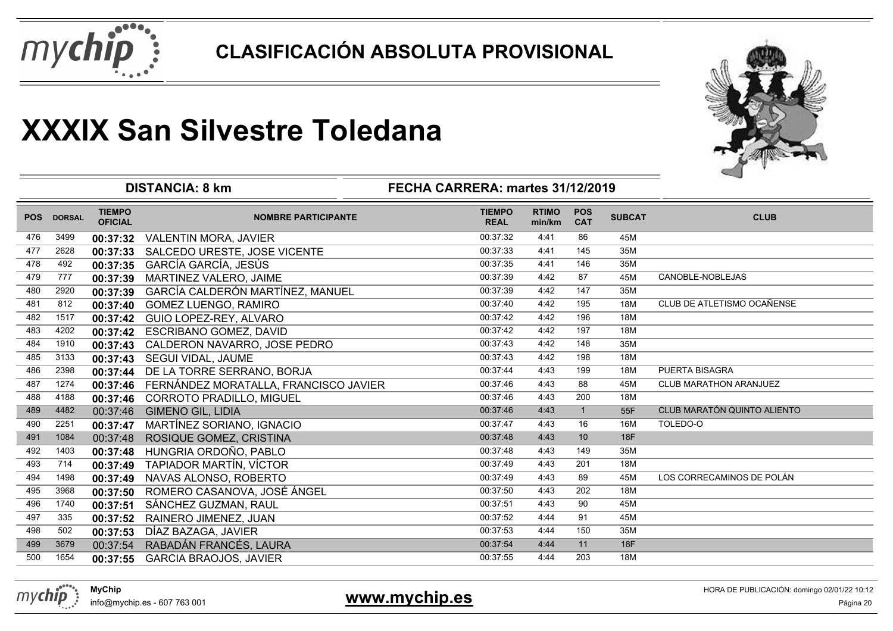# CLASIFICACIÓN ABSOLUTA PROVISIONAL

# XXXIX San Silvestre Toledana

**DISTANCIA: 8 km** | **FECHA CARRERA: martes 31/12/2019**

| POS | DORSAL | TIEMPO OFICIAL | NOMBRE PARTICIPANTE | TIEMPO REAL | RTIMO min/km | POS CAT | SUBCAT | CLUB |
|---|---|---|---|---|---|---|---|---|
| 476 | 3499 | **00:37:32** | VALENTIN MORA, JAVIER | 00:37:32 | 4:41 | 86 | 45M | |
| 477 | 2628 | **00:37:33** | SALCEDO URESTE, JOSE VICENTE | 00:37:33 | 4:41 | 145 | 35M | |
| 478 | 492 | **00:37:35** | GARCÍA GARCÍA, JESÚS | 00:37:35 | 4:41 | 146 | 35M | |
| 479 | 777 | **00:37:39** | MARTINEZ VALERO, JAIME | 00:37:39 | 4:42 | 87 | 45M | CANOBLE-NOBLEJAS |
| 480 | 2920 | **00:37:39** | GARCÍA CALDERÓN MARTÍNEZ, MANUEL | 00:37:39 | 4:42 | 147 | 35M | |
| 481 | 812 | **00:37:40** | GOMEZ LUENGO, RAMIRO | 00:37:40 | 4:42 | 195 | 18M | CLUB DE ATLETISMO OCAÑENSE |
| 482 | 1517 | **00:37:42** | GUIO LOPEZ-REY, ALVARO | 00:37:42 | 4:42 | 196 | 18M | |
| 483 | 4202 | **00:37:42** | ESCRIBANO GOMEZ, DAVID | 00:37:42 | 4:42 | 197 | 18M | |
| 484 | 1910 | **00:37:43** | CALDERON NAVARRO, JOSE PEDRO | 00:37:43 | 4:42 | 148 | 35M | |
| 485 | 3133 | **00:37:43** | SEGUI VIDAL, JAUME | 00:37:43 | 4:42 | 198 | 18M | |
| 486 | 2398 | **00:37:44** | DE LA TORRE SERRANO, BORJA | 00:37:44 | 4:43 | 199 | 18M | PUERTA BISAGRA |
| 487 | 1274 | **00:37:46** | FERNÁNDEZ MORATALLA, FRANCISCO JAVIER | 00:37:46 | 4:43 | 88 | 45M | CLUB MARATHON ARANJUEZ |
| 488 | 4188 | **00:37:46** | CORROTO PRADILLO, MIGUEL | 00:37:46 | 4:43 | 200 | 18M | |
| 489 | 4482 | 00:37:46 | GIMENO GIL, LIDIA | 00:37:46 | 4:43 | 1 | 55F | CLUB MARATÓN QUINTO ALIENTO |
| 490 | 2251 | **00:37:47** | MARTÍNEZ SORIANO, IGNACIO | 00:37:47 | 4:43 | 16 | 16M | TOLEDO-O |
| 491 | 1084 | 00:37:48 | ROSIQUE GOMEZ, CRISTINA | 00:37:48 | 4:43 | 10 | 18F | |
| 492 | 1403 | **00:37:48** | HUNGRIA ORDOÑO, PABLO | 00:37:48 | 4:43 | 149 | 35M | |
| 493 | 714 | **00:37:49** | TAPIADOR MARTÍN, VÍCTOR | 00:37:49 | 4:43 | 201 | 18M | |
| 494 | 1498 | **00:37:49** | NAVAS ALONSO, ROBERTO | 00:37:49 | 4:43 | 89 | 45M | LOS CORRECAMINOS DE POLÁN |
| 495 | 3968 | **00:37:50** | ROMERO CASANOVA, JOSÉ ÁNGEL | 00:37:50 | 4:43 | 202 | 18M | |
| 496 | 1740 | **00:37:51** | SÁNCHEZ GUZMAN, RAUL | 00:37:51 | 4:43 | 90 | 45M | |
| 497 | 335 | **00:37:52** | RAINERO JIMENEZ, JUAN | 00:37:52 | 4:44 | 91 | 45M | |
| 498 | 502 | **00:37:53** | DÍAZ BAZAGA, JAVIER | 00:37:53 | 4:44 | 150 | 35M | |
| 499 | 3679 | 00:37:54 | RABADÁN FRANCÉS, LAURA | 00:37:54 | 4:44 | 11 | 18F | |
| 500 | 1654 | **00:37:55** | GARCIA BRAOJOS, JAVIER | 00:37:55 | 4:44 | 203 | 18M | |

**MyChip**
info@mychip.es - 607 763 001

**www.mychip.es**

HORA DE PUBLICACIÓN: domingo 02/01/22 10:12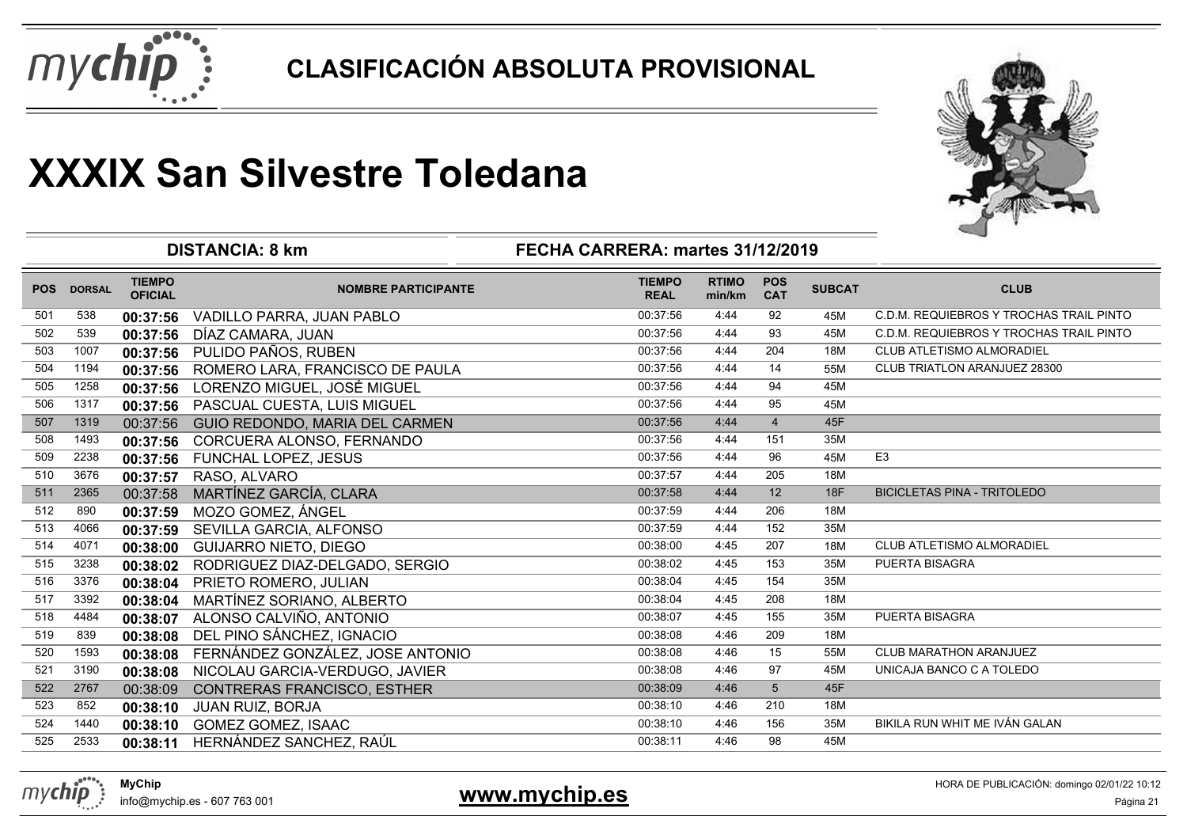# CLASIFICACIÓN ABSOLUTA PROVISIONAL

# XXXIX San Silvestre Toledana

**DISTANCIA: 8 km** **FECHA CARRERA: martes 31/12/2019**

| POS | DORSAL | TIEMPO OFICIAL | NOMBRE PARTICIPANTE | TIEMPO REAL | RTIMO min/km | POS CAT | SUBCAT | CLUB |
|---|---|---|---|---|---|---|---|---|
| 501 | 538 | **00:37:56** | VADILLO PARRA, JUAN PABLO | 00:37:56 | 4:44 | 92 | 45M | C.D.M. REQUIEBROS Y TROCHAS TRAIL PINTO |
| 502 | 539 | **00:37:56** | DÍAZ CAMARA, JUAN | 00:37:56 | 4:44 | 93 | 45M | C.D.M. REQUIEBROS Y TROCHAS TRAIL PINTO |
| 503 | 1007 | **00:37:56** | PULIDO PAÑOS, RUBEN | 00:37:56 | 4:44 | 204 | 18M | CLUB ATLETISMO ALMORADIEL |
| 504 | 1194 | **00:37:56** | ROMERO LARA, FRANCISCO DE PAULA | 00:37:56 | 4:44 | 14 | 55M | CLUB TRIATLON ARANJUEZ 28300 |
| 505 | 1258 | **00:37:56** | LORENZO MIGUEL, JOSÉ MIGUEL | 00:37:56 | 4:44 | 94 | 45M | |
| 506 | 1317 | **00:37:56** | PASCUAL CUESTA, LUIS MIGUEL | 00:37:56 | 4:44 | 95 | 45M | |
| 507 | 1319 | 00:37:56 | GUIO REDONDO, MARIA DEL CARMEN | 00:37:56 | 4:44 | 4 | 45F | |
| 508 | 1493 | **00:37:56** | CORCUERA ALONSO, FERNANDO | 00:37:56 | 4:44 | 151 | 35M | |
| 509 | 2238 | **00:37:56** | FUNCHAL LOPEZ, JESUS | 00:37:56 | 4:44 | 96 | 45M | E3 |
| 510 | 3676 | **00:37:57** | RASO, ALVARO | 00:37:57 | 4:44 | 205 | 18M | |
| 511 | 2365 | 00:37:58 | MARTÍNEZ GARCÍA, CLARA | 00:37:58 | 4:44 | 12 | 18F | BICICLETAS PINA - TRITOLEDO |
| 512 | 890 | **00:37:59** | MOZO GOMEZ, ÁNGEL | 00:37:59 | 4:44 | 206 | 18M | |
| 513 | 4066 | **00:37:59** | SEVILLA GARCIA, ALFONSO | 00:37:59 | 4:44 | 152 | 35M | |
| 514 | 4071 | **00:38:00** | GUIJARRO NIETO, DIEGO | 00:38:00 | 4:45 | 207 | 18M | CLUB ATLETISMO ALMORADIEL |
| 515 | 3238 | **00:38:02** | RODRIGUEZ DIAZ-DELGADO, SERGIO | 00:38:02 | 4:45 | 153 | 35M | PUERTA BISAGRA |
| 516 | 3376 | **00:38:04** | PRIETO ROMERO, JULIAN | 00:38:04 | 4:45 | 154 | 35M | |
| 517 | 3392 | **00:38:04** | MARTÍNEZ SORIANO, ALBERTO | 00:38:04 | 4:45 | 208 | 18M | |
| 518 | 4484 | **00:38:07** | ALONSO CALVIÑO, ANTONIO | 00:38:07 | 4:45 | 155 | 35M | PUERTA BISAGRA |
| 519 | 839 | **00:38:08** | DEL PINO SÁNCHEZ, IGNACIO | 00:38:08 | 4:46 | 209 | 18M | |
| 520 | 1593 | **00:38:08** | FERNÁNDEZ GONZÁLEZ, JOSE ANTONIO | 00:38:08 | 4:46 | 15 | 55M | CLUB MARATHON ARANJUEZ |
| 521 | 3190 | **00:38:08** | NICOLAU GARCIA-VERDUGO, JAVIER | 00:38:08 | 4:46 | 97 | 45M | UNICAJA BANCO C A TOLEDO |
| 522 | 2767 | 00:38:09 | CONTRERAS FRANCISCO, ESTHER | 00:38:09 | 4:46 | 5 | 45F | |
| 523 | 852 | **00:38:10** | JUAN RUIZ, BORJA | 00:38:10 | 4:46 | 210 | 18M | |
| 524 | 1440 | **00:38:10** | GOMEZ GOMEZ, ISAAC | 00:38:10 | 4:46 | 156 | 35M | BIKILA RUN WHIT ME IVÁN GALAN |
| 525 | 2533 | **00:38:11** | HERNÁNDEZ SANCHEZ, RAÚL | 00:38:11 | 4:46 | 98 | 45M | |

**MyChip**
info@mychip.es - 607 763 001

**www.mychip.es**

HORA DE PUBLICACIÓN: domingo 02/01/22 10:12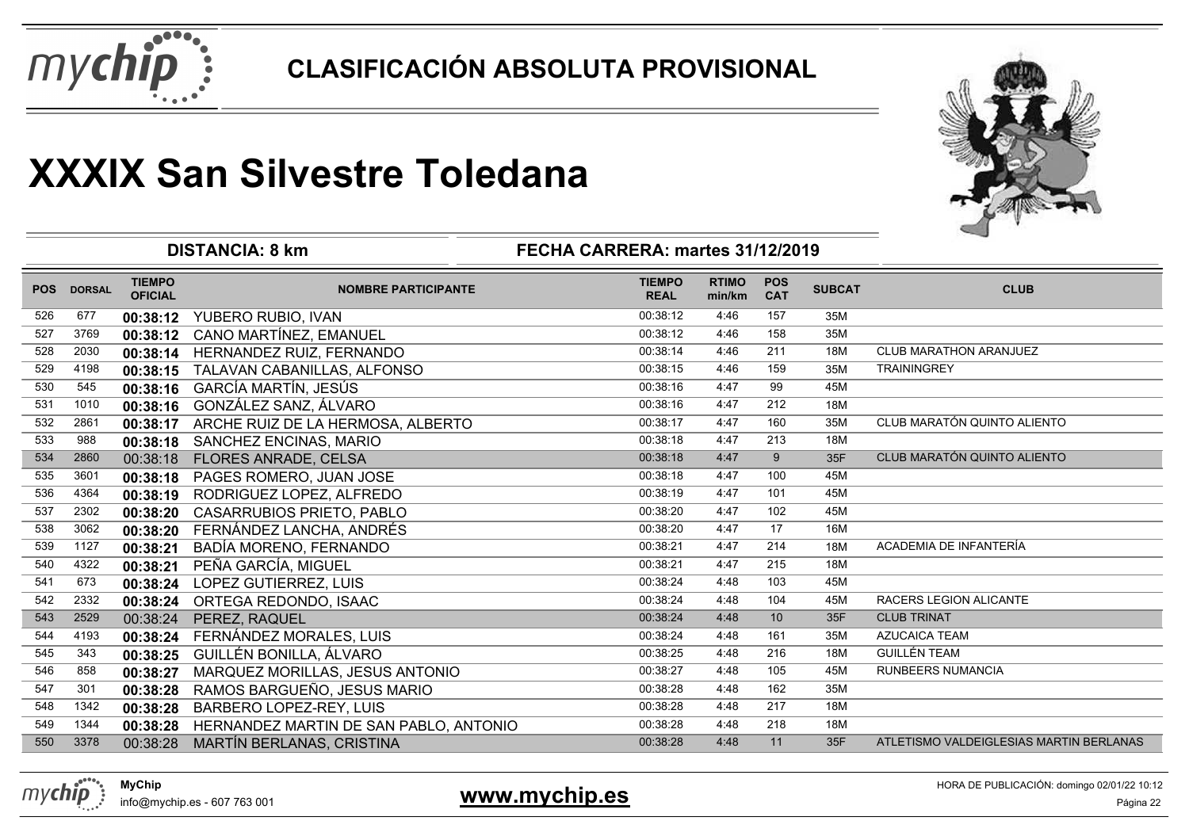# CLASIFICACIÓN ABSOLUTA PROVISIONAL

# XXXIX San Silvestre Toledana

**DISTANCIA: 8 km** — **FECHA CARRERA: martes 31/12/2019**

| POS | DORSAL | TIEMPO OFICIAL | NOMBRE PARTICIPANTE | TIEMPO REAL | RTIMO min/km | POS CAT | SUBCAT | CLUB |
|---|---|---|---|---|---|---|---|---|
| 526 | 677 | **00:38:12** | YUBERO RUBIO, IVAN | 00:38:12 | 4:46 | 157 | 35M | |
| 527 | 3769 | **00:38:12** | CANO MARTÍNEZ, EMANUEL | 00:38:12 | 4:46 | 158 | 35M | |
| 528 | 2030 | **00:38:14** | HERNANDEZ RUIZ, FERNANDO | 00:38:14 | 4:46 | 211 | 18M | CLUB MARATHON ARANJUEZ |
| 529 | 4198 | **00:38:15** | TALAVAN CABANILLAS, ALFONSO | 00:38:15 | 4:46 | 159 | 35M | TRAININGREY |
| 530 | 545 | **00:38:16** | GARCÍA MARTÍN, JESÚS | 00:38:16 | 4:47 | 99 | 45M | |
| 531 | 1010 | **00:38:16** | GONZÁLEZ SANZ, ÁLVARO | 00:38:16 | 4:47 | 212 | 18M | |
| 532 | 2861 | **00:38:17** | ARCHE RUIZ DE LA HERMOSA, ALBERTO | 00:38:17 | 4:47 | 160 | 35M | CLUB MARATÓN QUINTO ALIENTO |
| 533 | 988 | **00:38:18** | SANCHEZ ENCINAS, MARIO | 00:38:18 | 4:47 | 213 | 18M | |
| 534 | 2860 | 00:38:18 | FLORES ANRADE, CELSA | 00:38:18 | 4:47 | 9 | 35F | CLUB MARATÓN QUINTO ALIENTO |
| 535 | 3601 | **00:38:18** | PAGES ROMERO, JUAN JOSE | 00:38:18 | 4:47 | 100 | 45M | |
| 536 | 4364 | **00:38:19** | RODRIGUEZ LOPEZ, ALFREDO | 00:38:19 | 4:47 | 101 | 45M | |
| 537 | 2302 | **00:38:20** | CASARRUBIOS PRIETO, PABLO | 00:38:20 | 4:47 | 102 | 45M | |
| 538 | 3062 | **00:38:20** | FERNÁNDEZ LANCHA, ANDRÉS | 00:38:20 | 4:47 | 17 | 16M | |
| 539 | 1127 | **00:38:21** | BADÍA MORENO, FERNANDO | 00:38:21 | 4:47 | 214 | 18M | ACADEMIA DE INFANTERÍA |
| 540 | 4322 | **00:38:21** | PEÑA GARCÍA, MIGUEL | 00:38:21 | 4:47 | 215 | 18M | |
| 541 | 673 | **00:38:24** | LOPEZ GUTIERREZ, LUIS | 00:38:24 | 4:48 | 103 | 45M | |
| 542 | 2332 | **00:38:24** | ORTEGA REDONDO, ISAAC | 00:38:24 | 4:48 | 104 | 45M | RACERS LEGION ALICANTE |
| 543 | 2529 | 00:38:24 | PEREZ, RAQUEL | 00:38:24 | 4:48 | 10 | 35F | CLUB TRINAT |
| 544 | 4193 | **00:38:24** | FERNÁNDEZ MORALES, LUIS | 00:38:24 | 4:48 | 161 | 35M | AZUCAICA TEAM |
| 545 | 343 | **00:38:25** | GUILLÉN BONILLA, ÁLVARO | 00:38:25 | 4:48 | 216 | 18M | GUILLÉN TEAM |
| 546 | 858 | **00:38:27** | MARQUEZ MORILLAS, JESUS ANTONIO | 00:38:27 | 4:48 | 105 | 45M | RUNBEERS NUMANCIA |
| 547 | 301 | **00:38:28** | RAMOS BARGUEÑO, JESUS MARIO | 00:38:28 | 4:48 | 162 | 35M | |
| 548 | 1342 | **00:38:28** | BARBERO LOPEZ-REY, LUIS | 00:38:28 | 4:48 | 217 | 18M | |
| 549 | 1344 | **00:38:28** | HERNANDEZ MARTIN DE SAN PABLO, ANTONIO | 00:38:28 | 4:48 | 218 | 18M | |
| 550 | 3378 | 00:38:28 | MARTÍN BERLANAS, CRISTINA | 00:38:28 | 4:48 | 11 | 35F | ATLETISMO VALDEIGLESIAS MARTIN BERLANAS |

**MyChip**
info@mychip.es - 607 763 001

**www.mychip.es**

HORA DE PUBLICACIÓN: domingo 02/01/22 10:12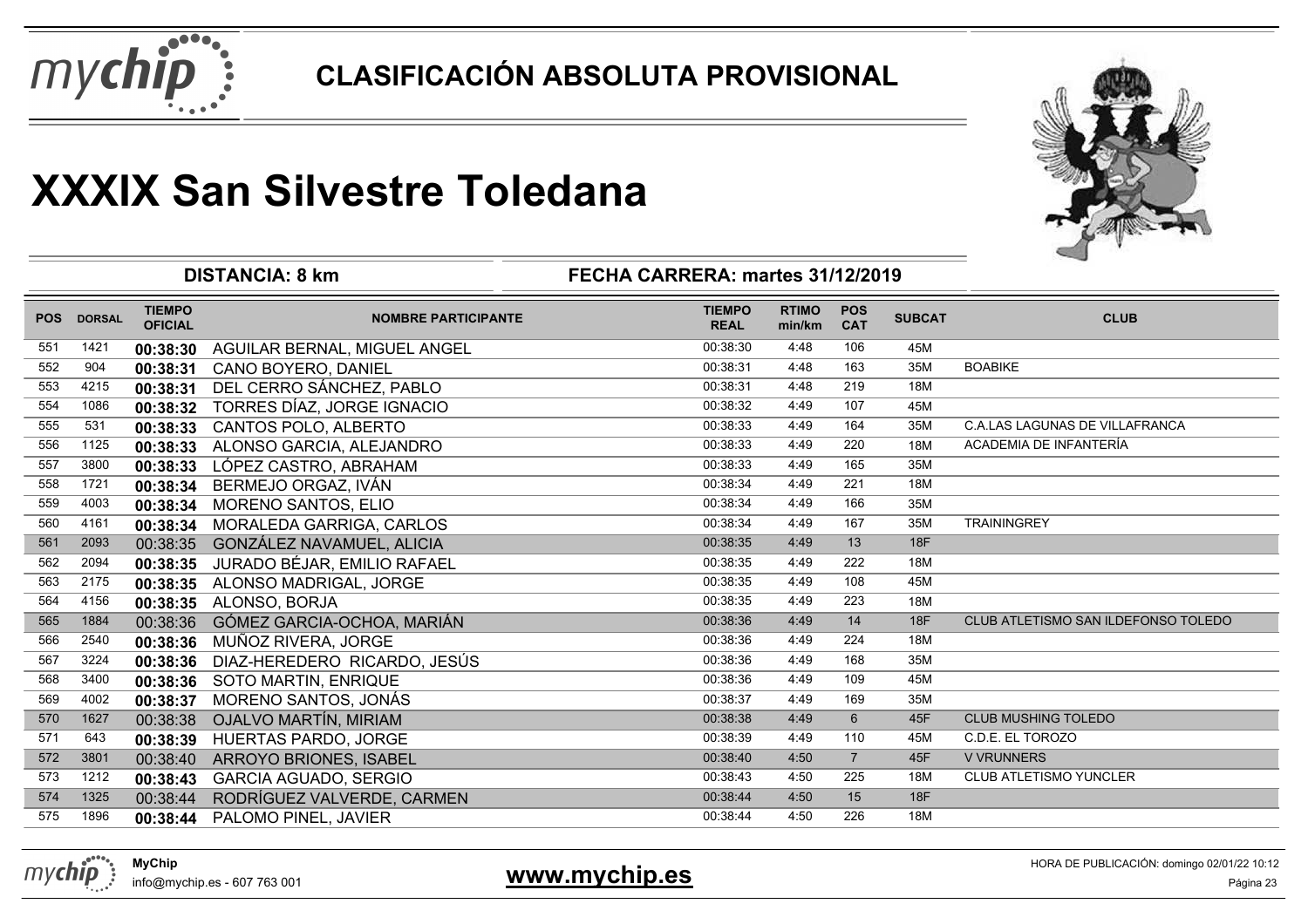# CLASIFICACIÓN ABSOLUTA PROVISIONAL

# XXXIX San Silvestre Toledana

**DISTANCIA: 8 km** | **FECHA CARRERA: martes 31/12/2019**

| POS | DORSAL | TIEMPO OFICIAL | NOMBRE PARTICIPANTE | TIEMPO REAL | RTIMO min/km | POS CAT | SUBCAT | CLUB |
|---|---|---|---|---|---|---|---|---|
| 551 | 1421 | 00:38:30 | AGUILAR BERNAL, MIGUEL ANGEL | 00:38:30 | 4:48 | 106 | 45M | |
| 552 | 904 | 00:38:31 | CANO BOYERO, DANIEL | 00:38:31 | 4:48 | 163 | 35M | BOABIKE |
| 553 | 4215 | 00:38:31 | DEL CERRO SÁNCHEZ, PABLO | 00:38:31 | 4:48 | 219 | 18M | |
| 554 | 1086 | 00:38:32 | TORRES DÍAZ, JORGE IGNACIO | 00:38:32 | 4:49 | 107 | 45M | |
| 555 | 531 | 00:38:33 | CANTOS POLO, ALBERTO | 00:38:33 | 4:49 | 164 | 35M | C.A.LAS LAGUNAS DE VILLAFRANCA |
| 556 | 1125 | 00:38:33 | ALONSO GARCIA, ALEJANDRO | 00:38:33 | 4:49 | 220 | 18M | ACADEMIA DE INFANTERÍA |
| 557 | 3800 | 00:38:33 | LÓPEZ CASTRO, ABRAHAM | 00:38:33 | 4:49 | 165 | 35M | |
| 558 | 1721 | 00:38:34 | BERMEJO ORGAZ, IVÁN | 00:38:34 | 4:49 | 221 | 18M | |
| 559 | 4003 | 00:38:34 | MORENO SANTOS, ELIO | 00:38:34 | 4:49 | 166 | 35M | |
| 560 | 4161 | 00:38:34 | MORALEDA GARRIGA, CARLOS | 00:38:34 | 4:49 | 167 | 35M | TRAININGREY |
| 561 | 2093 | 00:38:35 | GONZÁLEZ NAVAMUEL, ALICIA | 00:38:35 | 4:49 | 13 | 18F | |
| 562 | 2094 | 00:38:35 | JURADO BÉJAR, EMILIO RAFAEL | 00:38:35 | 4:49 | 222 | 18M | |
| 563 | 2175 | 00:38:35 | ALONSO MADRIGAL, JORGE | 00:38:35 | 4:49 | 108 | 45M | |
| 564 | 4156 | 00:38:35 | ALONSO, BORJA | 00:38:35 | 4:49 | 223 | 18M | |
| 565 | 1884 | 00:38:36 | GÓMEZ GARCIA-OCHOA, MARIÁN | 00:38:36 | 4:49 | 14 | 18F | CLUB ATLETISMO SAN ILDEFONSO TOLEDO |
| 566 | 2540 | 00:38:36 | MUÑOZ RIVERA, JORGE | 00:38:36 | 4:49 | 224 | 18M | |
| 567 | 3224 | 00:38:36 | DIAZ-HEREDERO RICARDO, JESÚS | 00:38:36 | 4:49 | 168 | 35M | |
| 568 | 3400 | 00:38:36 | SOTO MARTIN, ENRIQUE | 00:38:36 | 4:49 | 109 | 45M | |
| 569 | 4002 | 00:38:37 | MORENO SANTOS, JONÁS | 00:38:37 | 4:49 | 169 | 35M | |
| 570 | 1627 | 00:38:38 | OJALVO MARTÍN, MIRIAM | 00:38:38 | 4:49 | 6 | 45F | CLUB MUSHING TOLEDO |
| 571 | 643 | 00:38:39 | HUERTAS PARDO, JORGE | 00:38:39 | 4:49 | 110 | 45M | C.D.E. EL TOROZO |
| 572 | 3801 | 00:38:40 | ARROYO BRIONES, ISABEL | 00:38:40 | 4:50 | 7 | 45F | V VRUNNERS |
| 573 | 1212 | 00:38:43 | GARCIA AGUADO, SERGIO | 00:38:43 | 4:50 | 225 | 18M | CLUB ATLETISMO YUNCLER |
| 574 | 1325 | 00:38:44 | RODRÍGUEZ VALVERDE, CARMEN | 00:38:44 | 4:50 | 15 | 18F | |
| 575 | 1896 | 00:38:44 | PALOMO PINEL, JAVIER | 00:38:44 | 4:50 | 226 | 18M | |

MyChip
info@mychip.es - 607 763 001

www.mychip.es

HORA DE PUBLICACIÓN: domingo 02/01/22 10:12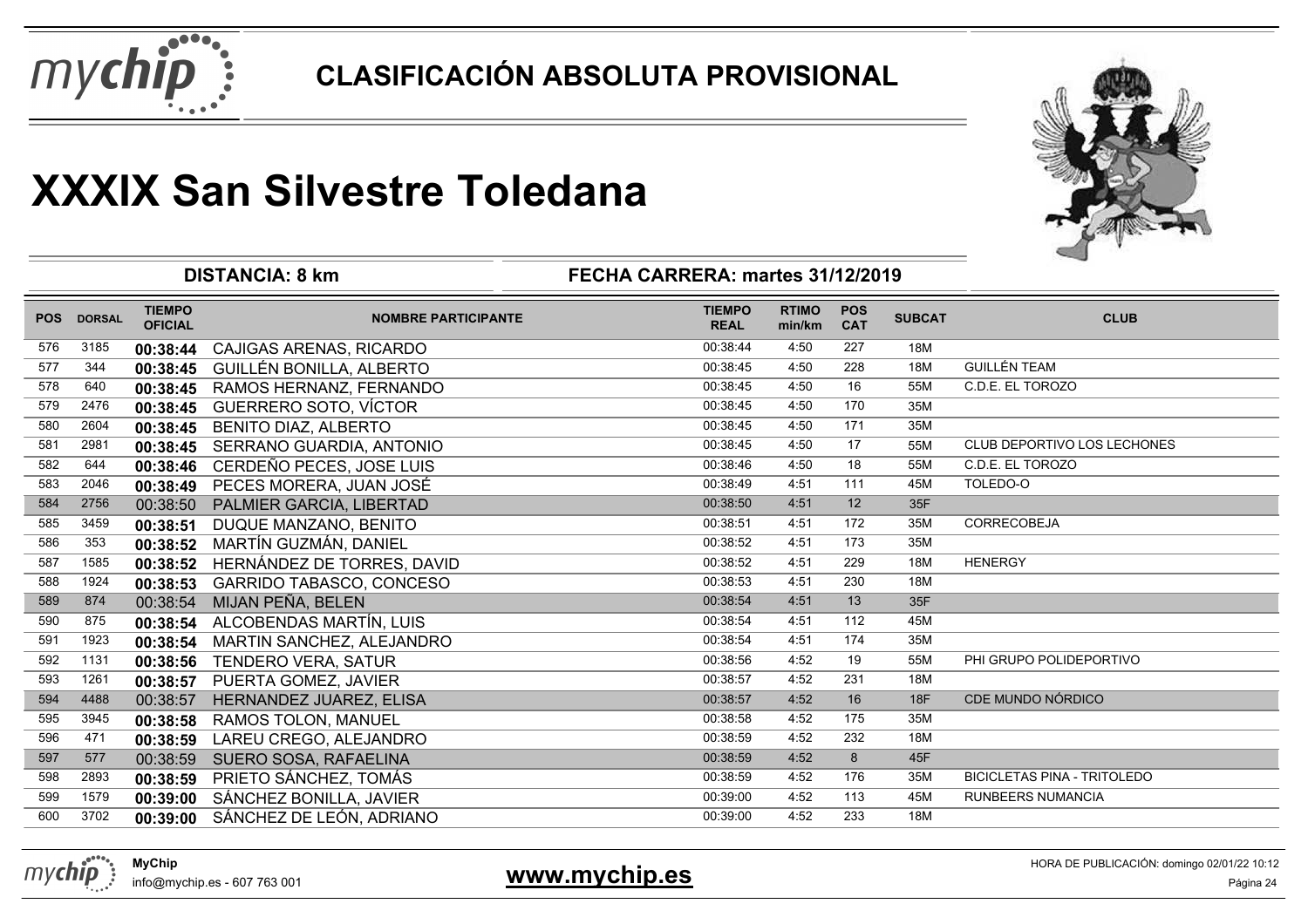# CLASIFICACIÓN ABSOLUTA PROVISIONAL

# XXXIX San Silvestre Toledana

**DISTANCIA: 8 km** | **FECHA CARRERA: martes 31/12/2019**

| POS | DORSAL | TIEMPO OFICIAL | NOMBRE PARTICIPANTE | TIEMPO REAL | RTIMO min/km | POS CAT | SUBCAT | CLUB |
|---|---|---|---|---|---|---|---|---|
| 576 | 3185 | **00:38:44** | CAJIGAS ARENAS, RICARDO | 00:38:44 | 4:50 | 227 | 18M | |
| 577 | 344 | **00:38:45** | GUILLÉN BONILLA, ALBERTO | 00:38:45 | 4:50 | 228 | 18M | GUILLÉN TEAM |
| 578 | 640 | **00:38:45** | RAMOS HERNANZ, FERNANDO | 00:38:45 | 4:50 | 16 | 55M | C.D.E. EL TOROZO |
| 579 | 2476 | **00:38:45** | GUERRERO SOTO, VÍCTOR | 00:38:45 | 4:50 | 170 | 35M | |
| 580 | 2604 | **00:38:45** | BENITO DIAZ, ALBERTO | 00:38:45 | 4:50 | 171 | 35M | |
| 581 | 2981 | **00:38:45** | SERRANO GUARDIA, ANTONIO | 00:38:45 | 4:50 | 17 | 55M | CLUB DEPORTIVO LOS LECHONES |
| 582 | 644 | **00:38:46** | CERDEÑO PECES, JOSE LUIS | 00:38:46 | 4:50 | 18 | 55M | C.D.E. EL TOROZO |
| 583 | 2046 | **00:38:49** | PECES MORERA, JUAN JOSÉ | 00:38:49 | 4:51 | 111 | 45M | TOLEDO-O |
| 584 | 2756 | 00:38:50 | PALMIER GARCIA, LIBERTAD | 00:38:50 | 4:51 | 12 | 35F | |
| 585 | 3459 | **00:38:51** | DUQUE MANZANO, BENITO | 00:38:51 | 4:51 | 172 | 35M | CORRECOBEJA |
| 586 | 353 | **00:38:52** | MARTÍN GUZMÁN, DANIEL | 00:38:52 | 4:51 | 173 | 35M | |
| 587 | 1585 | **00:38:52** | HERNÁNDEZ DE TORRES, DAVID | 00:38:52 | 4:51 | 229 | 18M | HENERGY |
| 588 | 1924 | **00:38:53** | GARRIDO TABASCO, CONCESO | 00:38:53 | 4:51 | 230 | 18M | |
| 589 | 874 | 00:38:54 | MIJAN PEÑA, BELEN | 00:38:54 | 4:51 | 13 | 35F | |
| 590 | 875 | **00:38:54** | ALCOBENDAS MARTÍN, LUIS | 00:38:54 | 4:51 | 112 | 45M | |
| 591 | 1923 | **00:38:54** | MARTIN SANCHEZ, ALEJANDRO | 00:38:54 | 4:51 | 174 | 35M | |
| 592 | 1131 | **00:38:56** | TENDERO VERA, SATUR | 00:38:56 | 4:52 | 19 | 55M | PHI GRUPO POLIDEPORTIVO |
| 593 | 1261 | **00:38:57** | PUERTA GOMEZ, JAVIER | 00:38:57 | 4:52 | 231 | 18M | |
| 594 | 4488 | 00:38:57 | HERNANDEZ JUAREZ, ELISA | 00:38:57 | 4:52 | 16 | 18F | CDE MUNDO NÓRDICO |
| 595 | 3945 | **00:38:58** | RAMOS TOLON, MANUEL | 00:38:58 | 4:52 | 175 | 35M | |
| 596 | 471 | **00:38:59** | LAREU CREGO, ALEJANDRO | 00:38:59 | 4:52 | 232 | 18M | |
| 597 | 577 | 00:38:59 | SUERO SOSA, RAFAELINA | 00:38:59 | 4:52 | 8 | 45F | |
| 598 | 2893 | **00:38:59** | PRIETO SÁNCHEZ, TOMÁS | 00:38:59 | 4:52 | 176 | 35M | BICICLETAS PINA - TRITOLEDO |
| 599 | 1579 | **00:39:00** | SÁNCHEZ BONILLA, JAVIER | 00:39:00 | 4:52 | 113 | 45M | RUNBEERS NUMANCIA |
| 600 | 3702 | **00:39:00** | SÁNCHEZ DE LEÓN, ADRIANO | 00:39:00 | 4:52 | 233 | 18M | |

**MyChip**
info@mychip.es - 607 763 001

**www.mychip.es**

HORA DE PUBLICACIÓN: domingo 02/01/22 10:12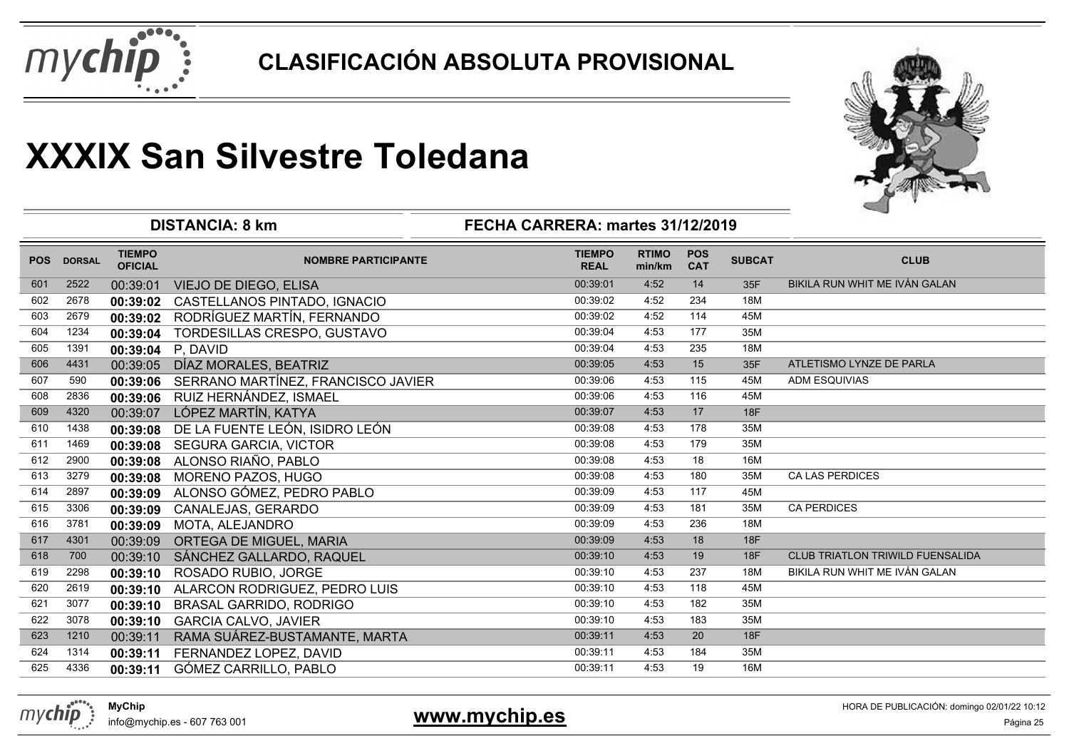# CLASIFICACIÓN ABSOLUTA PROVISIONAL

# XXXIX San Silvestre Toledana

**DISTANCIA: 8 km** **FECHA CARRERA: martes 31/12/2019**

| POS | DORSAL | TIEMPO OFICIAL | NOMBRE PARTICIPANTE | TIEMPO REAL | RTIMO min/km | POS CAT | SUBCAT | CLUB |
|---|---|---|---|---|---|---|---|---|
| 601 | 2522 | 00:39:01 | VIEJO DE DIEGO, ELISA | 00:39:01 | 4:52 | 14 | 35F | BIKILA RUN WHIT ME IVÁN GALAN |
| 602 | 2678 | **00:39:02** | CASTELLANOS PINTADO, IGNACIO | 00:39:02 | 4:52 | 234 | 18M | |
| 603 | 2679 | **00:39:02** | RODRÍGUEZ MARTÍN, FERNANDO | 00:39:02 | 4:52 | 114 | 45M | |
| 604 | 1234 | **00:39:04** | TORDESILLAS CRESPO, GUSTAVO | 00:39:04 | 4:53 | 177 | 35M | |
| 605 | 1391 | **00:39:04** | P, DAVID | 00:39:04 | 4:53 | 235 | 18M | |
| 606 | 4431 | 00:39:05 | DÍAZ MORALES, BEATRIZ | 00:39:05 | 4:53 | 15 | 35F | ATLETISMO LYNZE DE PARLA |
| 607 | 590 | **00:39:06** | SERRANO MARTÍNEZ, FRANCISCO JAVIER | 00:39:06 | 4:53 | 115 | 45M | ADM ESQUIVIAS |
| 608 | 2836 | **00:39:06** | RUIZ HERNÁNDEZ, ISMAEL | 00:39:06 | 4:53 | 116 | 45M | |
| 609 | 4320 | 00:39:07 | LÓPEZ MARTÍN, KATYA | 00:39:07 | 4:53 | 17 | 18F | |
| 610 | 1438 | **00:39:08** | DE LA FUENTE LEÓN, ISIDRO LEÓN | 00:39:08 | 4:53 | 178 | 35M | |
| 611 | 1469 | **00:39:08** | SEGURA GARCIA, VICTOR | 00:39:08 | 4:53 | 179 | 35M | |
| 612 | 2900 | **00:39:08** | ALONSO RIAÑO, PABLO | 00:39:08 | 4:53 | 18 | 16M | |
| 613 | 3279 | **00:39:08** | MORENO PAZOS, HUGO | 00:39:08 | 4:53 | 180 | 35M | CA LAS PERDICES |
| 614 | 2897 | **00:39:09** | ALONSO GÓMEZ, PEDRO PABLO | 00:39:09 | 4:53 | 117 | 45M | |
| 615 | 3306 | **00:39:09** | CANALEJAS, GERARDO | 00:39:09 | 4:53 | 181 | 35M | CA PERDICES |
| 616 | 3781 | **00:39:09** | MOTA, ALEJANDRO | 00:39:09 | 4:53 | 236 | 18M | |
| 617 | 4301 | 00:39:09 | ORTEGA DE MIGUEL, MARIA | 00:39:09 | 4:53 | 18 | 18F | |
| 618 | 700 | 00:39:10 | SÁNCHEZ GALLARDO, RAQUEL | 00:39:10 | 4:53 | 19 | 18F | CLUB TRIATLON TRIWILD FUENSALIDA |
| 619 | 2298 | **00:39:10** | ROSADO RUBIO, JORGE | 00:39:10 | 4:53 | 237 | 18M | BIKILA RUN WHIT ME IVÁN GALAN |
| 620 | 2619 | **00:39:10** | ALARCON RODRIGUEZ, PEDRO LUIS | 00:39:10 | 4:53 | 118 | 45M | |
| 621 | 3077 | **00:39:10** | BRASAL GARRIDO, RODRIGO | 00:39:10 | 4:53 | 182 | 35M | |
| 622 | 3078 | **00:39:10** | GARCIA CALVO, JAVIER | 00:39:10 | 4:53 | 183 | 35M | |
| 623 | 1210 | 00:39:11 | RAMA SUÁREZ-BUSTAMANTE, MARTA | 00:39:11 | 4:53 | 20 | 18F | |
| 624 | 1314 | **00:39:11** | FERNANDEZ LOPEZ, DAVID | 00:39:11 | 4:53 | 184 | 35M | |
| 625 | 4336 | **00:39:11** | GÓMEZ CARRILLO, PABLO | 00:39:11 | 4:53 | 19 | 16M | |

MyChip
info@mychip.es - 607 763 001

**www.mychip.es**

HORA DE PUBLICACIÓN: domingo 02/01/22 10:12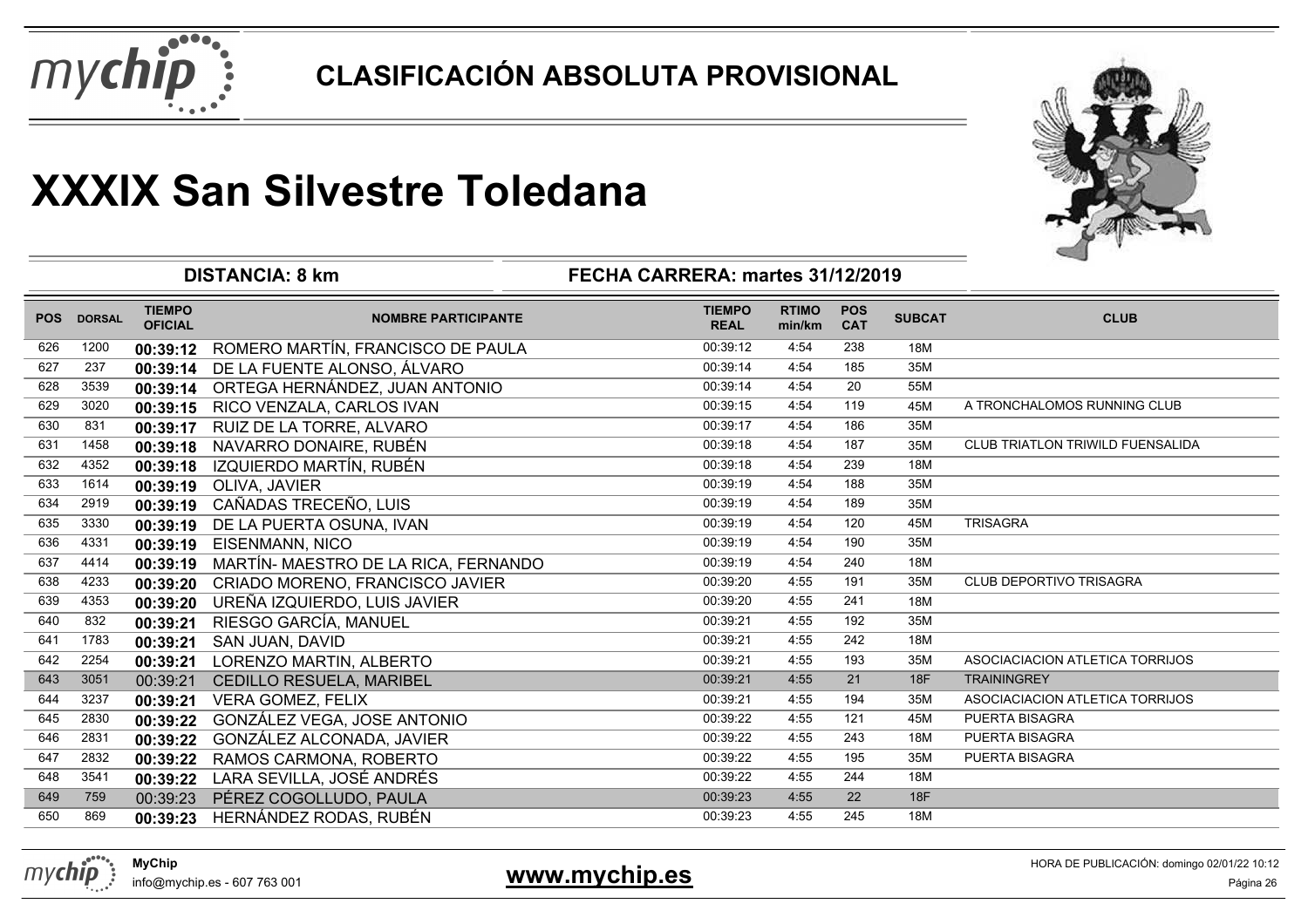# CLASIFICACIÓN ABSOLUTA PROVISIONAL

# XXXIX San Silvestre Toledana

**DISTANCIA: 8 km** **FECHA CARRERA: martes 31/12/2019**

| POS | DORSAL | TIEMPO OFICIAL | NOMBRE PARTICIPANTE | TIEMPO REAL | RTIMO min/km | POS CAT | SUBCAT | CLUB |
|---|---|---|---|---|---|---|---|---|
| 626 | 1200 | **00:39:12** | ROMERO MARTÍN, FRANCISCO DE PAULA | 00:39:12 | 4:54 | 238 | 18M | |
| 627 | 237 | **00:39:14** | DE LA FUENTE ALONSO, ÁLVARO | 00:39:14 | 4:54 | 185 | 35M | |
| 628 | 3539 | **00:39:14** | ORTEGA HERNÁNDEZ, JUAN ANTONIO | 00:39:14 | 4:54 | 20 | 55M | |
| 629 | 3020 | **00:39:15** | RICO VENZALA, CARLOS IVAN | 00:39:15 | 4:54 | 119 | 45M | A TRONCHALOMOS RUNNING CLUB |
| 630 | 831 | **00:39:17** | RUIZ DE LA TORRE, ALVARO | 00:39:17 | 4:54 | 186 | 35M | |
| 631 | 1458 | **00:39:18** | NAVARRO DONAIRE, RUBÉN | 00:39:18 | 4:54 | 187 | 35M | CLUB TRIATLON TRIWILD FUENSALIDA |
| 632 | 4352 | **00:39:18** | IZQUIERDO MARTÍN, RUBÉN | 00:39:18 | 4:54 | 239 | 18M | |
| 633 | 1614 | **00:39:19** | OLIVA, JAVIER | 00:39:19 | 4:54 | 188 | 35M | |
| 634 | 2919 | **00:39:19** | CAÑADAS TRECEÑO, LUIS | 00:39:19 | 4:54 | 189 | 35M | |
| 635 | 3330 | **00:39:19** | DE LA PUERTA OSUNA, IVAN | 00:39:19 | 4:54 | 120 | 45M | TRISAGRA |
| 636 | 4331 | **00:39:19** | EISENMANN, NICO | 00:39:19 | 4:54 | 190 | 35M | |
| 637 | 4414 | **00:39:19** | MARTÍN- MAESTRO DE LA RICA, FERNANDO | 00:39:19 | 4:54 | 240 | 18M | |
| 638 | 4233 | **00:39:20** | CRIADO MORENO, FRANCISCO JAVIER | 00:39:20 | 4:55 | 191 | 35M | CLUB DEPORTIVO TRISAGRA |
| 639 | 4353 | **00:39:20** | UREÑA IZQUIERDO, LUIS JAVIER | 00:39:20 | 4:55 | 241 | 18M | |
| 640 | 832 | **00:39:21** | RIESGO GARCÍA, MANUEL | 00:39:21 | 4:55 | 192 | 35M | |
| 641 | 1783 | **00:39:21** | SAN JUAN, DAVID | 00:39:21 | 4:55 | 242 | 18M | |
| 642 | 2254 | **00:39:21** | LORENZO MARTIN, ALBERTO | 00:39:21 | 4:55 | 193 | 35M | ASOCIACIACION ATLETICA TORRIJOS |
| 643 | 3051 | 00:39:21 | CEDILLO RESUELA, MARIBEL | 00:39:21 | 4:55 | 21 | 18F | TRAININGREY |
| 644 | 3237 | **00:39:21** | VERA GOMEZ, FELIX | 00:39:21 | 4:55 | 194 | 35M | ASOCIACIACION ATLETICA TORRIJOS |
| 645 | 2830 | **00:39:22** | GONZÁLEZ VEGA, JOSE ANTONIO | 00:39:22 | 4:55 | 121 | 45M | PUERTA BISAGRA |
| 646 | 2831 | **00:39:22** | GONZÁLEZ ALCONADA, JAVIER | 00:39:22 | 4:55 | 243 | 18M | PUERTA BISAGRA |
| 647 | 2832 | **00:39:22** | RAMOS CARMONA, ROBERTO | 00:39:22 | 4:55 | 195 | 35M | PUERTA BISAGRA |
| 648 | 3541 | **00:39:22** | LARA SEVILLA, JOSÉ ANDRÉS | 00:39:22 | 4:55 | 244 | 18M | |
| 649 | 759 | 00:39:23 | PÉREZ COGOLLUDO, PAULA | 00:39:23 | 4:55 | 22 | 18F | |
| 650 | 869 | **00:39:23** | HERNÁNDEZ RODAS, RUBÉN | 00:39:23 | 4:55 | 245 | 18M | |

**MyChip**
info@mychip.es - 607 763 001

**www.mychip.es**

HORA DE PUBLICACIÓN: domingo 02/01/22 10:12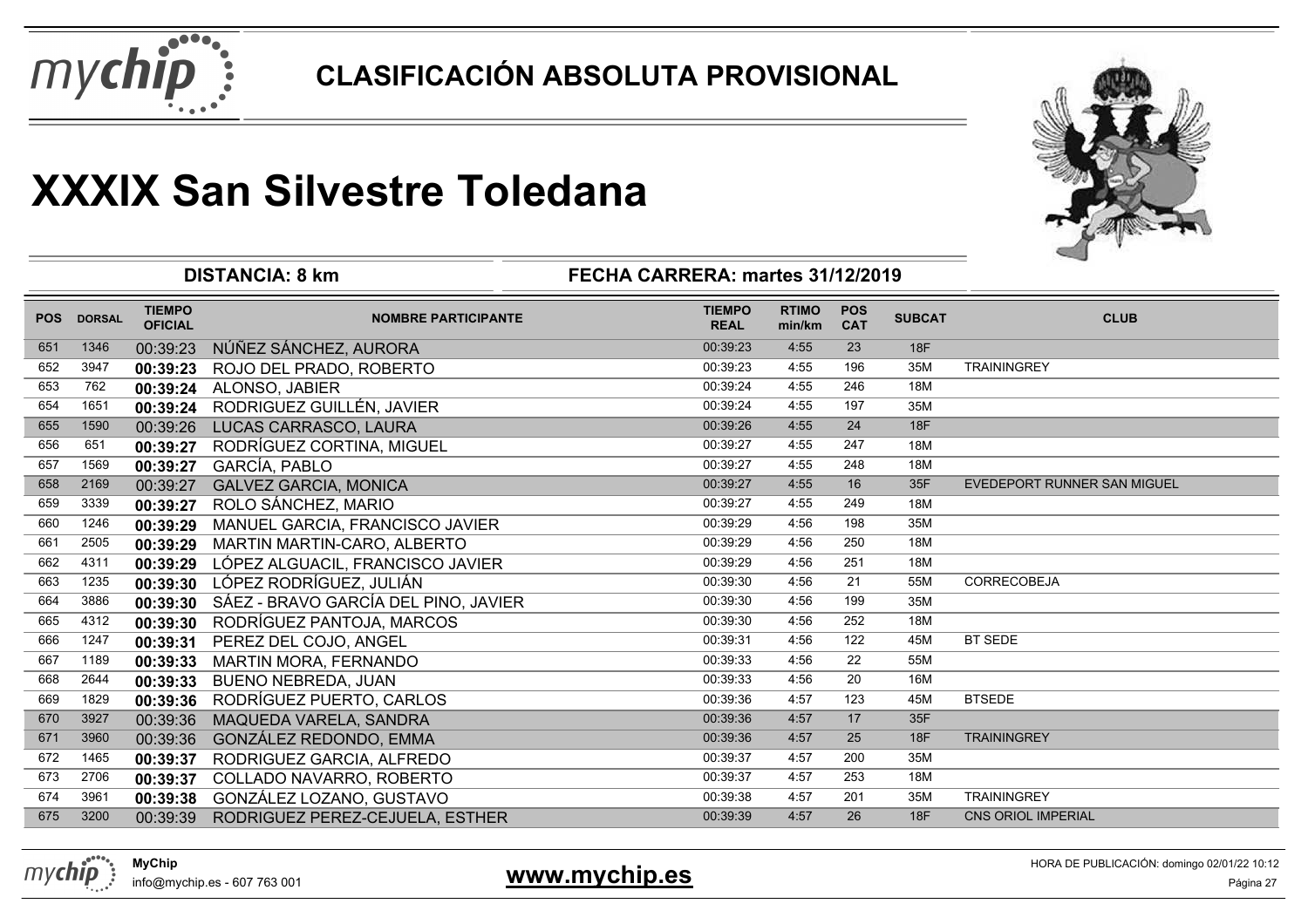# CLASIFICACIÓN ABSOLUTA PROVISIONAL

# XXXIX San Silvestre Toledana

**DISTANCIA: 8 km** **FECHA CARRERA: martes 31/12/2019**

| POS | DORSAL | TIEMPO OFICIAL | NOMBRE PARTICIPANTE | TIEMPO REAL | RTIMO min/km | POS CAT | SUBCAT | CLUB |
|---|---|---|---|---|---|---|---|---|
| 651 | 1346 | 00:39:23 | NÚÑEZ SÁNCHEZ, AURORA | 00:39:23 | 4:55 | 23 | 18F | |
| 652 | 3947 | **00:39:23** | ROJO DEL PRADO, ROBERTO | 00:39:23 | 4:55 | 196 | 35M | TRAININGREY |
| 653 | 762 | **00:39:24** | ALONSO, JABIER | 00:39:24 | 4:55 | 246 | 18M | |
| 654 | 1651 | **00:39:24** | RODRIGUEZ GUILLÉN, JAVIER | 00:39:24 | 4:55 | 197 | 35M | |
| 655 | 1590 | 00:39:26 | LUCAS CARRASCO, LAURA | 00:39:26 | 4:55 | 24 | 18F | |
| 656 | 651 | **00:39:27** | RODRÍGUEZ CORTINA, MIGUEL | 00:39:27 | 4:55 | 247 | 18M | |
| 657 | 1569 | **00:39:27** | GARCÍA, PABLO | 00:39:27 | 4:55 | 248 | 18M | |
| 658 | 2169 | 00:39:27 | GALVEZ GARCIA, MONICA | 00:39:27 | 4:55 | 16 | 35F | EVEDEPORT RUNNER SAN MIGUEL |
| 659 | 3339 | **00:39:27** | ROLO SÁNCHEZ, MARIO | 00:39:27 | 4:55 | 249 | 18M | |
| 660 | 1246 | **00:39:29** | MANUEL GARCIA, FRANCISCO JAVIER | 00:39:29 | 4:56 | 198 | 35M | |
| 661 | 2505 | **00:39:29** | MARTIN MARTIN-CARO, ALBERTO | 00:39:29 | 4:56 | 250 | 18M | |
| 662 | 4311 | **00:39:29** | LÓPEZ ALGUACIL, FRANCISCO JAVIER | 00:39:29 | 4:56 | 251 | 18M | |
| 663 | 1235 | **00:39:30** | LÓPEZ RODRÍGUEZ, JULIÁN | 00:39:30 | 4:56 | 21 | 55M | CORRECOBEJA |
| 664 | 3886 | **00:39:30** | SÁEZ - BRAVO GARCÍA DEL PINO, JAVIER | 00:39:30 | 4:56 | 199 | 35M | |
| 665 | 4312 | **00:39:30** | RODRÍGUEZ PANTOJA, MARCOS | 00:39:30 | 4:56 | 252 | 18M | |
| 666 | 1247 | **00:39:31** | PEREZ DEL COJO, ANGEL | 00:39:31 | 4:56 | 122 | 45M | BT SEDE |
| 667 | 1189 | **00:39:33** | MARTIN MORA, FERNANDO | 00:39:33 | 4:56 | 22 | 55M | |
| 668 | 2644 | **00:39:33** | BUENO NEBREDA, JUAN | 00:39:33 | 4:56 | 20 | 16M | |
| 669 | 1829 | **00:39:36** | RODRÍGUEZ PUERTO, CARLOS | 00:39:36 | 4:57 | 123 | 45M | BTSEDE |
| 670 | 3927 | 00:39:36 | MAQUEDA VARELA, SANDRA | 00:39:36 | 4:57 | 17 | 35F | |
| 671 | 3960 | 00:39:36 | GONZÁLEZ REDONDO, EMMA | 00:39:36 | 4:57 | 25 | 18F | TRAININGREY |
| 672 | 1465 | **00:39:37** | RODRIGUEZ GARCIA, ALFREDO | 00:39:37 | 4:57 | 200 | 35M | |
| 673 | 2706 | **00:39:37** | COLLADO NAVARRO, ROBERTO | 00:39:37 | 4:57 | 253 | 18M | |
| 674 | 3961 | **00:39:38** | GONZÁLEZ LOZANO, GUSTAVO | 00:39:38 | 4:57 | 201 | 35M | TRAININGREY |
| 675 | 3200 | 00:39:39 | RODRIGUEZ PEREZ-CEJUELA, ESTHER | 00:39:39 | 4:57 | 26 | 18F | CNS ORIOL IMPERIAL |

**MyChip**
info@mychip.es - 607 763 001

**www.mychip.es**

HORA DE PUBLICACIÓN: domingo 02/01/22 10:12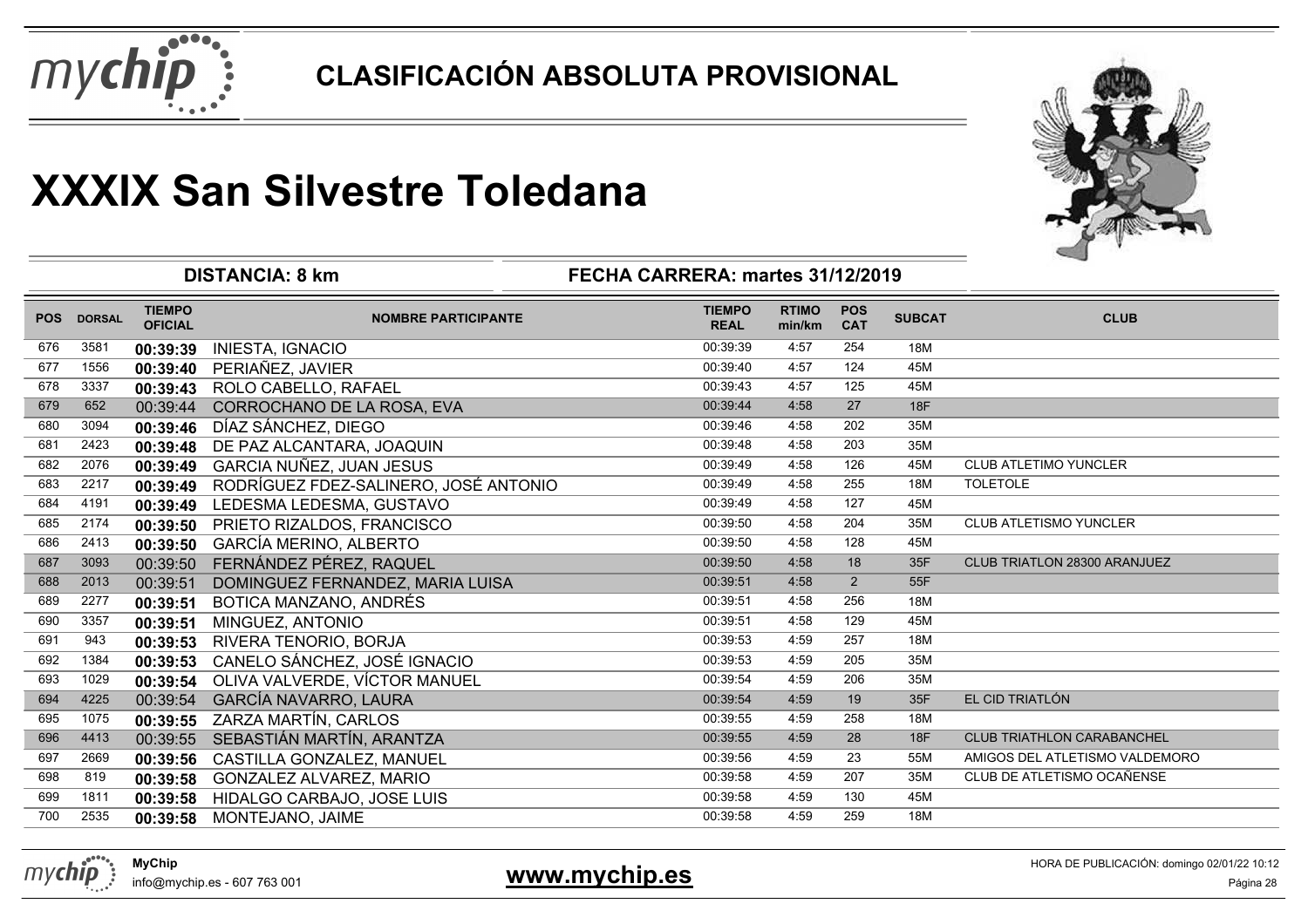# CLASIFICACIÓN ABSOLUTA PROVISIONAL

# XXXIX San Silvestre Toledana

**DISTANCIA: 8 km** — **FECHA CARRERA: martes 31/12/2019**

| POS | DORSAL | TIEMPO OFICIAL | NOMBRE PARTICIPANTE | TIEMPO REAL | RTIMO min/km | POS CAT | SUBCAT | CLUB |
|---|---|---|---|---|---|---|---|---|
| 676 | 3581 | 00:39:39 | INIESTA, IGNACIO | 00:39:39 | 4:57 | 254 | 18M | |
| 677 | 1556 | 00:39:40 | PERIAÑEZ, JAVIER | 00:39:40 | 4:57 | 124 | 45M | |
| 678 | 3337 | 00:39:43 | ROLO CABELLO, RAFAEL | 00:39:43 | 4:57 | 125 | 45M | |
| 679 | 652 | 00:39:44 | CORROCHANO DE LA ROSA, EVA | 00:39:44 | 4:58 | 27 | 18F | |
| 680 | 3094 | 00:39:46 | DÍAZ SÁNCHEZ, DIEGO | 00:39:46 | 4:58 | 202 | 35M | |
| 681 | 2423 | 00:39:48 | DE PAZ ALCANTARA, JOAQUIN | 00:39:48 | 4:58 | 203 | 35M | |
| 682 | 2076 | 00:39:49 | GARCIA NUÑEZ, JUAN JESUS | 00:39:49 | 4:58 | 126 | 45M | CLUB ATLETIMO YUNCLER |
| 683 | 2217 | 00:39:49 | RODRÍGUEZ FDEZ-SALINERO, JOSÉ ANTONIO | 00:39:49 | 4:58 | 255 | 18M | TOLETOLE |
| 684 | 4191 | 00:39:49 | LEDESMA LEDESMA, GUSTAVO | 00:39:49 | 4:58 | 127 | 45M | |
| 685 | 2174 | 00:39:50 | PRIETO RIZALDOS, FRANCISCO | 00:39:50 | 4:58 | 204 | 35M | CLUB ATLETISMO YUNCLER |
| 686 | 2413 | 00:39:50 | GARCÍA MERINO, ALBERTO | 00:39:50 | 4:58 | 128 | 45M | |
| 687 | 3093 | 00:39:50 | FERNÁNDEZ PÉREZ, RAQUEL | 00:39:50 | 4:58 | 18 | 35F | CLUB TRIATLON 28300 ARANJUEZ |
| 688 | 2013 | 00:39:51 | DOMINGUEZ FERNANDEZ, MARIA LUISA | 00:39:51 | 4:58 | 2 | 55F | |
| 689 | 2277 | 00:39:51 | BOTICA MANZANO, ANDRÉS | 00:39:51 | 4:58 | 256 | 18M | |
| 690 | 3357 | 00:39:51 | MINGUEZ, ANTONIO | 00:39:51 | 4:58 | 129 | 45M | |
| 691 | 943 | 00:39:53 | RIVERA TENORIO, BORJA | 00:39:53 | 4:59 | 257 | 18M | |
| 692 | 1384 | 00:39:53 | CANELO SÁNCHEZ, JOSÉ IGNACIO | 00:39:53 | 4:59 | 205 | 35M | |
| 693 | 1029 | 00:39:54 | OLIVA VALVERDE, VÍCTOR MANUEL | 00:39:54 | 4:59 | 206 | 35M | |
| 694 | 4225 | 00:39:54 | GARCÍA NAVARRO, LAURA | 00:39:54 | 4:59 | 19 | 35F | EL CID TRIATLÓN |
| 695 | 1075 | 00:39:55 | ZARZA MARTÍN, CARLOS | 00:39:55 | 4:59 | 258 | 18M | |
| 696 | 4413 | 00:39:55 | SEBASTIÁN MARTÍN, ARANTZA | 00:39:55 | 4:59 | 28 | 18F | CLUB TRIATHLON CARABANCHEL |
| 697 | 2669 | 00:39:56 | CASTILLA GONZALEZ, MANUEL | 00:39:56 | 4:59 | 23 | 55M | AMIGOS DEL ATLETISMO VALDEMORO |
| 698 | 819 | 00:39:58 | GONZALEZ ALVAREZ, MARIO | 00:39:58 | 4:59 | 207 | 35M | CLUB DE ATLETISMO OCAÑENSE |
| 699 | 1811 | 00:39:58 | HIDALGO CARBAJO, JOSE LUIS | 00:39:58 | 4:59 | 130 | 45M | |
| 700 | 2535 | 00:39:58 | MONTEJANO, JAIME | 00:39:58 | 4:59 | 259 | 18M | |

**MyChip**
info@mychip.es - 607 763 001

**www.mychip.es**

HORA DE PUBLICACIÓN: domingo 02/01/22 10:12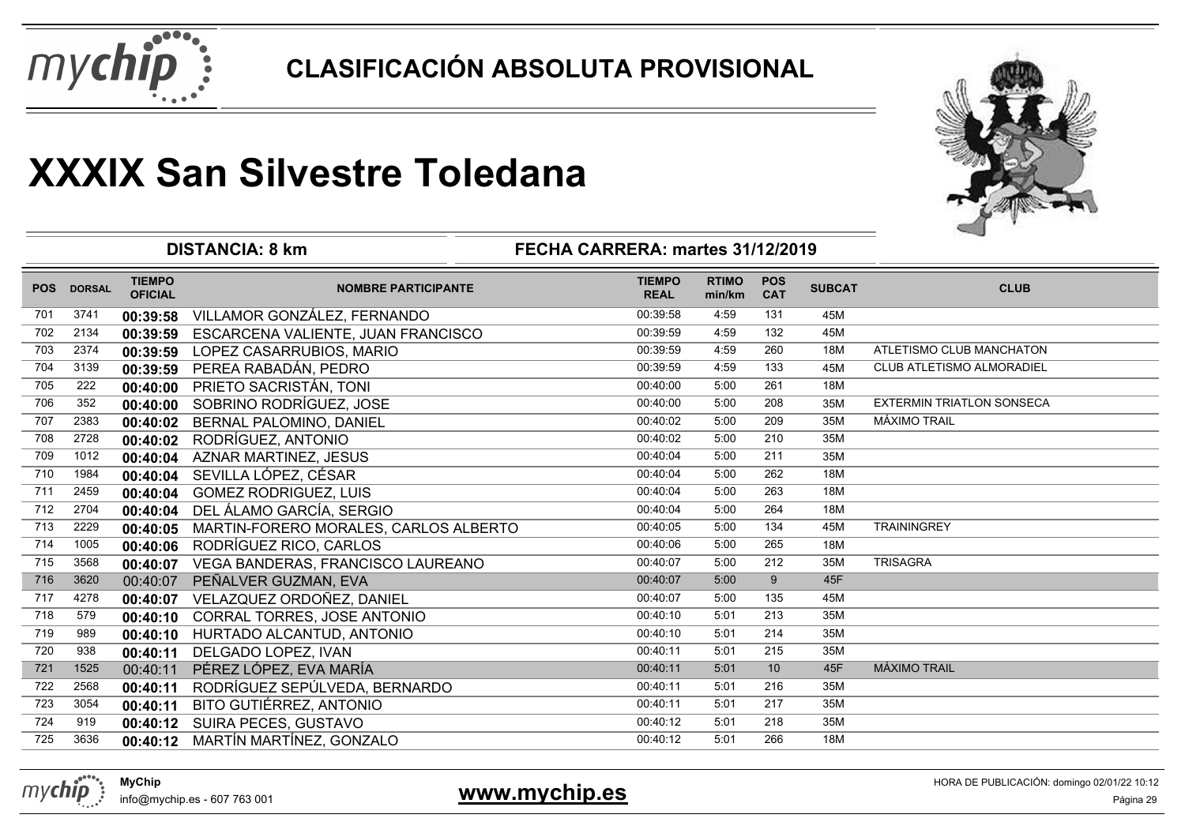# CLASIFICACIÓN ABSOLUTA PROVISIONAL

# XXXIX San Silvestre Toledana

**DISTANCIA: 8 km** | **FECHA CARRERA: martes 31/12/2019**

| POS | DORSAL | TIEMPO OFICIAL | NOMBRE PARTICIPANTE | TIEMPO REAL | RTIMO min/km | POS CAT | SUBCAT | CLUB |
|---|---|---|---|---|---|---|---|---|
| 701 | 3741 | **00:39:58** | VILLAMOR GONZÁLEZ, FERNANDO | 00:39:58 | 4:59 | 131 | 45M | |
| 702 | 2134 | **00:39:59** | ESCARCENA VALIENTE, JUAN FRANCISCO | 00:39:59 | 4:59 | 132 | 45M | |
| 703 | 2374 | **00:39:59** | LOPEZ CASARRUBIOS, MARIO | 00:39:59 | 4:59 | 260 | 18M | ATLETISMO CLUB MANCHATON |
| 704 | 3139 | **00:39:59** | PEREA RABADÁN, PEDRO | 00:39:59 | 4:59 | 133 | 45M | CLUB ATLETISMO ALMORADIEL |
| 705 | 222 | **00:40:00** | PRIETO SACRISTÁN, TONI | 00:40:00 | 5:00 | 261 | 18M | |
| 706 | 352 | **00:40:00** | SOBRINO RODRÍGUEZ, JOSE | 00:40:00 | 5:00 | 208 | 35M | EXTERMIN TRIATLON SONSECA |
| 707 | 2383 | **00:40:02** | BERNAL PALOMINO, DANIEL | 00:40:02 | 5:00 | 209 | 35M | MÁXIMO TRAIL |
| 708 | 2728 | **00:40:02** | RODRÍGUEZ, ANTONIO | 00:40:02 | 5:00 | 210 | 35M | |
| 709 | 1012 | **00:40:04** | AZNAR MARTINEZ, JESUS | 00:40:04 | 5:00 | 211 | 35M | |
| 710 | 1984 | **00:40:04** | SEVILLA LÓPEZ, CÉSAR | 00:40:04 | 5:00 | 262 | 18M | |
| 711 | 2459 | **00:40:04** | GOMEZ RODRIGUEZ, LUIS | 00:40:04 | 5:00 | 263 | 18M | |
| 712 | 2704 | **00:40:04** | DEL ÁLAMO GARCÍA, SERGIO | 00:40:04 | 5:00 | 264 | 18M | |
| 713 | 2229 | **00:40:05** | MARTIN-FORERO MORALES, CARLOS ALBERTO | 00:40:05 | 5:00 | 134 | 45M | TRAININGREY |
| 714 | 1005 | **00:40:06** | RODRÍGUEZ RICO, CARLOS | 00:40:06 | 5:00 | 265 | 18M | |
| 715 | 3568 | **00:40:07** | VEGA BANDERAS, FRANCISCO LAUREANO | 00:40:07 | 5:00 | 212 | 35M | TRISAGRA |
| 716 | 3620 | 00:40:07 | PEÑALVER GUZMAN, EVA | 00:40:07 | 5:00 | 9 | 45F | |
| 717 | 4278 | **00:40:07** | VELAZQUEZ ORDOÑEZ, DANIEL | 00:40:07 | 5:00 | 135 | 45M | |
| 718 | 579 | **00:40:10** | CORRAL TORRES, JOSE ANTONIO | 00:40:10 | 5:01 | 213 | 35M | |
| 719 | 989 | **00:40:10** | HURTADO ALCANTUD, ANTONIO | 00:40:10 | 5:01 | 214 | 35M | |
| 720 | 938 | **00:40:11** | DELGADO LOPEZ, IVAN | 00:40:11 | 5:01 | 215 | 35M | |
| 721 | 1525 | 00:40:11 | PÉREZ LÓPEZ, EVA MARÍA | 00:40:11 | 5:01 | 10 | 45F | MÁXIMO TRAIL |
| 722 | 2568 | **00:40:11** | RODRÍGUEZ SEPÚLVEDA, BERNARDO | 00:40:11 | 5:01 | 216 | 35M | |
| 723 | 3054 | **00:40:11** | BITO GUTIÉRREZ, ANTONIO | 00:40:11 | 5:01 | 217 | 35M | |
| 724 | 919 | **00:40:12** | SUIRA PECES, GUSTAVO | 00:40:12 | 5:01 | 218 | 35M | |
| 725 | 3636 | **00:40:12** | MARTÍN MARTÍNEZ, GONZALO | 00:40:12 | 5:01 | 266 | 18M | |

**MyChip**
info@mychip.es - 607 763 001

**www.mychip.es**

HORA DE PUBLICACIÓN: domingo 02/01/22 10:12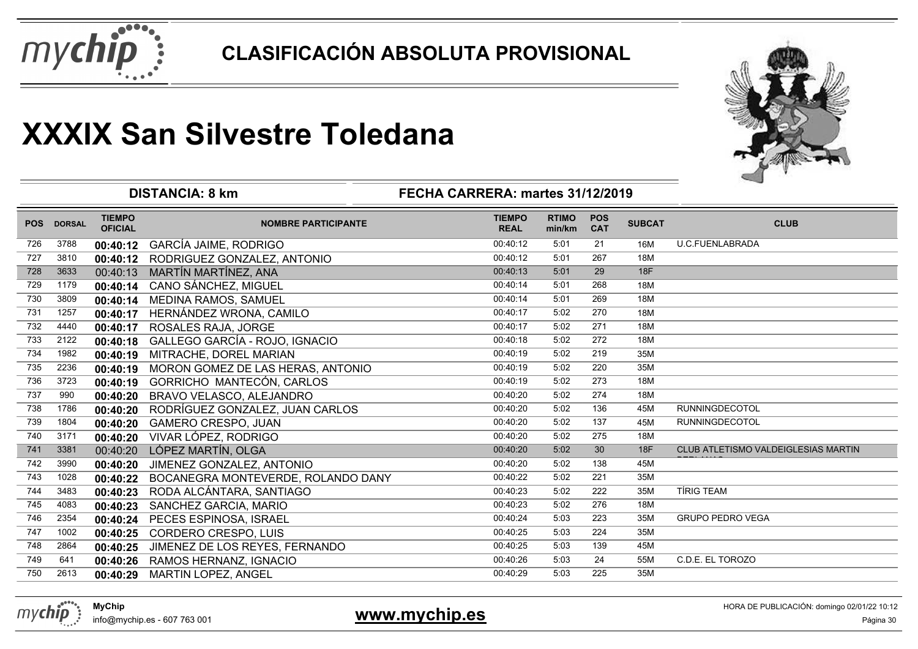# CLASIFICACIÓN ABSOLUTA PROVISIONAL

# XXXIX San Silvestre Toledana

**DISTANCIA: 8 km** **FECHA CARRERA: martes 31/12/2019**

| POS | DORSAL | TIEMPO OFICIAL | NOMBRE PARTICIPANTE | TIEMPO REAL | RTIMO min/km | POS CAT | SUBCAT | CLUB |
|---|---|---|---|---|---|---|---|---|
| 726 | 3788 | **00:40:12** | GARCÍA JAIME, RODRIGO | 00:40:12 | 5:01 | 21 | 16M | U.C.FUENLABRADA |
| 727 | 3810 | **00:40:12** | RODRIGUEZ GONZALEZ, ANTONIO | 00:40:12 | 5:01 | 267 | 18M | |
| 728 | 3633 | 00:40:13 | MARTÍN MARTÍNEZ, ANA | 00:40:13 | 5:01 | 29 | 18F | |
| 729 | 1179 | **00:40:14** | CANO SÁNCHEZ, MIGUEL | 00:40:14 | 5:01 | 268 | 18M | |
| 730 | 3809 | **00:40:14** | MEDINA RAMOS, SAMUEL | 00:40:14 | 5:01 | 269 | 18M | |
| 731 | 1257 | **00:40:17** | HERNÁNDEZ WRONA, CAMILO | 00:40:17 | 5:02 | 270 | 18M | |
| 732 | 4440 | **00:40:17** | ROSALES RAJA, JORGE | 00:40:17 | 5:02 | 271 | 18M | |
| 733 | 2122 | **00:40:18** | GALLEGO GARCÍA - ROJO, IGNACIO | 00:40:18 | 5:02 | 272 | 18M | |
| 734 | 1982 | **00:40:19** | MITRACHE, DOREL MARIAN | 00:40:19 | 5:02 | 219 | 35M | |
| 735 | 2236 | **00:40:19** | MORON GOMEZ DE LAS HERAS, ANTONIO | 00:40:19 | 5:02 | 220 | 35M | |
| 736 | 3723 | **00:40:19** | GORRICHO MANTECÓN, CARLOS | 00:40:19 | 5:02 | 273 | 18M | |
| 737 | 990 | **00:40:20** | BRAVO VELASCO, ALEJANDRO | 00:40:20 | 5:02 | 274 | 18M | |
| 738 | 1786 | **00:40:20** | RODRÍGUEZ GONZALEZ, JUAN CARLOS | 00:40:20 | 5:02 | 136 | 45M | RUNNINGDECOTOL |
| 739 | 1804 | **00:40:20** | GAMERO CRESPO, JUAN | 00:40:20 | 5:02 | 137 | 45M | RUNNINGDECOTOL |
| 740 | 3171 | **00:40:20** | VIVAR LÓPEZ, RODRIGO | 00:40:20 | 5:02 | 275 | 18M | |
| 741 | 3381 | 00:40:20 | LÓPEZ MARTÍN, OLGA | 00:40:20 | 5:02 | 30 | 18F | CLUB ATLETISMO VALDEIGLESIAS MARTIN PELAYOS |
| 742 | 3990 | **00:40:20** | JIMENEZ GONZALEZ, ANTONIO | 00:40:20 | 5:02 | 138 | 45M | |
| 743 | 1028 | **00:40:22** | BOCANEGRA MONTEVERDE, ROLANDO DANY | 00:40:22 | 5:02 | 221 | 35M | |
| 744 | 3483 | **00:40:23** | RODA ALCÁNTARA, SANTIAGO | 00:40:23 | 5:02 | 222 | 35M | TÍRIG TEAM |
| 745 | 4083 | **00:40:23** | SANCHEZ GARCIA, MARIO | 00:40:23 | 5:02 | 276 | 18M | |
| 746 | 2354 | **00:40:24** | PECES ESPINOSA, ISRAEL | 00:40:24 | 5:03 | 223 | 35M | GRUPO PEDRO VEGA |
| 747 | 1002 | **00:40:25** | CORDERO CRESPO, LUIS | 00:40:25 | 5:03 | 224 | 35M | |
| 748 | 2864 | **00:40:25** | JIMENEZ DE LOS REYES, FERNANDO | 00:40:25 | 5:03 | 139 | 45M | |
| 749 | 641 | **00:40:26** | RAMOS HERNANZ, IGNACIO | 00:40:26 | 5:03 | 24 | 55M | C.D.E. EL TOROZO |
| 750 | 2613 | **00:40:29** | MARTIN LOPEZ, ANGEL | 00:40:29 | 5:03 | 225 | 35M | |

**MyChip**
info@mychip.es - 607 763 001

**www.mychip.es**

HORA DE PUBLICACIÓN: domingo 02/01/22 10:12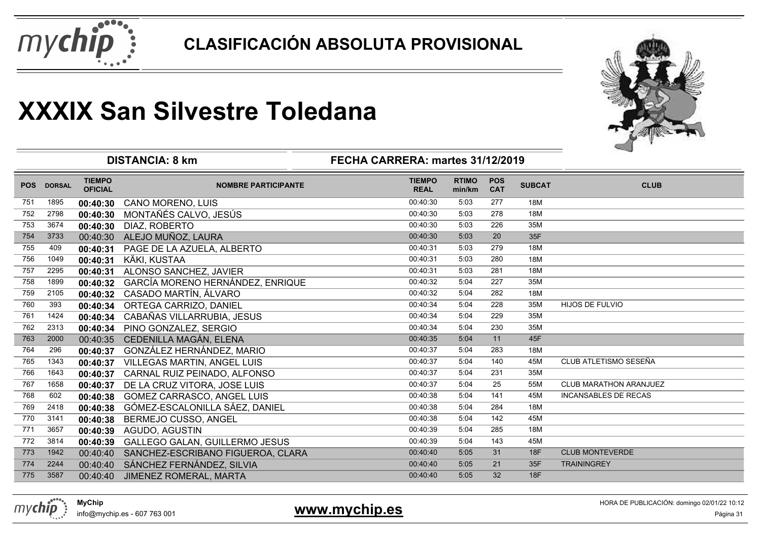# CLASIFICACIÓN ABSOLUTA PROVISIONAL

# XXXIX San Silvestre Toledana

**DISTANCIA: 8 km** — **FECHA CARRERA: martes 31/12/2019**

| POS | DORSAL | TIEMPO OFICIAL | NOMBRE PARTICIPANTE | TIEMPO REAL | RTIMO min/km | POS CAT | SUBCAT | CLUB |
|---|---|---|---|---|---|---|---|---|
| 751 | 1895 | **00:40:30** | CANO MORENO, LUIS | 00:40:30 | 5:03 | 277 | 18M | |
| 752 | 2798 | **00:40:30** | MONTAÑÉS CALVO, JESÚS | 00:40:30 | 5:03 | 278 | 18M | |
| 753 | 3674 | **00:40:30** | DIAZ, ROBERTO | 00:40:30 | 5:03 | 226 | 35M | |
| 754 | 3733 | 00:40:30 | ALEJO MUÑOZ, LAURA | 00:40:30 | 5:03 | 20 | 35F | |
| 755 | 409 | **00:40:31** | PAGE DE LA AZUELA, ALBERTO | 00:40:31 | 5:03 | 279 | 18M | |
| 756 | 1049 | **00:40:31** | KÄKI, KUSTAA | 00:40:31 | 5:03 | 280 | 18M | |
| 757 | 2295 | **00:40:31** | ALONSO SANCHEZ, JAVIER | 00:40:31 | 5:03 | 281 | 18M | |
| 758 | 1899 | **00:40:32** | GARCÍA MORENO HERNÁNDEZ, ENRIQUE | 00:40:32 | 5:04 | 227 | 35M | |
| 759 | 2105 | **00:40:32** | CASADO MARTÍN, ÁLVARO | 00:40:32 | 5:04 | 282 | 18M | |
| 760 | 393 | **00:40:34** | ORTEGA CARRIZO, DANIEL | 00:40:34 | 5:04 | 228 | 35M | HIJOS DE FULVIO |
| 761 | 1424 | **00:40:34** | CABAÑAS VILLARRUBIA, JESUS | 00:40:34 | 5:04 | 229 | 35M | |
| 762 | 2313 | **00:40:34** | PINO GONZALEZ, SERGIO | 00:40:34 | 5:04 | 230 | 35M | |
| 763 | 2000 | 00:40:35 | CEDENILLA MAGÁN, ELENA | 00:40:35 | 5:04 | 11 | 45F | |
| 764 | 296 | **00:40:37** | GONZÁLEZ HERNÁNDEZ, MARIO | 00:40:37 | 5:04 | 283 | 18M | |
| 765 | 1343 | **00:40:37** | VILLEGAS MARTIN, ANGEL LUIS | 00:40:37 | 5:04 | 140 | 45M | CLUB ATLETISMO SESEÑA |
| 766 | 1643 | **00:40:37** | CARNAL RUIZ PEINADO, ALFONSO | 00:40:37 | 5:04 | 231 | 35M | |
| 767 | 1658 | **00:40:37** | DE LA CRUZ VITORA, JOSE LUIS | 00:40:37 | 5:04 | 25 | 55M | CLUB MARATHON ARANJUEZ |
| 768 | 602 | **00:40:38** | GOMEZ CARRASCO, ANGEL LUIS | 00:40:38 | 5:04 | 141 | 45M | INCANSABLES DE RECAS |
| 769 | 2418 | **00:40:38** | GÓMEZ-ESCALONILLA SÁEZ, DANIEL | 00:40:38 | 5:04 | 284 | 18M | |
| 770 | 3141 | **00:40:38** | BERMEJO CUSSO, ANGEL | 00:40:38 | 5:04 | 142 | 45M | |
| 771 | 3657 | **00:40:39** | AGUDO, AGUSTIN | 00:40:39 | 5:04 | 285 | 18M | |
| 772 | 3814 | **00:40:39** | GALLEGO GALAN, GUILLERMO JESUS | 00:40:39 | 5:04 | 143 | 45M | |
| 773 | 1942 | 00:40:40 | SANCHEZ-ESCRIBANO FIGUEROA, CLARA | 00:40:40 | 5:05 | 31 | 18F | CLUB MONTEVERDE |
| 774 | 2244 | 00:40:40 | SÁNCHEZ FERNÁNDEZ, SILVIA | 00:40:40 | 5:05 | 21 | 35F | TRAININGREY |
| 775 | 3587 | 00:40:40 | JIMENEZ ROMERAL, MARTA | 00:40:40 | 5:05 | 32 | 18F | |

**MyChip**
info@mychip.es - 607 763 001

**www.mychip.es**

HORA DE PUBLICACIÓN: domingo 02/01/22 10:12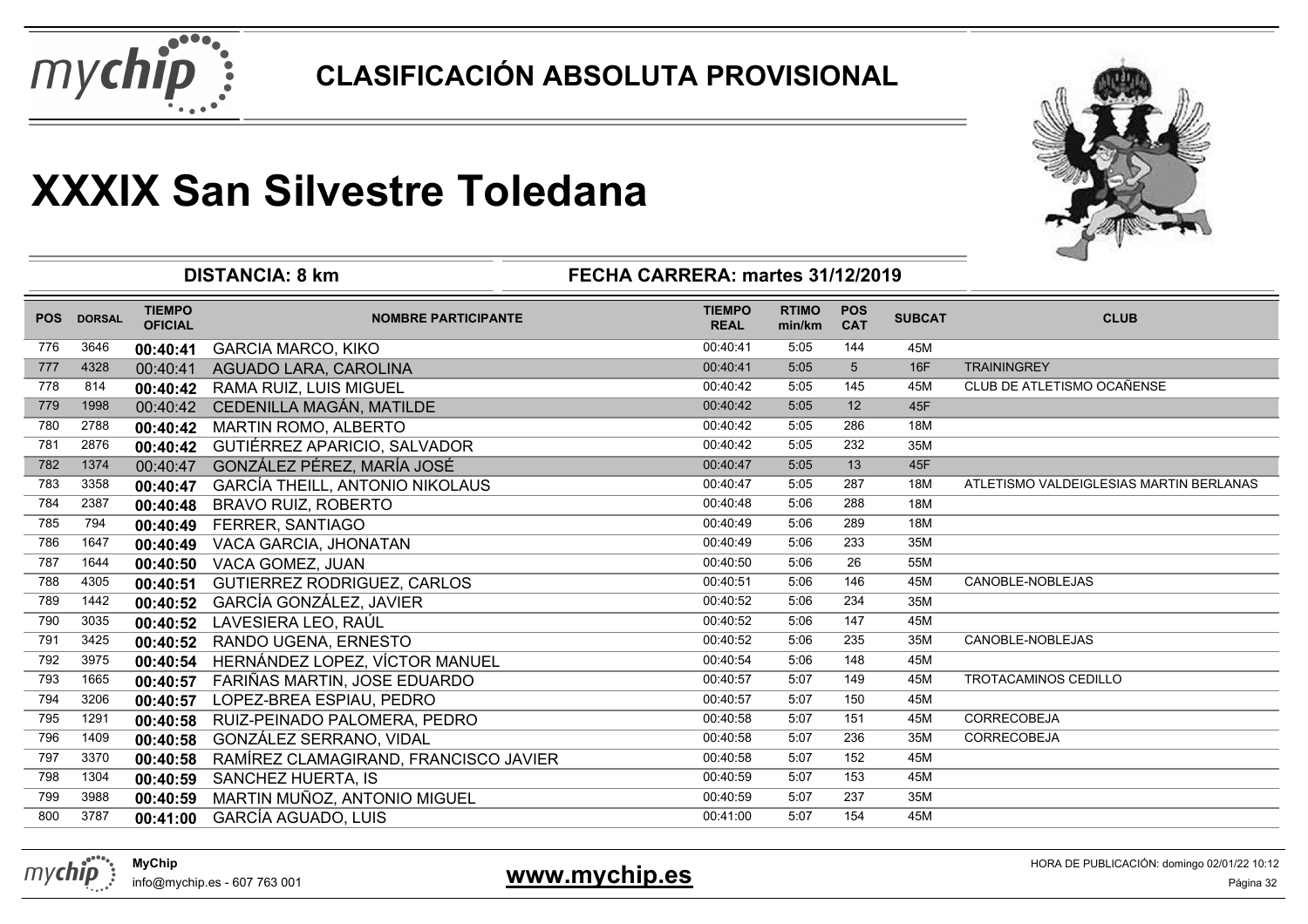# CLASIFICACIÓN ABSOLUTA PROVISIONAL

# XXXIX San Silvestre Toledana

**DISTANCIA: 8 km** | **FECHA CARRERA: martes 31/12/2019**

| POS | DORSAL | TIEMPO OFICIAL | NOMBRE PARTICIPANTE | TIEMPO REAL | RTIMO min/km | POS CAT | SUBCAT | CLUB |
|---|---|---|---|---|---|---|---|---|
| 776 | 3646 | **00:40:41** | GARCIA MARCO, KIKO | 00:40:41 | 5:05 | 144 | 45M | |
| 777 | 4328 | 00:40:41 | AGUADO LARA, CAROLINA | 00:40:41 | 5:05 | 5 | 16F | TRAININGREY |
| 778 | 814 | **00:40:42** | RAMA RUIZ, LUIS MIGUEL | 00:40:42 | 5:05 | 145 | 45M | CLUB DE ATLETISMO OCAÑENSE |
| 779 | 1998 | 00:40:42 | CEDENILLA MAGÁN, MATILDE | 00:40:42 | 5:05 | 12 | 45F | |
| 780 | 2788 | **00:40:42** | MARTIN ROMO, ALBERTO | 00:40:42 | 5:05 | 286 | 18M | |
| 781 | 2876 | **00:40:42** | GUTIÉRREZ APARICIO, SALVADOR | 00:40:42 | 5:05 | 232 | 35M | |
| 782 | 1374 | 00:40:47 | GONZÁLEZ PÉREZ, MARÍA JOSÉ | 00:40:47 | 5:05 | 13 | 45F | |
| 783 | 3358 | **00:40:47** | GARCÍA THEILL, ANTONIO NIKOLAUS | 00:40:47 | 5:05 | 287 | 18M | ATLETISMO VALDEIGLESIAS MARTIN BERLANAS |
| 784 | 2387 | **00:40:48** | BRAVO RUIZ, ROBERTO | 00:40:48 | 5:06 | 288 | 18M | |
| 785 | 794 | **00:40:49** | FERRER, SANTIAGO | 00:40:49 | 5:06 | 289 | 18M | |
| 786 | 1647 | **00:40:49** | VACA GARCIA, JHONATAN | 00:40:49 | 5:06 | 233 | 35M | |
| 787 | 1644 | **00:40:50** | VACA GOMEZ, JUAN | 00:40:50 | 5:06 | 26 | 55M | |
| 788 | 4305 | **00:40:51** | GUTIERREZ RODRIGUEZ, CARLOS | 00:40:51 | 5:06 | 146 | 45M | CANOBLE-NOBLEJAS |
| 789 | 1442 | **00:40:52** | GARCÍA GONZÁLEZ, JAVIER | 00:40:52 | 5:06 | 234 | 35M | |
| 790 | 3035 | **00:40:52** | LAVESIERA LEO, RAÚL | 00:40:52 | 5:06 | 147 | 45M | |
| 791 | 3425 | **00:40:52** | RANDO UGENA, ERNESTO | 00:40:52 | 5:06 | 235 | 35M | CANOBLE-NOBLEJAS |
| 792 | 3975 | **00:40:54** | HERNÁNDEZ LOPEZ, VÍCTOR MANUEL | 00:40:54 | 5:06 | 148 | 45M | |
| 793 | 1665 | **00:40:57** | FARIÑAS MARTIN, JOSE EDUARDO | 00:40:57 | 5:07 | 149 | 45M | TROTACAMINOS CEDILLO |
| 794 | 3206 | **00:40:57** | LOPEZ-BREA ESPIAU, PEDRO | 00:40:57 | 5:07 | 150 | 45M | |
| 795 | 1291 | **00:40:58** | RUIZ-PEINADO PALOMERA, PEDRO | 00:40:58 | 5:07 | 151 | 45M | CORRECOBEJA |
| 796 | 1409 | **00:40:58** | GONZÁLEZ SERRANO, VIDAL | 00:40:58 | 5:07 | 236 | 35M | CORRECOBEJA |
| 797 | 3370 | **00:40:58** | RAMÍREZ CLAMAGIRAND, FRANCISCO JAVIER | 00:40:58 | 5:07 | 152 | 45M | |
| 798 | 1304 | **00:40:59** | SANCHEZ HUERTA, IS | 00:40:59 | 5:07 | 153 | 45M | |
| 799 | 3988 | **00:40:59** | MARTIN MUÑOZ, ANTONIO MIGUEL | 00:40:59 | 5:07 | 237 | 35M | |
| 800 | 3787 | **00:41:00** | GARCÍA AGUADO, LUIS | 00:41:00 | 5:07 | 154 | 45M | |

MyChip
info@mychip.es - 607 763 001

**www.mychip.es**

HORA DE PUBLICACIÓN: domingo 02/01/22 10:12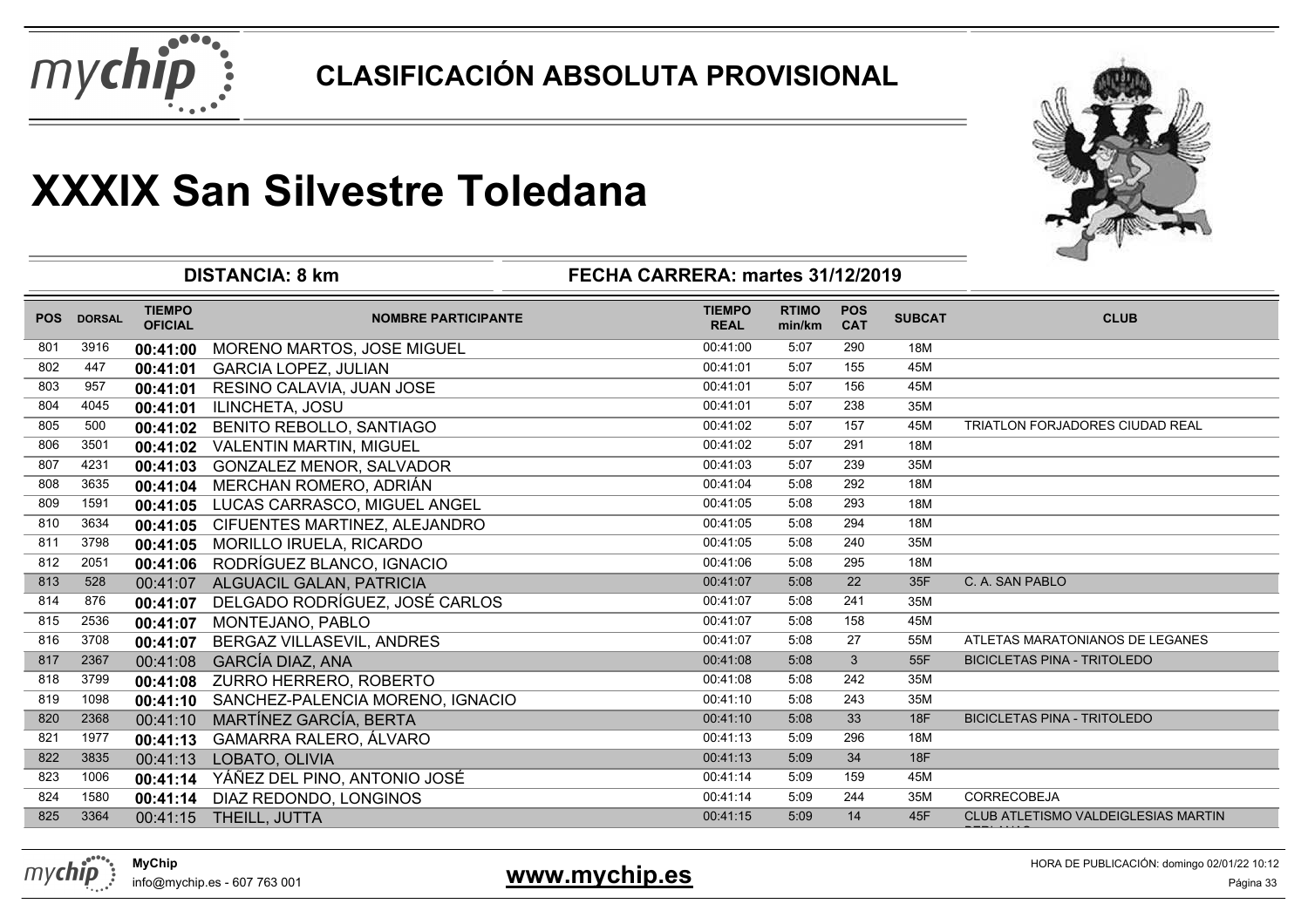# CLASIFICACIÓN ABSOLUTA PROVISIONAL

# XXXIX San Silvestre Toledana

**DISTANCIA: 8 km** | **FECHA CARRERA: martes 31/12/2019**

| POS | DORSAL | TIEMPO OFICIAL | NOMBRE PARTICIPANTE | TIEMPO REAL | RTIMO min/km | POS CAT | SUBCAT | CLUB |
|---|---|---|---|---|---|---|---|---|
| 801 | 3916 | **00:41:00** | MORENO MARTOS, JOSE MIGUEL | 00:41:00 | 5:07 | 290 | 18M | |
| 802 | 447 | **00:41:01** | GARCIA LOPEZ, JULIAN | 00:41:01 | 5:07 | 155 | 45M | |
| 803 | 957 | **00:41:01** | RESINO CALAVIA, JUAN JOSE | 00:41:01 | 5:07 | 156 | 45M | |
| 804 | 4045 | **00:41:01** | ILINCHETA, JOSU | 00:41:01 | 5:07 | 238 | 35M | |
| 805 | 500 | **00:41:02** | BENITO REBOLLO, SANTIAGO | 00:41:02 | 5:07 | 157 | 45M | TRIATLON FORJADORES CIUDAD REAL |
| 806 | 3501 | **00:41:02** | VALENTIN MARTIN, MIGUEL | 00:41:02 | 5:07 | 291 | 18M | |
| 807 | 4231 | **00:41:03** | GONZALEZ MENOR, SALVADOR | 00:41:03 | 5:07 | 239 | 35M | |
| 808 | 3635 | **00:41:04** | MERCHAN ROMERO, ADRIÁN | 00:41:04 | 5:08 | 292 | 18M | |
| 809 | 1591 | **00:41:05** | LUCAS CARRASCO, MIGUEL ANGEL | 00:41:05 | 5:08 | 293 | 18M | |
| 810 | 3634 | **00:41:05** | CIFUENTES MARTINEZ, ALEJANDRO | 00:41:05 | 5:08 | 294 | 18M | |
| 811 | 3798 | **00:41:05** | MORILLO IRUELA, RICARDO | 00:41:05 | 5:08 | 240 | 35M | |
| 812 | 2051 | **00:41:06** | RODRÍGUEZ BLANCO, IGNACIO | 00:41:06 | 5:08 | 295 | 18M | |
| 813 | 528 | 00:41:07 | ALGUACIL GALAN, PATRICIA | 00:41:07 | 5:08 | 22 | 35F | C. A. SAN PABLO |
| 814 | 876 | **00:41:07** | DELGADO RODRÍGUEZ, JOSÉ CARLOS | 00:41:07 | 5:08 | 241 | 35M | |
| 815 | 2536 | **00:41:07** | MONTEJANO, PABLO | 00:41:07 | 5:08 | 158 | 45M | |
| 816 | 3708 | **00:41:07** | BERGAZ VILLASEVIL, ANDRES | 00:41:07 | 5:08 | 27 | 55M | ATLETAS MARATONIANOS DE LEGANES |
| 817 | 2367 | 00:41:08 | GARCÍA DIAZ, ANA | 00:41:08 | 5:08 | 3 | 55F | BICICLETAS PINA - TRITOLEDO |
| 818 | 3799 | **00:41:08** | ZURRO HERRERO, ROBERTO | 00:41:08 | 5:08 | 242 | 35M | |
| 819 | 1098 | **00:41:10** | SANCHEZ-PALENCIA MORENO, IGNACIO | 00:41:10 | 5:08 | 243 | 35M | |
| 820 | 2368 | 00:41:10 | MARTÍNEZ GARCÍA, BERTA | 00:41:10 | 5:08 | 33 | 18F | BICICLETAS PINA - TRITOLEDO |
| 821 | 1977 | **00:41:13** | GAMARRA RALERO, ÁLVARO | 00:41:13 | 5:09 | 296 | 18M | |
| 822 | 3835 | 00:41:13 | LOBATO, OLIVIA | 00:41:13 | 5:09 | 34 | 18F | |
| 823 | 1006 | **00:41:14** | YÁÑEZ DEL PINO, ANTONIO JOSÉ | 00:41:14 | 5:09 | 159 | 45M | |
| 824 | 1580 | **00:41:14** | DIAZ REDONDO, LONGINOS | 00:41:14 | 5:09 | 244 | 35M | CORRECOBEJA |
| 825 | 3364 | 00:41:15 | THEILL, JUTTA | 00:41:15 | 5:09 | 14 | 45F | CLUB ATLETISMO VALDEIGLESIAS MARTIN PELAYAS |

MyChip
info@mychip.es - 607 763 001

www.mychip.es

HORA DE PUBLICACIÓN: domingo 02/01/22 10:12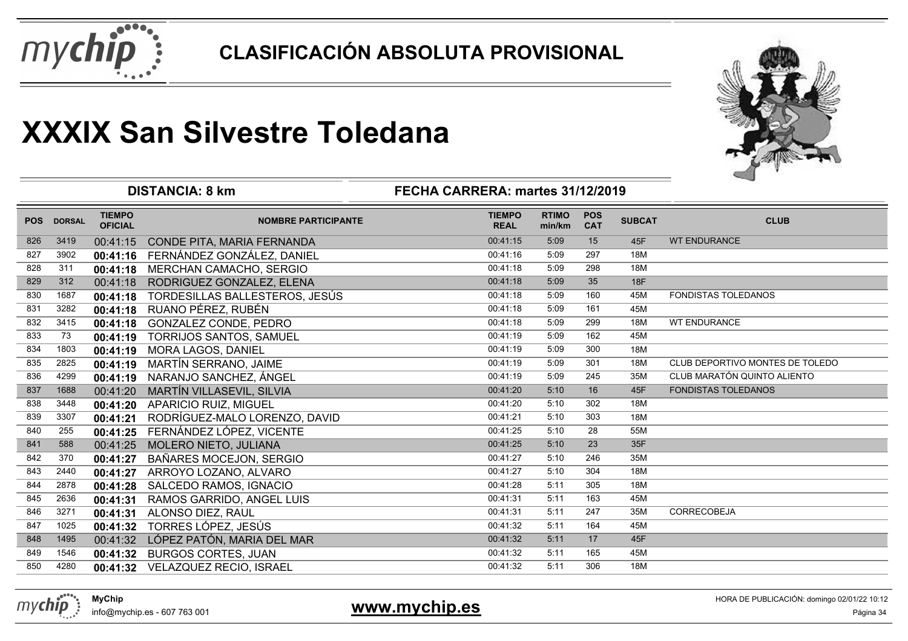# CLASIFICACIÓN ABSOLUTA PROVISIONAL

# XXXIX San Silvestre Toledana

**DISTANCIA: 8 km** | **FECHA CARRERA: martes 31/12/2019**

| POS | DORSAL | TIEMPO OFICIAL | NOMBRE PARTICIPANTE | TIEMPO REAL | RTIMO min/km | POS CAT | SUBCAT | CLUB |
|---|---|---|---|---|---|---|---|---|
| 826 | 3419 | 00:41:15 | CONDE PITA, MARIA FERNANDA | 00:41:15 | 5:09 | 15 | 45F | WT ENDURANCE |
| 827 | 3902 | **00:41:16** | FERNÁNDEZ GONZÁLEZ, DANIEL | 00:41:16 | 5:09 | 297 | 18M | |
| 828 | 311 | **00:41:18** | MERCHAN CAMACHO, SERGIO | 00:41:18 | 5:09 | 298 | 18M | |
| 829 | 312 | 00:41:18 | RODRIGUEZ GONZALEZ, ELENA | 00:41:18 | 5:09 | 35 | 18F | |
| 830 | 1687 | **00:41:18** | TORDESILLAS BALLESTEROS, JESÚS | 00:41:18 | 5:09 | 160 | 45M | FONDISTAS TOLEDANOS |
| 831 | 3282 | **00:41:18** | RUANO PÉREZ, RUBÉN | 00:41:18 | 5:09 | 161 | 45M | |
| 832 | 3415 | **00:41:18** | GONZALEZ CONDE, PEDRO | 00:41:18 | 5:09 | 299 | 18M | WT ENDURANCE |
| 833 | 73 | **00:41:19** | TORRIJOS SANTOS, SAMUEL | 00:41:19 | 5:09 | 162 | 45M | |
| 834 | 1803 | **00:41:19** | MORA LAGOS, DANIEL | 00:41:19 | 5:09 | 300 | 18M | |
| 835 | 2825 | **00:41:19** | MARTÍN SERRANO, JAIME | 00:41:19 | 5:09 | 301 | 18M | CLUB DEPORTIVO MONTES DE TOLEDO |
| 836 | 4299 | **00:41:19** | NARANJO SANCHEZ, ÁNGEL | 00:41:19 | 5:09 | 245 | 35M | CLUB MARATÓN QUINTO ALIENTO |
| 837 | 1688 | 00:41:20 | MARTÍN VILLASEVIL, SILVIA | 00:41:20 | 5:10 | 16 | 45F | FONDISTAS TOLEDANOS |
| 838 | 3448 | **00:41:20** | APARICIO RUIZ, MIGUEL | 00:41:20 | 5:10 | 302 | 18M | |
| 839 | 3307 | **00:41:21** | RODRÍGUEZ-MALO LORENZO, DAVID | 00:41:21 | 5:10 | 303 | 18M | |
| 840 | 255 | **00:41:25** | FERNÁNDEZ LÓPEZ, VICENTE | 00:41:25 | 5:10 | 28 | 55M | |
| 841 | 588 | 00:41:25 | MOLERO NIETO, JULIANA | 00:41:25 | 5:10 | 23 | 35F | |
| 842 | 370 | **00:41:27** | BAÑARES MOCEJON, SERGIO | 00:41:27 | 5:10 | 246 | 35M | |
| 843 | 2440 | **00:41:27** | ARROYO LOZANO, ALVARO | 00:41:27 | 5:10 | 304 | 18M | |
| 844 | 2878 | **00:41:28** | SALCEDO RAMOS, IGNACIO | 00:41:28 | 5:11 | 305 | 18M | |
| 845 | 2636 | **00:41:31** | RAMOS GARRIDO, ANGEL LUIS | 00:41:31 | 5:11 | 163 | 45M | |
| 846 | 3271 | **00:41:31** | ALONSO DIEZ, RAUL | 00:41:31 | 5:11 | 247 | 35M | CORRECOBEJA |
| 847 | 1025 | **00:41:32** | TORRES LÓPEZ, JESÚS | 00:41:32 | 5:11 | 164 | 45M | |
| 848 | 1495 | 00:41:32 | LÓPEZ PATÓN, MARIA DEL MAR | 00:41:32 | 5:11 | 17 | 45F | |
| 849 | 1546 | **00:41:32** | BURGOS CORTES, JUAN | 00:41:32 | 5:11 | 165 | 45M | |
| 850 | 4280 | **00:41:32** | VELAZQUEZ RECIO, ISRAEL | 00:41:32 | 5:11 | 306 | 18M | |

**MyChip**
info@mychip.es - 607 763 001

**www.mychip.es**

HORA DE PUBLICACIÓN: domingo 02/01/22 10:12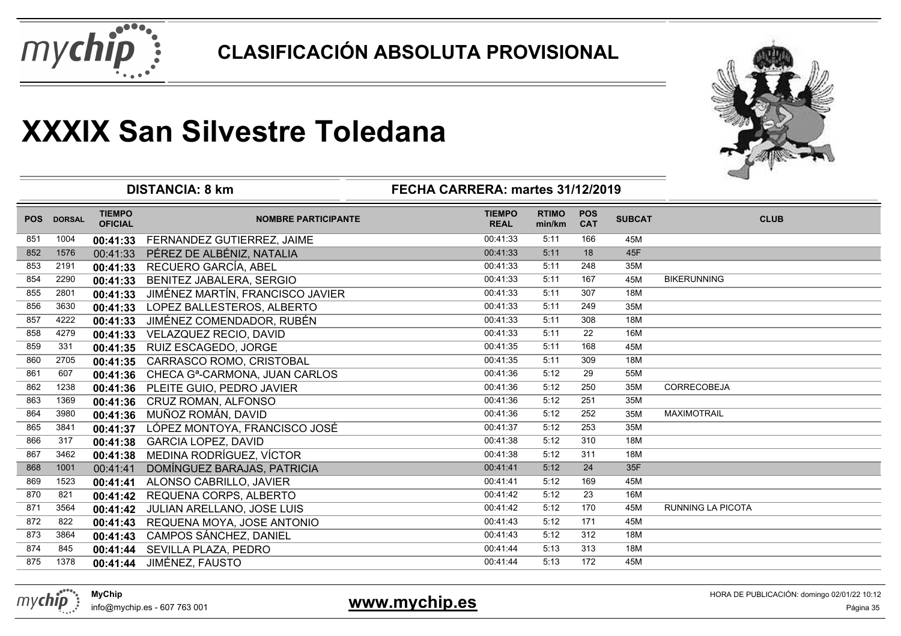# CLASIFICACIÓN ABSOLUTA PROVISIONAL

# XXXIX San Silvestre Toledana

**DISTANCIA: 8 km** **FECHA CARRERA: martes 31/12/2019**

| POS | DORSAL | TIEMPO OFICIAL | NOMBRE PARTICIPANTE | TIEMPO REAL | RTIMO min/km | POS CAT | SUBCAT | CLUB |
|---|---|---|---|---|---|---|---|---|
| 851 | 1004 | **00:41:33** | FERNANDEZ GUTIERREZ, JAIME | 00:41:33 | 5:11 | 166 | 45M | |
| 852 | 1576 | 00:41:33 | PÉREZ DE ALBÉNIZ, NATALIA | 00:41:33 | 5:11 | 18 | 45F | |
| 853 | 2191 | **00:41:33** | RECUERO GARCÍA, ABEL | 00:41:33 | 5:11 | 248 | 35M | |
| 854 | 2290 | **00:41:33** | BENITEZ JABALERA, SERGIO | 00:41:33 | 5:11 | 167 | 45M | BIKERUNNING |
| 855 | 2801 | **00:41:33** | JIMÉNEZ MARTÍN, FRANCISCO JAVIER | 00:41:33 | 5:11 | 307 | 18M | |
| 856 | 3630 | **00:41:33** | LOPEZ BALLESTEROS, ALBERTO | 00:41:33 | 5:11 | 249 | 35M | |
| 857 | 4222 | **00:41:33** | JIMÉNEZ COMENDADOR, RUBÉN | 00:41:33 | 5:11 | 308 | 18M | |
| 858 | 4279 | **00:41:33** | VELAZQUEZ RECIO, DAVID | 00:41:33 | 5:11 | 22 | 16M | |
| 859 | 331 | **00:41:35** | RUIZ ESCAGEDO, JORGE | 00:41:35 | 5:11 | 168 | 45M | |
| 860 | 2705 | **00:41:35** | CARRASCO ROMO, CRISTOBAL | 00:41:35 | 5:11 | 309 | 18M | |
| 861 | 607 | **00:41:36** | CHECA Gª-CARMONA, JUAN CARLOS | 00:41:36 | 5:12 | 29 | 55M | |
| 862 | 1238 | **00:41:36** | PLEITE GUIO, PEDRO JAVIER | 00:41:36 | 5:12 | 250 | 35M | CORRECOBEJA |
| 863 | 1369 | **00:41:36** | CRUZ ROMAN, ALFONSO | 00:41:36 | 5:12 | 251 | 35M | |
| 864 | 3980 | **00:41:36** | MUÑOZ ROMÁN, DAVID | 00:41:36 | 5:12 | 252 | 35M | MAXIMOTRAIL |
| 865 | 3841 | **00:41:37** | LÓPEZ MONTOYA, FRANCISCO JOSÉ | 00:41:37 | 5:12 | 253 | 35M | |
| 866 | 317 | **00:41:38** | GARCIA LOPEZ, DAVID | 00:41:38 | 5:12 | 310 | 18M | |
| 867 | 3462 | **00:41:38** | MEDINA RODRÍGUEZ, VÍCTOR | 00:41:38 | 5:12 | 311 | 18M | |
| 868 | 1001 | 00:41:41 | DOMÍNGUEZ BARAJAS, PATRICIA | 00:41:41 | 5:12 | 24 | 35F | |
| 869 | 1523 | **00:41:41** | ALONSO CABRILLO, JAVIER | 00:41:41 | 5:12 | 169 | 45M | |
| 870 | 821 | **00:41:42** | REQUENA CORPS, ALBERTO | 00:41:42 | 5:12 | 23 | 16M | |
| 871 | 3564 | **00:41:42** | JULIAN ARELLANO, JOSE LUIS | 00:41:42 | 5:12 | 170 | 45M | RUNNING LA PICOTA |
| 872 | 822 | **00:41:43** | REQUENA MOYA, JOSE ANTONIO | 00:41:43 | 5:12 | 171 | 45M | |
| 873 | 3864 | **00:41:43** | CAMPOS SÁNCHEZ, DANIEL | 00:41:43 | 5:12 | 312 | 18M | |
| 874 | 845 | **00:41:44** | SEVILLA PLAZA, PEDRO | 00:41:44 | 5:13 | 313 | 18M | |
| 875 | 1378 | **00:41:44** | JIMÉNEZ, FAUSTO | 00:41:44 | 5:13 | 172 | 45M | |

**MyChip**
info@mychip.es - 607 763 001

**www.mychip.es**

HORA DE PUBLICACIÓN: domingo 02/01/22 10:12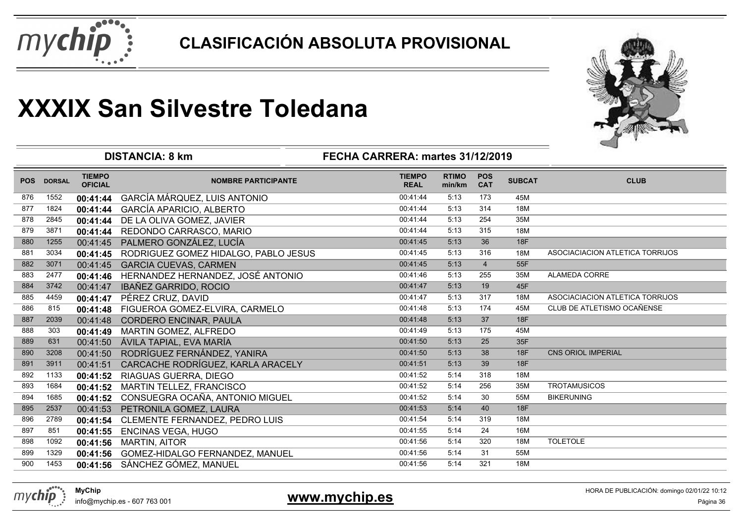# CLASIFICACIÓN ABSOLUTA PROVISIONAL

# XXXIX San Silvestre Toledana

**DISTANCIA: 8 km** — **FECHA CARRERA: martes 31/12/2019**

| POS | DORSAL | TIEMPO OFICIAL | NOMBRE PARTICIPANTE | TIEMPO REAL | RTIMO min/km | POS CAT | SUBCAT | CLUB |
|---|---|---|---|---|---|---|---|---|
| 876 | 1552 | 00:41:44 | GARCÍA MÁRQUEZ, LUIS ANTONIO | 00:41:44 | 5:13 | 173 | 45M | |
| 877 | 1824 | 00:41:44 | GARCÍA APARICIO, ALBERTO | 00:41:44 | 5:13 | 314 | 18M | |
| 878 | 2845 | 00:41:44 | DE LA OLIVA GOMEZ, JAVIER | 00:41:44 | 5:13 | 254 | 35M | |
| 879 | 3871 | 00:41:44 | REDONDO CARRASCO, MARIO | 00:41:44 | 5:13 | 315 | 18M | |
| 880 | 1255 | 00:41:45 | PALMERO GONZÁLEZ, LUCÍA | 00:41:45 | 5:13 | 36 | 18F | |
| 881 | 3034 | 00:41:45 | RODRIGUEZ GOMEZ HIDALGO, PABLO JESUS | 00:41:45 | 5:13 | 316 | 18M | ASOCIACIACION ATLETICA TORRIJOS |
| 882 | 3071 | 00:41:45 | GARCIA CUEVAS, CARMEN | 00:41:45 | 5:13 | 4 | 55F | |
| 883 | 2477 | 00:41:46 | HERNANDEZ HERNANDEZ, JOSÉ ANTONIO | 00:41:46 | 5:13 | 255 | 35M | ALAMEDA CORRE |
| 884 | 3742 | 00:41:47 | IBAÑEZ GARRIDO, ROCIO | 00:41:47 | 5:13 | 19 | 45F | |
| 885 | 4459 | 00:41:47 | PÉREZ CRUZ, DAVID | 00:41:47 | 5:13 | 317 | 18M | ASOCIACIACION ATLETICA TORRIJOS |
| 886 | 815 | 00:41:48 | FIGUEROA GOMEZ-ELVIRA, CARMELO | 00:41:48 | 5:13 | 174 | 45M | CLUB DE ATLETISMO OCAÑENSE |
| 887 | 2039 | 00:41:48 | CORDERO ENCINAR, PAULA | 00:41:48 | 5:13 | 37 | 18F | |
| 888 | 303 | 00:41:49 | MARTIN GOMEZ, ALFREDO | 00:41:49 | 5:13 | 175 | 45M | |
| 889 | 631 | 00:41:50 | ÁVILA TAPIAL, EVA MARÍA | 00:41:50 | 5:13 | 25 | 35F | |
| 890 | 3208 | 00:41:50 | RODRÍGUEZ FERNÁNDEZ, YANIRA | 00:41:50 | 5:13 | 38 | 18F | CNS ORIOL IMPERIAL |
| 891 | 3911 | 00:41:51 | CARCACHE RODRÍGUEZ, KARLA ARACELY | 00:41:51 | 5:13 | 39 | 18F | |
| 892 | 1133 | 00:41:52 | RIAGUAS GUERRA, DIEGO | 00:41:52 | 5:14 | 318 | 18M | |
| 893 | 1684 | 00:41:52 | MARTIN TELLEZ, FRANCISCO | 00:41:52 | 5:14 | 256 | 35M | TROTAMUSICOS |
| 894 | 1685 | 00:41:52 | CONSUEGRA OCAÑA, ANTONIO MIGUEL | 00:41:52 | 5:14 | 30 | 55M | BIKERUNING |
| 895 | 2537 | 00:41:53 | PETRONILA GOMEZ, LAURA | 00:41:53 | 5:14 | 40 | 18F | |
| 896 | 2789 | 00:41:54 | CLEMENTE FERNANDEZ, PEDRO LUIS | 00:41:54 | 5:14 | 319 | 18M | |
| 897 | 851 | 00:41:55 | ENCINAS VEGA, HUGO | 00:41:55 | 5:14 | 24 | 16M | |
| 898 | 1092 | 00:41:56 | MARTIN, AITOR | 00:41:56 | 5:14 | 320 | 18M | TOLETOLE |
| 899 | 1329 | 00:41:56 | GOMEZ-HIDALGO FERNANDEZ, MANUEL | 00:41:56 | 5:14 | 31 | 55M | |
| 900 | 1453 | 00:41:56 | SÁNCHEZ GÓMEZ, MANUEL | 00:41:56 | 5:14 | 321 | 18M | |

MyChip
info@mychip.es - 607 763 001

www.mychip.es

HORA DE PUBLICACIÓN: domingo 02/01/22 10:12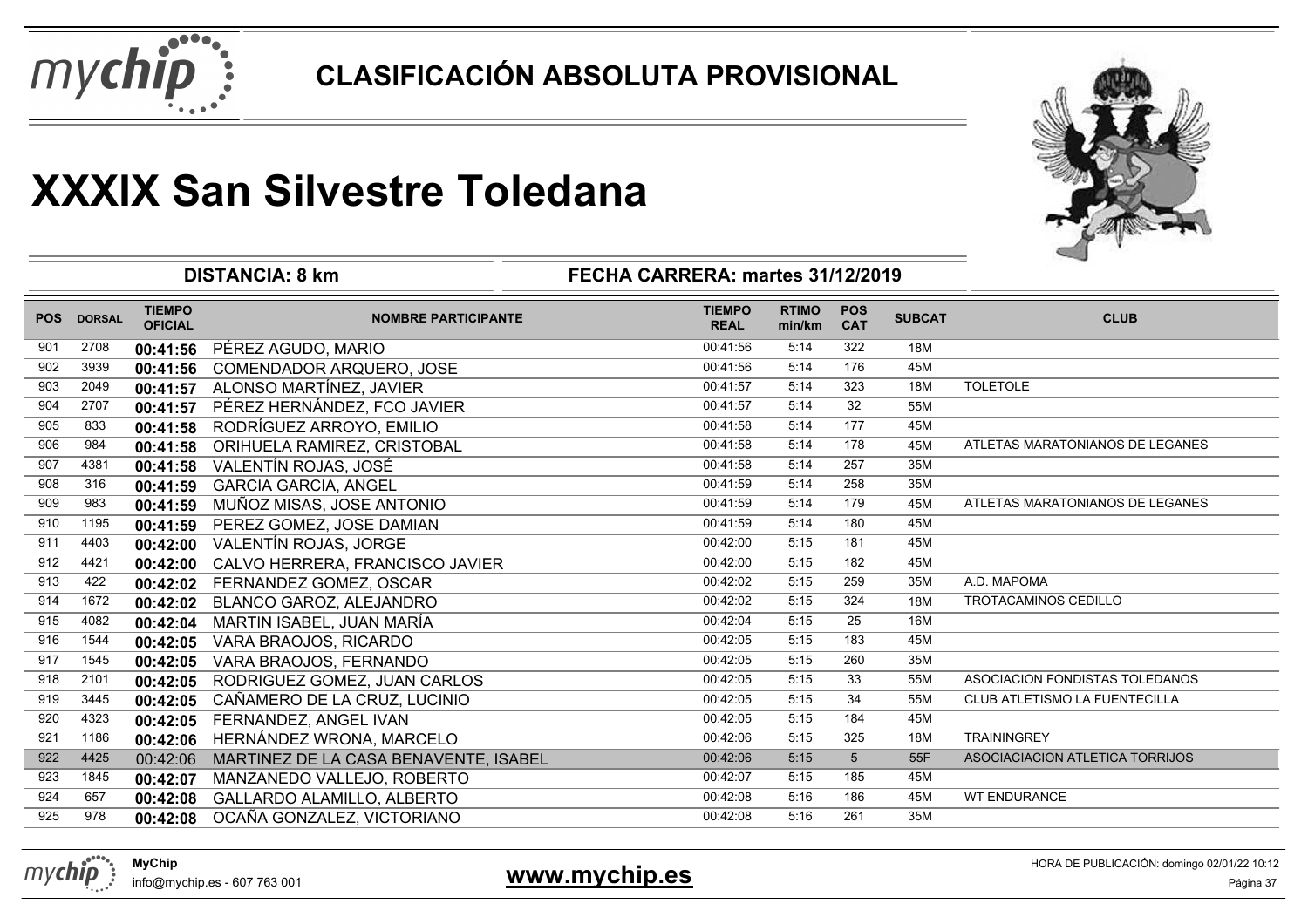# CLASIFICACIÓN ABSOLUTA PROVISIONAL

# XXXIX San Silvestre Toledana

**DISTANCIA: 8 km** | **FECHA CARRERA: martes 31/12/2019**

| POS | DORSAL | TIEMPO OFICIAL | NOMBRE PARTICIPANTE | TIEMPO REAL | RTIMO min/km | POS CAT | SUBCAT | CLUB |
|---|---|---|---|---|---|---|---|---|
| 901 | 2708 | **00:41:56** | PÉREZ AGUDO, MARIO | 00:41:56 | 5:14 | 322 | 18M | |
| 902 | 3939 | **00:41:56** | COMENDADOR ARQUERO, JOSE | 00:41:56 | 5:14 | 176 | 45M | |
| 903 | 2049 | **00:41:57** | ALONSO MARTÍNEZ, JAVIER | 00:41:57 | 5:14 | 323 | 18M | TOLETOLE |
| 904 | 2707 | **00:41:57** | PÉREZ HERNÁNDEZ, FCO JAVIER | 00:41:57 | 5:14 | 32 | 55M | |
| 905 | 833 | **00:41:58** | RODRÍGUEZ ARROYO, EMILIO | 00:41:58 | 5:14 | 177 | 45M | |
| 906 | 984 | **00:41:58** | ORIHUELA RAMIREZ, CRISTOBAL | 00:41:58 | 5:14 | 178 | 45M | ATLETAS MARATONIANOS DE LEGANES |
| 907 | 4381 | **00:41:58** | VALENTÍN ROJAS, JOSÉ | 00:41:58 | 5:14 | 257 | 35M | |
| 908 | 316 | **00:41:59** | GARCIA GARCIA, ANGEL | 00:41:59 | 5:14 | 258 | 35M | |
| 909 | 983 | **00:41:59** | MUÑOZ MISAS, JOSE ANTONIO | 00:41:59 | 5:14 | 179 | 45M | ATLETAS MARATONIANOS DE LEGANES |
| 910 | 1195 | **00:41:59** | PEREZ GOMEZ, JOSE DAMIAN | 00:41:59 | 5:14 | 180 | 45M | |
| 911 | 4403 | **00:42:00** | VALENTÍN ROJAS, JORGE | 00:42:00 | 5:15 | 181 | 45M | |
| 912 | 4421 | **00:42:00** | CALVO HERRERA, FRANCISCO JAVIER | 00:42:00 | 5:15 | 182 | 45M | |
| 913 | 422 | **00:42:02** | FERNANDEZ GOMEZ, OSCAR | 00:42:02 | 5:15 | 259 | 35M | A.D. MAPOMA |
| 914 | 1672 | **00:42:02** | BLANCO GAROZ, ALEJANDRO | 00:42:02 | 5:15 | 324 | 18M | TROTACAMINOS CEDILLO |
| 915 | 4082 | **00:42:04** | MARTIN ISABEL, JUAN MARÍA | 00:42:04 | 5:15 | 25 | 16M | |
| 916 | 1544 | **00:42:05** | VARA BRAOJOS, RICARDO | 00:42:05 | 5:15 | 183 | 45M | |
| 917 | 1545 | **00:42:05** | VARA BRAOJOS, FERNANDO | 00:42:05 | 5:15 | 260 | 35M | |
| 918 | 2101 | **00:42:05** | RODRIGUEZ GOMEZ, JUAN CARLOS | 00:42:05 | 5:15 | 33 | 55M | ASOCIACION FONDISTAS TOLEDANOS |
| 919 | 3445 | **00:42:05** | CAÑAMERO DE LA CRUZ, LUCINIO | 00:42:05 | 5:15 | 34 | 55M | CLUB ATLETISMO LA FUENTECILLA |
| 920 | 4323 | **00:42:05** | FERNANDEZ, ANGEL IVAN | 00:42:05 | 5:15 | 184 | 45M | |
| 921 | 1186 | **00:42:06** | HERNÁNDEZ WRONA, MARCELO | 00:42:06 | 5:15 | 325 | 18M | TRAININGREY |
| 922 | 4425 | 00:42:06 | MARTINEZ DE LA CASA BENAVENTE, ISABEL | 00:42:06 | 5:15 | 5 | 55F | ASOCIACIACION ATLETICA TORRIJOS |
| 923 | 1845 | **00:42:07** | MANZANEDO VALLEJO, ROBERTO | 00:42:07 | 5:15 | 185 | 45M | |
| 924 | 657 | **00:42:08** | GALLARDO ALAMILLO, ALBERTO | 00:42:08 | 5:16 | 186 | 45M | WT ENDURANCE |
| 925 | 978 | **00:42:08** | OCAÑA GONZALEZ, VICTORIANO | 00:42:08 | 5:16 | 261 | 35M | |

**MyChip**
info@mychip.es - 607 763 001

**www.mychip.es**

HORA DE PUBLICACIÓN: domingo 02/01/22 10:12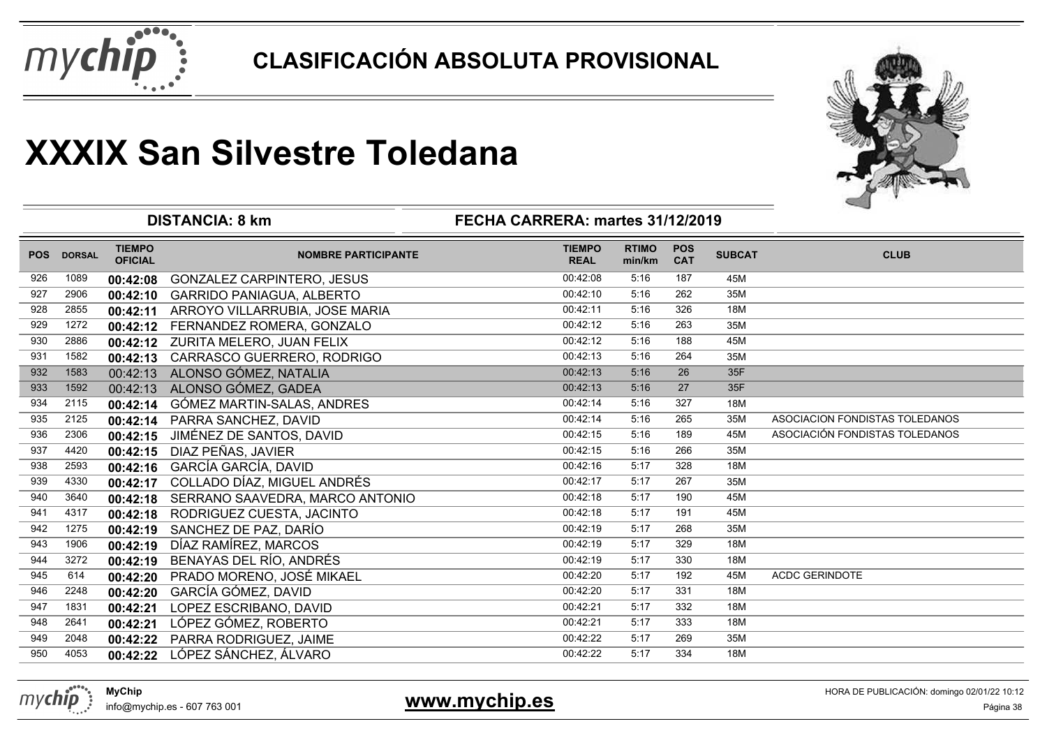# CLASIFICACIÓN ABSOLUTA PROVISIONAL

# XXXIX San Silvestre Toledana

**DISTANCIA: 8 km** | **FECHA CARRERA: martes 31/12/2019**

| POS | DORSAL | TIEMPO OFICIAL | NOMBRE PARTICIPANTE | TIEMPO REAL | RTIMO min/km | POS CAT | SUBCAT | CLUB |
|---|---|---|---|---|---|---|---|---|
| 926 | 1089 | **00:42:08** | GONZALEZ CARPINTERO, JESUS | 00:42:08 | 5:16 | 187 | 45M | |
| 927 | 2906 | **00:42:10** | GARRIDO PANIAGUA, ALBERTO | 00:42:10 | 5:16 | 262 | 35M | |
| 928 | 2855 | **00:42:11** | ARROYO VILLARRUBIA, JOSE MARIA | 00:42:11 | 5:16 | 326 | 18M | |
| 929 | 1272 | **00:42:12** | FERNANDEZ ROMERA, GONZALO | 00:42:12 | 5:16 | 263 | 35M | |
| 930 | 2886 | **00:42:12** | ZURITA MELERO, JUAN FELIX | 00:42:12 | 5:16 | 188 | 45M | |
| 931 | 1582 | **00:42:13** | CARRASCO GUERRERO, RODRIGO | 00:42:13 | 5:16 | 264 | 35M | |
| 932 | 1583 | 00:42:13 | ALONSO GÓMEZ, NATALIA | 00:42:13 | 5:16 | 26 | 35F | |
| 933 | 1592 | 00:42:13 | ALONSO GÓMEZ, GADEA | 00:42:13 | 5:16 | 27 | 35F | |
| 934 | 2115 | **00:42:14** | GÓMEZ MARTIN-SALAS, ANDRES | 00:42:14 | 5:16 | 327 | 18M | |
| 935 | 2125 | **00:42:14** | PARRA SANCHEZ, DAVID | 00:42:14 | 5:16 | 265 | 35M | ASOCIACION FONDISTAS TOLEDANOS |
| 936 | 2306 | **00:42:15** | JIMÉNEZ DE SANTOS, DAVID | 00:42:15 | 5:16 | 189 | 45M | ASOCIACIÓN FONDISTAS TOLEDANOS |
| 937 | 4420 | **00:42:15** | DIAZ PEÑAS, JAVIER | 00:42:15 | 5:16 | 266 | 35M | |
| 938 | 2593 | **00:42:16** | GARCÍA GARCÍA, DAVID | 00:42:16 | 5:17 | 328 | 18M | |
| 939 | 4330 | **00:42:17** | COLLADO DÍAZ, MIGUEL ANDRÉS | 00:42:17 | 5:17 | 267 | 35M | |
| 940 | 3640 | **00:42:18** | SERRANO SAAVEDRA, MARCO ANTONIO | 00:42:18 | 5:17 | 190 | 45M | |
| 941 | 4317 | **00:42:18** | RODRIGUEZ CUESTA, JACINTO | 00:42:18 | 5:17 | 191 | 45M | |
| 942 | 1275 | **00:42:19** | SANCHEZ DE PAZ, DARÍO | 00:42:19 | 5:17 | 268 | 35M | |
| 943 | 1906 | **00:42:19** | DÍAZ RAMÍREZ, MARCOS | 00:42:19 | 5:17 | 329 | 18M | |
| 944 | 3272 | **00:42:19** | BENAYAS DEL RÍO, ANDRÉS | 00:42:19 | 5:17 | 330 | 18M | |
| 945 | 614 | **00:42:20** | PRADO MORENO, JOSÉ MIKAEL | 00:42:20 | 5:17 | 192 | 45M | ACDC GERINDOTE |
| 946 | 2248 | **00:42:20** | GARCÍA GÓMEZ, DAVID | 00:42:20 | 5:17 | 331 | 18M | |
| 947 | 1831 | **00:42:21** | LOPEZ ESCRIBANO, DAVID | 00:42:21 | 5:17 | 332 | 18M | |
| 948 | 2641 | **00:42:21** | LÓPEZ GÓMEZ, ROBERTO | 00:42:21 | 5:17 | 333 | 18M | |
| 949 | 2048 | **00:42:22** | PARRA RODRIGUEZ, JAIME | 00:42:22 | 5:17 | 269 | 35M | |
| 950 | 4053 | **00:42:22** | LÓPEZ SÁNCHEZ, ÁLVARO | 00:42:22 | 5:17 | 334 | 18M | |

**MyChip**
info@mychip.es - 607 763 001

**www.mychip.es**

HORA DE PUBLICACIÓN: domingo 02/01/22 10:12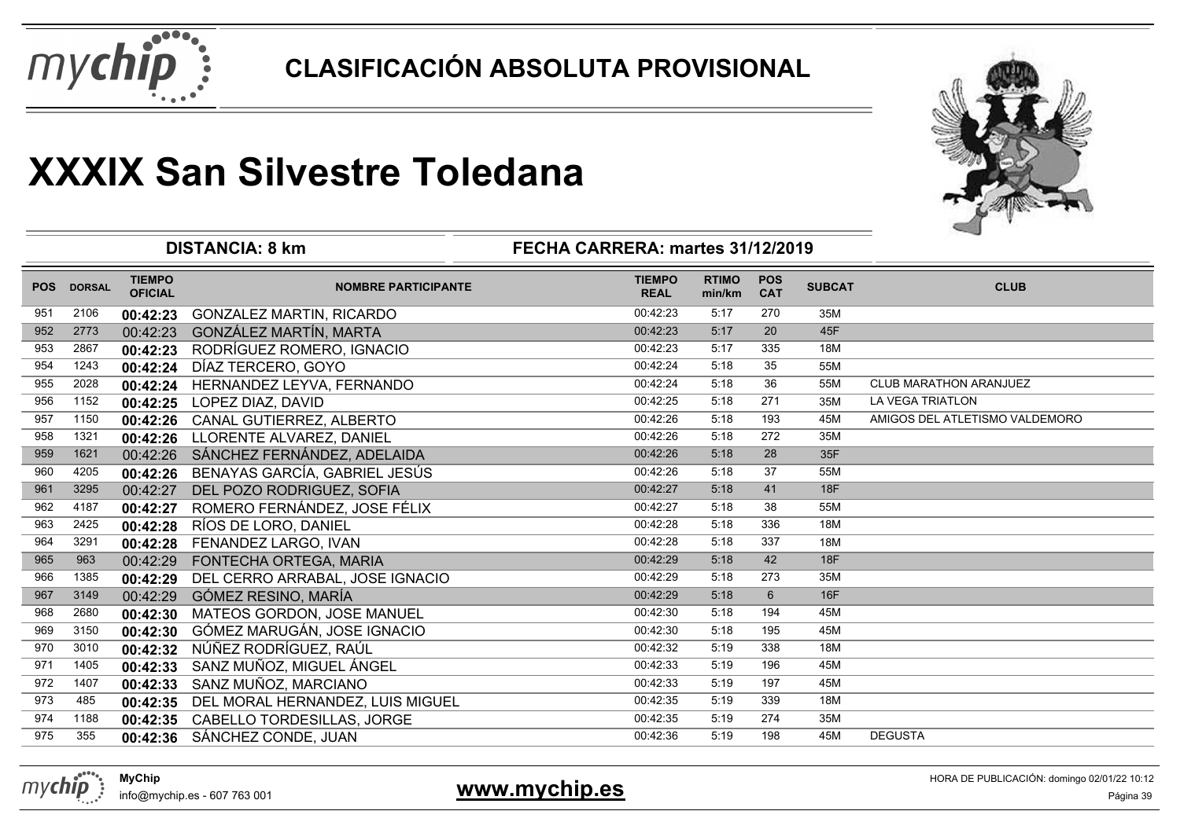# CLASIFICACIÓN ABSOLUTA PROVISIONAL

# XXXIX San Silvestre Toledana

**DISTANCIA: 8 km** — **FECHA CARRERA: martes 31/12/2019**

| POS | DORSAL | TIEMPO OFICIAL | NOMBRE PARTICIPANTE | TIEMPO REAL | RTIMO min/km | POS CAT | SUBCAT | CLUB |
|---|---|---|---|---|---|---|---|---|
| 951 | 2106 | 00:42:23 | GONZALEZ MARTIN, RICARDO | 00:42:23 | 5:17 | 270 | 35M | |
| 952 | 2773 | 00:42:23 | GONZÁLEZ MARTÍN, MARTA | 00:42:23 | 5:17 | 20 | 45F | |
| 953 | 2867 | 00:42:23 | RODRÍGUEZ ROMERO, IGNACIO | 00:42:23 | 5:17 | 335 | 18M | |
| 954 | 1243 | 00:42:24 | DÍAZ TERCERO, GOYO | 00:42:24 | 5:18 | 35 | 55M | |
| 955 | 2028 | 00:42:24 | HERNANDEZ LEYVA, FERNANDO | 00:42:24 | 5:18 | 36 | 55M | CLUB MARATHON ARANJUEZ |
| 956 | 1152 | 00:42:25 | LOPEZ DIAZ, DAVID | 00:42:25 | 5:18 | 271 | 35M | LA VEGA TRIATLON |
| 957 | 1150 | 00:42:26 | CANAL GUTIERREZ, ALBERTO | 00:42:26 | 5:18 | 193 | 45M | AMIGOS DEL ATLETISMO VALDEMORO |
| 958 | 1321 | 00:42:26 | LLORENTE ALVAREZ, DANIEL | 00:42:26 | 5:18 | 272 | 35M | |
| 959 | 1621 | 00:42:26 | SÁNCHEZ FERNÁNDEZ, ADELAIDA | 00:42:26 | 5:18 | 28 | 35F | |
| 960 | 4205 | 00:42:26 | BENAYAS GARCÍA, GABRIEL JESÚS | 00:42:26 | 5:18 | 37 | 55M | |
| 961 | 3295 | 00:42:27 | DEL POZO RODRIGUEZ, SOFIA | 00:42:27 | 5:18 | 41 | 18F | |
| 962 | 4187 | 00:42:27 | ROMERO FERNÁNDEZ, JOSE FÉLIX | 00:42:27 | 5:18 | 38 | 55M | |
| 963 | 2425 | 00:42:28 | RÍOS DE LORO, DANIEL | 00:42:28 | 5:18 | 336 | 18M | |
| 964 | 3291 | 00:42:28 | FENANDEZ LARGO, IVAN | 00:42:28 | 5:18 | 337 | 18M | |
| 965 | 963 | 00:42:29 | FONTECHA ORTEGA, MARIA | 00:42:29 | 5:18 | 42 | 18F | |
| 966 | 1385 | 00:42:29 | DEL CERRO ARRABAL, JOSE IGNACIO | 00:42:29 | 5:18 | 273 | 35M | |
| 967 | 3149 | 00:42:29 | GÓMEZ RESINO, MARÍA | 00:42:29 | 5:18 | 6 | 16F | |
| 968 | 2680 | 00:42:30 | MATEOS GORDON, JOSE MANUEL | 00:42:30 | 5:18 | 194 | 45M | |
| 969 | 3150 | 00:42:30 | GÓMEZ MARUGÁN, JOSE IGNACIO | 00:42:30 | 5:18 | 195 | 45M | |
| 970 | 3010 | 00:42:32 | NÚÑEZ RODRÍGUEZ, RAÚL | 00:42:32 | 5:19 | 338 | 18M | |
| 971 | 1405 | 00:42:33 | SANZ MUÑOZ, MIGUEL ÁNGEL | 00:42:33 | 5:19 | 196 | 45M | |
| 972 | 1407 | 00:42:33 | SANZ MUÑOZ, MARCIANO | 00:42:33 | 5:19 | 197 | 45M | |
| 973 | 485 | 00:42:35 | DEL MORAL HERNANDEZ, LUIS MIGUEL | 00:42:35 | 5:19 | 339 | 18M | |
| 974 | 1188 | 00:42:35 | CABELLO TORDESILLAS, JORGE | 00:42:35 | 5:19 | 274 | 35M | |
| 975 | 355 | 00:42:36 | SÁNCHEZ CONDE, JUAN | 00:42:36 | 5:19 | 198 | 45M | DEGUSTA |

MyChip
info@mychip.es - 607 763 001

www.mychip.es

HORA DE PUBLICACIÓN: domingo 02/01/22 10:12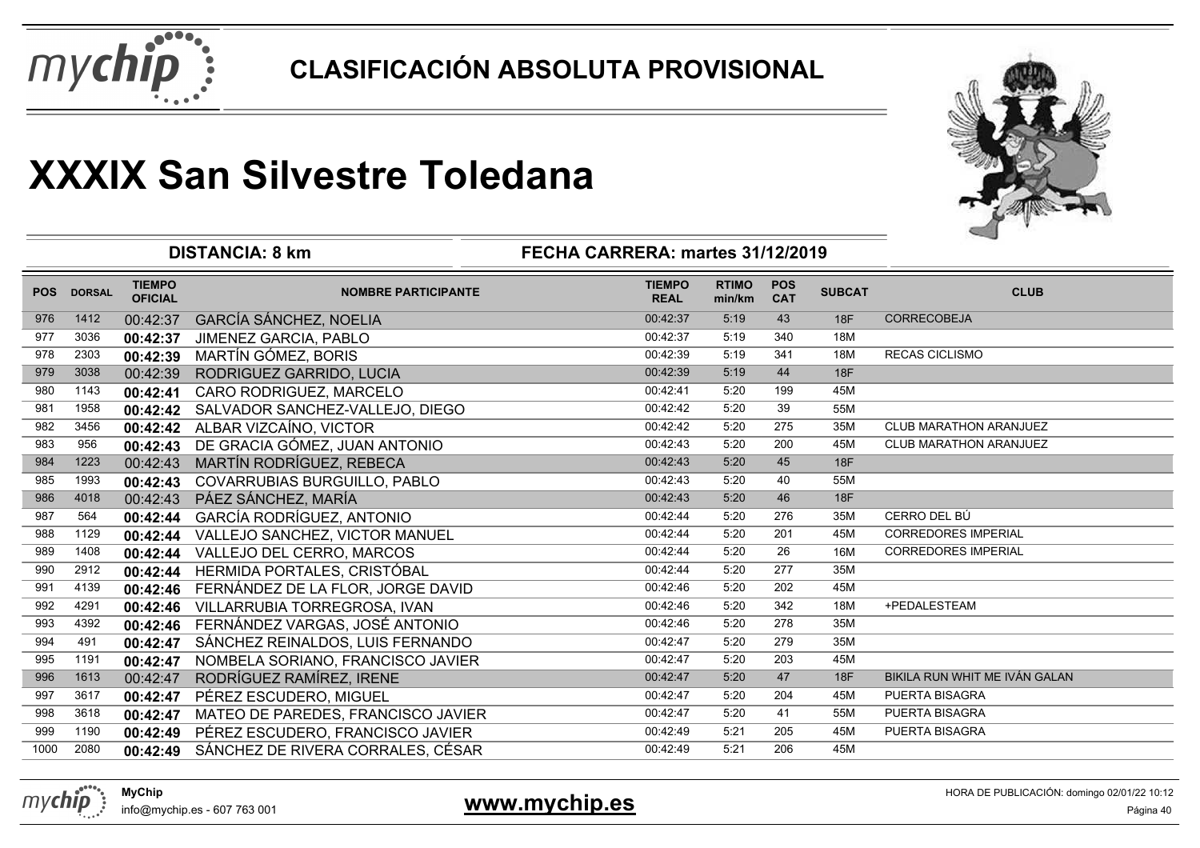# CLASIFICACIÓN ABSOLUTA PROVISIONAL

# XXXIX San Silvestre Toledana

**DISTANCIA: 8 km** | **FECHA CARRERA: martes 31/12/2019**

| POS | DORSAL | TIEMPO OFICIAL | NOMBRE PARTICIPANTE | TIEMPO REAL | RTIMO min/km | POS CAT | SUBCAT | CLUB |
|---|---|---|---|---|---|---|---|---|
| 976 | 1412 | 00:42:37 | GARCÍA SÁNCHEZ, NOELIA | 00:42:37 | 5:19 | 43 | 18F | CORRECOBEJA |
| 977 | 3036 | **00:42:37** | JIMENEZ GARCIA, PABLO | 00:42:37 | 5:19 | 340 | 18M | |
| 978 | 2303 | **00:42:39** | MARTÍN GÓMEZ, BORIS | 00:42:39 | 5:19 | 341 | 18M | RECAS CICLISMO |
| 979 | 3038 | 00:42:39 | RODRIGUEZ GARRIDO, LUCIA | 00:42:39 | 5:19 | 44 | 18F | |
| 980 | 1143 | **00:42:41** | CARO RODRIGUEZ, MARCELO | 00:42:41 | 5:20 | 199 | 45M | |
| 981 | 1958 | **00:42:42** | SALVADOR SANCHEZ-VALLEJO, DIEGO | 00:42:42 | 5:20 | 39 | 55M | |
| 982 | 3456 | **00:42:42** | ALBAR VIZCAÍNO, VICTOR | 00:42:42 | 5:20 | 275 | 35M | CLUB MARATHON ARANJUEZ |
| 983 | 956 | **00:42:43** | DE GRACIA GÓMEZ, JUAN ANTONIO | 00:42:43 | 5:20 | 200 | 45M | CLUB MARATHON ARANJUEZ |
| 984 | 1223 | 00:42:43 | MARTÍN RODRÍGUEZ, REBECA | 00:42:43 | 5:20 | 45 | 18F | |
| 985 | 1993 | **00:42:43** | COVARRUBIAS BURGUILLO, PABLO | 00:42:43 | 5:20 | 40 | 55M | |
| 986 | 4018 | 00:42:43 | PÁEZ SÁNCHEZ, MARÍA | 00:42:43 | 5:20 | 46 | 18F | |
| 987 | 564 | **00:42:44** | GARCÍA RODRÍGUEZ, ANTONIO | 00:42:44 | 5:20 | 276 | 35M | CERRO DEL BÚ |
| 988 | 1129 | **00:42:44** | VALLEJO SANCHEZ, VICTOR MANUEL | 00:42:44 | 5:20 | 201 | 45M | CORREDORES IMPERIAL |
| 989 | 1408 | **00:42:44** | VALLEJO DEL CERRO, MARCOS | 00:42:44 | 5:20 | 26 | 16M | CORREDORES IMPERIAL |
| 990 | 2912 | **00:42:44** | HERMIDA PORTALES, CRISTÓBAL | 00:42:44 | 5:20 | 277 | 35M | |
| 991 | 4139 | **00:42:46** | FERNÁNDEZ DE LA FLOR, JORGE DAVID | 00:42:46 | 5:20 | 202 | 45M | |
| 992 | 4291 | **00:42:46** | VILLARRUBIA TORREGROSA, IVAN | 00:42:46 | 5:20 | 342 | 18M | +PEDALESTEAM |
| 993 | 4392 | **00:42:46** | FERNÁNDEZ VARGAS, JOSÉ ANTONIO | 00:42:46 | 5:20 | 278 | 35M | |
| 994 | 491 | **00:42:47** | SÁNCHEZ REINALDOS, LUIS FERNANDO | 00:42:47 | 5:20 | 279 | 35M | |
| 995 | 1191 | **00:42:47** | NOMBELA SORIANO, FRANCISCO JAVIER | 00:42:47 | 5:20 | 203 | 45M | |
| 996 | 1613 | 00:42:47 | RODRÍGUEZ RAMÍREZ, IRENE | 00:42:47 | 5:20 | 47 | 18F | BIKILA RUN WHIT ME IVÁN GALAN |
| 997 | 3617 | **00:42:47** | PÉREZ ESCUDERO, MIGUEL | 00:42:47 | 5:20 | 204 | 45M | PUERTA BISAGRA |
| 998 | 3618 | **00:42:47** | MATEO DE PAREDES, FRANCISCO JAVIER | 00:42:47 | 5:20 | 41 | 55M | PUERTA BISAGRA |
| 999 | 1190 | **00:42:49** | PÉREZ ESCUDERO, FRANCISCO JAVIER | 00:42:49 | 5:21 | 205 | 45M | PUERTA BISAGRA |
| 1000 | 2080 | **00:42:49** | SÁNCHEZ DE RIVERA CORRALES, CÉSAR | 00:42:49 | 5:21 | 206 | 45M | |

MyChip
info@mychip.es - 607 763 001

**www.mychip.es**

HORA DE PUBLICACIÓN: domingo 02/01/22 10:12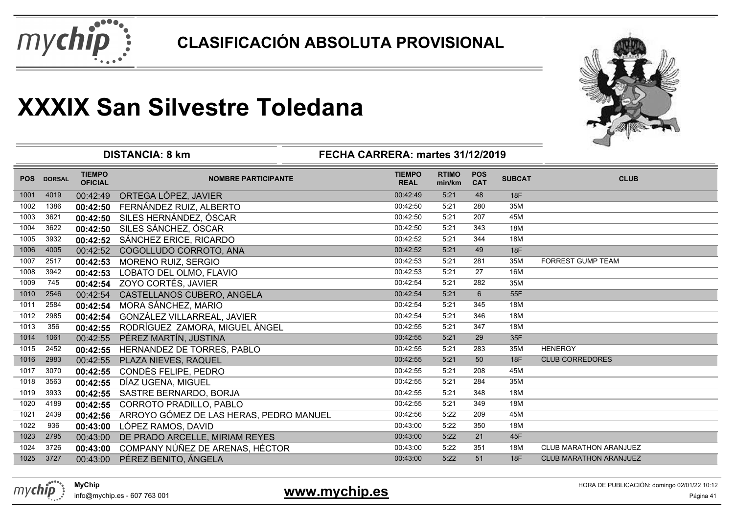# CLASIFICACIÓN ABSOLUTA PROVISIONAL

# XXXIX San Silvestre Toledana

**DISTANCIA: 8 km** | **FECHA CARRERA: martes 31/12/2019**

| POS | DORSAL | TIEMPO OFICIAL | NOMBRE PARTICIPANTE | TIEMPO REAL | RTIMO min/km | POS CAT | SUBCAT | CLUB |
|---|---|---|---|---|---|---|---|---|
| 1001 | 4019 | 00:42:49 | ORTEGA LÓPEZ, JAVIER | 00:42:49 | 5:21 | 48 | 18F | |
| 1002 | 1386 | **00:42:50** | FERNÁNDEZ RUIZ, ALBERTO | 00:42:50 | 5:21 | 280 | 35M | |
| 1003 | 3621 | **00:42:50** | SILES HERNÁNDEZ, ÓSCAR | 00:42:50 | 5:21 | 207 | 45M | |
| 1004 | 3622 | **00:42:50** | SILES SÁNCHEZ, ÓSCAR | 00:42:50 | 5:21 | 343 | 18M | |
| 1005 | 3932 | **00:42:52** | SÁNCHEZ ERICE, RICARDO | 00:42:52 | 5:21 | 344 | 18M | |
| 1006 | 4005 | 00:42:52 | COGOLLUDO CORROTO, ANA | 00:42:52 | 5:21 | 49 | 18F | |
| 1007 | 2517 | **00:42:53** | MORENO RUIZ, SERGIO | 00:42:53 | 5:21 | 281 | 35M | FORREST GUMP TEAM |
| 1008 | 3942 | **00:42:53** | LOBATO DEL OLMO, FLAVIO | 00:42:53 | 5:21 | 27 | 16M | |
| 1009 | 745 | **00:42:54** | ZOYO CORTÉS, JAVIER | 00:42:54 | 5:21 | 282 | 35M | |
| 1010 | 2546 | 00:42:54 | CASTELLANOS CUBERO, ANGELA | 00:42:54 | 5:21 | 6 | 55F | |
| 1011 | 2584 | **00:42:54** | MORA SÁNCHEZ, MARIO | 00:42:54 | 5:21 | 345 | 18M | |
| 1012 | 2985 | **00:42:54** | GONZÁLEZ VILLARREAL, JAVIER | 00:42:54 | 5:21 | 346 | 18M | |
| 1013 | 356 | **00:42:55** | RODRÍGUEZ ZAMORA, MIGUEL ÁNGEL | 00:42:55 | 5:21 | 347 | 18M | |
| 1014 | 1061 | 00:42:55 | PÉREZ MARTÍN, JUSTINA | 00:42:55 | 5:21 | 29 | 35F | |
| 1015 | 2452 | **00:42:55** | HERNANDEZ DE TORRES, PABLO | 00:42:55 | 5:21 | 283 | 35M | HENERGY |
| 1016 | 2983 | 00:42:55 | PLAZA NIEVES, RAQUEL | 00:42:55 | 5:21 | 50 | 18F | CLUB CORREDORES |
| 1017 | 3070 | **00:42:55** | CONDÉS FELIPE, PEDRO | 00:42:55 | 5:21 | 208 | 45M | |
| 1018 | 3563 | **00:42:55** | DÍAZ UGENA, MIGUEL | 00:42:55 | 5:21 | 284 | 35M | |
| 1019 | 3933 | **00:42:55** | SASTRE BERNARDO, BORJA | 00:42:55 | 5:21 | 348 | 18M | |
| 1020 | 4189 | **00:42:55** | CORROTO PRADILLO, PABLO | 00:42:55 | 5:21 | 349 | 18M | |
| 1021 | 2439 | **00:42:56** | ARROYO GÓMEZ DE LAS HERAS, PEDRO MANUEL | 00:42:56 | 5:22 | 209 | 45M | |
| 1022 | 936 | **00:43:00** | LÓPEZ RAMOS, DAVID | 00:43:00 | 5:22 | 350 | 18M | |
| 1023 | 2795 | 00:43:00 | DE PRADO ARCELLE, MIRIAM REYES | 00:43:00 | 5:22 | 21 | 45F | |
| 1024 | 3726 | **00:43:00** | COMPANY NÚÑEZ DE ARENAS, HÉCTOR | 00:43:00 | 5:22 | 351 | 18M | CLUB MARATHON ARANJUEZ |
| 1025 | 3727 | 00:43:00 | PÉREZ BENITO, ÁNGELA | 00:43:00 | 5:22 | 51 | 18F | CLUB MARATHON ARANJUEZ |

**MyChip**
info@mychip.es - 607 763 001

**www.mychip.es**

HORA DE PUBLICACIÓN: domingo 02/01/22 10:12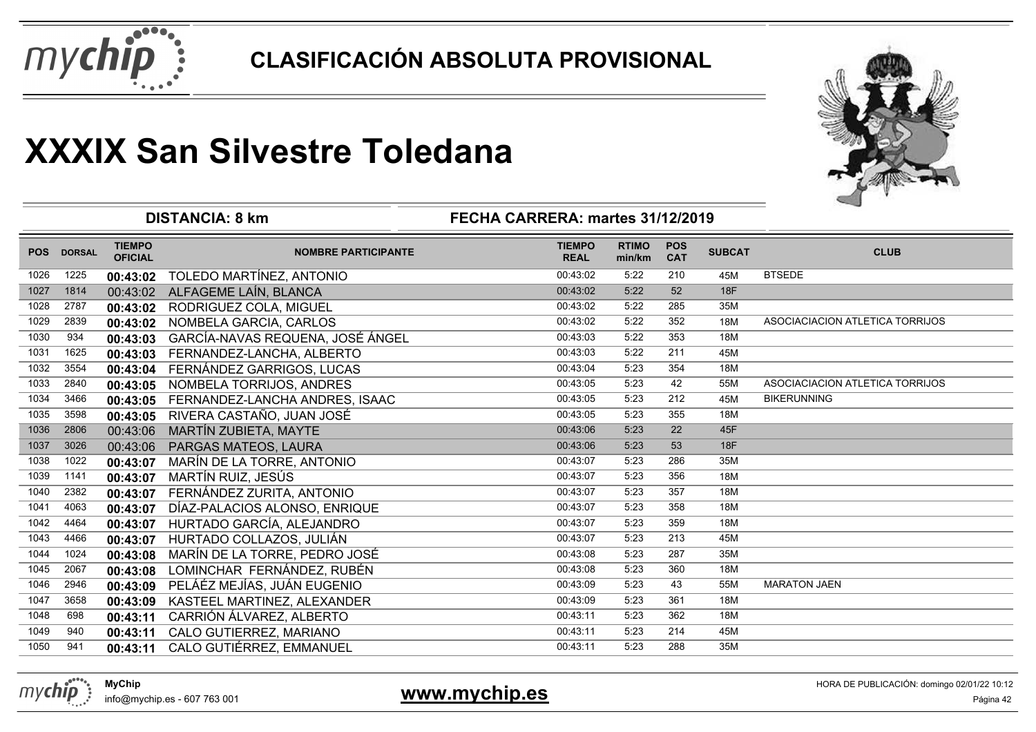# CLASIFICACIÓN ABSOLUTA PROVISIONAL

# XXXIX San Silvestre Toledana

**DISTANCIA: 8 km** | **FECHA CARRERA: martes 31/12/2019**

| POS | DORSAL | TIEMPO OFICIAL | NOMBRE PARTICIPANTE | TIEMPO REAL | RTIMO min/km | POS CAT | SUBCAT | CLUB |
|---|---|---|---|---|---|---|---|---|
| 1026 | 1225 | **00:43:02** | TOLEDO MARTÍNEZ, ANTONIO | 00:43:02 | 5:22 | 210 | 45M | BTSEDE |
| 1027 | 1814 | 00:43:02 | ALFAGEME LAÍN, BLANCA | 00:43:02 | 5:22 | 52 | 18F | |
| 1028 | 2787 | **00:43:02** | RODRIGUEZ COLA, MIGUEL | 00:43:02 | 5:22 | 285 | 35M | |
| 1029 | 2839 | **00:43:02** | NOMBELA GARCIA, CARLOS | 00:43:02 | 5:22 | 352 | 18M | ASOCIACIACION ATLETICA TORRIJOS |
| 1030 | 934 | **00:43:03** | GARCÍA-NAVAS REQUENA, JOSÉ ÁNGEL | 00:43:03 | 5:22 | 353 | 18M | |
| 1031 | 1625 | **00:43:03** | FERNANDEZ-LANCHA, ALBERTO | 00:43:03 | 5:22 | 211 | 45M | |
| 1032 | 3554 | **00:43:04** | FERNÁNDEZ GARRIGOS, LUCAS | 00:43:04 | 5:23 | 354 | 18M | |
| 1033 | 2840 | **00:43:05** | NOMBELA TORRIJOS, ANDRES | 00:43:05 | 5:23 | 42 | 55M | ASOCIACIACION ATLETICA TORRIJOS |
| 1034 | 3466 | **00:43:05** | FERNANDEZ-LANCHA ANDRES, ISAAC | 00:43:05 | 5:23 | 212 | 45M | BIKERUNNING |
| 1035 | 3598 | **00:43:05** | RIVERA CASTAÑO, JUAN JOSÉ | 00:43:05 | 5:23 | 355 | 18M | |
| 1036 | 2806 | 00:43:06 | MARTÍN ZUBIETA, MAYTE | 00:43:06 | 5:23 | 22 | 45F | |
| 1037 | 3026 | 00:43:06 | PARGAS MATEOS, LAURA | 00:43:06 | 5:23 | 53 | 18F | |
| 1038 | 1022 | **00:43:07** | MARÍN DE LA TORRE, ANTONIO | 00:43:07 | 5:23 | 286 | 35M | |
| 1039 | 1141 | **00:43:07** | MARTÍN RUIZ, JESÚS | 00:43:07 | 5:23 | 356 | 18M | |
| 1040 | 2382 | **00:43:07** | FERNÁNDEZ ZURITA, ANTONIO | 00:43:07 | 5:23 | 357 | 18M | |
| 1041 | 4063 | **00:43:07** | DÍAZ-PALACIOS ALONSO, ENRIQUE | 00:43:07 | 5:23 | 358 | 18M | |
| 1042 | 4464 | **00:43:07** | HURTADO GARCÍA, ALEJANDRO | 00:43:07 | 5:23 | 359 | 18M | |
| 1043 | 4466 | **00:43:07** | HURTADO COLLAZOS, JULIÁN | 00:43:07 | 5:23 | 213 | 45M | |
| 1044 | 1024 | **00:43:08** | MARÍN DE LA TORRE, PEDRO JOSÉ | 00:43:08 | 5:23 | 287 | 35M | |
| 1045 | 2067 | **00:43:08** | LOMINCHAR FERNÁNDEZ, RUBÉN | 00:43:08 | 5:23 | 360 | 18M | |
| 1046 | 2946 | **00:43:09** | PELÁÉZ MEJÍAS, JUAN EUGENIO | 00:43:09 | 5:23 | 43 | 55M | MARATON JAEN |
| 1047 | 3658 | **00:43:09** | KASTEEL MARTINEZ, ALEXANDER | 00:43:09 | 5:23 | 361 | 18M | |
| 1048 | 698 | **00:43:11** | CARRIÓN ÁLVAREZ, ALBERTO | 00:43:11 | 5:23 | 362 | 18M | |
| 1049 | 940 | **00:43:11** | CALO GUTIERREZ, MARIANO | 00:43:11 | 5:23 | 214 | 45M | |
| 1050 | 941 | **00:43:11** | CALO GUTIÉRREZ, EMMANUEL | 00:43:11 | 5:23 | 288 | 35M | |

**MyChip**
info@mychip.es - 607 763 001

**www.mychip.es**

HORA DE PUBLICACIÓN: domingo 02/01/22 10:12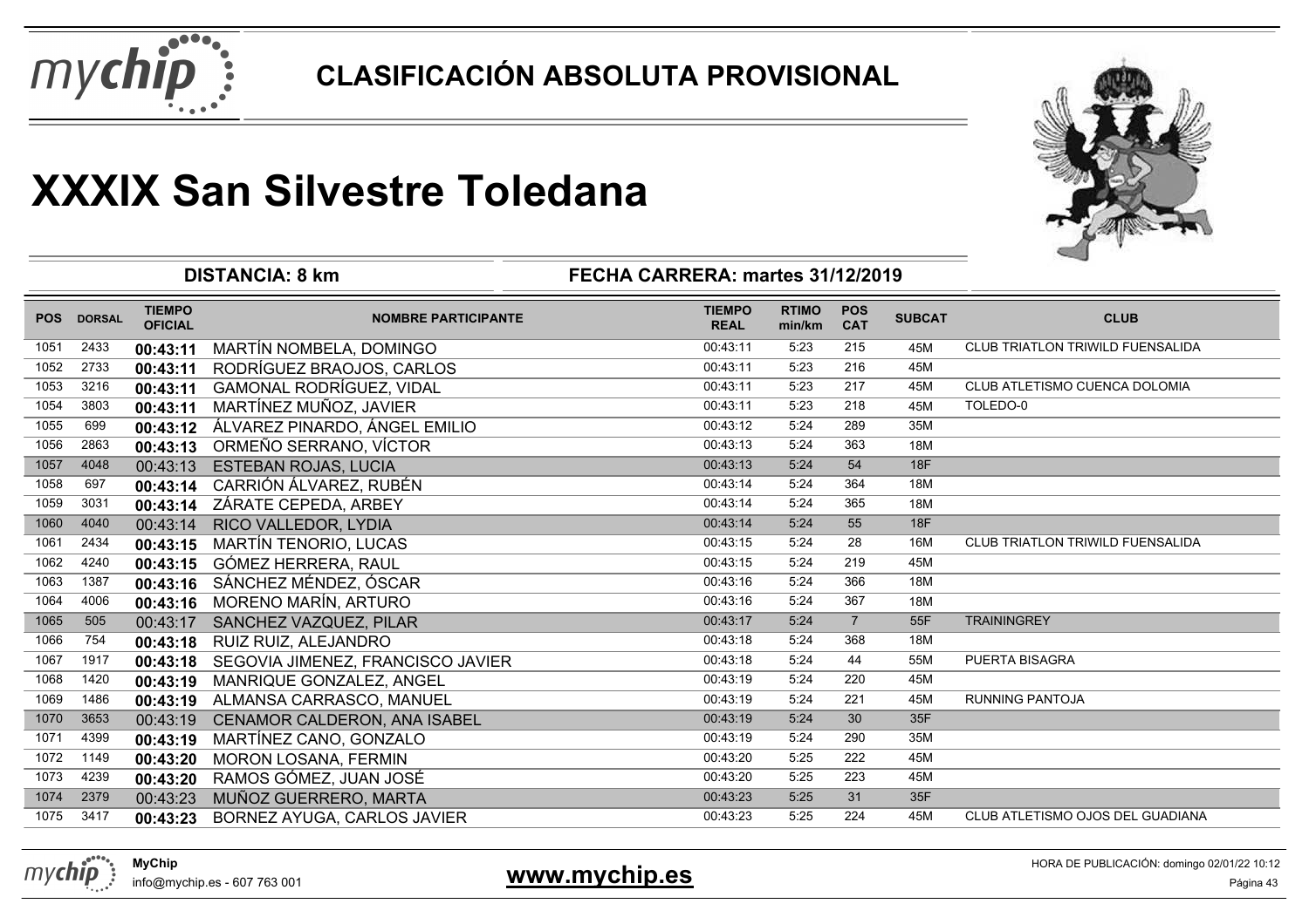# CLASIFICACIÓN ABSOLUTA PROVISIONAL

# XXXIX San Silvestre Toledana

**DISTANCIA: 8 km** — **FECHA CARRERA: martes 31/12/2019**

| POS | DORSAL | TIEMPO OFICIAL | NOMBRE PARTICIPANTE | TIEMPO REAL | RTIMO min/km | POS CAT | SUBCAT | CLUB |
|---|---|---|---|---|---|---|---|---|
| 1051 | 2433 | **00:43:11** | MARTÍN NOMBELA, DOMINGO | 00:43:11 | 5:23 | 215 | 45M | CLUB TRIATLON TRIWILD FUENSALIDA |
| 1052 | 2733 | **00:43:11** | RODRÍGUEZ BRAOJOS, CARLOS | 00:43:11 | 5:23 | 216 | 45M | |
| 1053 | 3216 | **00:43:11** | GAMONAL RODRÍGUEZ, VIDAL | 00:43:11 | 5:23 | 217 | 45M | CLUB ATLETISMO CUENCA DOLOMIA |
| 1054 | 3803 | **00:43:11** | MARTÍNEZ MUÑOZ, JAVIER | 00:43:11 | 5:23 | 218 | 45M | TOLEDO-0 |
| 1055 | 699 | **00:43:12** | ÁLVAREZ PINARDO, ÁNGEL EMILIO | 00:43:12 | 5:24 | 289 | 35M | |
| 1056 | 2863 | **00:43:13** | ORMEÑO SERRANO, VÍCTOR | 00:43:13 | 5:24 | 363 | 18M | |
| 1057 | 4048 | 00:43:13 | ESTEBAN ROJAS, LUCIA | 00:43:13 | 5:24 | 54 | 18F | |
| 1058 | 697 | **00:43:14** | CARRIÓN ÁLVAREZ, RUBÉN | 00:43:14 | 5:24 | 364 | 18M | |
| 1059 | 3031 | **00:43:14** | ZÁRATE CEPEDA, ARBEY | 00:43:14 | 5:24 | 365 | 18M | |
| 1060 | 4040 | 00:43:14 | RICO VALLEDOR, LYDIA | 00:43:14 | 5:24 | 55 | 18F | |
| 1061 | 2434 | **00:43:15** | MARTÍN TENORIO, LUCAS | 00:43:15 | 5:24 | 28 | 16M | CLUB TRIATLON TRIWILD FUENSALIDA |
| 1062 | 4240 | **00:43:15** | GÓMEZ HERRERA, RAUL | 00:43:15 | 5:24 | 219 | 45M | |
| 1063 | 1387 | **00:43:16** | SÁNCHEZ MÉNDEZ, ÓSCAR | 00:43:16 | 5:24 | 366 | 18M | |
| 1064 | 4006 | **00:43:16** | MORENO MARÍN, ARTURO | 00:43:16 | 5:24 | 367 | 18M | |
| 1065 | 505 | 00:43:17 | SANCHEZ VAZQUEZ, PILAR | 00:43:17 | 5:24 | 7 | 55F | TRAININGREY |
| 1066 | 754 | **00:43:18** | RUIZ RUIZ, ALEJANDRO | 00:43:18 | 5:24 | 368 | 18M | |
| 1067 | 1917 | **00:43:18** | SEGOVIA JIMENEZ, FRANCISCO JAVIER | 00:43:18 | 5:24 | 44 | 55M | PUERTA BISAGRA |
| 1068 | 1420 | **00:43:19** | MANRIQUE GONZALEZ, ANGEL | 00:43:19 | 5:24 | 220 | 45M | |
| 1069 | 1486 | **00:43:19** | ALMANSA CARRASCO, MANUEL | 00:43:19 | 5:24 | 221 | 45M | RUNNING PANTOJA |
| 1070 | 3653 | 00:43:19 | CENAMOR CALDERON, ANA ISABEL | 00:43:19 | 5:24 | 30 | 35F | |
| 1071 | 4399 | **00:43:19** | MARTÍNEZ CANO, GONZALO | 00:43:19 | 5:24 | 290 | 35M | |
| 1072 | 1149 | **00:43:20** | MORON LOSANA, FERMIN | 00:43:20 | 5:25 | 222 | 45M | |
| 1073 | 4239 | **00:43:20** | RAMOS GÓMEZ, JUAN JOSÉ | 00:43:20 | 5:25 | 223 | 45M | |
| 1074 | 2379 | 00:43:23 | MUÑOZ GUERRERO, MARTA | 00:43:23 | 5:25 | 31 | 35F | |
| 1075 | 3417 | **00:43:23** | BORNEZ AYUGA, CARLOS JAVIER | 00:43:23 | 5:25 | 224 | 45M | CLUB ATLETISMO OJOS DEL GUADIANA |

**MyChip**
info@mychip.es - 607 763 001

**www.mychip.es**

HORA DE PUBLICACIÓN: domingo 02/01/22 10:12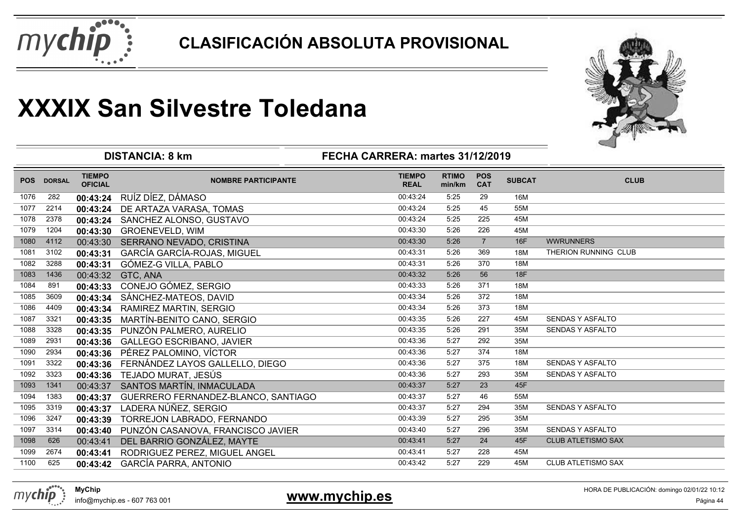# CLASIFICACIÓN ABSOLUTA PROVISIONAL

# XXXIX San Silvestre Toledana

**DISTANCIA: 8 km** — **FECHA CARRERA: martes 31/12/2019**

| POS | DORSAL | TIEMPO OFICIAL | NOMBRE PARTICIPANTE | TIEMPO REAL | RTIMO min/km | POS CAT | SUBCAT | CLUB |
|---|---|---|---|---|---|---|---|---|
| 1076 | 282 | **00:43:24** | RUÍZ DÍEZ, DÁMASO | 00:43:24 | 5:25 | 29 | 16M | |
| 1077 | 2214 | **00:43:24** | DE ARTAZA VARASA, TOMAS | 00:43:24 | 5:25 | 45 | 55M | |
| 1078 | 2378 | **00:43:24** | SANCHEZ ALONSO, GUSTAVO | 00:43:24 | 5:25 | 225 | 45M | |
| 1079 | 1204 | **00:43:30** | GROENEVELD, WIM | 00:43:30 | 5:26 | 226 | 45M | |
| 1080 | 4112 | 00:43:30 | SERRANO NEVADO, CRISTINA | 00:43:30 | 5:26 | 7 | 16F | WWRUNNERS |
| 1081 | 3102 | **00:43:31** | GARCÍA GARCÍA-ROJAS, MIGUEL | 00:43:31 | 5:26 | 369 | 18M | THERION RUNNING CLUB |
| 1082 | 3288 | **00:43:31** | GÓMEZ-G VILLA, PABLO | 00:43:31 | 5:26 | 370 | 18M | |
| 1083 | 1436 | 00:43:32 | GTC, ANA | 00:43:32 | 5:26 | 56 | 18F | |
| 1084 | 891 | **00:43:33** | CONEJO GÓMEZ, SERGIO | 00:43:33 | 5:26 | 371 | 18M | |
| 1085 | 3609 | **00:43:34** | SÁNCHEZ-MATEOS, DAVID | 00:43:34 | 5:26 | 372 | 18M | |
| 1086 | 4409 | **00:43:34** | RAMIREZ MARTIN, SERGIO | 00:43:34 | 5:26 | 373 | 18M | |
| 1087 | 3321 | **00:43:35** | MARTÍN-BENITO CANO, SERGIO | 00:43:35 | 5:26 | 227 | 45M | SENDAS Y ASFALTO |
| 1088 | 3328 | **00:43:35** | PUNZÓN PALMERO, AURELIO | 00:43:35 | 5:26 | 291 | 35M | SENDAS Y ASFALTO |
| 1089 | 2931 | **00:43:36** | GALLEGO ESCRIBANO, JAVIER | 00:43:36 | 5:27 | 292 | 35M | |
| 1090 | 2934 | **00:43:36** | PÉREZ PALOMINO, VÍCTOR | 00:43:36 | 5:27 | 374 | 18M | |
| 1091 | 3322 | **00:43:36** | FERNÁNDEZ LAYOS GALLELLO, DIEGO | 00:43:36 | 5:27 | 375 | 18M | SENDAS Y ASFALTO |
| 1092 | 3323 | **00:43:36** | TEJADO MURAT, JESÚS | 00:43:36 | 5:27 | 293 | 35M | SENDAS Y ASFALTO |
| 1093 | 1341 | 00:43:37 | SANTOS MARTÍN, INMACULADA | 00:43:37 | 5:27 | 23 | 45F | |
| 1094 | 1383 | **00:43:37** | GUERRERO FERNANDEZ-BLANCO, SANTIAGO | 00:43:37 | 5:27 | 46 | 55M | |
| 1095 | 3319 | **00:43:37** | LADERA NÚÑEZ, SERGIO | 00:43:37 | 5:27 | 294 | 35M | SENDAS Y ASFALTO |
| 1096 | 3247 | **00:43:39** | TORREJON LABRADO, FERNANDO | 00:43:39 | 5:27 | 295 | 35M | |
| 1097 | 3314 | **00:43:40** | PUNZÓN CASANOVA, FRANCISCO JAVIER | 00:43:40 | 5:27 | 296 | 35M | SENDAS Y ASFALTO |
| 1098 | 626 | 00:43:41 | DEL BARRIO GONZÁLEZ, MAYTE | 00:43:41 | 5:27 | 24 | 45F | CLUB ATLETISMO SAX |
| 1099 | 2674 | **00:43:41** | RODRIGUEZ PEREZ, MIGUEL ANGEL | 00:43:41 | 5:27 | 228 | 45M | |
| 1100 | 625 | **00:43:42** | GARCÍA PARRA, ANTONIO | 00:43:42 | 5:27 | 229 | 45M | CLUB ATLETISMO SAX |

**MyChip**
info@mychip.es - 607 763 001

**www.mychip.es**

HORA DE PUBLICACIÓN: domingo 02/01/22 10:12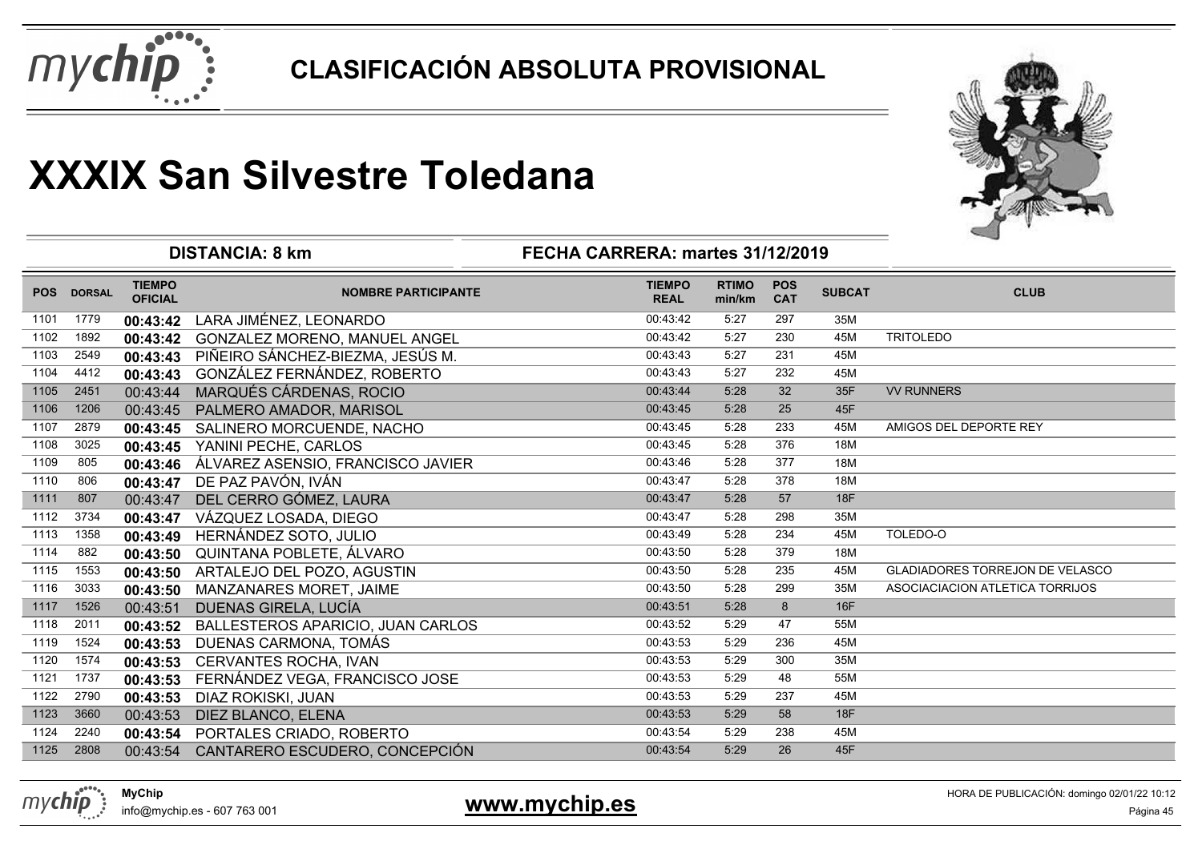# CLASIFICACIÓN ABSOLUTA PROVISIONAL

# XXXIX San Silvestre Toledana

**DISTANCIA: 8 km** — **FECHA CARRERA: martes 31/12/2019**

| POS | DORSAL | TIEMPO OFICIAL | NOMBRE PARTICIPANTE | TIEMPO REAL | RTIMO min/km | POS CAT | SUBCAT | CLUB |
|---|---|---|---|---|---|---|---|---|
| 1101 | 1779 | 00:43:42 | LARA JIMÉNEZ, LEONARDO | 00:43:42 | 5:27 | 297 | 35M | |
| 1102 | 1892 | 00:43:42 | GONZALEZ MORENO, MANUEL ANGEL | 00:43:42 | 5:27 | 230 | 45M | TRITOLEDO |
| 1103 | 2549 | 00:43:43 | PIÑEIRO SÁNCHEZ-BIEZMA, JESÚS M. | 00:43:43 | 5:27 | 231 | 45M | |
| 1104 | 4412 | 00:43:43 | GONZÁLEZ FERNÁNDEZ, ROBERTO | 00:43:43 | 5:27 | 232 | 45M | |
| 1105 | 2451 | 00:43:44 | MARQUÉS CÁRDENAS, ROCIO | 00:43:44 | 5:28 | 32 | 35F | VV RUNNERS |
| 1106 | 1206 | 00:43:45 | PALMERO AMADOR, MARISOL | 00:43:45 | 5:28 | 25 | 45F | |
| 1107 | 2879 | 00:43:45 | SALINERO MORCUENDE, NACHO | 00:43:45 | 5:28 | 233 | 45M | AMIGOS DEL DEPORTE REY |
| 1108 | 3025 | 00:43:45 | YANINI PECHE, CARLOS | 00:43:45 | 5:28 | 376 | 18M | |
| 1109 | 805 | 00:43:46 | ÁLVAREZ ASENSIO, FRANCISCO JAVIER | 00:43:46 | 5:28 | 377 | 18M | |
| 1110 | 806 | 00:43:47 | DE PAZ PAVÓN, IVÁN | 00:43:47 | 5:28 | 378 | 18M | |
| 1111 | 807 | 00:43:47 | DEL CERRO GÓMEZ, LAURA | 00:43:47 | 5:28 | 57 | 18F | |
| 1112 | 3734 | 00:43:47 | VÁZQUEZ LOSADA, DIEGO | 00:43:47 | 5:28 | 298 | 35M | |
| 1113 | 1358 | 00:43:49 | HERNÁNDEZ SOTO, JULIO | 00:43:49 | 5:28 | 234 | 45M | TOLEDO-O |
| 1114 | 882 | 00:43:50 | QUINTANA POBLETE, ÁLVARO | 00:43:50 | 5:28 | 379 | 18M | |
| 1115 | 1553 | 00:43:50 | ARTALEJO DEL POZO, AGUSTIN | 00:43:50 | 5:28 | 235 | 45M | GLADIADORES TORREJON DE VELASCO |
| 1116 | 3033 | 00:43:50 | MANZANARES MORET, JAIME | 00:43:50 | 5:28 | 299 | 35M | ASOCIACIACION ATLETICA TORRIJOS |
| 1117 | 1526 | 00:43:51 | DUENAS GIRELA, LUCÍA | 00:43:51 | 5:28 | 8 | 16F | |
| 1118 | 2011 | 00:43:52 | BALLESTEROS APARICIO, JUAN CARLOS | 00:43:52 | 5:29 | 47 | 55M | |
| 1119 | 1524 | 00:43:53 | DUENAS CARMONA, TOMÁS | 00:43:53 | 5:29 | 236 | 45M | |
| 1120 | 1574 | 00:43:53 | CERVANTES ROCHA, IVAN | 00:43:53 | 5:29 | 300 | 35M | |
| 1121 | 1737 | 00:43:53 | FERNÁNDEZ VEGA, FRANCISCO JOSE | 00:43:53 | 5:29 | 48 | 55M | |
| 1122 | 2790 | 00:43:53 | DIAZ ROKISKI, JUAN | 00:43:53 | 5:29 | 237 | 45M | |
| 1123 | 3660 | 00:43:53 | DIEZ BLANCO, ELENA | 00:43:53 | 5:29 | 58 | 18F | |
| 1124 | 2240 | 00:43:54 | PORTALES CRIADO, ROBERTO | 00:43:54 | 5:29 | 238 | 45M | |
| 1125 | 2808 | 00:43:54 | CANTARERO ESCUDERO, CONCEPCIÓN | 00:43:54 | 5:29 | 26 | 45F | |

**MyChip**
info@mychip.es - 607 763 001

**www.mychip.es**

HORA DE PUBLICACIÓN: domingo 02/01/22 10:12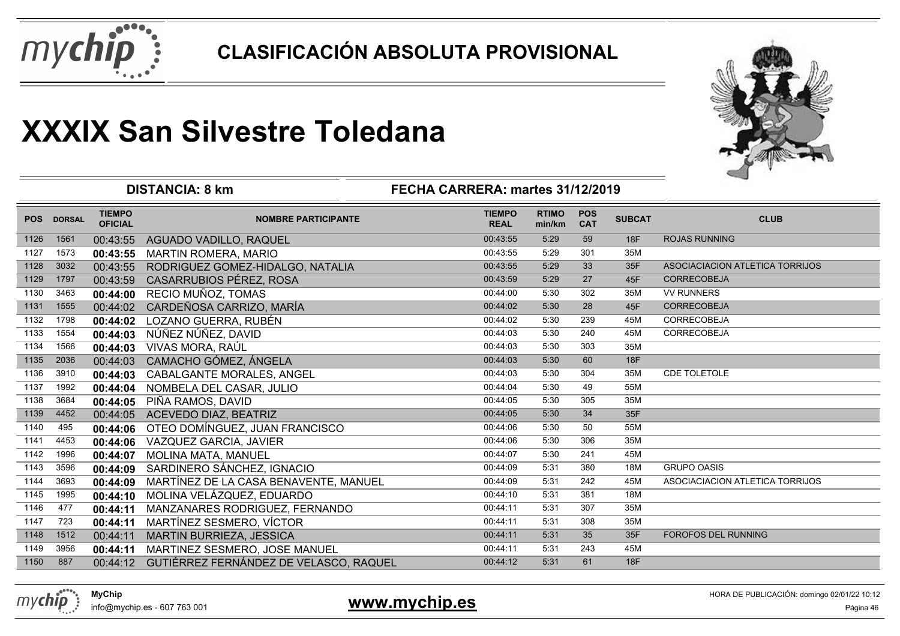# CLASIFICACIÓN ABSOLUTA PROVISIONAL

# XXXIX San Silvestre Toledana

**DISTANCIA: 8 km** | **FECHA CARRERA: martes 31/12/2019**

| POS | DORSAL | TIEMPO OFICIAL | NOMBRE PARTICIPANTE | TIEMPO REAL | RTIMO min/km | POS CAT | SUBCAT | CLUB |
|---|---|---|---|---|---|---|---|---|
| 1126 | 1561 | 00:43:55 | AGUADO VADILLO, RAQUEL | 00:43:55 | 5:29 | 59 | 18F | ROJAS RUNNING |
| 1127 | 1573 | **00:43:55** | MARTIN ROMERA, MARIO | 00:43:55 | 5:29 | 301 | 35M | |
| 1128 | 3032 | 00:43:55 | RODRIGUEZ GOMEZ-HIDALGO, NATALIA | 00:43:55 | 5:29 | 33 | 35F | ASOCIACIACION ATLETICA TORRIJOS |
| 1129 | 1797 | 00:43:59 | CASARRUBIOS PÉREZ, ROSA | 00:43:59 | 5:29 | 27 | 45F | CORRECOBEJA |
| 1130 | 3463 | **00:44:00** | RECIO MUÑOZ, TOMAS | 00:44:00 | 5:30 | 302 | 35M | VV RUNNERS |
| 1131 | 1555 | 00:44:02 | CARDEÑOSA CARRIZO, MARÍA | 00:44:02 | 5:30 | 28 | 45F | CORRECOBEJA |
| 1132 | 1798 | **00:44:02** | LOZANO GUERRA, RUBÉN | 00:44:02 | 5:30 | 239 | 45M | CORRECOBEJA |
| 1133 | 1554 | **00:44:03** | NÚÑEZ NÚÑEZ, DAVID | 00:44:03 | 5:30 | 240 | 45M | CORRECOBEJA |
| 1134 | 1566 | **00:44:03** | VIVAS MORA, RAÚL | 00:44:03 | 5:30 | 303 | 35M | |
| 1135 | 2036 | 00:44:03 | CAMACHO GÓMEZ, ÁNGELA | 00:44:03 | 5:30 | 60 | 18F | |
| 1136 | 3910 | **00:44:03** | CABALGANTE MORALES, ANGEL | 00:44:03 | 5:30 | 304 | 35M | CDE TOLETOLE |
| 1137 | 1992 | **00:44:04** | NOMBELA DEL CASAR, JULIO | 00:44:04 | 5:30 | 49 | 55M | |
| 1138 | 3684 | **00:44:05** | PIÑA RAMOS, DAVID | 00:44:05 | 5:30 | 305 | 35M | |
| 1139 | 4452 | 00:44:05 | ACEVEDO DIAZ, BEATRIZ | 00:44:05 | 5:30 | 34 | 35F | |
| 1140 | 495 | **00:44:06** | OTEO DOMÍNGUEZ, JUAN FRANCISCO | 00:44:06 | 5:30 | 50 | 55M | |
| 1141 | 4453 | **00:44:06** | VAZQUEZ GARCIA, JAVIER | 00:44:06 | 5:30 | 306 | 35M | |
| 1142 | 1996 | **00:44:07** | MOLINA MATA, MANUEL | 00:44:07 | 5:30 | 241 | 45M | |
| 1143 | 3596 | **00:44:09** | SARDINERO SÁNCHEZ, IGNACIO | 00:44:09 | 5:31 | 380 | 18M | GRUPO OASIS |
| 1144 | 3693 | **00:44:09** | MARTÍNEZ DE LA CASA BENAVENTE, MANUEL | 00:44:09 | 5:31 | 242 | 45M | ASOCIACIACION ATLETICA TORRIJOS |
| 1145 | 1995 | **00:44:10** | MOLINA VELÁZQUEZ, EDUARDO | 00:44:10 | 5:31 | 381 | 18M | |
| 1146 | 477 | **00:44:11** | MANZANARES RODRIGUEZ, FERNANDO | 00:44:11 | 5:31 | 307 | 35M | |
| 1147 | 723 | **00:44:11** | MARTÍNEZ SESMERO, VÍCTOR | 00:44:11 | 5:31 | 308 | 35M | |
| 1148 | 1512 | 00:44:11 | MARTIN BURRIEZA, JESSICA | 00:44:11 | 5:31 | 35 | 35F | FOROFOS DEL RUNNING |
| 1149 | 3956 | **00:44:11** | MARTINEZ SESMERO, JOSE MANUEL | 00:44:11 | 5:31 | 243 | 45M | |
| 1150 | 887 | 00:44:12 | GUTIÉRREZ FERNÁNDEZ DE VELASCO, RAQUEL | 00:44:12 | 5:31 | 61 | 18F | |

**MyChip**
info@mychip.es - 607 763 001

**www.mychip.es**

HORA DE PUBLICACIÓN: domingo 02/01/22 10:12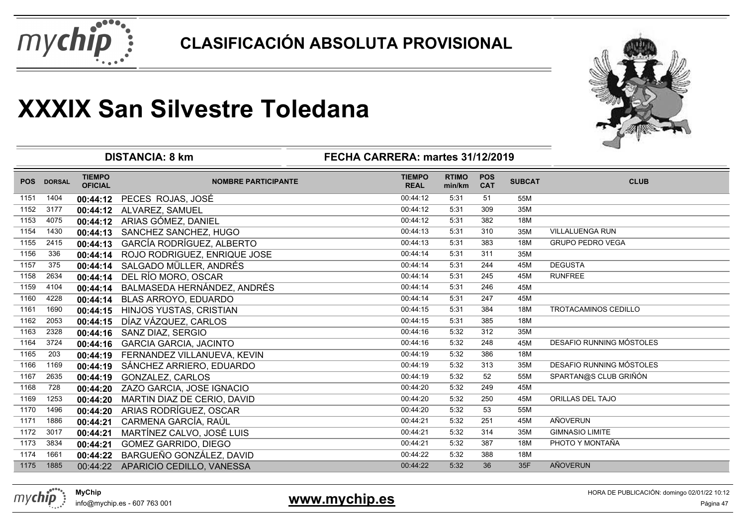# CLASIFICACIÓN ABSOLUTA PROVISIONAL

# XXXIX San Silvestre Toledana

**DISTANCIA: 8 km** **FECHA CARRERA: martes 31/12/2019**

| POS | DORSAL | TIEMPO OFICIAL | NOMBRE PARTICIPANTE | TIEMPO REAL | RTIMO min/km | POS CAT | SUBCAT | CLUB |
|---|---|---|---|---|---|---|---|---|
| 1151 | 1404 | **00:44:12** | PECES ROJAS, JOSÉ | 00:44:12 | 5:31 | 51 | 55M | |
| 1152 | 3177 | **00:44:12** | ALVAREZ, SAMUEL | 00:44:12 | 5:31 | 309 | 35M | |
| 1153 | 4075 | **00:44:12** | ARIAS GÓMEZ, DANIEL | 00:44:12 | 5:31 | 382 | 18M | |
| 1154 | 1430 | **00:44:13** | SANCHEZ SANCHEZ, HUGO | 00:44:13 | 5:31 | 310 | 35M | VILLALUENGA RUN |
| 1155 | 2415 | **00:44:13** | GARCÍA RODRÍGUEZ, ALBERTO | 00:44:13 | 5:31 | 383 | 18M | GRUPO PEDRO VEGA |
| 1156 | 336 | **00:44:14** | ROJO RODRIGUEZ, ENRIQUE JOSE | 00:44:14 | 5:31 | 311 | 35M | |
| 1157 | 375 | **00:44:14** | SALGADO MÜLLER, ANDRÉS | 00:44:14 | 5:31 | 244 | 45M | DEGUSTA |
| 1158 | 2634 | **00:44:14** | DEL RÍO MORO, OSCAR | 00:44:14 | 5:31 | 245 | 45M | RUNFREE |
| 1159 | 4104 | **00:44:14** | BALMASEDA HERNÁNDEZ, ANDRÉS | 00:44:14 | 5:31 | 246 | 45M | |
| 1160 | 4228 | **00:44:14** | BLAS ARROYO, EDUARDO | 00:44:14 | 5:31 | 247 | 45M | |
| 1161 | 1690 | **00:44:15** | HINJOS YUSTAS, CRISTIAN | 00:44:15 | 5:31 | 384 | 18M | TROTACAMINOS CEDILLO |
| 1162 | 2053 | **00:44:15** | DÍAZ VÁZQUEZ, CARLOS | 00:44:15 | 5:31 | 385 | 18M | |
| 1163 | 2328 | **00:44:16** | SANZ DIAZ, SERGIO | 00:44:16 | 5:32 | 312 | 35M | |
| 1164 | 3724 | **00:44:16** | GARCIA GARCIA, JACINTO | 00:44:16 | 5:32 | 248 | 45M | DESAFIO RUNNING MÓSTOLES |
| 1165 | 203 | **00:44:19** | FERNANDEZ VILLANUEVA, KEVIN | 00:44:19 | 5:32 | 386 | 18M | |
| 1166 | 1169 | **00:44:19** | SÁNCHEZ ARRIERO, EDUARDO | 00:44:19 | 5:32 | 313 | 35M | DESAFIO RUNNING MÓSTOLES |
| 1167 | 2635 | **00:44:19** | GONZALEZ, CARLOS | 00:44:19 | 5:32 | 52 | 55M | SPARTAN@S CLUB GRIÑÓN |
| 1168 | 728 | **00:44:20** | ZAZO GARCIA, JOSE IGNACIO | 00:44:20 | 5:32 | 249 | 45M | |
| 1169 | 1253 | **00:44:20** | MARTIN DIAZ DE CERIO, DAVID | 00:44:20 | 5:32 | 250 | 45M | ORILLAS DEL TAJO |
| 1170 | 1496 | **00:44:20** | ARIAS RODRÍGUEZ, OSCAR | 00:44:20 | 5:32 | 53 | 55M | |
| 1171 | 1886 | **00:44:21** | CARMENA GARCÍA, RAÚL | 00:44:21 | 5:32 | 251 | 45M | AÑOVERUN |
| 1172 | 3017 | **00:44:21** | MARTÍNEZ CALVO, JOSÉ LUIS | 00:44:21 | 5:32 | 314 | 35M | GIMNASIO LIMITE |
| 1173 | 3834 | **00:44:21** | GOMEZ GARRIDO, DIEGO | 00:44:21 | 5:32 | 387 | 18M | PHOTO Y MONTAÑA |
| 1174 | 1661 | **00:44:22** | BARGUEÑO GONZÁLEZ, DAVID | 00:44:22 | 5:32 | 388 | 18M | |
| 1175 | 1885 | 00:44:22 | APARICIO CEDILLO, VANESSA | 00:44:22 | 5:32 | 36 | 35F | AÑOVERUN |

**MyChip**
info@mychip.es - 607 763 001

**www.mychip.es**

HORA DE PUBLICACIÓN: domingo 02/01/22 10:12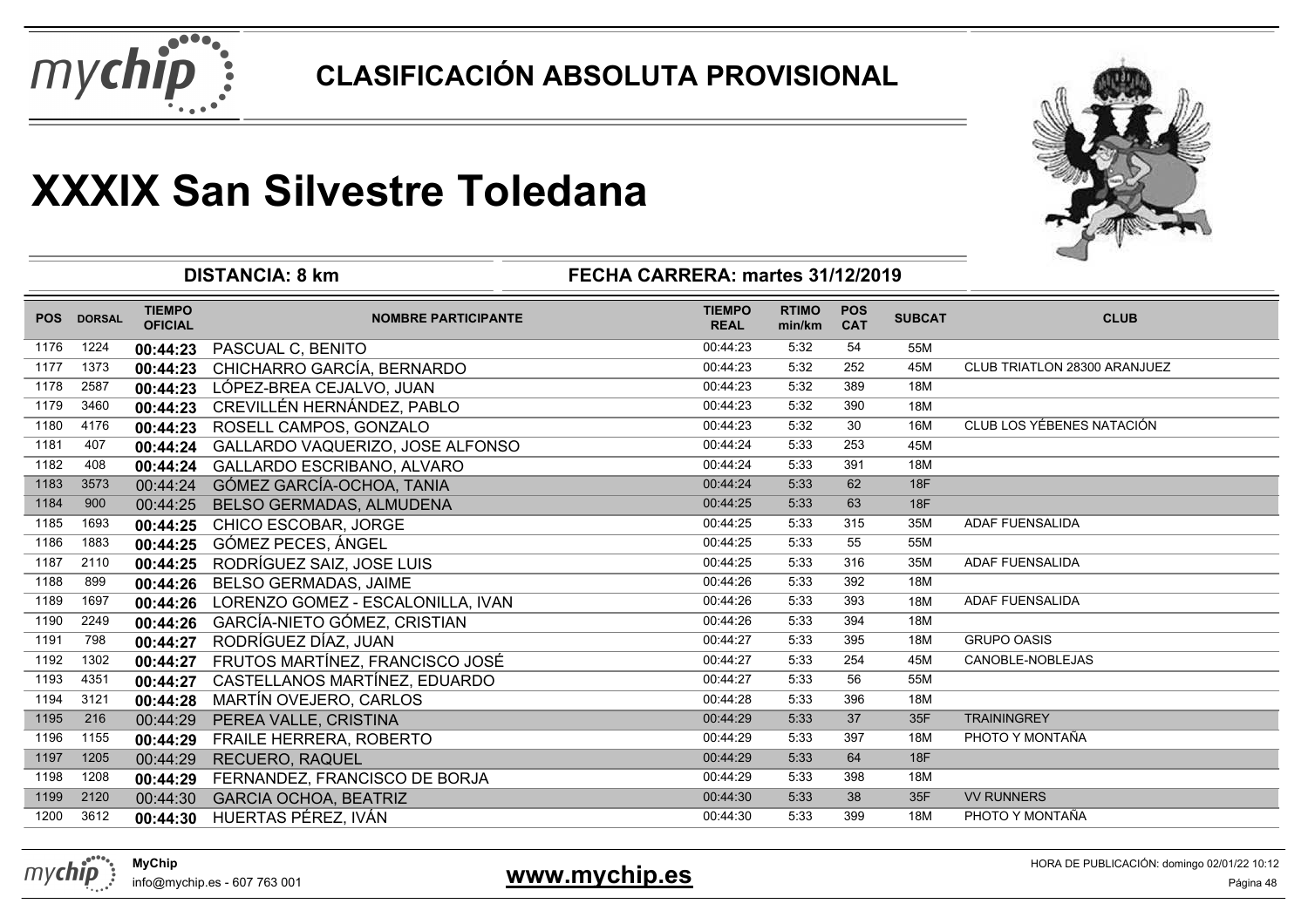# CLASIFICACIÓN ABSOLUTA PROVISIONAL

# XXXIX San Silvestre Toledana

**DISTANCIA: 8 km** | **FECHA CARRERA: martes 31/12/2019**

| POS | DORSAL | TIEMPO OFICIAL | NOMBRE PARTICIPANTE | TIEMPO REAL | RTIMO min/km | POS CAT | SUBCAT | CLUB |
|---|---|---|---|---|---|---|---|---|
| 1176 | 1224 | **00:44:23** | PASCUAL C, BENITO | 00:44:23 | 5:32 | 54 | 55M | |
| 1177 | 1373 | **00:44:23** | CHICHARRO GARCÍA, BERNARDO | 00:44:23 | 5:32 | 252 | 45M | CLUB TRIATLON 28300 ARANJUEZ |
| 1178 | 2587 | **00:44:23** | LÓPEZ-BREA CEJALVO, JUAN | 00:44:23 | 5:32 | 389 | 18M | |
| 1179 | 3460 | **00:44:23** | CREVILLÉN HERNÁNDEZ, PABLO | 00:44:23 | 5:32 | 390 | 18M | |
| 1180 | 4176 | **00:44:23** | ROSELL CAMPOS, GONZALO | 00:44:23 | 5:32 | 30 | 16M | CLUB LOS YÉBENES NATACIÓN |
| 1181 | 407 | **00:44:24** | GALLARDO VAQUERIZO, JOSE ALFONSO | 00:44:24 | 5:33 | 253 | 45M | |
| 1182 | 408 | **00:44:24** | GALLARDO ESCRIBANO, ALVARO | 00:44:24 | 5:33 | 391 | 18M | |
| 1183 | 3573 | 00:44:24 | GÓMEZ GARCÍA-OCHOA, TANIA | 00:44:24 | 5:33 | 62 | 18F | |
| 1184 | 900 | 00:44:25 | BELSO GERMADAS, ALMUDENA | 00:44:25 | 5:33 | 63 | 18F | |
| 1185 | 1693 | **00:44:25** | CHICO ESCOBAR, JORGE | 00:44:25 | 5:33 | 315 | 35M | ADAF FUENSALIDA |
| 1186 | 1883 | **00:44:25** | GÓMEZ PECES, ÁNGEL | 00:44:25 | 5:33 | 55 | 55M | |
| 1187 | 2110 | **00:44:25** | RODRÍGUEZ SAIZ, JOSE LUIS | 00:44:25 | 5:33 | 316 | 35M | ADAF FUENSALIDA |
| 1188 | 899 | **00:44:26** | BELSO GERMADAS, JAIME | 00:44:26 | 5:33 | 392 | 18M | |
| 1189 | 1697 | **00:44:26** | LORENZO GOMEZ - ESCALONILLA, IVAN | 00:44:26 | 5:33 | 393 | 18M | ADAF FUENSALIDA |
| 1190 | 2249 | **00:44:26** | GARCÍA-NIETO GÓMEZ, CRISTIAN | 00:44:26 | 5:33 | 394 | 18M | |
| 1191 | 798 | **00:44:27** | RODRÍGUEZ DÍAZ, JUAN | 00:44:27 | 5:33 | 395 | 18M | GRUPO OASIS |
| 1192 | 1302 | **00:44:27** | FRUTOS MARTÍNEZ, FRANCISCO JOSÉ | 00:44:27 | 5:33 | 254 | 45M | CANOBLE-NOBLEJAS |
| 1193 | 4351 | **00:44:27** | CASTELLANOS MARTÍNEZ, EDUARDO | 00:44:27 | 5:33 | 56 | 55M | |
| 1194 | 3121 | **00:44:28** | MARTÍN OVEJERO, CARLOS | 00:44:28 | 5:33 | 396 | 18M | |
| 1195 | 216 | 00:44:29 | PEREA VALLE, CRISTINA | 00:44:29 | 5:33 | 37 | 35F | TRAININGREY |
| 1196 | 1155 | **00:44:29** | FRAILE HERRERA, ROBERTO | 00:44:29 | 5:33 | 397 | 18M | PHOTO Y MONTAÑA |
| 1197 | 1205 | 00:44:29 | RECUERO, RAQUEL | 00:44:29 | 5:33 | 64 | 18F | |
| 1198 | 1208 | **00:44:29** | FERNANDEZ, FRANCISCO DE BORJA | 00:44:29 | 5:33 | 398 | 18M | |
| 1199 | 2120 | 00:44:30 | GARCIA OCHOA, BEATRIZ | 00:44:30 | 5:33 | 38 | 35F | VV RUNNERS |
| 1200 | 3612 | **00:44:30** | HUERTAS PÉREZ, IVÁN | 00:44:30 | 5:33 | 399 | 18M | PHOTO Y MONTAÑA |

**MyChip**
info@mychip.es - 607 763 001

**www.mychip.es**

HORA DE PUBLICACIÓN: domingo 02/01/22 10:12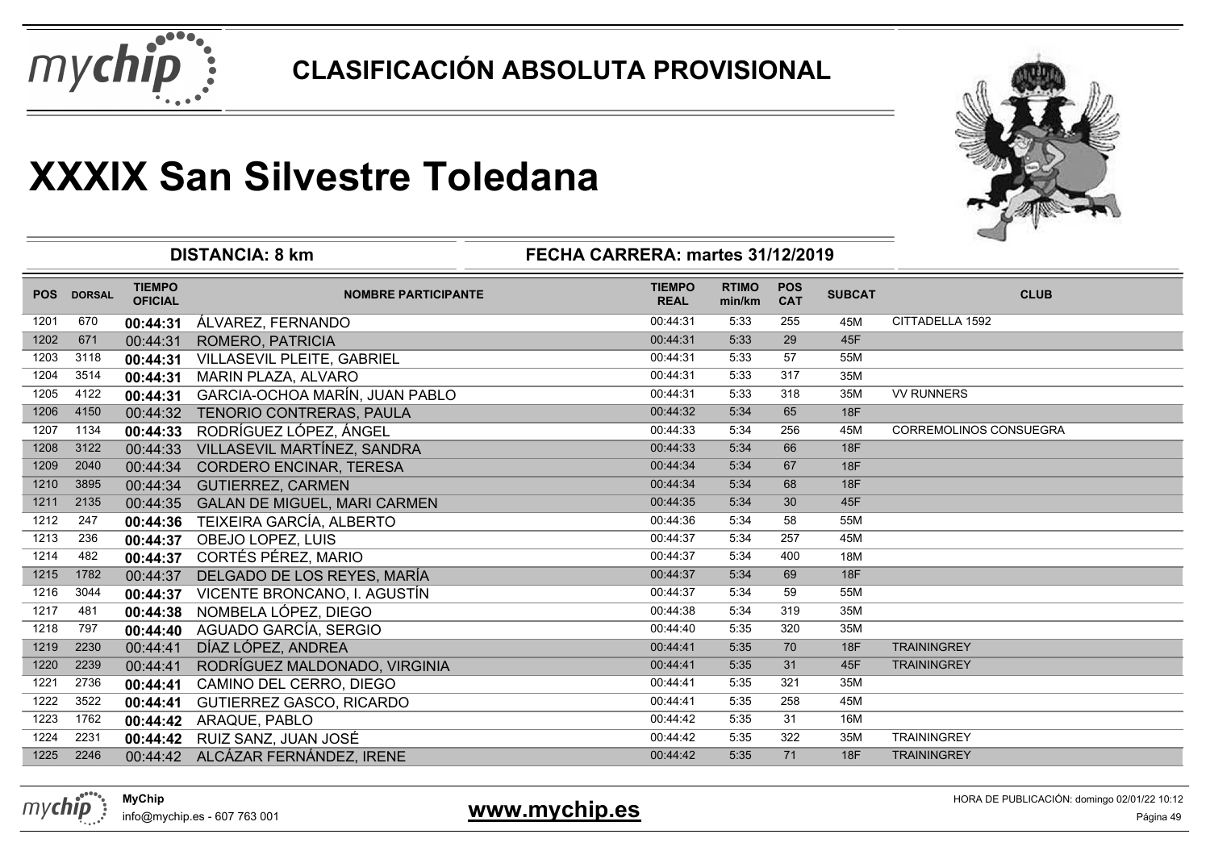# CLASIFICACIÓN ABSOLUTA PROVISIONAL

# XXXIX San Silvestre Toledana

**DISTANCIA: 8 km** | **FECHA CARRERA: martes 31/12/2019**

| POS | DORSAL | TIEMPO OFICIAL | NOMBRE PARTICIPANTE | TIEMPO REAL | RTIMO min/km | POS CAT | SUBCAT | CLUB |
|---|---|---|---|---|---|---|---|---|
| 1201 | 670 | **00:44:31** | ÁLVAREZ, FERNANDO | 00:44:31 | 5:33 | 255 | 45M | CITTADELLA 1592 |
| 1202 | 671 | 00:44:31 | ROMERO, PATRICIA | 00:44:31 | 5:33 | 29 | 45F | |
| 1203 | 3118 | **00:44:31** | VILLASEVIL PLEITE, GABRIEL | 00:44:31 | 5:33 | 57 | 55M | |
| 1204 | 3514 | **00:44:31** | MARIN PLAZA, ALVARO | 00:44:31 | 5:33 | 317 | 35M | |
| 1205 | 4122 | **00:44:31** | GARCIA-OCHOA MARÍN, JUAN PABLO | 00:44:31 | 5:33 | 318 | 35M | VV RUNNERS |
| 1206 | 4150 | 00:44:32 | TENORIO CONTRERAS, PAULA | 00:44:32 | 5:34 | 65 | 18F | |
| 1207 | 1134 | **00:44:33** | RODRÍGUEZ LÓPEZ, ÁNGEL | 00:44:33 | 5:34 | 256 | 45M | CORREMOLINOS CONSUEGRA |
| 1208 | 3122 | 00:44:33 | VILLASEVIL MARTÍNEZ, SANDRA | 00:44:33 | 5:34 | 66 | 18F | |
| 1209 | 2040 | 00:44:34 | CORDERO ENCINAR, TERESA | 00:44:34 | 5:34 | 67 | 18F | |
| 1210 | 3895 | 00:44:34 | GUTIERREZ, CARMEN | 00:44:34 | 5:34 | 68 | 18F | |
| 1211 | 2135 | 00:44:35 | GALAN DE MIGUEL, MARI CARMEN | 00:44:35 | 5:34 | 30 | 45F | |
| 1212 | 247 | **00:44:36** | TEIXEIRA GARCÍA, ALBERTO | 00:44:36 | 5:34 | 58 | 55M | |
| 1213 | 236 | **00:44:37** | OBEJO LOPEZ, LUIS | 00:44:37 | 5:34 | 257 | 45M | |
| 1214 | 482 | **00:44:37** | CORTÉS PÉREZ, MARIO | 00:44:37 | 5:34 | 400 | 18M | |
| 1215 | 1782 | 00:44:37 | DELGADO DE LOS REYES, MARÍA | 00:44:37 | 5:34 | 69 | 18F | |
| 1216 | 3044 | **00:44:37** | VICENTE BRONCANO, I. AGUSTÍN | 00:44:37 | 5:34 | 59 | 55M | |
| 1217 | 481 | **00:44:38** | NOMBELA LÓPEZ, DIEGO | 00:44:38 | 5:34 | 319 | 35M | |
| 1218 | 797 | **00:44:40** | AGUADO GARCÍA, SERGIO | 00:44:40 | 5:35 | 320 | 35M | |
| 1219 | 2230 | 00:44:41 | DÍAZ LÓPEZ, ANDREA | 00:44:41 | 5:35 | 70 | 18F | TRAININGREY |
| 1220 | 2239 | 00:44:41 | RODRÍGUEZ MALDONADO, VIRGINIA | 00:44:41 | 5:35 | 31 | 45F | TRAININGREY |
| 1221 | 2736 | **00:44:41** | CAMINO DEL CERRO, DIEGO | 00:44:41 | 5:35 | 321 | 35M | |
| 1222 | 3522 | **00:44:41** | GUTIERREZ GASCO, RICARDO | 00:44:41 | 5:35 | 258 | 45M | |
| 1223 | 1762 | **00:44:42** | ARAQUE, PABLO | 00:44:42 | 5:35 | 31 | 16M | |
| 1224 | 2231 | **00:44:42** | RUIZ SANZ, JUAN JOSÉ | 00:44:42 | 5:35 | 322 | 35M | TRAININGREY |
| 1225 | 2246 | 00:44:42 | ALCÁZAR FERNÁNDEZ, IRENE | 00:44:42 | 5:35 | 71 | 18F | TRAININGREY |

**MyChip**
info@mychip.es - 607 763 001

**www.mychip.es**

HORA DE PUBLICACIÓN: domingo 02/01/22 10:12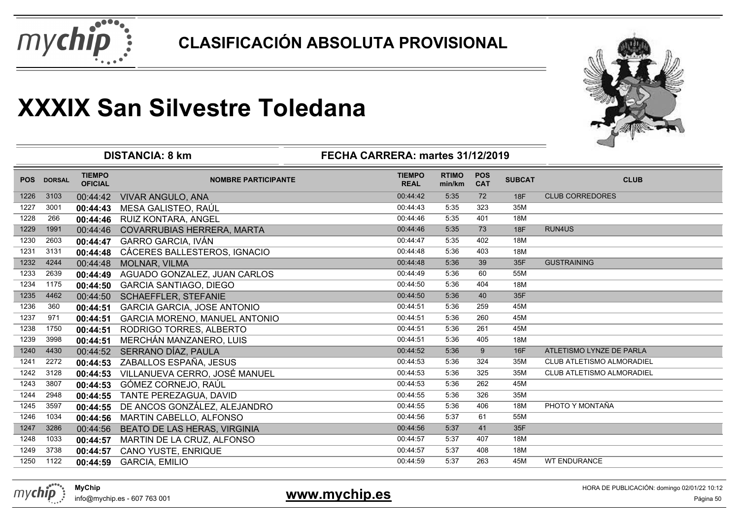# CLASIFICACIÓN ABSOLUTA PROVISIONAL

# XXXIX San Silvestre Toledana

**DISTANCIA: 8 km** | **FECHA CARRERA: martes 31/12/2019**

| POS | DORSAL | TIEMPO OFICIAL | NOMBRE PARTICIPANTE | TIEMPO REAL | RTIMO min/km | POS CAT | SUBCAT | CLUB |
|---|---|---|---|---|---|---|---|---|
| 1226 | 3103 | 00:44:42 | VIVAR ANGULO, ANA | 00:44:42 | 5:35 | 72 | 18F | CLUB CORREDORES |
| 1227 | 3001 | **00:44:43** | MESA GALISTEO, RAÚL | 00:44:43 | 5:35 | 323 | 35M | |
| 1228 | 266 | **00:44:46** | RUIZ KONTARA, ANGEL | 00:44:46 | 5:35 | 401 | 18M | |
| 1229 | 1991 | 00:44:46 | COVARRUBIAS HERRERA, MARTA | 00:44:46 | 5:35 | 73 | 18F | RUN4US |
| 1230 | 2603 | **00:44:47** | GARRO GARCIA, IVÁN | 00:44:47 | 5:35 | 402 | 18M | |
| 1231 | 3131 | **00:44:48** | CÁCERES BALLESTEROS, IGNACIO | 00:44:48 | 5:36 | 403 | 18M | |
| 1232 | 4244 | 00:44:48 | MOLNAR, VILMA | 00:44:48 | 5:36 | 39 | 35F | GUSTRAINING |
| 1233 | 2639 | **00:44:49** | AGUADO GONZALEZ, JUAN CARLOS | 00:44:49 | 5:36 | 60 | 55M | |
| 1234 | 1175 | **00:44:50** | GARCIA SANTIAGO, DIEGO | 00:44:50 | 5:36 | 404 | 18M | |
| 1235 | 4462 | 00:44:50 | SCHAEFFLER, STEFANIE | 00:44:50 | 5:36 | 40 | 35F | |
| 1236 | 360 | **00:44:51** | GARCIA GARCIA, JOSE ANTONIO | 00:44:51 | 5:36 | 259 | 45M | |
| 1237 | 971 | **00:44:51** | GARCIA MORENO, MANUEL ANTONIO | 00:44:51 | 5:36 | 260 | 45M | |
| 1238 | 1750 | **00:44:51** | RODRIGO TORRES, ALBERTO | 00:44:51 | 5:36 | 261 | 45M | |
| 1239 | 3998 | **00:44:51** | MERCHÁN MANZANERO, LUIS | 00:44:51 | 5:36 | 405 | 18M | |
| 1240 | 4430 | 00:44:52 | SERRANO DÍAZ, PAULA | 00:44:52 | 5:36 | 9 | 16F | ATLETISMO LYNZE DE PARLA |
| 1241 | 2272 | **00:44:53** | ZABALLOS ESPAÑA, JESUS | 00:44:53 | 5:36 | 324 | 35M | CLUB ATLETISMO ALMORADIEL |
| 1242 | 3128 | **00:44:53** | VILLANUEVA CERRO, JOSÉ MANUEL | 00:44:53 | 5:36 | 325 | 35M | CLUB ATLETISMO ALMORADIEL |
| 1243 | 3807 | **00:44:53** | GÓMEZ CORNEJO, RAÚL | 00:44:53 | 5:36 | 262 | 45M | |
| 1244 | 2948 | **00:44:55** | TANTE PEREZAGUA, DAVID | 00:44:55 | 5:36 | 326 | 35M | |
| 1245 | 3597 | **00:44:55** | DE ANCOS GONZÁLEZ, ALEJANDRO | 00:44:55 | 5:36 | 406 | 18M | PHOTO Y MONTAÑA |
| 1246 | 1034 | **00:44:56** | MARTIN CABELLO, ALFONSO | 00:44:56 | 5:37 | 61 | 55M | |
| 1247 | 3286 | 00:44:56 | BEATO DE LAS HERAS, VIRGINIA | 00:44:56 | 5:37 | 41 | 35F | |
| 1248 | 1033 | **00:44:57** | MARTIN DE LA CRUZ, ALFONSO | 00:44:57 | 5:37 | 407 | 18M | |
| 1249 | 3738 | **00:44:57** | CANO YUSTE, ENRIQUE | 00:44:57 | 5:37 | 408 | 18M | |
| 1250 | 1122 | **00:44:59** | GARCIA, EMILIO | 00:44:59 | 5:37 | 263 | 45M | WT ENDURANCE |

**MyChip**
info@mychip.es - 607 763 001

**www.mychip.es**

HORA DE PUBLICACIÓN: domingo 02/01/22 10:12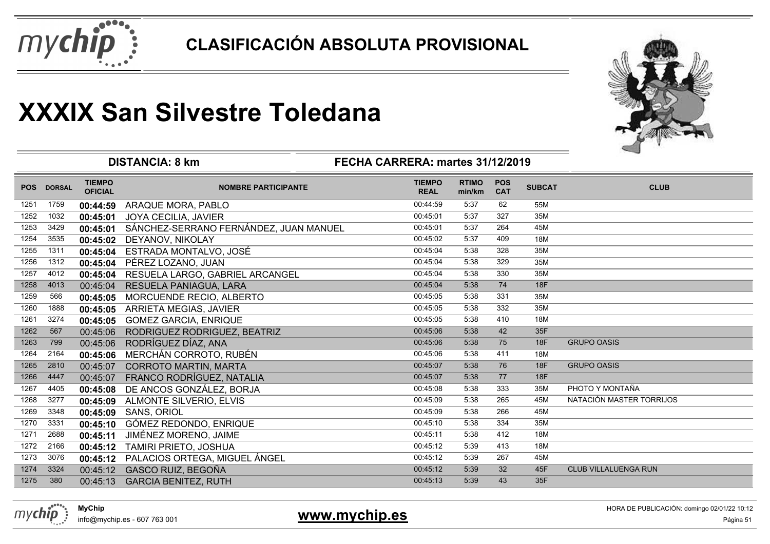# CLASIFICACIÓN ABSOLUTA PROVISIONAL

# XXXIX San Silvestre Toledana

**DISTANCIA: 8 km** | **FECHA CARRERA: martes 31/12/2019**

| POS | DORSAL | TIEMPO OFICIAL | NOMBRE PARTICIPANTE | TIEMPO REAL | RTIMO min/km | POS CAT | SUBCAT | CLUB |
|---|---|---|---|---|---|---|---|---|
| 1251 | 1759 | **00:44:59** | ARAQUE MORA, PABLO | 00:44:59 | 5:37 | 62 | 55M | |
| 1252 | 1032 | **00:45:01** | JOYA CECILIA, JAVIER | 00:45:01 | 5:37 | 327 | 35M | |
| 1253 | 3429 | **00:45:01** | SÁNCHEZ-SERRANO FERNÁNDEZ, JUAN MANUEL | 00:45:01 | 5:37 | 264 | 45M | |
| 1254 | 3535 | **00:45:02** | DEYANOV, NIKOLAY | 00:45:02 | 5:37 | 409 | 18M | |
| 1255 | 1311 | **00:45:04** | ESTRADA MONTALVO, JOSÉ | 00:45:04 | 5:38 | 328 | 35M | |
| 1256 | 1312 | **00:45:04** | PÉREZ LOZANO, JUAN | 00:45:04 | 5:38 | 329 | 35M | |
| 1257 | 4012 | **00:45:04** | RESUELA LARGO, GABRIEL ARCANGEL | 00:45:04 | 5:38 | 330 | 35M | |
| 1258 | 4013 | 00:45:04 | RESUELA PANIAGUA, LARA | 00:45:04 | 5:38 | 74 | 18F | |
| 1259 | 566 | **00:45:05** | MORCUENDE RECIO, ALBERTO | 00:45:05 | 5:38 | 331 | 35M | |
| 1260 | 1888 | **00:45:05** | ARRIETA MEGIAS, JAVIER | 00:45:05 | 5:38 | 332 | 35M | |
| 1261 | 3274 | **00:45:05** | GOMEZ GARCIA, ENRIQUE | 00:45:05 | 5:38 | 410 | 18M | |
| 1262 | 567 | 00:45:06 | RODRIGUEZ RODRIGUEZ, BEATRIZ | 00:45:06 | 5:38 | 42 | 35F | |
| 1263 | 799 | 00:45:06 | RODRÍGUEZ DÍAZ, ANA | 00:45:06 | 5:38 | 75 | 18F | GRUPO OASIS |
| 1264 | 2164 | **00:45:06** | MERCHÁN CORROTO, RUBÉN | 00:45:06 | 5:38 | 411 | 18M | |
| 1265 | 2810 | 00:45:07 | CORROTO MARTIN, MARTA | 00:45:07 | 5:38 | 76 | 18F | GRUPO OASIS |
| 1266 | 4447 | 00:45:07 | FRANCO RODRÍGUEZ, NATALIA | 00:45:07 | 5:38 | 77 | 18F | |
| 1267 | 4405 | **00:45:08** | DE ANCOS GONZÁLEZ, BORJA | 00:45:08 | 5:38 | 333 | 35M | PHOTO Y MONTAÑA |
| 1268 | 3277 | **00:45:09** | ALMONTE SILVERIO, ELVIS | 00:45:09 | 5:38 | 265 | 45M | NATACIÓN MASTER TORRIJOS |
| 1269 | 3348 | **00:45:09** | SANS, ORIOL | 00:45:09 | 5:38 | 266 | 45M | |
| 1270 | 3331 | **00:45:10** | GÓMEZ REDONDO, ENRIQUE | 00:45:10 | 5:38 | 334 | 35M | |
| 1271 | 2688 | **00:45:11** | JIMÉNEZ MORENO, JAIME | 00:45:11 | 5:38 | 412 | 18M | |
| 1272 | 2166 | **00:45:12** | TAMIRI PRIETO, JOSHUA | 00:45:12 | 5:39 | 413 | 18M | |
| 1273 | 3076 | **00:45:12** | PALACIOS ORTEGA, MIGUEL ÁNGEL | 00:45:12 | 5:39 | 267 | 45M | |
| 1274 | 3324 | 00:45:12 | GASCO RUIZ, BEGOÑA | 00:45:12 | 5:39 | 32 | 45F | CLUB VILLALUENGA RUN |
| 1275 | 380 | 00:45:13 | GARCIA BENITEZ, RUTH | 00:45:13 | 5:39 | 43 | 35F | |

**MyChip**
info@mychip.es - 607 763 001

**www.mychip.es**

HORA DE PUBLICACIÓN: domingo 02/01/22 10:12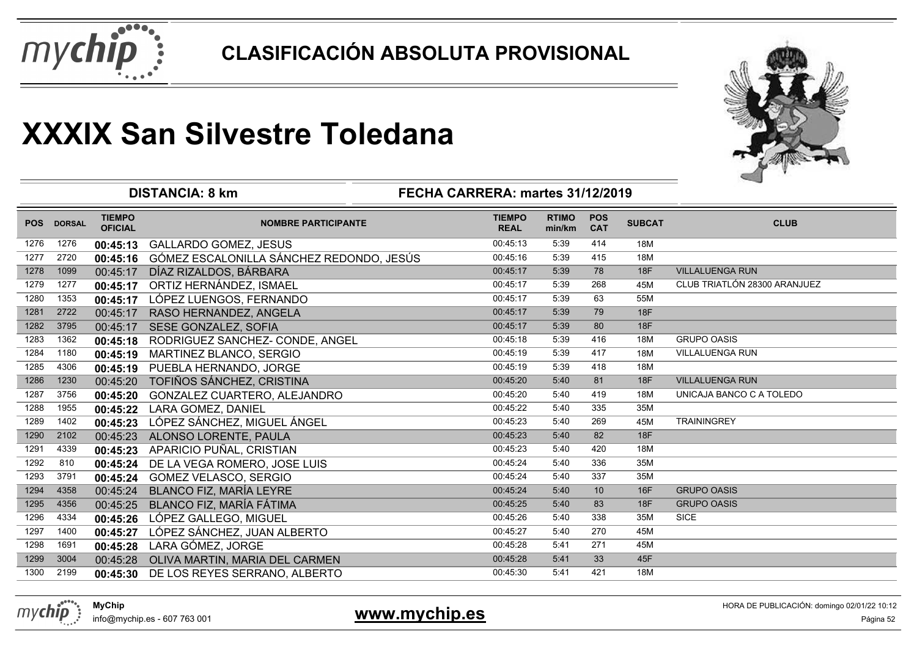# CLASIFICACIÓN ABSOLUTA PROVISIONAL

# XXXIX San Silvestre Toledana

**DISTANCIA: 8 km** | **FECHA CARRERA: martes 31/12/2019**

| POS | DORSAL | TIEMPO OFICIAL | NOMBRE PARTICIPANTE | TIEMPO REAL | RTIMO min/km | POS CAT | SUBCAT | CLUB |
|---|---|---|---|---|---|---|---|---|
| 1276 | 1276 | **00:45:13** | GALLARDO GOMEZ, JESUS | 00:45:13 | 5:39 | 414 | 18M | |
| 1277 | 2720 | **00:45:16** | GÓMEZ ESCALONILLA SÁNCHEZ REDONDO, JESÚS | 00:45:16 | 5:39 | 415 | 18M | |
| 1278 | 1099 | 00:45:17 | DÍAZ RIZALDOS, BÁRBARA | 00:45:17 | 5:39 | 78 | 18F | VILLALUENGA RUN |
| 1279 | 1277 | **00:45:17** | ORTIZ HERNÁNDEZ, ISMAEL | 00:45:17 | 5:39 | 268 | 45M | CLUB TRIATLÓN 28300 ARANJUEZ |
| 1280 | 1353 | **00:45:17** | LÓPEZ LUENGOS, FERNANDO | 00:45:17 | 5:39 | 63 | 55M | |
| 1281 | 2722 | 00:45:17 | RASO HERNANDEZ, ANGELA | 00:45:17 | 5:39 | 79 | 18F | |
| 1282 | 3795 | 00:45:17 | SESE GONZALEZ, SOFIA | 00:45:17 | 5:39 | 80 | 18F | |
| 1283 | 1362 | **00:45:18** | RODRIGUEZ SANCHEZ- CONDE, ANGEL | 00:45:18 | 5:39 | 416 | 18M | GRUPO OASIS |
| 1284 | 1180 | **00:45:19** | MARTINEZ BLANCO, SERGIO | 00:45:19 | 5:39 | 417 | 18M | VILLALUENGA RUN |
| 1285 | 4306 | **00:45:19** | PUEBLA HERNANDO, JORGE | 00:45:19 | 5:39 | 418 | 18M | |
| 1286 | 1230 | 00:45:20 | TOFIÑOS SÁNCHEZ, CRISTINA | 00:45:20 | 5:40 | 81 | 18F | VILLALUENGA RUN |
| 1287 | 3756 | **00:45:20** | GONZALEZ CUARTERO, ALEJANDRO | 00:45:20 | 5:40 | 419 | 18M | UNICAJA BANCO C A TOLEDO |
| 1288 | 1955 | **00:45:22** | LARA GOMEZ, DANIEL | 00:45:22 | 5:40 | 335 | 35M | |
| 1289 | 1402 | **00:45:23** | LÓPEZ SÁNCHEZ, MIGUEL ÁNGEL | 00:45:23 | 5:40 | 269 | 45M | TRAININGREY |
| 1290 | 2102 | 00:45:23 | ALONSO LORENTE, PAULA | 00:45:23 | 5:40 | 82 | 18F | |
| 1291 | 4339 | **00:45:23** | APARICIO PUÑAL, CRISTIAN | 00:45:23 | 5:40 | 420 | 18M | |
| 1292 | 810 | **00:45:24** | DE LA VEGA ROMERO, JOSE LUIS | 00:45:24 | 5:40 | 336 | 35M | |
| 1293 | 3791 | **00:45:24** | GOMEZ VELASCO, SERGIO | 00:45:24 | 5:40 | 337 | 35M | |
| 1294 | 4358 | 00:45:24 | BLANCO FIZ, MARÍA LEYRE | 00:45:24 | 5:40 | 10 | 16F | GRUPO OASIS |
| 1295 | 4356 | 00:45:25 | BLANCO FIZ, MARÍA FÁTIMA | 00:45:25 | 5:40 | 83 | 18F | GRUPO OASIS |
| 1296 | 4334 | **00:45:26** | LÓPEZ GALLEGO, MIGUEL | 00:45:26 | 5:40 | 338 | 35M | SICE |
| 1297 | 1400 | **00:45:27** | LÓPEZ SÁNCHEZ, JUAN ALBERTO | 00:45:27 | 5:40 | 270 | 45M | |
| 1298 | 1691 | **00:45:28** | LARA GÓMEZ, JORGE | 00:45:28 | 5:41 | 271 | 45M | |
| 1299 | 3004 | 00:45:28 | OLIVA MARTIN, MARIA DEL CARMEN | 00:45:28 | 5:41 | 33 | 45F | |
| 1300 | 2199 | **00:45:30** | DE LOS REYES SERRANO, ALBERTO | 00:45:30 | 5:41 | 421 | 18M | |

**MyChip**
info@mychip.es - 607 763 001

**www.mychip.es**

HORA DE PUBLICACIÓN: domingo 02/01/22 10:12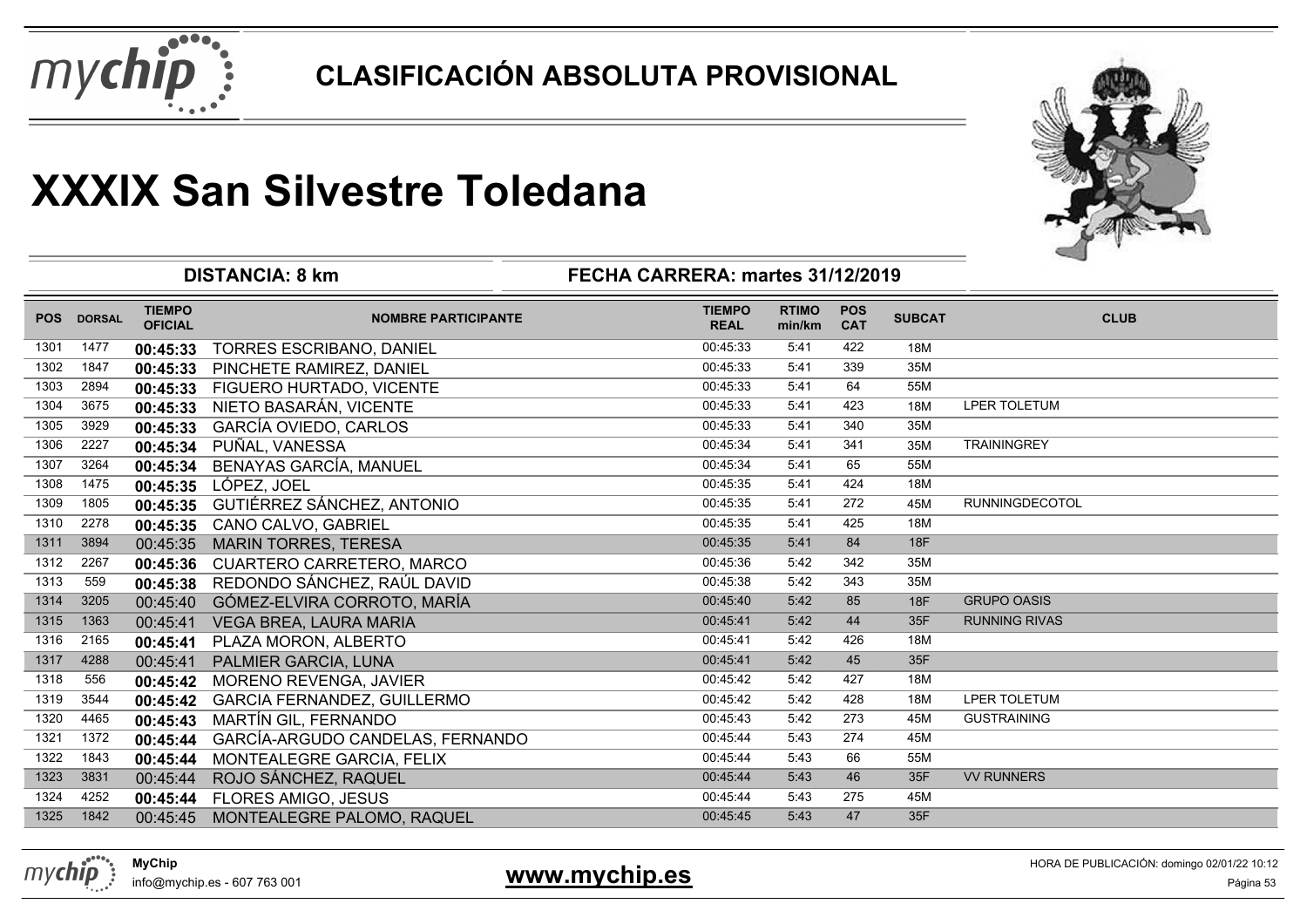# CLASIFICACIÓN ABSOLUTA PROVISIONAL

# XXXIX San Silvestre Toledana

**DISTANCIA: 8 km** | **FECHA CARRERA: martes 31/12/2019**

| POS | DORSAL | TIEMPO OFICIAL | NOMBRE PARTICIPANTE | TIEMPO REAL | RTIMO min/km | POS CAT | SUBCAT | CLUB |
|---|---|---|---|---|---|---|---|---|
| 1301 | 1477 | **00:45:33** | TORRES ESCRIBANO, DANIEL | 00:45:33 | 5:41 | 422 | 18M | |
| 1302 | 1847 | **00:45:33** | PINCHETE RAMIREZ, DANIEL | 00:45:33 | 5:41 | 339 | 35M | |
| 1303 | 2894 | **00:45:33** | FIGUERO HURTADO, VICENTE | 00:45:33 | 5:41 | 64 | 55M | |
| 1304 | 3675 | **00:45:33** | NIETO BASARÁN, VICENTE | 00:45:33 | 5:41 | 423 | 18M | LPER TOLETUM |
| 1305 | 3929 | **00:45:33** | GARCÍA OVIEDO, CARLOS | 00:45:33 | 5:41 | 340 | 35M | |
| 1306 | 2227 | **00:45:34** | PUÑAL, VANESSA | 00:45:34 | 5:41 | 341 | 35M | TRAININGREY |
| 1307 | 3264 | **00:45:34** | BENAYAS GARCÍA, MANUEL | 00:45:34 | 5:41 | 65 | 55M | |
| 1308 | 1475 | **00:45:35** | LÓPEZ, JOEL | 00:45:35 | 5:41 | 424 | 18M | |
| 1309 | 1805 | **00:45:35** | GUTIÉRREZ SÁNCHEZ, ANTONIO | 00:45:35 | 5:41 | 272 | 45M | RUNNINGDECOTOL |
| 1310 | 2278 | **00:45:35** | CANO CALVO, GABRIEL | 00:45:35 | 5:41 | 425 | 18M | |
| 1311 | 3894 | 00:45:35 | MARIN TORRES, TERESA | 00:45:35 | 5:41 | 84 | 18F | |
| 1312 | 2267 | **00:45:36** | CUARTERO CARRETERO, MARCO | 00:45:36 | 5:42 | 342 | 35M | |
| 1313 | 559 | **00:45:38** | REDONDO SÁNCHEZ, RAÚL DAVID | 00:45:38 | 5:42 | 343 | 35M | |
| 1314 | 3205 | 00:45:40 | GÓMEZ-ELVIRA CORROTO, MARÍA | 00:45:40 | 5:42 | 85 | 18F | GRUPO OASIS |
| 1315 | 1363 | 00:45:41 | VEGA BREA, LAURA MARIA | 00:45:41 | 5:42 | 44 | 35F | RUNNING RIVAS |
| 1316 | 2165 | **00:45:41** | PLAZA MORON, ALBERTO | 00:45:41 | 5:42 | 426 | 18M | |
| 1317 | 4288 | 00:45:41 | PALMIER GARCIA, LUNA | 00:45:41 | 5:42 | 45 | 35F | |
| 1318 | 556 | **00:45:42** | MORENO REVENGA, JAVIER | 00:45:42 | 5:42 | 427 | 18M | |
| 1319 | 3544 | **00:45:42** | GARCIA FERNANDEZ, GUILLERMO | 00:45:42 | 5:42 | 428 | 18M | LPER TOLETUM |
| 1320 | 4465 | **00:45:43** | MARTÍN GIL, FERNANDO | 00:45:43 | 5:42 | 273 | 45M | GUSTRAINING |
| 1321 | 1372 | **00:45:44** | GARCÍA-ARGUDO CANDELAS, FERNANDO | 00:45:44 | 5:43 | 274 | 45M | |
| 1322 | 1843 | **00:45:44** | MONTEALEGRE GARCIA, FELIX | 00:45:44 | 5:43 | 66 | 55M | |
| 1323 | 3831 | 00:45:44 | ROJO SÁNCHEZ, RAQUEL | 00:45:44 | 5:43 | 46 | 35F | VV RUNNERS |
| 1324 | 4252 | **00:45:44** | FLORES AMIGO, JESUS | 00:45:44 | 5:43 | 275 | 45M | |
| 1325 | 1842 | 00:45:45 | MONTEALEGRE PALOMO, RAQUEL | 00:45:45 | 5:43 | 47 | 35F | |

**MyChip**
info@mychip.es - 607 763 001

**www.mychip.es**

HORA DE PUBLICACIÓN: domingo 02/01/22 10:12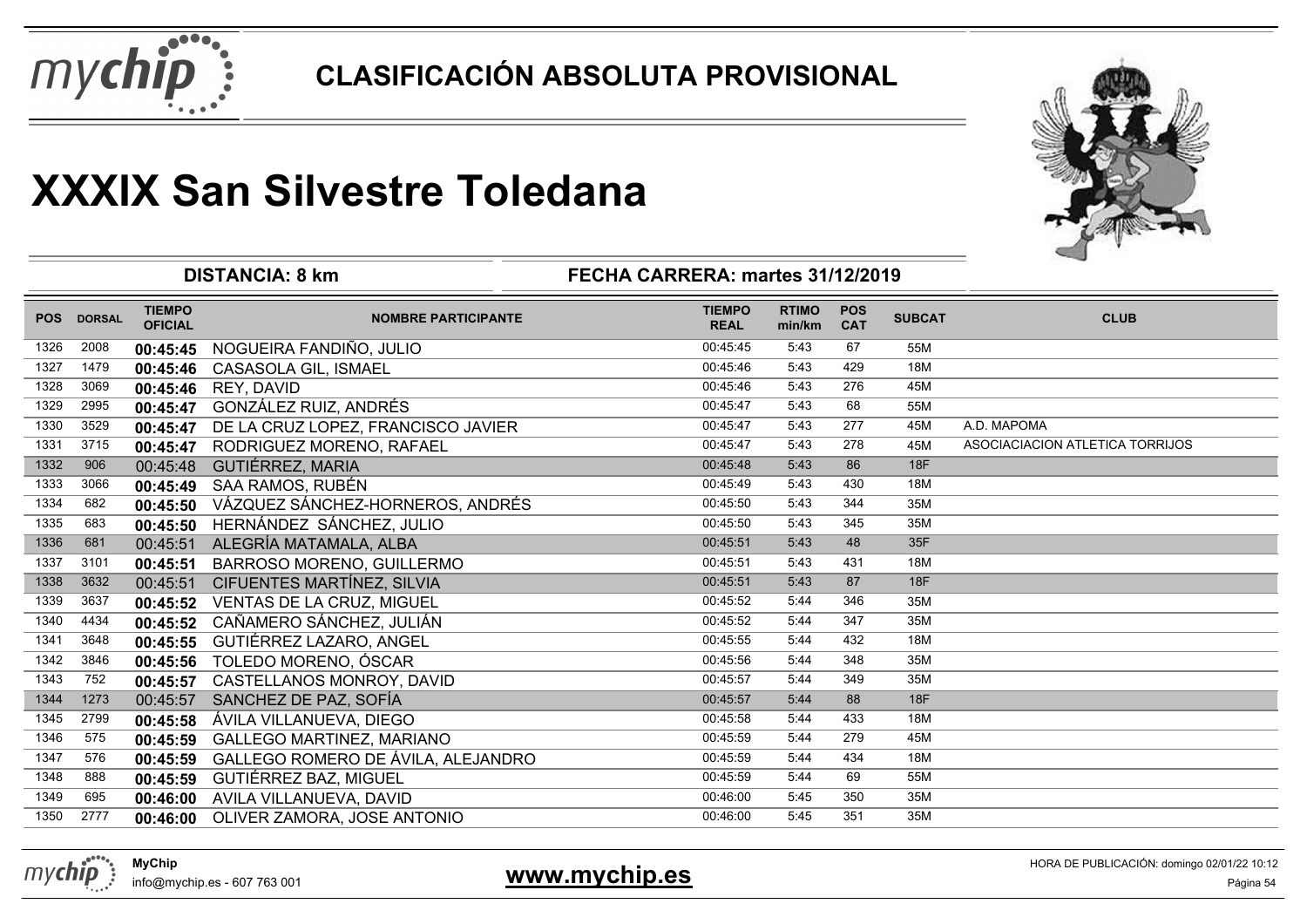# CLASIFICACIÓN ABSOLUTA PROVISIONAL

# XXXIX San Silvestre Toledana

**DISTANCIA: 8 km** | **FECHA CARRERA: martes 31/12/2019**

| POS | DORSAL | TIEMPO OFICIAL | NOMBRE PARTICIPANTE | TIEMPO REAL | RTIMO min/km | POS CAT | SUBCAT | CLUB |
|---|---|---|---|---|---|---|---|---|
| 1326 | 2008 | **00:45:45** | NOGUEIRA FANDIÑO, JULIO | 00:45:45 | 5:43 | 67 | 55M | |
| 1327 | 1479 | **00:45:46** | CASASOLA GIL, ISMAEL | 00:45:46 | 5:43 | 429 | 18M | |
| 1328 | 3069 | **00:45:46** | REY, DAVID | 00:45:46 | 5:43 | 276 | 45M | |
| 1329 | 2995 | **00:45:47** | GONZÁLEZ RUIZ, ANDRÉS | 00:45:47 | 5:43 | 68 | 55M | |
| 1330 | 3529 | **00:45:47** | DE LA CRUZ LOPEZ, FRANCISCO JAVIER | 00:45:47 | 5:43 | 277 | 45M | A.D. MAPOMA |
| 1331 | 3715 | **00:45:47** | RODRIGUEZ MORENO, RAFAEL | 00:45:47 | 5:43 | 278 | 45M | ASOCIACIACION ATLETICA TORRIJOS |
| 1332 | 906 | 00:45:48 | GUTIÉRREZ, MARIA | 00:45:48 | 5:43 | 86 | 18F | |
| 1333 | 3066 | **00:45:49** | SAA RAMOS, RUBÉN | 00:45:49 | 5:43 | 430 | 18M | |
| 1334 | 682 | **00:45:50** | VÁZQUEZ SÁNCHEZ-HORNEROS, ANDRÉS | 00:45:50 | 5:43 | 344 | 35M | |
| 1335 | 683 | **00:45:50** | HERNÁNDEZ SÁNCHEZ, JULIO | 00:45:50 | 5:43 | 345 | 35M | |
| 1336 | 681 | 00:45:51 | ALEGRÍA MATAMALA, ALBA | 00:45:51 | 5:43 | 48 | 35F | |
| 1337 | 3101 | **00:45:51** | BARROSO MORENO, GUILLERMO | 00:45:51 | 5:43 | 431 | 18M | |
| 1338 | 3632 | 00:45:51 | CIFUENTES MARTÍNEZ, SILVIA | 00:45:51 | 5:43 | 87 | 18F | |
| 1339 | 3637 | **00:45:52** | VENTAS DE LA CRUZ, MIGUEL | 00:45:52 | 5:44 | 346 | 35M | |
| 1340 | 4434 | **00:45:52** | CAÑAMERO SÁNCHEZ, JULIÁN | 00:45:52 | 5:44 | 347 | 35M | |
| 1341 | 3648 | **00:45:55** | GUTIÉRREZ LAZARO, ANGEL | 00:45:55 | 5:44 | 432 | 18M | |
| 1342 | 3846 | **00:45:56** | TOLEDO MORENO, ÓSCAR | 00:45:56 | 5:44 | 348 | 35M | |
| 1343 | 752 | **00:45:57** | CASTELLANOS MONROY, DAVID | 00:45:57 | 5:44 | 349 | 35M | |
| 1344 | 1273 | 00:45:57 | SANCHEZ DE PAZ, SOFÍA | 00:45:57 | 5:44 | 88 | 18F | |
| 1345 | 2799 | **00:45:58** | ÁVILA VILLANUEVA, DIEGO | 00:45:58 | 5:44 | 433 | 18M | |
| 1346 | 575 | **00:45:59** | GALLEGO MARTINEZ, MARIANO | 00:45:59 | 5:44 | 279 | 45M | |
| 1347 | 576 | **00:45:59** | GALLEGO ROMERO DE ÁVILA, ALEJANDRO | 00:45:59 | 5:44 | 434 | 18M | |
| 1348 | 888 | **00:45:59** | GUTIÉRREZ BAZ, MIGUEL | 00:45:59 | 5:44 | 69 | 55M | |
| 1349 | 695 | **00:46:00** | AVILA VILLANUEVA, DAVID | 00:46:00 | 5:45 | 350 | 35M | |
| 1350 | 2777 | **00:46:00** | OLIVER ZAMORA, JOSE ANTONIO | 00:46:00 | 5:45 | 351 | 35M | |

**MyChip**
info@mychip.es - 607 763 001

**www.mychip.es**

HORA DE PUBLICACIÓN: domingo 02/01/22 10:12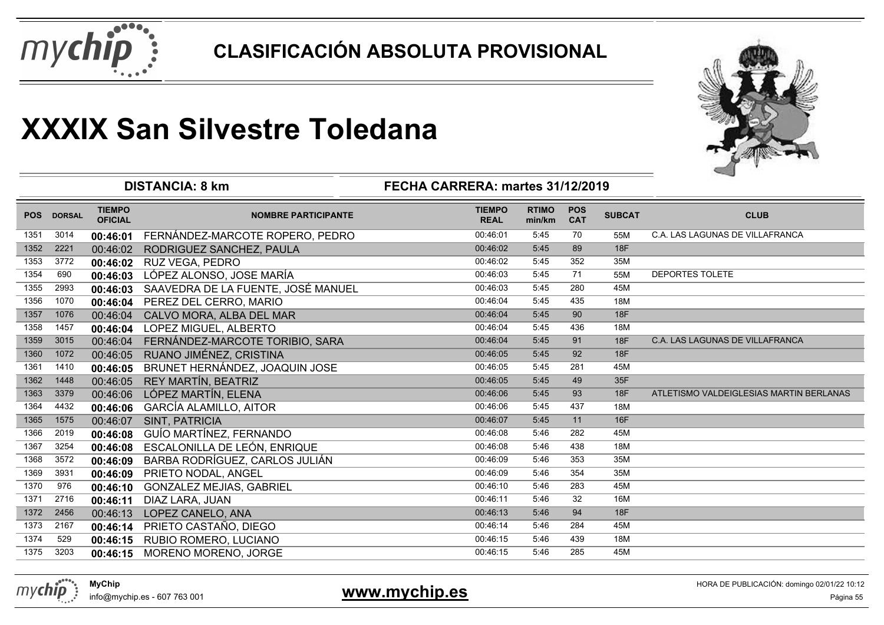# CLASIFICACIÓN ABSOLUTA PROVISIONAL

# XXXIX San Silvestre Toledana

**DISTANCIA: 8 km** **FECHA CARRERA: martes 31/12/2019**

| POS | DORSAL | TIEMPO OFICIAL | NOMBRE PARTICIPANTE | TIEMPO REAL | RTIMO min/km | POS CAT | SUBCAT | CLUB |
|---|---|---|---|---|---|---|---|---|
| 1351 | 3014 | 00:46:01 | FERNÁNDEZ-MARCOTE ROPERO, PEDRO | 00:46:01 | 5:45 | 70 | 55M | C.A. LAS LAGUNAS DE VILLAFRANCA |
| 1352 | 2221 | 00:46:02 | RODRIGUEZ SANCHEZ, PAULA | 00:46:02 | 5:45 | 89 | 18F | |
| 1353 | 3772 | 00:46:02 | RUZ VEGA, PEDRO | 00:46:02 | 5:45 | 352 | 35M | |
| 1354 | 690 | 00:46:03 | LÓPEZ ALONSO, JOSE MARÍA | 00:46:03 | 5:45 | 71 | 55M | DEPORTES TOLETE |
| 1355 | 2993 | 00:46:03 | SAAVEDRA DE LA FUENTE, JOSÉ MANUEL | 00:46:03 | 5:45 | 280 | 45M | |
| 1356 | 1070 | 00:46:04 | PEREZ DEL CERRO, MARIO | 00:46:04 | 5:45 | 435 | 18M | |
| 1357 | 1076 | 00:46:04 | CALVO MORA, ALBA DEL MAR | 00:46:04 | 5:45 | 90 | 18F | |
| 1358 | 1457 | 00:46:04 | LOPEZ MIGUEL, ALBERTO | 00:46:04 | 5:45 | 436 | 18M | |
| 1359 | 3015 | 00:46:04 | FERNÁNDEZ-MARCOTE TORIBIO, SARA | 00:46:04 | 5:45 | 91 | 18F | C.A. LAS LAGUNAS DE VILLAFRANCA |
| 1360 | 1072 | 00:46:05 | RUANO JIMÉNEZ, CRISTINA | 00:46:05 | 5:45 | 92 | 18F | |
| 1361 | 1410 | 00:46:05 | BRUNET HERNÁNDEZ, JOAQUIN JOSE | 00:46:05 | 5:45 | 281 | 45M | |
| 1362 | 1448 | 00:46:05 | REY MARTÍN, BEATRIZ | 00:46:05 | 5:45 | 49 | 35F | |
| 1363 | 3379 | 00:46:06 | LÓPEZ MARTÍN, ELENA | 00:46:06 | 5:45 | 93 | 18F | ATLETISMO VALDEIGLESIAS MARTIN BERLANAS |
| 1364 | 4432 | 00:46:06 | GARCÍA ALAMILLO, AITOR | 00:46:06 | 5:45 | 437 | 18M | |
| 1365 | 1575 | 00:46:07 | SINT, PATRICIA | 00:46:07 | 5:45 | 11 | 16F | |
| 1366 | 2019 | 00:46:08 | GUÍO MARTÍNEZ, FERNANDO | 00:46:08 | 5:46 | 282 | 45M | |
| 1367 | 3254 | 00:46:08 | ESCALONILLA DE LEÓN, ENRIQUE | 00:46:08 | 5:46 | 438 | 18M | |
| 1368 | 3572 | 00:46:09 | BARBA RODRÍGUEZ, CARLOS JULIÁN | 00:46:09 | 5:46 | 353 | 35M | |
| 1369 | 3931 | 00:46:09 | PRIETO NODAL, ANGEL | 00:46:09 | 5:46 | 354 | 35M | |
| 1370 | 976 | 00:46:10 | GONZALEZ MEJIAS, GABRIEL | 00:46:10 | 5:46 | 283 | 45M | |
| 1371 | 2716 | 00:46:11 | DIAZ LARA, JUAN | 00:46:11 | 5:46 | 32 | 16M | |
| 1372 | 2456 | 00:46:13 | LOPEZ CANELO, ANA | 00:46:13 | 5:46 | 94 | 18F | |
| 1373 | 2167 | 00:46:14 | PRIETO CASTAÑO, DIEGO | 00:46:14 | 5:46 | 284 | 45M | |
| 1374 | 529 | 00:46:15 | RUBIO ROMERO, LUCIANO | 00:46:15 | 5:46 | 439 | 18M | |
| 1375 | 3203 | 00:46:15 | MORENO MORENO, JORGE | 00:46:15 | 5:46 | 285 | 45M | |

**MyChip**
info@mychip.es - 607 763 001

**www.mychip.es**

HORA DE PUBLICACIÓN: domingo 02/01/22 10:12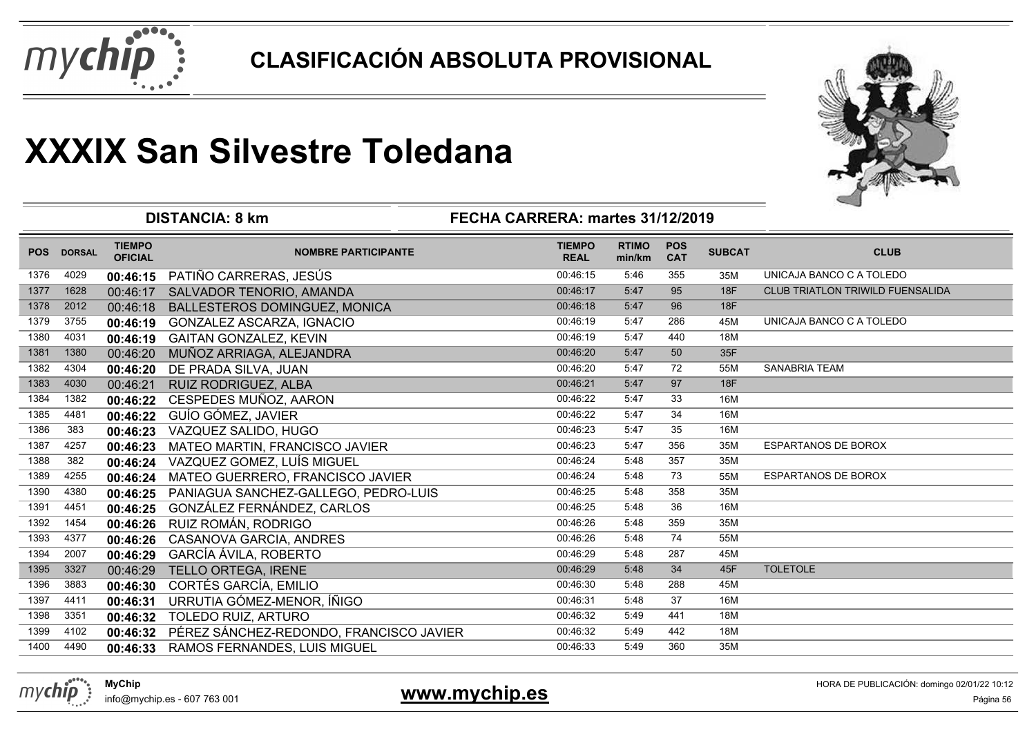# CLASIFICACIÓN ABSOLUTA PROVISIONAL

# XXXIX San Silvestre Toledana

**DISTANCIA: 8 km** | **FECHA CARRERA: martes 31/12/2019**

| POS | DORSAL | TIEMPO OFICIAL | NOMBRE PARTICIPANTE | TIEMPO REAL | RTIMO min/km | POS CAT | SUBCAT | CLUB |
|---|---|---|---|---|---|---|---|---|
| 1376 | 4029 | **00:46:15** | PATIÑO CARRERAS, JESÚS | 00:46:15 | 5:46 | 355 | 35M | UNICAJA BANCO C A TOLEDO |
| 1377 | 1628 | 00:46:17 | SALVADOR TENORIO, AMANDA | 00:46:17 | 5:47 | 95 | 18F | CLUB TRIATLON TRIWILD FUENSALIDA |
| 1378 | 2012 | 00:46:18 | BALLESTEROS DOMINGUEZ, MONICA | 00:46:18 | 5:47 | 96 | 18F | |
| 1379 | 3755 | **00:46:19** | GONZALEZ ASCARZA, IGNACIO | 00:46:19 | 5:47 | 286 | 45M | UNICAJA BANCO C A TOLEDO |
| 1380 | 4031 | **00:46:19** | GAITAN GONZALEZ, KEVIN | 00:46:19 | 5:47 | 440 | 18M | |
| 1381 | 1380 | 00:46:20 | MUÑOZ ARRIAGA, ALEJANDRA | 00:46:20 | 5:47 | 50 | 35F | |
| 1382 | 4304 | **00:46:20** | DE PRADA SILVA, JUAN | 00:46:20 | 5:47 | 72 | 55M | SANABRIA TEAM |
| 1383 | 4030 | 00:46:21 | RUIZ RODRIGUEZ, ALBA | 00:46:21 | 5:47 | 97 | 18F | |
| 1384 | 1382 | **00:46:22** | CESPEDES MUÑOZ, AARON | 00:46:22 | 5:47 | 33 | 16M | |
| 1385 | 4481 | **00:46:22** | GUÍO GÓMEZ, JAVIER | 00:46:22 | 5:47 | 34 | 16M | |
| 1386 | 383 | **00:46:23** | VAZQUEZ SALIDO, HUGO | 00:46:23 | 5:47 | 35 | 16M | |
| 1387 | 4257 | **00:46:23** | MATEO MARTIN, FRANCISCO JAVIER | 00:46:23 | 5:47 | 356 | 35M | ESPARTANOS DE BOROX |
| 1388 | 382 | **00:46:24** | VAZQUEZ GOMEZ, LUÍS MIGUEL | 00:46:24 | 5:48 | 357 | 35M | |
| 1389 | 4255 | **00:46:24** | MATEO GUERRERO, FRANCISCO JAVIER | 00:46:24 | 5:48 | 73 | 55M | ESPARTANOS DE BOROX |
| 1390 | 4380 | **00:46:25** | PANIAGUA SANCHEZ-GALLEGO, PEDRO-LUIS | 00:46:25 | 5:48 | 358 | 35M | |
| 1391 | 4451 | **00:46:25** | GONZÁLEZ FERNÁNDEZ, CARLOS | 00:46:25 | 5:48 | 36 | 16M | |
| 1392 | 1454 | **00:46:26** | RUIZ ROMÁN, RODRIGO | 00:46:26 | 5:48 | 359 | 35M | |
| 1393 | 4377 | **00:46:26** | CASANOVA GARCIA, ANDRES | 00:46:26 | 5:48 | 74 | 55M | |
| 1394 | 2007 | **00:46:29** | GARCÍA ÁVILA, ROBERTO | 00:46:29 | 5:48 | 287 | 45M | |
| 1395 | 3327 | 00:46:29 | TELLO ORTEGA, IRENE | 00:46:29 | 5:48 | 34 | 45F | TOLETOLE |
| 1396 | 3883 | **00:46:30** | CORTÉS GARCÍA, EMILIO | 00:46:30 | 5:48 | 288 | 45M | |
| 1397 | 4411 | **00:46:31** | URRUTIA GÓMEZ-MENOR, ÍÑIGO | 00:46:31 | 5:48 | 37 | 16M | |
| 1398 | 3351 | **00:46:32** | TOLEDO RUIZ, ARTURO | 00:46:32 | 5:49 | 441 | 18M | |
| 1399 | 4102 | **00:46:32** | PÉREZ SÁNCHEZ-REDONDO, FRANCISCO JAVIER | 00:46:32 | 5:49 | 442 | 18M | |
| 1400 | 4490 | **00:46:33** | RAMOS FERNANDES, LUIS MIGUEL | 00:46:33 | 5:49 | 360 | 35M | |

**MyChip**
info@mychip.es - 607 763 001

**www.mychip.es**

HORA DE PUBLICACIÓN: domingo 02/01/22 10:12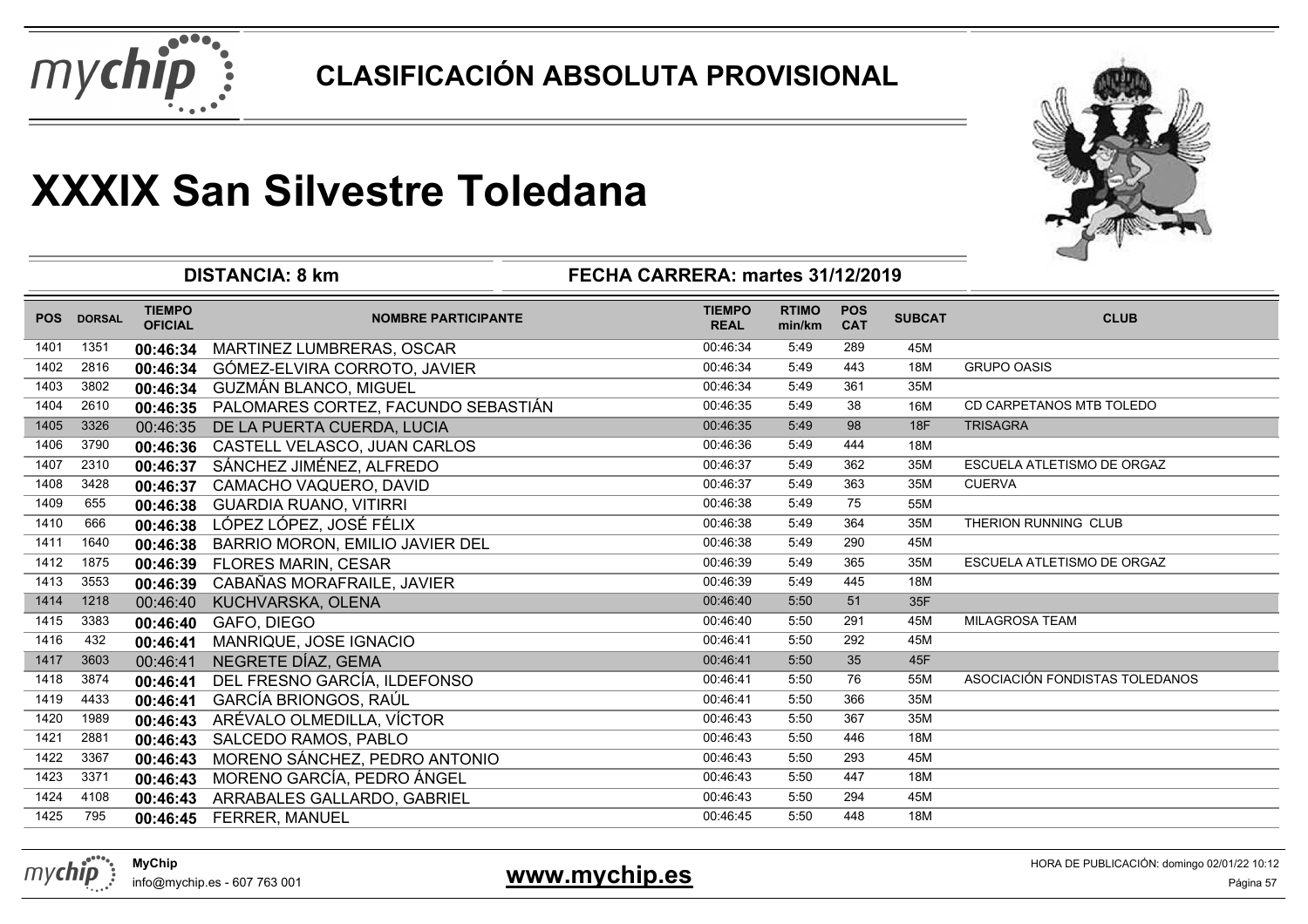# CLASIFICACIÓN ABSOLUTA PROVISIONAL

# XXXIX San Silvestre Toledana

**DISTANCIA: 8 km** **FECHA CARRERA: martes 31/12/2019**

| POS | DORSAL | TIEMPO OFICIAL | NOMBRE PARTICIPANTE | TIEMPO REAL | RTIMO min/km | POS CAT | SUBCAT | CLUB |
|---|---|---|---|---|---|---|---|---|
| 1401 | 1351 | 00:46:34 | MARTINEZ LUMBRERAS, OSCAR | 00:46:34 | 5:49 | 289 | 45M | |
| 1402 | 2816 | 00:46:34 | GÓMEZ-ELVIRA CORROTO, JAVIER | 00:46:34 | 5:49 | 443 | 18M | GRUPO OASIS |
| 1403 | 3802 | 00:46:34 | GUZMÁN BLANCO, MIGUEL | 00:46:34 | 5:49 | 361 | 35M | |
| 1404 | 2610 | 00:46:35 | PALOMARES CORTEZ, FACUNDO SEBASTIÁN | 00:46:35 | 5:49 | 38 | 16M | CD CARPETANOS MTB TOLEDO |
| 1405 | 3326 | 00:46:35 | DE LA PUERTA CUERDA, LUCIA | 00:46:35 | 5:49 | 98 | 18F | TRISAGRA |
| 1406 | 3790 | 00:46:36 | CASTELL VELASCO, JUAN CARLOS | 00:46:36 | 5:49 | 444 | 18M | |
| 1407 | 2310 | 00:46:37 | SÁNCHEZ JIMÉNEZ, ALFREDO | 00:46:37 | 5:49 | 362 | 35M | ESCUELA ATLETISMO DE ORGAZ |
| 1408 | 3428 | 00:46:37 | CAMACHO VAQUERO, DAVID | 00:46:37 | 5:49 | 363 | 35M | CUERVA |
| 1409 | 655 | 00:46:38 | GUARDIA RUANO, VITIRRI | 00:46:38 | 5:49 | 75 | 55M | |
| 1410 | 666 | 00:46:38 | LÓPEZ LÓPEZ, JOSÉ FÉLIX | 00:46:38 | 5:49 | 364 | 35M | THERION RUNNING CLUB |
| 1411 | 1640 | 00:46:38 | BARRIO MORON, EMILIO JAVIER DEL | 00:46:38 | 5:49 | 290 | 45M | |
| 1412 | 1875 | 00:46:39 | FLORES MARIN, CESAR | 00:46:39 | 5:49 | 365 | 35M | ESCUELA ATLETISMO DE ORGAZ |
| 1413 | 3553 | 00:46:39 | CABAÑAS MORAFRAILE, JAVIER | 00:46:39 | 5:49 | 445 | 18M | |
| 1414 | 1218 | 00:46:40 | KUCHVARSKA, OLENA | 00:46:40 | 5:50 | 51 | 35F | |
| 1415 | 3383 | 00:46:40 | GAFO, DIEGO | 00:46:40 | 5:50 | 291 | 45M | MILAGROSA TEAM |
| 1416 | 432 | 00:46:41 | MANRIQUE, JOSE IGNACIO | 00:46:41 | 5:50 | 292 | 45M | |
| 1417 | 3603 | 00:46:41 | NEGRETE DÍAZ, GEMA | 00:46:41 | 5:50 | 35 | 45F | |
| 1418 | 3874 | 00:46:41 | DEL FRESNO GARCÍA, ILDEFONSO | 00:46:41 | 5:50 | 76 | 55M | ASOCIACIÓN FONDISTAS TOLEDANOS |
| 1419 | 4433 | 00:46:41 | GARCÍA BRIONGOS, RAÚL | 00:46:41 | 5:50 | 366 | 35M | |
| 1420 | 1989 | 00:46:43 | ARÉVALO OLMEDILLA, VÍCTOR | 00:46:43 | 5:50 | 367 | 35M | |
| 1421 | 2881 | 00:46:43 | SALCEDO RAMOS, PABLO | 00:46:43 | 5:50 | 446 | 18M | |
| 1422 | 3367 | 00:46:43 | MORENO SÁNCHEZ, PEDRO ANTONIO | 00:46:43 | 5:50 | 293 | 45M | |
| 1423 | 3371 | 00:46:43 | MORENO GARCÍA, PEDRO ÁNGEL | 00:46:43 | 5:50 | 447 | 18M | |
| 1424 | 4108 | 00:46:43 | ARRABALES GALLARDO, GABRIEL | 00:46:43 | 5:50 | 294 | 45M | |
| 1425 | 795 | 00:46:45 | FERRER, MANUEL | 00:46:45 | 5:50 | 448 | 18M | |

MyChip
info@mychip.es - 607 763 001
www.mychip.es
HORA DE PUBLICACIÓN: domingo 02/01/22 10:12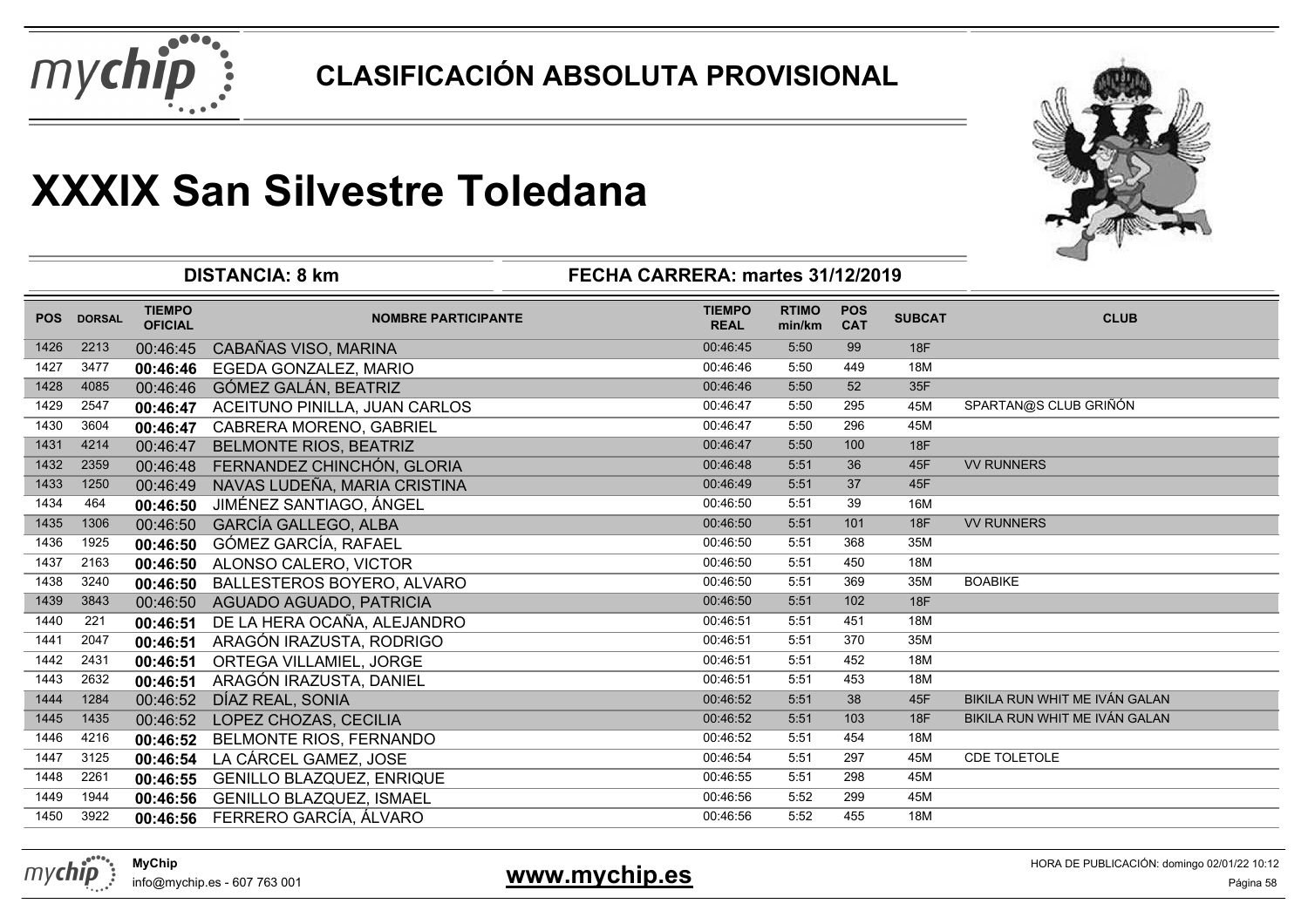# CLASIFICACIÓN ABSOLUTA PROVISIONAL

# XXXIX San Silvestre Toledana

**DISTANCIA: 8 km** | **FECHA CARRERA: martes 31/12/2019**

| POS | DORSAL | TIEMPO OFICIAL | NOMBRE PARTICIPANTE | TIEMPO REAL | RTIMO min/km | POS CAT | SUBCAT | CLUB |
|---|---|---|---|---|---|---|---|---|
| 1426 | 2213 | 00:46:45 | CABAÑAS VISO, MARINA | 00:46:45 | 5:50 | 99 | 18F | |
| 1427 | 3477 | **00:46:46** | EGEDA GONZALEZ, MARIO | 00:46:46 | 5:50 | 449 | 18M | |
| 1428 | 4085 | 00:46:46 | GÓMEZ GALÁN, BEATRIZ | 00:46:46 | 5:50 | 52 | 35F | |
| 1429 | 2547 | **00:46:47** | ACEITUNO PINILLA, JUAN CARLOS | 00:46:47 | 5:50 | 295 | 45M | SPARTAN@S CLUB GRIÑÓN |
| 1430 | 3604 | **00:46:47** | CABRERA MORENO, GABRIEL | 00:46:47 | 5:50 | 296 | 45M | |
| 1431 | 4214 | 00:46:47 | BELMONTE RIOS, BEATRIZ | 00:46:47 | 5:50 | 100 | 18F | |
| 1432 | 2359 | 00:46:48 | FERNANDEZ CHINCHÓN, GLORIA | 00:46:48 | 5:51 | 36 | 45F | VV RUNNERS |
| 1433 | 1250 | 00:46:49 | NAVAS LUDEÑA, MARIA CRISTINA | 00:46:49 | 5:51 | 37 | 45F | |
| 1434 | 464 | **00:46:50** | JIMÉNEZ SANTIAGO, ÁNGEL | 00:46:50 | 5:51 | 39 | 16M | |
| 1435 | 1306 | 00:46:50 | GARCÍA GALLEGO, ALBA | 00:46:50 | 5:51 | 101 | 18F | VV RUNNERS |
| 1436 | 1925 | **00:46:50** | GÓMEZ GARCÍA, RAFAEL | 00:46:50 | 5:51 | 368 | 35M | |
| 1437 | 2163 | **00:46:50** | ALONSO CALERO, VICTOR | 00:46:50 | 5:51 | 450 | 18M | |
| 1438 | 3240 | **00:46:50** | BALLESTEROS BOYERO, ALVARO | 00:46:50 | 5:51 | 369 | 35M | BOABIKE |
| 1439 | 3843 | 00:46:50 | AGUADO AGUADO, PATRICIA | 00:46:50 | 5:51 | 102 | 18F | |
| 1440 | 221 | **00:46:51** | DE LA HERA OCAÑA, ALEJANDRO | 00:46:51 | 5:51 | 451 | 18M | |
| 1441 | 2047 | **00:46:51** | ARAGÓN IRAZUSTA, RODRIGO | 00:46:51 | 5:51 | 370 | 35M | |
| 1442 | 2431 | **00:46:51** | ORTEGA VILLAMIEL, JORGE | 00:46:51 | 5:51 | 452 | 18M | |
| 1443 | 2632 | **00:46:51** | ARAGÓN IRAZUSTA, DANIEL | 00:46:51 | 5:51 | 453 | 18M | |
| 1444 | 1284 | 00:46:52 | DÍAZ REAL, SONIA | 00:46:52 | 5:51 | 38 | 45F | BIKILA RUN WHIT ME IVÁN GALAN |
| 1445 | 1435 | 00:46:52 | LOPEZ CHOZAS, CECILIA | 00:46:52 | 5:51 | 103 | 18F | BIKILA RUN WHIT ME IVÁN GALAN |
| 1446 | 4216 | **00:46:52** | BELMONTE RIOS, FERNANDO | 00:46:52 | 5:51 | 454 | 18M | |
| 1447 | 3125 | **00:46:54** | LA CÁRCEL GAMEZ, JOSE | 00:46:54 | 5:51 | 297 | 45M | CDE TOLETOLE |
| 1448 | 2261 | **00:46:55** | GENILLO BLAZQUEZ, ENRIQUE | 00:46:55 | 5:51 | 298 | 45M | |
| 1449 | 1944 | **00:46:56** | GENILLO BLAZQUEZ, ISMAEL | 00:46:56 | 5:52 | 299 | 45M | |
| 1450 | 3922 | **00:46:56** | FERRERO GARCÍA, ÁLVARO | 00:46:56 | 5:52 | 455 | 18M | |

**MyChip**
info@mychip.es - 607 763 001

**www.mychip.es**

HORA DE PUBLICACIÓN: domingo 02/01/22 10:12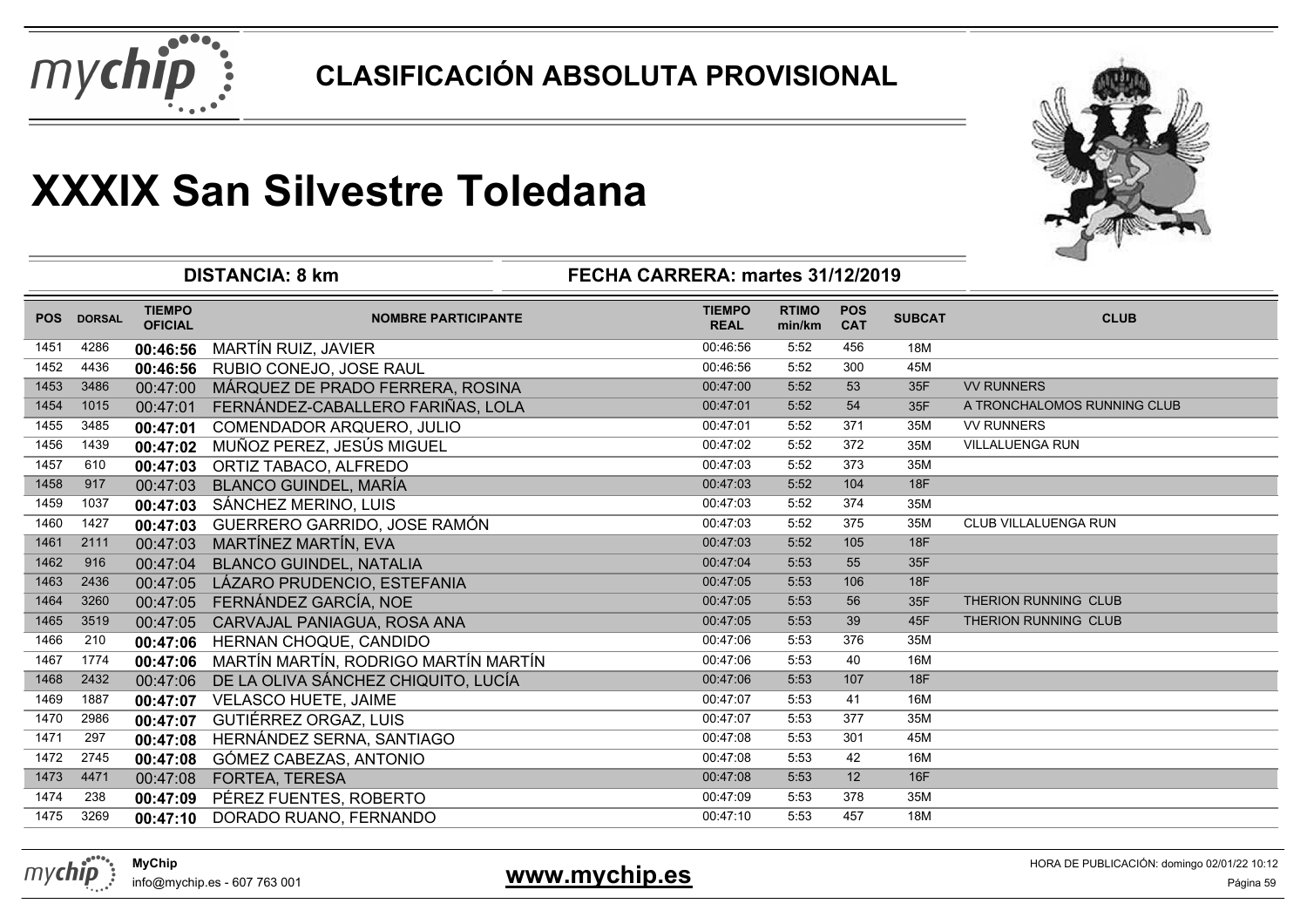# CLASIFICACIÓN ABSOLUTA PROVISIONAL

# XXXIX San Silvestre Toledana

**DISTANCIA: 8 km** **FECHA CARRERA: martes 31/12/2019**

| POS | DORSAL | TIEMPO OFICIAL | NOMBRE PARTICIPANTE | TIEMPO REAL | RTIMO min/km | POS CAT | SUBCAT | CLUB |
|---|---|---|---|---|---|---|---|---|
| 1451 | 4286 | **00:46:56** | MARTÍN RUIZ, JAVIER | 00:46:56 | 5:52 | 456 | 18M | |
| 1452 | 4436 | **00:46:56** | RUBIO CONEJO, JOSE RAUL | 00:46:56 | 5:52 | 300 | 45M | |
| 1453 | 3486 | 00:47:00 | MÁRQUEZ DE PRADO FERRERA, ROSINA | 00:47:00 | 5:52 | 53 | 35F | VV RUNNERS |
| 1454 | 1015 | 00:47:01 | FERNÁNDEZ-CABALLERO FARIÑAS, LOLA | 00:47:01 | 5:52 | 54 | 35F | A TRONCHALOMOS RUNNING CLUB |
| 1455 | 3485 | **00:47:01** | COMENDADOR ARQUERO, JULIO | 00:47:01 | 5:52 | 371 | 35M | VV RUNNERS |
| 1456 | 1439 | **00:47:02** | MUÑOZ PEREZ, JESÚS MIGUEL | 00:47:02 | 5:52 | 372 | 35M | VILLALUENGA RUN |
| 1457 | 610 | **00:47:03** | ORTIZ TABACO, ALFREDO | 00:47:03 | 5:52 | 373 | 35M | |
| 1458 | 917 | 00:47:03 | BLANCO GUINDEL, MARÍA | 00:47:03 | 5:52 | 104 | 18F | |
| 1459 | 1037 | **00:47:03** | SÁNCHEZ MERINO, LUIS | 00:47:03 | 5:52 | 374 | 35M | |
| 1460 | 1427 | **00:47:03** | GUERRERO GARRIDO, JOSE RAMÓN | 00:47:03 | 5:52 | 375 | 35M | CLUB VILLALUENGA RUN |
| 1461 | 2111 | 00:47:03 | MARTÍNEZ MARTÍN, EVA | 00:47:03 | 5:52 | 105 | 18F | |
| 1462 | 916 | 00:47:04 | BLANCO GUINDEL, NATALIA | 00:47:04 | 5:53 | 55 | 35F | |
| 1463 | 2436 | 00:47:05 | LÁZARO PRUDENCIO, ESTEFANIA | 00:47:05 | 5:53 | 106 | 18F | |
| 1464 | 3260 | 00:47:05 | FERNÁNDEZ GARCÍA, NOE | 00:47:05 | 5:53 | 56 | 35F | THERION RUNNING CLUB |
| 1465 | 3519 | 00:47:05 | CARVAJAL PANIAGUA, ROSA ANA | 00:47:05 | 5:53 | 39 | 45F | THERION RUNNING CLUB |
| 1466 | 210 | **00:47:06** | HERNAN CHOQUE, CANDIDO | 00:47:06 | 5:53 | 376 | 35M | |
| 1467 | 1774 | **00:47:06** | MARTÍN MARTÍN, RODRIGO MARTÍN MARTÍN | 00:47:06 | 5:53 | 40 | 16M | |
| 1468 | 2432 | 00:47:06 | DE LA OLIVA SÁNCHEZ CHIQUITO, LUCÍA | 00:47:06 | 5:53 | 107 | 18F | |
| 1469 | 1887 | **00:47:07** | VELASCO HUETE, JAIME | 00:47:07 | 5:53 | 41 | 16M | |
| 1470 | 2986 | **00:47:07** | GUTIÉRREZ ORGAZ, LUIS | 00:47:07 | 5:53 | 377 | 35M | |
| 1471 | 297 | **00:47:08** | HERNÁNDEZ SERNA, SANTIAGO | 00:47:08 | 5:53 | 301 | 45M | |
| 1472 | 2745 | **00:47:08** | GÓMEZ CABEZAS, ANTONIO | 00:47:08 | 5:53 | 42 | 16M | |
| 1473 | 4471 | 00:47:08 | FORTEA, TERESA | 00:47:08 | 5:53 | 12 | 16F | |
| 1474 | 238 | **00:47:09** | PÉREZ FUENTES, ROBERTO | 00:47:09 | 5:53 | 378 | 35M | |
| 1475 | 3269 | **00:47:10** | DORADO RUANO, FERNANDO | 00:47:10 | 5:53 | 457 | 18M | |

**MyChip**
info@mychip.es - 607 763 001

**www.mychip.es**

HORA DE PUBLICACIÓN: domingo 02/01/22 10:12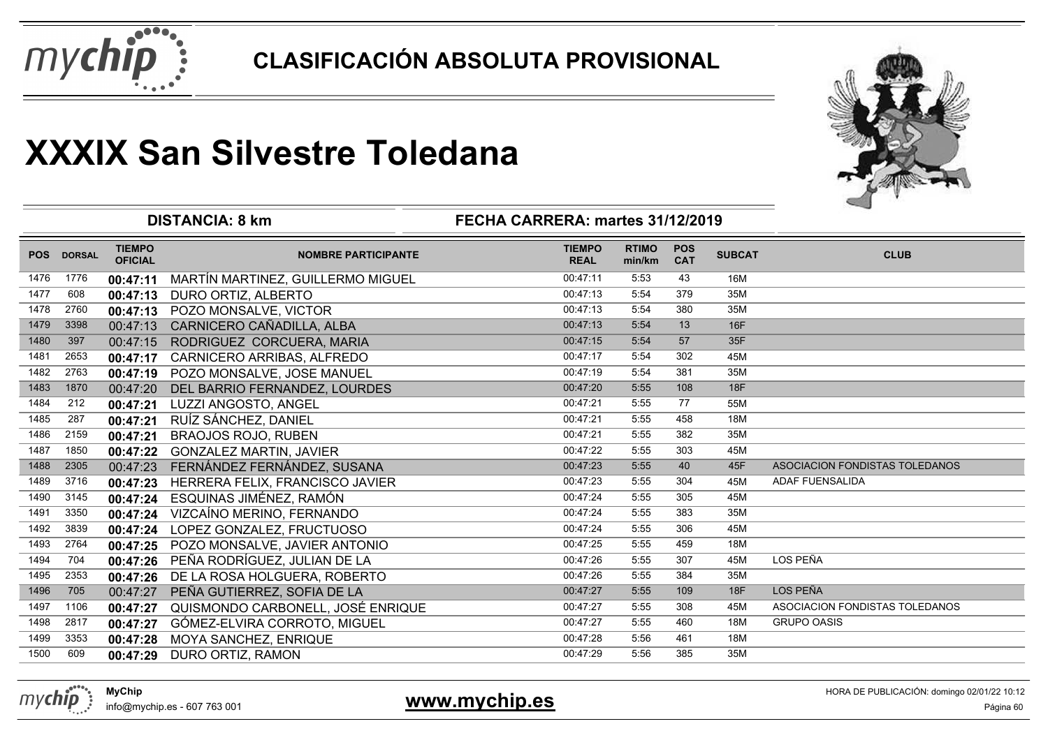# CLASIFICACIÓN ABSOLUTA PROVISIONAL

# XXXIX San Silvestre Toledana

**DISTANCIA: 8 km** | **FECHA CARRERA: martes 31/12/2019**

| POS | DORSAL | TIEMPO OFICIAL | NOMBRE PARTICIPANTE | TIEMPO REAL | RTIMO min/km | POS CAT | SUBCAT | CLUB |
|---|---|---|---|---|---|---|---|---|
| 1476 | 1776 | **00:47:11** | MARTÍN MARTINEZ, GUILLERMO MIGUEL | 00:47:11 | 5:53 | 43 | 16M | |
| 1477 | 608 | **00:47:13** | DURO ORTIZ, ALBERTO | 00:47:13 | 5:54 | 379 | 35M | |
| 1478 | 2760 | **00:47:13** | POZO MONSALVE, VICTOR | 00:47:13 | 5:54 | 380 | 35M | |
| 1479 | 3398 | 00:47:13 | CARNICERO CAÑADILLA, ALBA | 00:47:13 | 5:54 | 13 | 16F | |
| 1480 | 397 | 00:47:15 | RODRIGUEZ CORCUERA, MARIA | 00:47:15 | 5:54 | 57 | 35F | |
| 1481 | 2653 | **00:47:17** | CARNICERO ARRIBAS, ALFREDO | 00:47:17 | 5:54 | 302 | 45M | |
| 1482 | 2763 | **00:47:19** | POZO MONSALVE, JOSE MANUEL | 00:47:19 | 5:54 | 381 | 35M | |
| 1483 | 1870 | 00:47:20 | DEL BARRIO FERNANDEZ, LOURDES | 00:47:20 | 5:55 | 108 | 18F | |
| 1484 | 212 | **00:47:21** | LUZZI ANGOSTO, ANGEL | 00:47:21 | 5:55 | 77 | 55M | |
| 1485 | 287 | **00:47:21** | RUÍZ SÁNCHEZ, DANIEL | 00:47:21 | 5:55 | 458 | 18M | |
| 1486 | 2159 | **00:47:21** | BRAOJOS ROJO, RUBEN | 00:47:21 | 5:55 | 382 | 35M | |
| 1487 | 1850 | **00:47:22** | GONZALEZ MARTIN, JAVIER | 00:47:22 | 5:55 | 303 | 45M | |
| 1488 | 2305 | 00:47:23 | FERNÁNDEZ FERNÁNDEZ, SUSANA | 00:47:23 | 5:55 | 40 | 45F | ASOCIACION FONDISTAS TOLEDANOS |
| 1489 | 3716 | **00:47:23** | HERRERA FELIX, FRANCISCO JAVIER | 00:47:23 | 5:55 | 304 | 45M | ADAF FUENSALIDA |
| 1490 | 3145 | **00:47:24** | ESQUINAS JIMÉNEZ, RAMÓN | 00:47:24 | 5:55 | 305 | 45M | |
| 1491 | 3350 | **00:47:24** | VIZCAÍNO MERINO, FERNANDO | 00:47:24 | 5:55 | 383 | 35M | |
| 1492 | 3839 | **00:47:24** | LOPEZ GONZALEZ, FRUCTUOSO | 00:47:24 | 5:55 | 306 | 45M | |
| 1493 | 2764 | **00:47:25** | POZO MONSALVE, JAVIER ANTONIO | 00:47:25 | 5:55 | 459 | 18M | |
| 1494 | 704 | **00:47:26** | PEÑA RODRÍGUEZ, JULIAN DE LA | 00:47:26 | 5:55 | 307 | 45M | LOS PEÑA |
| 1495 | 2353 | **00:47:26** | DE LA ROSA HOLGUERA, ROBERTO | 00:47:26 | 5:55 | 384 | 35M | |
| 1496 | 705 | 00:47:27 | PEÑA GUTIERREZ, SOFIA DE LA | 00:47:27 | 5:55 | 109 | 18F | LOS PEÑA |
| 1497 | 1106 | **00:47:27** | QUISMONDO CARBONELL, JOSÉ ENRIQUE | 00:47:27 | 5:55 | 308 | 45M | ASOCIACION FONDISTAS TOLEDANOS |
| 1498 | 2817 | **00:47:27** | GÓMEZ-ELVIRA CORROTO, MIGUEL | 00:47:27 | 5:55 | 460 | 18M | GRUPO OASIS |
| 1499 | 3353 | **00:47:28** | MOYA SANCHEZ, ENRIQUE | 00:47:28 | 5:56 | 461 | 18M | |
| 1500 | 609 | **00:47:29** | DURO ORTIZ, RAMON | 00:47:29 | 5:56 | 385 | 35M | |

MyChip
info@mychip.es - 607 763 001

**www.mychip.es**

HORA DE PUBLICACIÓN: domingo 02/01/22 10:12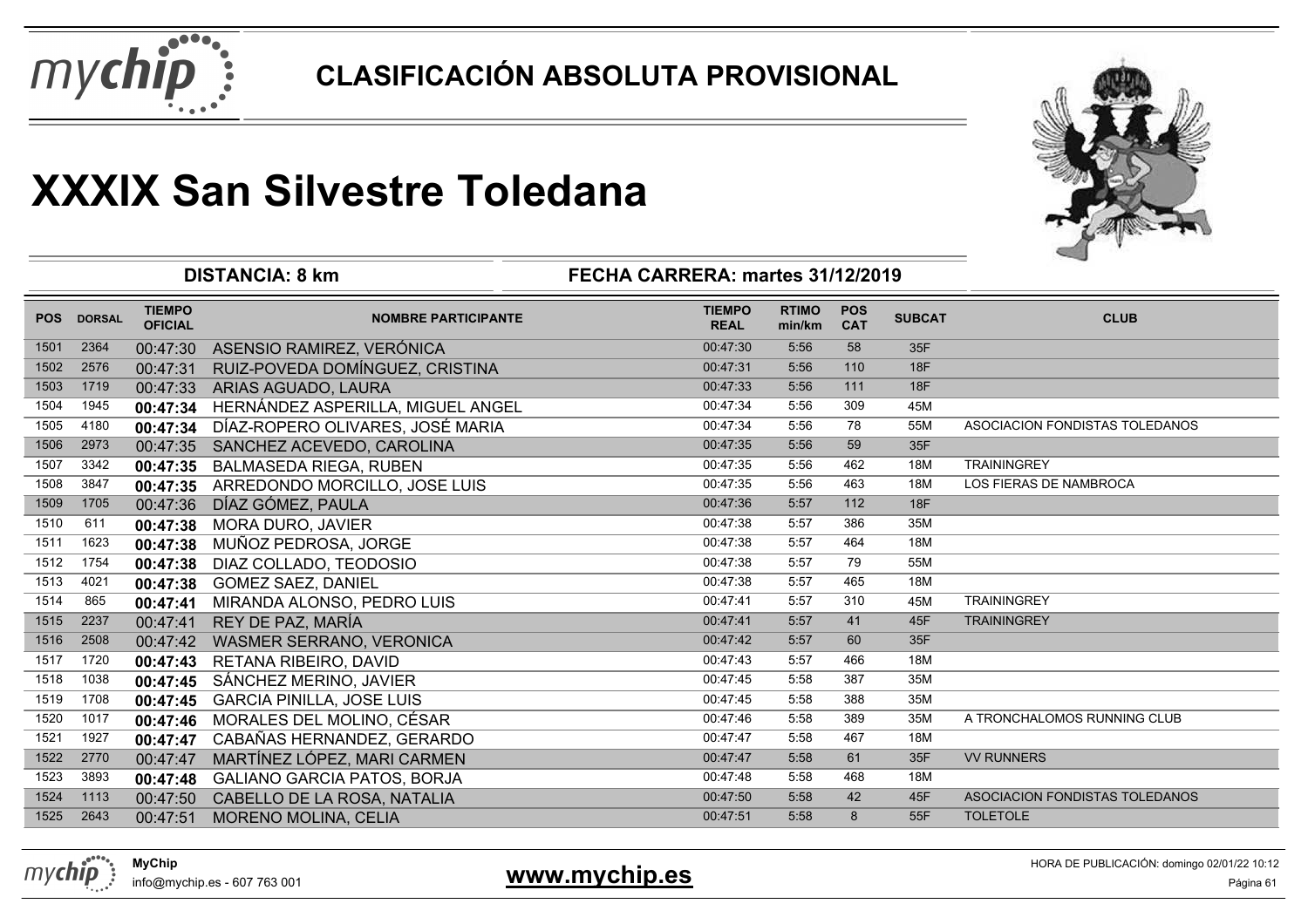# CLASIFICACIÓN ABSOLUTA PROVISIONAL

# XXXIX San Silvestre Toledana

**DISTANCIA: 8 km** — **FECHA CARRERA: martes 31/12/2019**

| POS | DORSAL | TIEMPO OFICIAL | NOMBRE PARTICIPANTE | TIEMPO REAL | RTIMO min/km | POS CAT | SUBCAT | CLUB |
|---|---|---|---|---|---|---|---|---|
| 1501 | 2364 | 00:47:30 | ASENSIO RAMIREZ, VERÓNICA | 00:47:30 | 5:56 | 58 | 35F | |
| 1502 | 2576 | 00:47:31 | RUIZ-POVEDA DOMÍNGUEZ, CRISTINA | 00:47:31 | 5:56 | 110 | 18F | |
| 1503 | 1719 | 00:47:33 | ARIAS AGUADO, LAURA | 00:47:33 | 5:56 | 111 | 18F | |
| 1504 | 1945 | 00:47:34 | HERNÁNDEZ ASPERILLA, MIGUEL ANGEL | 00:47:34 | 5:56 | 309 | 45M | |
| 1505 | 4180 | 00:47:34 | DÍAZ-ROPERO OLIVARES, JOSÉ MARIA | 00:47:34 | 5:56 | 78 | 55M | ASOCIACION FONDISTAS TOLEDANOS |
| 1506 | 2973 | 00:47:35 | SANCHEZ ACEVEDO, CAROLINA | 00:47:35 | 5:56 | 59 | 35F | |
| 1507 | 3342 | 00:47:35 | BALMASEDA RIEGA, RUBEN | 00:47:35 | 5:56 | 462 | 18M | TRAININGREY |
| 1508 | 3847 | 00:47:35 | ARREDONDO MORCILLO, JOSE LUIS | 00:47:35 | 5:56 | 463 | 18M | LOS FIERAS DE NAMBROCA |
| 1509 | 1705 | 00:47:36 | DÍAZ GÓMEZ, PAULA | 00:47:36 | 5:57 | 112 | 18F | |
| 1510 | 611 | 00:47:38 | MORA DURO, JAVIER | 00:47:38 | 5:57 | 386 | 35M | |
| 1511 | 1623 | 00:47:38 | MUÑOZ PEDROSA, JORGE | 00:47:38 | 5:57 | 464 | 18M | |
| 1512 | 1754 | 00:47:38 | DIAZ COLLADO, TEODOSIO | 00:47:38 | 5:57 | 79 | 55M | |
| 1513 | 4021 | 00:47:38 | GOMEZ SAEZ, DANIEL | 00:47:38 | 5:57 | 465 | 18M | |
| 1514 | 865 | 00:47:41 | MIRANDA ALONSO, PEDRO LUIS | 00:47:41 | 5:57 | 310 | 45M | TRAININGREY |
| 1515 | 2237 | 00:47:41 | REY DE PAZ, MARÍA | 00:47:41 | 5:57 | 41 | 45F | TRAININGREY |
| 1516 | 2508 | 00:47:42 | WASMER SERRANO, VERONICA | 00:47:42 | 5:57 | 60 | 35F | |
| 1517 | 1720 | 00:47:43 | RETANA RIBEIRO, DAVID | 00:47:43 | 5:57 | 466 | 18M | |
| 1518 | 1038 | 00:47:45 | SÁNCHEZ MERINO, JAVIER | 00:47:45 | 5:58 | 387 | 35M | |
| 1519 | 1708 | 00:47:45 | GARCIA PINILLA, JOSE LUIS | 00:47:45 | 5:58 | 388 | 35M | |
| 1520 | 1017 | 00:47:46 | MORALES DEL MOLINO, CÉSAR | 00:47:46 | 5:58 | 389 | 35M | A TRONCHALOMOS RUNNING CLUB |
| 1521 | 1927 | 00:47:47 | CABAÑAS HERNANDEZ, GERARDO | 00:47:47 | 5:58 | 467 | 18M | |
| 1522 | 2770 | 00:47:47 | MARTÍNEZ LÓPEZ, MARI CARMEN | 00:47:47 | 5:58 | 61 | 35F | VV RUNNERS |
| 1523 | 3893 | 00:47:48 | GALIANO GARCIA PATOS, BORJA | 00:47:48 | 5:58 | 468 | 18M | |
| 1524 | 1113 | 00:47:50 | CABELLO DE LA ROSA, NATALIA | 00:47:50 | 5:58 | 42 | 45F | ASOCIACION FONDISTAS TOLEDANOS |
| 1525 | 2643 | 00:47:51 | MORENO MOLINA, CELIA | 00:47:51 | 5:58 | 8 | 55F | TOLETOLE |

MyChip
info@mychip.es - 607 763 001

www.mychip.es

HORA DE PUBLICACIÓN: domingo 02/01/22 10:12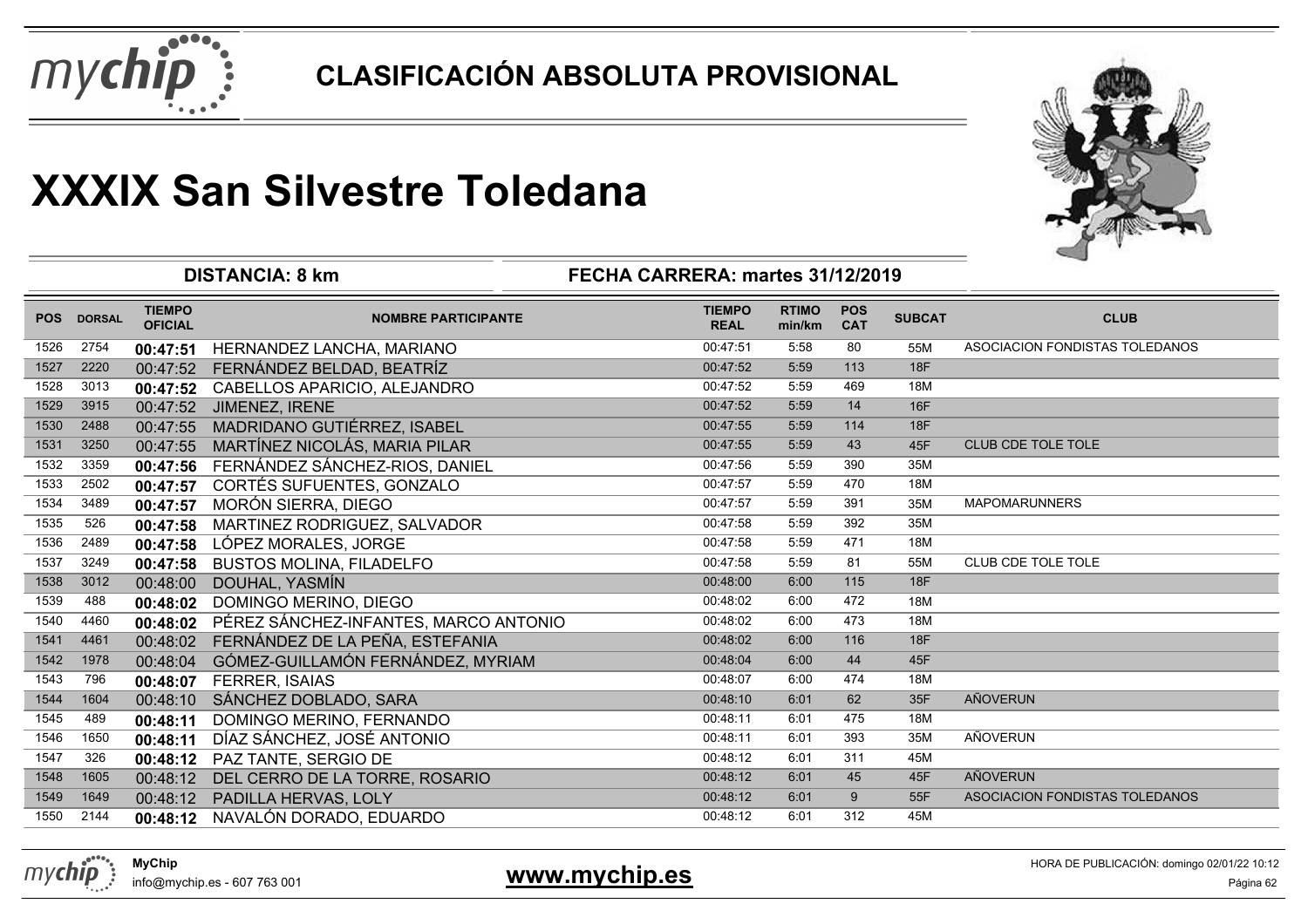# CLASIFICACIÓN ABSOLUTA PROVISIONAL

# XXXIX San Silvestre Toledana

**DISTANCIA: 8 km** | **FECHA CARRERA: martes 31/12/2019**

| POS | DORSAL | TIEMPO OFICIAL | NOMBRE PARTICIPANTE | TIEMPO REAL | RTIMO min/km | POS CAT | SUBCAT | CLUB |
|---|---|---|---|---|---|---|---|---|
| 1526 | 2754 | 00:47:51 | HERNANDEZ LANCHA, MARIANO | 00:47:51 | 5:58 | 80 | 55M | ASOCIACION FONDISTAS TOLEDANOS |
| 1527 | 2220 | 00:47:52 | FERNÁNDEZ BELDAD, BEATRÍZ | 00:47:52 | 5:59 | 113 | 18F | |
| 1528 | 3013 | 00:47:52 | CABELLOS APARICIO, ALEJANDRO | 00:47:52 | 5:59 | 469 | 18M | |
| 1529 | 3915 | 00:47:52 | JIMENEZ, IRENE | 00:47:52 | 5:59 | 14 | 16F | |
| 1530 | 2488 | 00:47:55 | MADRIDANO GUTIÉRREZ, ISABEL | 00:47:55 | 5:59 | 114 | 18F | |
| 1531 | 3250 | 00:47:55 | MARTÍNEZ NICOLÁS, MARIA PILAR | 00:47:55 | 5:59 | 43 | 45F | CLUB CDE TOLE TOLE |
| 1532 | 3359 | 00:47:56 | FERNÁNDEZ SÁNCHEZ-RIOS, DANIEL | 00:47:56 | 5:59 | 390 | 35M | |
| 1533 | 2502 | 00:47:57 | CORTÉS SUFUENTES, GONZALO | 00:47:57 | 5:59 | 470 | 18M | |
| 1534 | 3489 | 00:47:57 | MORÓN SIERRA, DIEGO | 00:47:57 | 5:59 | 391 | 35M | MAPOMARUNNERS |
| 1535 | 526 | 00:47:58 | MARTINEZ RODRIGUEZ, SALVADOR | 00:47:58 | 5:59 | 392 | 35M | |
| 1536 | 2489 | 00:47:58 | LÓPEZ MORALES, JORGE | 00:47:58 | 5:59 | 471 | 18M | |
| 1537 | 3249 | 00:47:58 | BUSTOS MOLINA, FILADELFO | 00:47:58 | 5:59 | 81 | 55M | CLUB CDE TOLE TOLE |
| 1538 | 3012 | 00:48:00 | DOUHAL, YASMÍN | 00:48:00 | 6:00 | 115 | 18F | |
| 1539 | 488 | 00:48:02 | DOMINGO MERINO, DIEGO | 00:48:02 | 6:00 | 472 | 18M | |
| 1540 | 4460 | 00:48:02 | PÉREZ SÁNCHEZ-INFANTES, MARCO ANTONIO | 00:48:02 | 6:00 | 473 | 18M | |
| 1541 | 4461 | 00:48:02 | FERNÁNDEZ DE LA PEÑA, ESTEFANIA | 00:48:02 | 6:00 | 116 | 18F | |
| 1542 | 1978 | 00:48:04 | GÓMEZ-GUILLAMÓN FERNÁNDEZ, MYRIAM | 00:48:04 | 6:00 | 44 | 45F | |
| 1543 | 796 | 00:48:07 | FERRER, ISAIAS | 00:48:07 | 6:00 | 474 | 18M | |
| 1544 | 1604 | 00:48:10 | SÁNCHEZ DOBLADO, SARA | 00:48:10 | 6:01 | 62 | 35F | AÑOVERUN |
| 1545 | 489 | 00:48:11 | DOMINGO MERINO, FERNANDO | 00:48:11 | 6:01 | 475 | 18M | |
| 1546 | 1650 | 00:48:11 | DÍAZ SÁNCHEZ, JOSÉ ANTONIO | 00:48:11 | 6:01 | 393 | 35M | AÑOVERUN |
| 1547 | 326 | 00:48:12 | PAZ TANTE, SERGIO DE | 00:48:12 | 6:01 | 311 | 45M | |
| 1548 | 1605 | 00:48:12 | DEL CERRO DE LA TORRE, ROSARIO | 00:48:12 | 6:01 | 45 | 45F | AÑOVERUN |
| 1549 | 1649 | 00:48:12 | PADILLA HERVAS, LOLY | 00:48:12 | 6:01 | 9 | 55F | ASOCIACION FONDISTAS TOLEDANOS |
| 1550 | 2144 | 00:48:12 | NAVALÓN DORADO, EDUARDO | 00:48:12 | 6:01 | 312 | 45M | |

MyChip
info@mychip.es - 607 763 001

www.mychip.es

HORA DE PUBLICACIÓN: domingo 02/01/22 10:12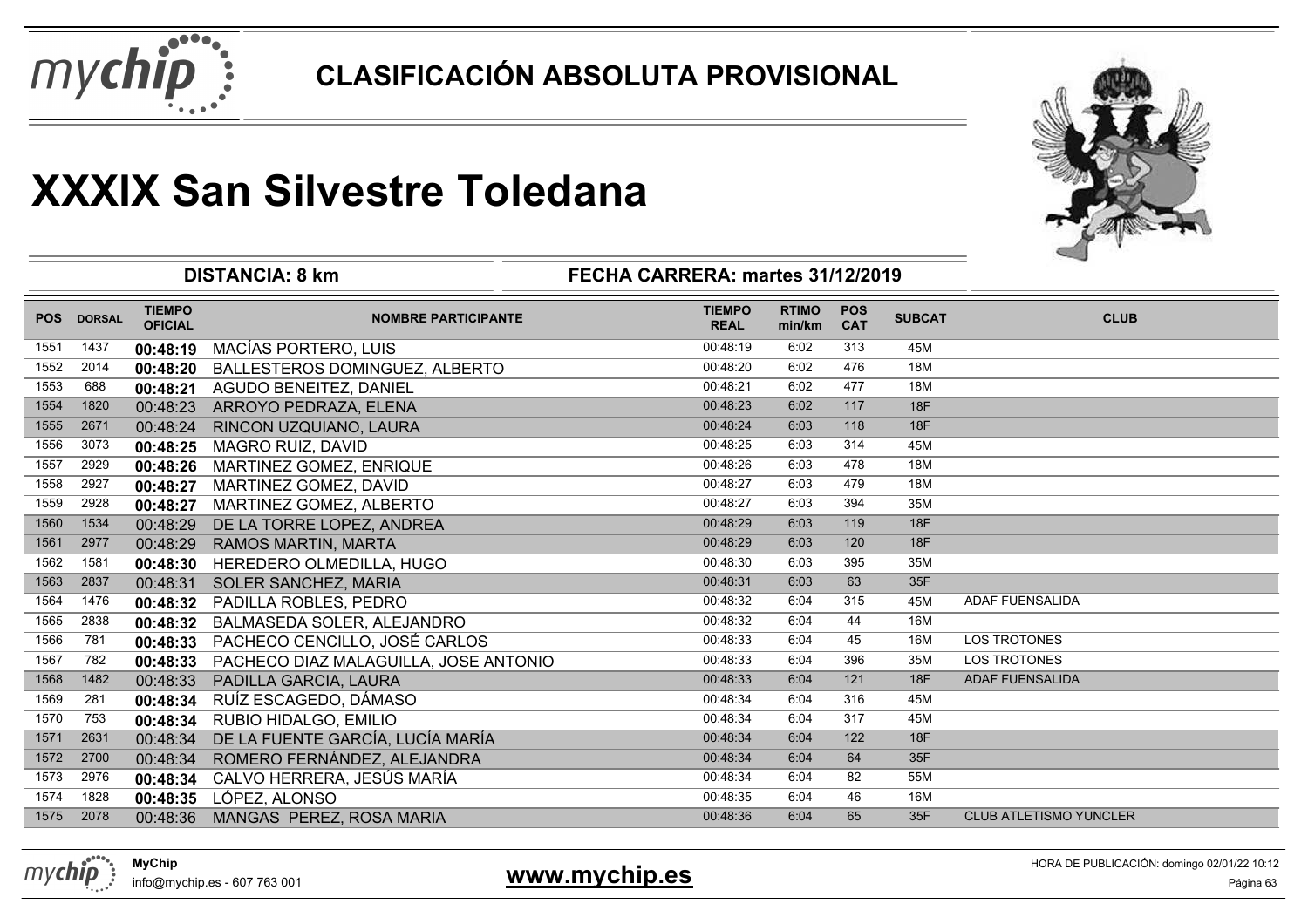# CLASIFICACIÓN ABSOLUTA PROVISIONAL

# XXXIX San Silvestre Toledana

**DISTANCIA: 8 km** — **FECHA CARRERA: martes 31/12/2019**

| POS | DORSAL | TIEMPO OFICIAL | NOMBRE PARTICIPANTE | TIEMPO REAL | RTIMO min/km | POS CAT | SUBCAT | CLUB |
|---|---|---|---|---|---|---|---|---|
| 1551 | 1437 | 00:48:19 | MACÍAS PORTERO, LUIS | 00:48:19 | 6:02 | 313 | 45M | |
| 1552 | 2014 | 00:48:20 | BALLESTEROS DOMINGUEZ, ALBERTO | 00:48:20 | 6:02 | 476 | 18M | |
| 1553 | 688 | 00:48:21 | AGUDO BENEITEZ, DANIEL | 00:48:21 | 6:02 | 477 | 18M | |
| 1554 | 1820 | 00:48:23 | ARROYO PEDRAZA, ELENA | 00:48:23 | 6:02 | 117 | 18F | |
| 1555 | 2671 | 00:48:24 | RINCON UZQUIANO, LAURA | 00:48:24 | 6:03 | 118 | 18F | |
| 1556 | 3073 | 00:48:25 | MAGRO RUIZ, DAVID | 00:48:25 | 6:03 | 314 | 45M | |
| 1557 | 2929 | 00:48:26 | MARTINEZ GOMEZ, ENRIQUE | 00:48:26 | 6:03 | 478 | 18M | |
| 1558 | 2927 | 00:48:27 | MARTINEZ GOMEZ, DAVID | 00:48:27 | 6:03 | 479 | 18M | |
| 1559 | 2928 | 00:48:27 | MARTINEZ GOMEZ, ALBERTO | 00:48:27 | 6:03 | 394 | 35M | |
| 1560 | 1534 | 00:48:29 | DE LA TORRE LOPEZ, ANDREA | 00:48:29 | 6:03 | 119 | 18F | |
| 1561 | 2977 | 00:48:29 | RAMOS MARTIN, MARTA | 00:48:29 | 6:03 | 120 | 18F | |
| 1562 | 1581 | 00:48:30 | HEREDERO OLMEDILLA, HUGO | 00:48:30 | 6:03 | 395 | 35M | |
| 1563 | 2837 | 00:48:31 | SOLER SANCHEZ, MARIA | 00:48:31 | 6:03 | 63 | 35F | |
| 1564 | 1476 | 00:48:32 | PADILLA ROBLES, PEDRO | 00:48:32 | 6:04 | 315 | 45M | ADAF FUENSALIDA |
| 1565 | 2838 | 00:48:32 | BALMASEDA SOLER, ALEJANDRO | 00:48:32 | 6:04 | 44 | 16M | |
| 1566 | 781 | 00:48:33 | PACHECO CENCILLO, JOSÉ CARLOS | 00:48:33 | 6:04 | 45 | 16M | LOS TROTONES |
| 1567 | 782 | 00:48:33 | PACHECO DIAZ MALAGUILLA, JOSE ANTONIO | 00:48:33 | 6:04 | 396 | 35M | LOS TROTONES |
| 1568 | 1482 | 00:48:33 | PADILLA GARCIA, LAURA | 00:48:33 | 6:04 | 121 | 18F | ADAF FUENSALIDA |
| 1569 | 281 | 00:48:34 | RUÍZ ESCAGEDO, DÁMASO | 00:48:34 | 6:04 | 316 | 45M | |
| 1570 | 753 | 00:48:34 | RUBIO HIDALGO, EMILIO | 00:48:34 | 6:04 | 317 | 45M | |
| 1571 | 2631 | 00:48:34 | DE LA FUENTE GARCÍA, LUCÍA MARÍA | 00:48:34 | 6:04 | 122 | 18F | |
| 1572 | 2700 | 00:48:34 | ROMERO FERNÁNDEZ, ALEJANDRA | 00:48:34 | 6:04 | 64 | 35F | |
| 1573 | 2976 | 00:48:34 | CALVO HERRERA, JESÚS MARÍA | 00:48:34 | 6:04 | 82 | 55M | |
| 1574 | 1828 | 00:48:35 | LÓPEZ, ALONSO | 00:48:35 | 6:04 | 46 | 16M | |
| 1575 | 2078 | 00:48:36 | MANGAS PEREZ, ROSA MARIA | 00:48:36 | 6:04 | 65 | 35F | CLUB ATLETISMO YUNCLER |

**MyChip**
info@mychip.es - 607 763 001

www.mychip.es

HORA DE PUBLICACIÓN: domingo 02/01/22 10:12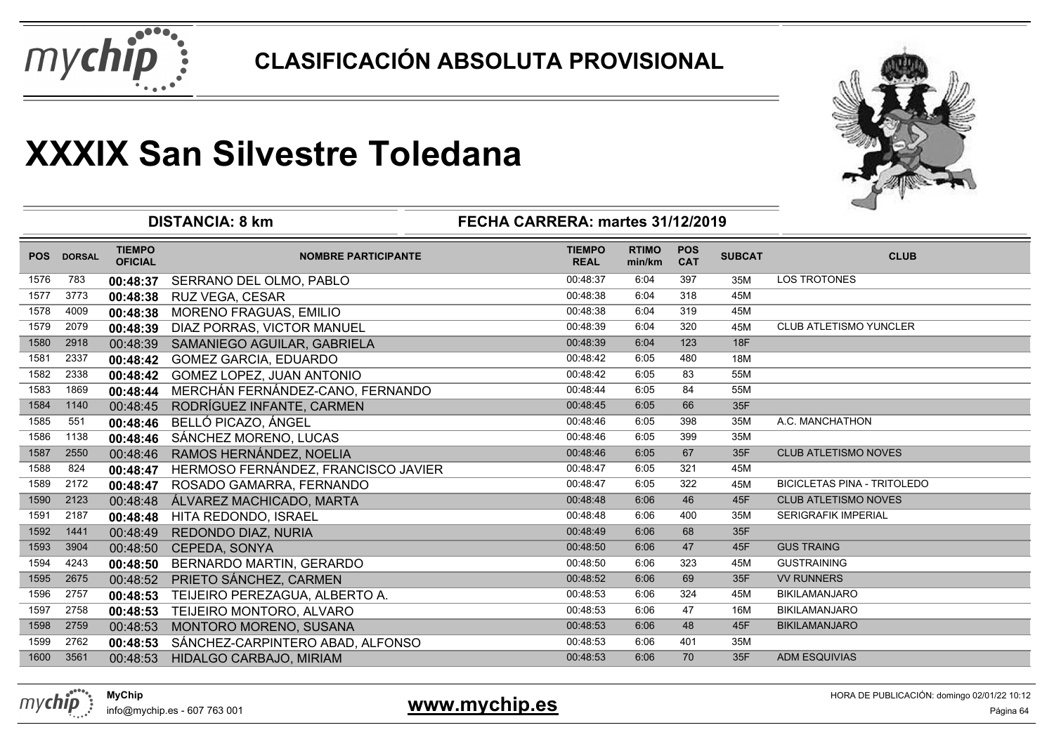## CLASIFICACIÓN ABSOLUTA PROVISIONAL

# XXXIX San Silvestre Toledana

**DISTANCIA: 8 km** | **FECHA CARRERA: martes 31/12/2019**

| POS | DORSAL | TIEMPO OFICIAL | NOMBRE PARTICIPANTE | TIEMPO REAL | RTIMO min/km | POS CAT | SUBCAT | CLUB |
|---|---|---|---|---|---|---|---|---|
| 1576 | 783 | **00:48:37** | SERRANO DEL OLMO, PABLO | 00:48:37 | 6:04 | 397 | 35M | LOS TROTONES |
| 1577 | 3773 | **00:48:38** | RUZ VEGA, CESAR | 00:48:38 | 6:04 | 318 | 45M | |
| 1578 | 4009 | **00:48:38** | MORENO FRAGUAS, EMILIO | 00:48:38 | 6:04 | 319 | 45M | |
| 1579 | 2079 | **00:48:39** | DIAZ PORRAS, VICTOR MANUEL | 00:48:39 | 6:04 | 320 | 45M | CLUB ATLETISMO YUNCLER |
| 1580 | 2918 | 00:48:39 | SAMANIEGO AGUILAR, GABRIELA | 00:48:39 | 6:04 | 123 | 18F | |
| 1581 | 2337 | **00:48:42** | GOMEZ GARCIA, EDUARDO | 00:48:42 | 6:05 | 480 | 18M | |
| 1582 | 2338 | **00:48:42** | GOMEZ LOPEZ, JUAN ANTONIO | 00:48:42 | 6:05 | 83 | 55M | |
| 1583 | 1869 | **00:48:44** | MERCHÁN FERNÁNDEZ-CANO, FERNANDO | 00:48:44 | 6:05 | 84 | 55M | |
| 1584 | 1140 | 00:48:45 | RODRÍGUEZ INFANTE, CARMEN | 00:48:45 | 6:05 | 66 | 35F | |
| 1585 | 551 | **00:48:46** | BELLÓ PICAZO, ÁNGEL | 00:48:46 | 6:05 | 398 | 35M | A.C. MANCHATHON |
| 1586 | 1138 | **00:48:46** | SÁNCHEZ MORENO, LUCAS | 00:48:46 | 6:05 | 399 | 35M | |
| 1587 | 2550 | 00:48:46 | RAMOS HERNÁNDEZ, NOELIA | 00:48:46 | 6:05 | 67 | 35F | CLUB ATLETISMO NOVES |
| 1588 | 824 | **00:48:47** | HERMOSO FERNÁNDEZ, FRANCISCO JAVIER | 00:48:47 | 6:05 | 321 | 45M | |
| 1589 | 2172 | **00:48:47** | ROSADO GAMARRA, FERNANDO | 00:48:47 | 6:05 | 322 | 45M | BICICLETAS PINA - TRITOLEDO |
| 1590 | 2123 | 00:48:48 | ÁLVAREZ MACHICADO, MARTA | 00:48:48 | 6:06 | 46 | 45F | CLUB ATLETISMO NOVES |
| 1591 | 2187 | **00:48:48** | HITA REDONDO, ISRAEL | 00:48:48 | 6:06 | 400 | 35M | SERIGRAFIK IMPERIAL |
| 1592 | 1441 | 00:48:49 | REDONDO DIAZ, NURIA | 00:48:49 | 6:06 | 68 | 35F | |
| 1593 | 3904 | 00:48:50 | CEPEDA, SONYA | 00:48:50 | 6:06 | 47 | 45F | GUS TRAING |
| 1594 | 4243 | **00:48:50** | BERNARDO MARTIN, GERARDO | 00:48:50 | 6:06 | 323 | 45M | GUSTRAINING |
| 1595 | 2675 | 00:48:52 | PRIETO SÁNCHEZ, CARMEN | 00:48:52 | 6:06 | 69 | 35F | VV RUNNERS |
| 1596 | 2757 | **00:48:53** | TEIJEIRO PEREZAGUA, ALBERTO A. | 00:48:53 | 6:06 | 324 | 45M | BIKILAMANJARO |
| 1597 | 2758 | **00:48:53** | TEIJEIRO MONTORO, ALVARO | 00:48:53 | 6:06 | 47 | 16M | BIKILAMANJARO |
| 1598 | 2759 | 00:48:53 | MONTORO MORENO, SUSANA | 00:48:53 | 6:06 | 48 | 45F | BIKILAMANJARO |
| 1599 | 2762 | **00:48:53** | SÁNCHEZ-CARPINTERO ABAD, ALFONSO | 00:48:53 | 6:06 | 401 | 35M | |
| 1600 | 3561 | 00:48:53 | HIDALGO CARBAJO, MIRIAM | 00:48:53 | 6:06 | 70 | 35F | ADM ESQUIVIAS |

**MyChip**
info@mychip.es - 607 763 001

**www.mychip.es**

HORA DE PUBLICACIÓN: domingo 02/01/22 10:12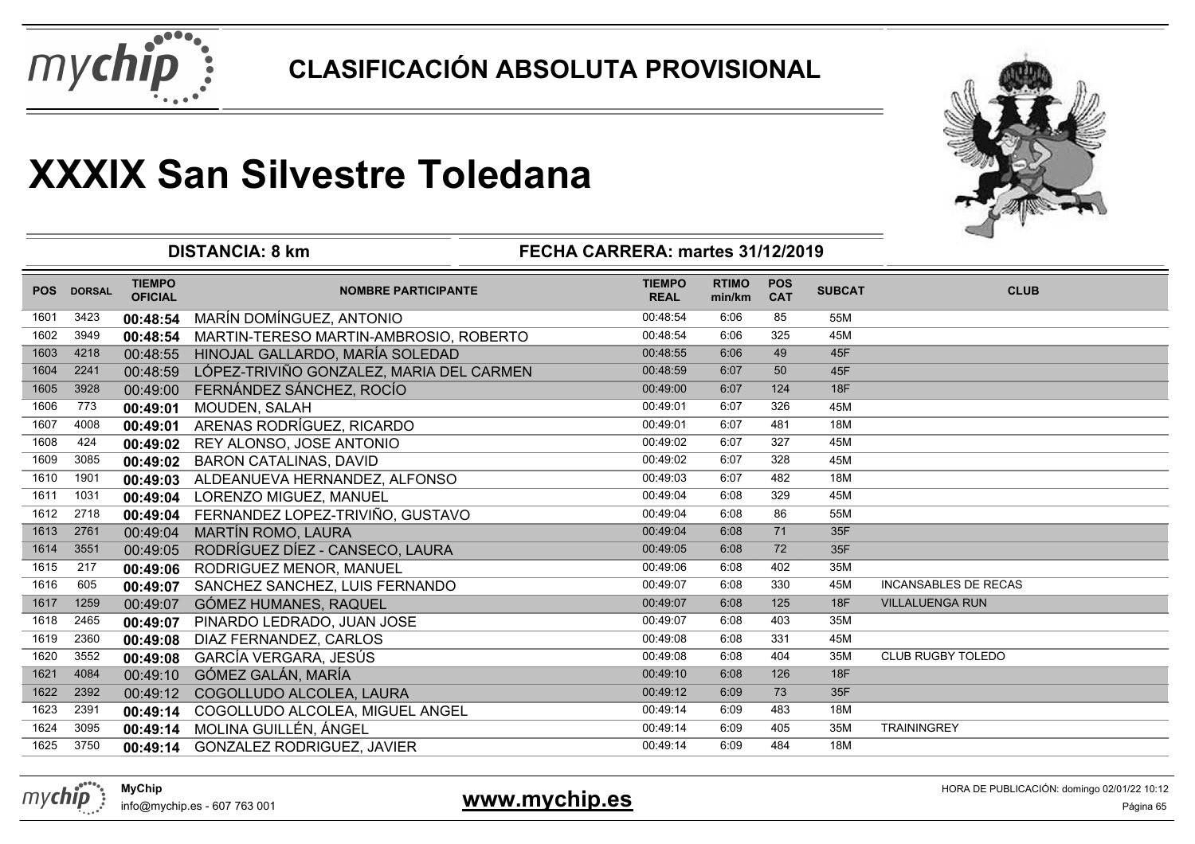# CLASIFICACIÓN ABSOLUTA PROVISIONAL

# XXXIX San Silvestre Toledana

**DISTANCIA: 8 km** **FECHA CARRERA: martes 31/12/2019**

| POS | DORSAL | TIEMPO OFICIAL | NOMBRE PARTICIPANTE | TIEMPO REAL | RTIMO min/km | POS CAT | SUBCAT | CLUB |
|---|---|---|---|---|---|---|---|---|
| 1601 | 3423 | **00:48:54** | MARÍN DOMÍNGUEZ, ANTONIO | 00:48:54 | 6:06 | 85 | 55M | |
| 1602 | 3949 | **00:48:54** | MARTIN-TERESO MARTIN-AMBROSIO, ROBERTO | 00:48:54 | 6:06 | 325 | 45M | |
| 1603 | 4218 | 00:48:55 | HINOJAL GALLARDO, MARÍA SOLEDAD | 00:48:55 | 6:06 | 49 | 45F | |
| 1604 | 2241 | 00:48:59 | LÓPEZ-TRIVIÑO GONZALEZ, MARIA DEL CARMEN | 00:48:59 | 6:07 | 50 | 45F | |
| 1605 | 3928 | 00:49:00 | FERNÁNDEZ SÁNCHEZ, ROCÍO | 00:49:00 | 6:07 | 124 | 18F | |
| 1606 | 773 | **00:49:01** | MOUDEN, SALAH | 00:49:01 | 6:07 | 326 | 45M | |
| 1607 | 4008 | **00:49:01** | ARENAS RODRÍGUEZ, RICARDO | 00:49:01 | 6:07 | 481 | 18M | |
| 1608 | 424 | **00:49:02** | REY ALONSO, JOSE ANTONIO | 00:49:02 | 6:07 | 327 | 45M | |
| 1609 | 3085 | **00:49:02** | BARON CATALINAS, DAVID | 00:49:02 | 6:07 | 328 | 45M | |
| 1610 | 1901 | **00:49:03** | ALDEANUEVA HERNANDEZ, ALFONSO | 00:49:03 | 6:07 | 482 | 18M | |
| 1611 | 1031 | **00:49:04** | LORENZO MIGUEZ, MANUEL | 00:49:04 | 6:08 | 329 | 45M | |
| 1612 | 2718 | **00:49:04** | FERNANDEZ LOPEZ-TRIVIÑO, GUSTAVO | 00:49:04 | 6:08 | 86 | 55M | |
| 1613 | 2761 | 00:49:04 | MARTÍN ROMO, LAURA | 00:49:04 | 6:08 | 71 | 35F | |
| 1614 | 3551 | 00:49:05 | RODRÍGUEZ DÍEZ - CANSECO, LAURA | 00:49:05 | 6:08 | 72 | 35F | |
| 1615 | 217 | **00:49:06** | RODRIGUEZ MENOR, MANUEL | 00:49:06 | 6:08 | 402 | 35M | |
| 1616 | 605 | **00:49:07** | SANCHEZ SANCHEZ, LUIS FERNANDO | 00:49:07 | 6:08 | 330 | 45M | INCANSABLES DE RECAS |
| 1617 | 1259 | 00:49:07 | GÓMEZ HUMANES, RAQUEL | 00:49:07 | 6:08 | 125 | 18F | VILLALUENGA RUN |
| 1618 | 2465 | **00:49:07** | PINARDO LEDRADO, JUAN JOSE | 00:49:07 | 6:08 | 403 | 35M | |
| 1619 | 2360 | **00:49:08** | DIAZ FERNANDEZ, CARLOS | 00:49:08 | 6:08 | 331 | 45M | |
| 1620 | 3552 | **00:49:08** | GARCÍA VERGARA, JESÚS | 00:49:08 | 6:08 | 404 | 35M | CLUB RUGBY TOLEDO |
| 1621 | 4084 | 00:49:10 | GÓMEZ GALÁN, MARÍA | 00:49:10 | 6:08 | 126 | 18F | |
| 1622 | 2392 | 00:49:12 | COGOLLUDO ALCOLEA, LAURA | 00:49:12 | 6:09 | 73 | 35F | |
| 1623 | 2391 | **00:49:14** | COGOLLUDO ALCOLEA, MIGUEL ANGEL | 00:49:14 | 6:09 | 483 | 18M | |
| 1624 | 3095 | **00:49:14** | MOLINA GUILLÉN, ÁNGEL | 00:49:14 | 6:09 | 405 | 35M | TRAININGREY |
| 1625 | 3750 | **00:49:14** | GONZALEZ RODRIGUEZ, JAVIER | 00:49:14 | 6:09 | 484 | 18M | |

**MyChip**
info@mychip.es - 607 763 001

**www.mychip.es**

HORA DE PUBLICACIÓN: domingo 02/01/22 10:12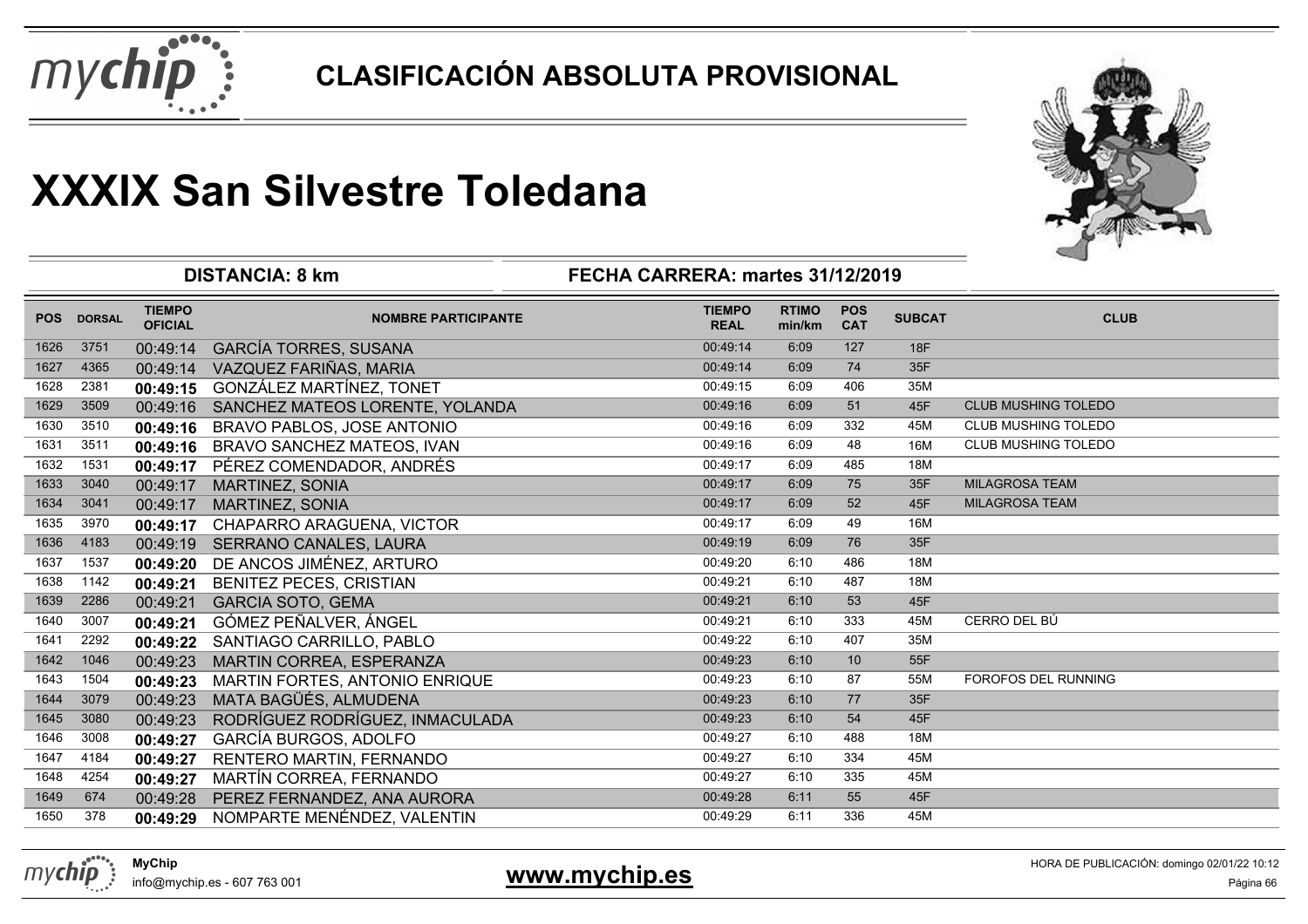# CLASIFICACIÓN ABSOLUTA PROVISIONAL

# XXXIX San Silvestre Toledana

**DISTANCIA: 8 km** — **FECHA CARRERA: martes 31/12/2019**

| POS | DORSAL | TIEMPO OFICIAL | NOMBRE PARTICIPANTE | TIEMPO REAL | RTIMO min/km | POS CAT | SUBCAT | CLUB |
|---|---|---|---|---|---|---|---|---|
| 1626 | 3751 | 00:49:14 | GARCÍA TORRES, SUSANA | 00:49:14 | 6:09 | 127 | 18F | |
| 1627 | 4365 | 00:49:14 | VAZQUEZ FARIÑAS, MARIA | 00:49:14 | 6:09 | 74 | 35F | |
| 1628 | 2381 | **00:49:15** | GONZÁLEZ MARTÍNEZ, TONET | 00:49:15 | 6:09 | 406 | 35M | |
| 1629 | 3509 | 00:49:16 | SANCHEZ MATEOS LORENTE, YOLANDA | 00:49:16 | 6:09 | 51 | 45F | CLUB MUSHING TOLEDO |
| 1630 | 3510 | **00:49:16** | BRAVO PABLOS, JOSE ANTONIO | 00:49:16 | 6:09 | 332 | 45M | CLUB MUSHING TOLEDO |
| 1631 | 3511 | **00:49:16** | BRAVO SANCHEZ MATEOS, IVAN | 00:49:16 | 6:09 | 48 | 16M | CLUB MUSHING TOLEDO |
| 1632 | 1531 | **00:49:17** | PÉREZ COMENDADOR, ANDRÉS | 00:49:17 | 6:09 | 485 | 18M | |
| 1633 | 3040 | 00:49:17 | MARTINEZ, SONIA | 00:49:17 | 6:09 | 75 | 35F | MILAGROSA TEAM |
| 1634 | 3041 | 00:49:17 | MARTINEZ, SONIA | 00:49:17 | 6:09 | 52 | 45F | MILAGROSA TEAM |
| 1635 | 3970 | **00:49:17** | CHAPARRO ARAGUENA, VICTOR | 00:49:17 | 6:09 | 49 | 16M | |
| 1636 | 4183 | 00:49:19 | SERRANO CANALES, LAURA | 00:49:19 | 6:09 | 76 | 35F | |
| 1637 | 1537 | **00:49:20** | DE ANCOS JIMÉNEZ, ARTURO | 00:49:20 | 6:10 | 486 | 18M | |
| 1638 | 1142 | **00:49:21** | BENITEZ PECES, CRISTIAN | 00:49:21 | 6:10 | 487 | 18M | |
| 1639 | 2286 | 00:49:21 | GARCIA SOTO, GEMA | 00:49:21 | 6:10 | 53 | 45F | |
| 1640 | 3007 | **00:49:21** | GÓMEZ PEÑALVER, ÁNGEL | 00:49:21 | 6:10 | 333 | 45M | CERRO DEL BÚ |
| 1641 | 2292 | **00:49:22** | SANTIAGO CARRILLO, PABLO | 00:49:22 | 6:10 | 407 | 35M | |
| 1642 | 1046 | 00:49:23 | MARTIN CORREA, ESPERANZA | 00:49:23 | 6:10 | 10 | 55F | |
| 1643 | 1504 | **00:49:23** | MARTIN FORTES, ANTONIO ENRIQUE | 00:49:23 | 6:10 | 87 | 55M | FOROFOS DEL RUNNING |
| 1644 | 3079 | 00:49:23 | MATA BAGÜÉS, ALMUDENA | 00:49:23 | 6:10 | 77 | 35F | |
| 1645 | 3080 | 00:49:23 | RODRÍGUEZ RODRÍGUEZ, INMACULADA | 00:49:23 | 6:10 | 54 | 45F | |
| 1646 | 3008 | **00:49:27** | GARCÍA BURGOS, ADOLFO | 00:49:27 | 6:10 | 488 | 18M | |
| 1647 | 4184 | **00:49:27** | RENTERO MARTIN, FERNANDO | 00:49:27 | 6:10 | 334 | 45M | |
| 1648 | 4254 | **00:49:27** | MARTÍN CORREA, FERNANDO | 00:49:27 | 6:10 | 335 | 45M | |
| 1649 | 674 | 00:49:28 | PEREZ FERNANDEZ, ANA AURORA | 00:49:28 | 6:11 | 55 | 45F | |
| 1650 | 378 | **00:49:29** | NOMPARTE MENÉNDEZ, VALENTIN | 00:49:29 | 6:11 | 336 | 45M | |

**MyChip**
info@mychip.es - 607 763 001

**www.mychip.es**

HORA DE PUBLICACIÓN: domingo 02/01/22 10:12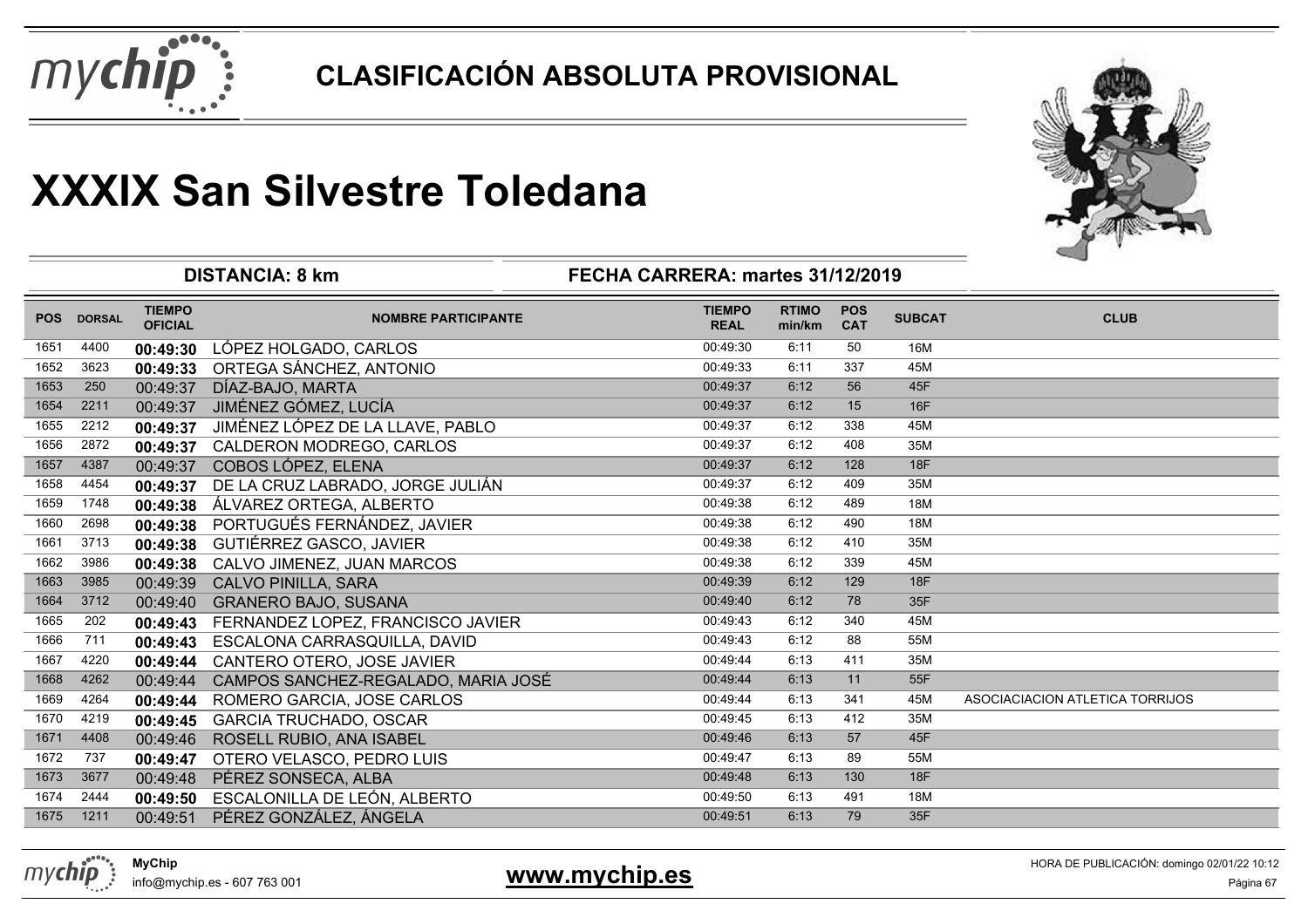# CLASIFICACIÓN ABSOLUTA PROVISIONAL

# XXXIX San Silvestre Toledana

**DISTANCIA: 8 km** | **FECHA CARRERA: martes 31/12/2019**

| POS | DORSAL | TIEMPO OFICIAL | NOMBRE PARTICIPANTE | TIEMPO REAL | RTIMO min/km | POS CAT | SUBCAT | CLUB |
|---|---|---|---|---|---|---|---|---|
| 1651 | 4400 | **00:49:30** | LÓPEZ HOLGADO, CARLOS | 00:49:30 | 6:11 | 50 | 16M | |
| 1652 | 3623 | **00:49:33** | ORTEGA SÁNCHEZ, ANTONIO | 00:49:33 | 6:11 | 337 | 45M | |
| 1653 | 250 | 00:49:37 | DÍAZ-BAJO, MARTA | 00:49:37 | 6:12 | 56 | 45F | |
| 1654 | 2211 | 00:49:37 | JIMÉNEZ GÓMEZ, LUCÍA | 00:49:37 | 6:12 | 15 | 16F | |
| 1655 | 2212 | **00:49:37** | JIMÉNEZ LÓPEZ DE LA LLAVE, PABLO | 00:49:37 | 6:12 | 338 | 45M | |
| 1656 | 2872 | **00:49:37** | CALDERON MODREGO, CARLOS | 00:49:37 | 6:12 | 408 | 35M | |
| 1657 | 4387 | 00:49:37 | COBOS LÓPEZ, ELENA | 00:49:37 | 6:12 | 128 | 18F | |
| 1658 | 4454 | **00:49:37** | DE LA CRUZ LABRADO, JORGE JULIÁN | 00:49:37 | 6:12 | 409 | 35M | |
| 1659 | 1748 | **00:49:38** | ÁLVAREZ ORTEGA, ALBERTO | 00:49:38 | 6:12 | 489 | 18M | |
| 1660 | 2698 | **00:49:38** | PORTUGUÉS FERNÁNDEZ, JAVIER | 00:49:38 | 6:12 | 490 | 18M | |
| 1661 | 3713 | **00:49:38** | GUTIÉRREZ GASCO, JAVIER | 00:49:38 | 6:12 | 410 | 35M | |
| 1662 | 3986 | **00:49:38** | CALVO JIMENEZ, JUAN MARCOS | 00:49:38 | 6:12 | 339 | 45M | |
| 1663 | 3985 | 00:49:39 | CALVO PINILLA, SARA | 00:49:39 | 6:12 | 129 | 18F | |
| 1664 | 3712 | 00:49:40 | GRANERO BAJO, SUSANA | 00:49:40 | 6:12 | 78 | 35F | |
| 1665 | 202 | **00:49:43** | FERNANDEZ LOPEZ, FRANCISCO JAVIER | 00:49:43 | 6:12 | 340 | 45M | |
| 1666 | 711 | **00:49:43** | ESCALONA CARRASQUILLA, DAVID | 00:49:43 | 6:12 | 88 | 55M | |
| 1667 | 4220 | **00:49:44** | CANTERO OTERO, JOSE JAVIER | 00:49:44 | 6:13 | 411 | 35M | |
| 1668 | 4262 | 00:49:44 | CAMPOS SANCHEZ-REGALADO, MARIA JOSÉ | 00:49:44 | 6:13 | 11 | 55F | |
| 1669 | 4264 | **00:49:44** | ROMERO GARCIA, JOSE CARLOS | 00:49:44 | 6:13 | 341 | 45M | ASOCIACIACION ATLETICA TORRIJOS |
| 1670 | 4219 | **00:49:45** | GARCIA TRUCHADO, OSCAR | 00:49:45 | 6:13 | 412 | 35M | |
| 1671 | 4408 | 00:49:46 | ROSELL RUBIO, ANA ISABEL | 00:49:46 | 6:13 | 57 | 45F | |
| 1672 | 737 | **00:49:47** | OTERO VELASCO, PEDRO LUIS | 00:49:47 | 6:13 | 89 | 55M | |
| 1673 | 3677 | 00:49:48 | PÉREZ SONSECA, ALBA | 00:49:48 | 6:13 | 130 | 18F | |
| 1674 | 2444 | **00:49:50** | ESCALONILLA DE LEÓN, ALBERTO | 00:49:50 | 6:13 | 491 | 18M | |
| 1675 | 1211 | 00:49:51 | PÉREZ GONZÁLEZ, ÁNGELA | 00:49:51 | 6:13 | 79 | 35F | |

**MyChip**
info@mychip.es - 607 763 001

**www.mychip.es**

HORA DE PUBLICACIÓN: domingo 02/01/22 10:12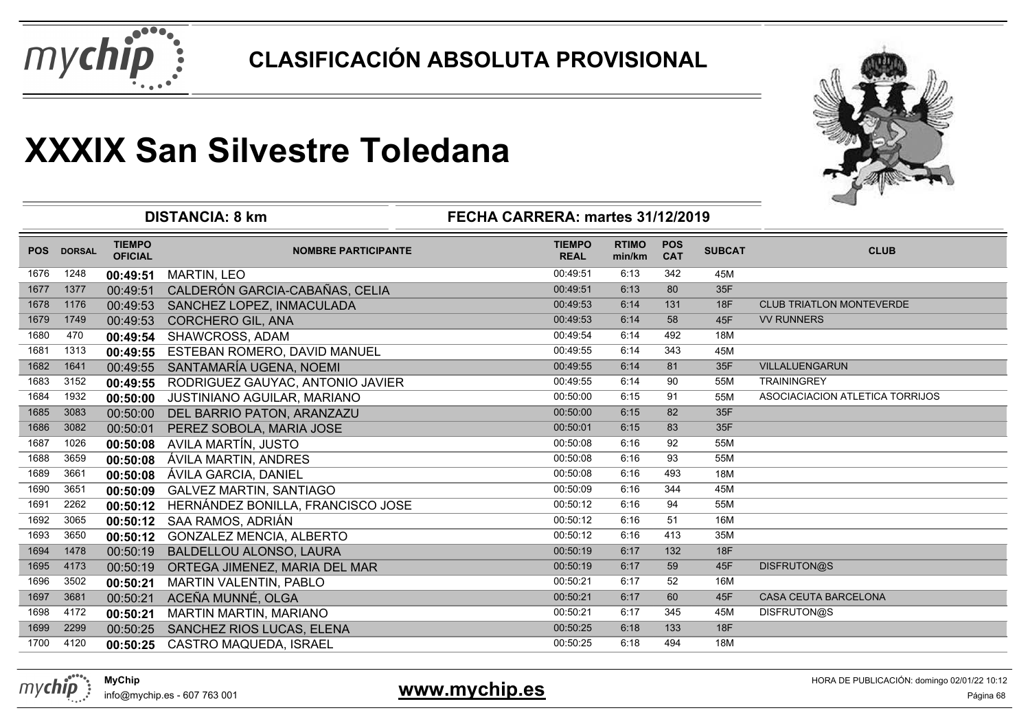# CLASIFICACIÓN ABSOLUTA PROVISIONAL

# XXXIX San Silvestre Toledana

**DISTANCIA: 8 km** | **FECHA CARRERA: martes 31/12/2019**

| POS | DORSAL | TIEMPO OFICIAL | NOMBRE PARTICIPANTE | TIEMPO REAL | RTIMO min/km | POS CAT | SUBCAT | CLUB |
|---|---|---|---|---|---|---|---|---|
| 1676 | 1248 | 00:49:51 | MARTIN, LEO | 00:49:51 | 6:13 | 342 | 45M | |
| 1677 | 1377 | 00:49:51 | CALDERÓN GARCIA-CABAÑAS, CELIA | 00:49:51 | 6:13 | 80 | 35F | |
| 1678 | 1176 | 00:49:53 | SANCHEZ LOPEZ, INMACULADA | 00:49:53 | 6:14 | 131 | 18F | CLUB TRIATLON MONTEVERDE |
| 1679 | 1749 | 00:49:53 | CORCHERO GIL, ANA | 00:49:53 | 6:14 | 58 | 45F | VV RUNNERS |
| 1680 | 470 | 00:49:54 | SHAWCROSS, ADAM | 00:49:54 | 6:14 | 492 | 18M | |
| 1681 | 1313 | 00:49:55 | ESTEBAN ROMERO, DAVID MANUEL | 00:49:55 | 6:14 | 343 | 45M | |
| 1682 | 1641 | 00:49:55 | SANTAMARÍA UGENA, NOEMI | 00:49:55 | 6:14 | 81 | 35F | VILLALUENGARUN |
| 1683 | 3152 | 00:49:55 | RODRIGUEZ GAUYAC, ANTONIO JAVIER | 00:49:55 | 6:14 | 90 | 55M | TRAININGREY |
| 1684 | 1932 | 00:50:00 | JUSTINIANO AGUILAR, MARIANO | 00:50:00 | 6:15 | 91 | 55M | ASOCIACIACION ATLETICA TORRIJOS |
| 1685 | 3083 | 00:50:00 | DEL BARRIO PATON, ARANZAZU | 00:50:00 | 6:15 | 82 | 35F | |
| 1686 | 3082 | 00:50:01 | PEREZ SOBOLA, MARIA JOSE | 00:50:01 | 6:15 | 83 | 35F | |
| 1687 | 1026 | 00:50:08 | AVILA MARTÍN, JUSTO | 00:50:08 | 6:16 | 92 | 55M | |
| 1688 | 3659 | 00:50:08 | ÁVILA MARTIN, ANDRES | 00:50:08 | 6:16 | 93 | 55M | |
| 1689 | 3661 | 00:50:08 | ÁVILA GARCIA, DANIEL | 00:50:08 | 6:16 | 493 | 18M | |
| 1690 | 3651 | 00:50:09 | GALVEZ MARTIN, SANTIAGO | 00:50:09 | 6:16 | 344 | 45M | |
| 1691 | 2262 | 00:50:12 | HERNÁNDEZ BONILLA, FRANCISCO JOSE | 00:50:12 | 6:16 | 94 | 55M | |
| 1692 | 3065 | 00:50:12 | SAA RAMOS, ADRIÁN | 00:50:12 | 6:16 | 51 | 16M | |
| 1693 | 3650 | 00:50:12 | GONZALEZ MENCIA, ALBERTO | 00:50:12 | 6:16 | 413 | 35M | |
| 1694 | 1478 | 00:50:19 | BALDELLOU ALONSO, LAURA | 00:50:19 | 6:17 | 132 | 18F | |
| 1695 | 4173 | 00:50:19 | ORTEGA JIMENEZ, MARIA DEL MAR | 00:50:19 | 6:17 | 59 | 45F | DISFRUTON@S |
| 1696 | 3502 | 00:50:21 | MARTIN VALENTIN, PABLO | 00:50:21 | 6:17 | 52 | 16M | |
| 1697 | 3681 | 00:50:21 | ACEÑA MUNNÉ, OLGA | 00:50:21 | 6:17 | 60 | 45F | CASA CEUTA BARCELONA |
| 1698 | 4172 | 00:50:21 | MARTIN MARTIN, MARIANO | 00:50:21 | 6:17 | 345 | 45M | DISFRUTON@S |
| 1699 | 2299 | 00:50:25 | SANCHEZ RIOS LUCAS, ELENA | 00:50:25 | 6:18 | 133 | 18F | |
| 1700 | 4120 | 00:50:25 | CASTRO MAQUEDA, ISRAEL | 00:50:25 | 6:18 | 494 | 18M | |

**MyChip**
info@mychip.es - 607 763 001

**www.mychip.es**

HORA DE PUBLICACIÓN: domingo 02/01/22 10:12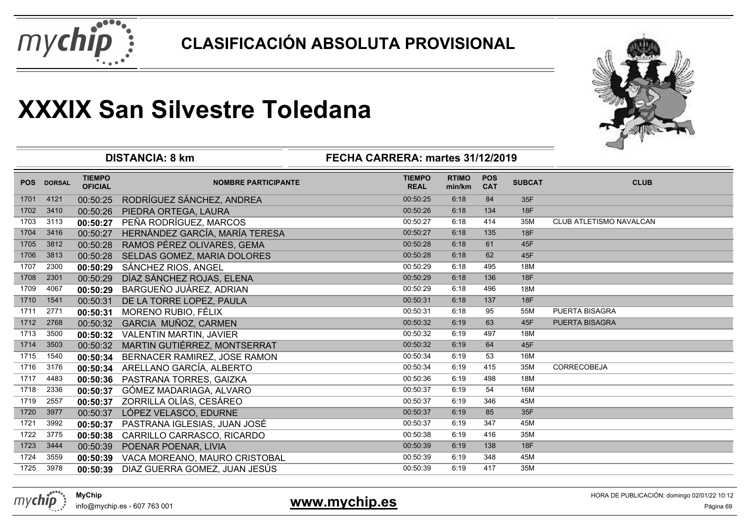# CLASIFICACIÓN ABSOLUTA PROVISIONAL

# XXXIX San Silvestre Toledana

**DISTANCIA: 8 km** — **FECHA CARRERA: martes 31/12/2019**

| POS | DORSAL | TIEMPO OFICIAL | NOMBRE PARTICIPANTE | TIEMPO REAL | RTIMO min/km | POS CAT | SUBCAT | CLUB |
|---|---|---|---|---|---|---|---|---|
| 1701 | 4121 | 00:50:25 | RODRÍGUEZ SÁNCHEZ, ANDREA | 00:50:25 | 6:18 | 84 | 35F | |
| 1702 | 3410 | 00:50:26 | PIEDRA ORTEGA, LAURA | 00:50:26 | 6:18 | 134 | 18F | |
| 1703 | 3113 | **00:50:27** | PEÑA RODRÍGUEZ, MARCOS | 00:50:27 | 6:18 | 414 | 35M | CLUB ATLETISMO NAVALCAN |
| 1704 | 3416 | 00:50:27 | HERNÁNDEZ GARCÍA, MARÍA TERESA | 00:50:27 | 6:18 | 135 | 18F | |
| 1705 | 3812 | 00:50:28 | RAMOS PÉREZ OLIVARES, GEMA | 00:50:28 | 6:18 | 61 | 45F | |
| 1706 | 3813 | 00:50:28 | SELDAS GOMEZ, MARIA DOLORES | 00:50:28 | 6:18 | 62 | 45F | |
| 1707 | 2300 | **00:50:29** | SÁNCHEZ RIOS, ANGEL | 00:50:29 | 6:18 | 495 | 18M | |
| 1708 | 2301 | 00:50:29 | DÍAZ SÁNCHEZ ROJAS, ELENA | 00:50:29 | 6:18 | 136 | 18F | |
| 1709 | 4067 | **00:50:29** | BARGUEÑO JUÁREZ, ADRIAN | 00:50:29 | 6:18 | 496 | 18M | |
| 1710 | 1541 | 00:50:31 | DE LA TORRE LOPEZ, PAULA | 00:50:31 | 6:18 | 137 | 18F | |
| 1711 | 2771 | **00:50:31** | MORENO RUBIO, FÉLIX | 00:50:31 | 6:18 | 95 | 55M | PUERTA BISAGRA |
| 1712 | 2768 | 00:50:32 | GARCIA MUÑOZ, CARMEN | 00:50:32 | 6:19 | 63 | 45F | PUERTA BISAGRA |
| 1713 | 3500 | **00:50:32** | VALENTIN MARTIN, JAVIER | 00:50:32 | 6:19 | 497 | 18M | |
| 1714 | 3503 | 00:50:32 | MARTIN GUTIÉRREZ, MONTSERRAT | 00:50:32 | 6:19 | 64 | 45F | |
| 1715 | 1540 | **00:50:34** | BERNACER RAMIREZ, JOSE RAMON | 00:50:34 | 6:19 | 53 | 16M | |
| 1716 | 3176 | **00:50:34** | ARELLANO GARCÍA, ALBERTO | 00:50:34 | 6:19 | 415 | 35M | CORRECOBEJA |
| 1717 | 4483 | **00:50:36** | PASTRANA TORRES, GAIZKA | 00:50:36 | 6:19 | 498 | 18M | |
| 1718 | 2336 | **00:50:37** | GÓMEZ MADARIAGA, ALVARO | 00:50:37 | 6:19 | 54 | 16M | |
| 1719 | 2557 | **00:50:37** | ZORRILLA OLÍAS, CESÁREO | 00:50:37 | 6:19 | 346 | 45M | |
| 1720 | 3977 | 00:50:37 | LÓPEZ VELASCO, EDURNE | 00:50:37 | 6:19 | 85 | 35F | |
| 1721 | 3992 | **00:50:37** | PASTRANA IGLESIAS, JUAN JOSÉ | 00:50:37 | 6:19 | 347 | 45M | |
| 1722 | 3775 | **00:50:38** | CARRILLO CARRASCO, RICARDO | 00:50:38 | 6:19 | 416 | 35M | |
| 1723 | 3444 | 00:50:39 | POENAR POENAR, LIVIA | 00:50:39 | 6:19 | 138 | 18F | |
| 1724 | 3559 | **00:50:39** | VACA MOREANO, MAURO CRISTOBAL | 00:50:39 | 6:19 | 348 | 45M | |
| 1725 | 3978 | **00:50:39** | DIAZ GUERRA GOMEZ, JUAN JESÚS | 00:50:39 | 6:19 | 417 | 35M | |

**MyChip**
info@mychip.es - 607 763 001

**www.mychip.es**

HORA DE PUBLICACIÓN: domingo 02/01/22 10:12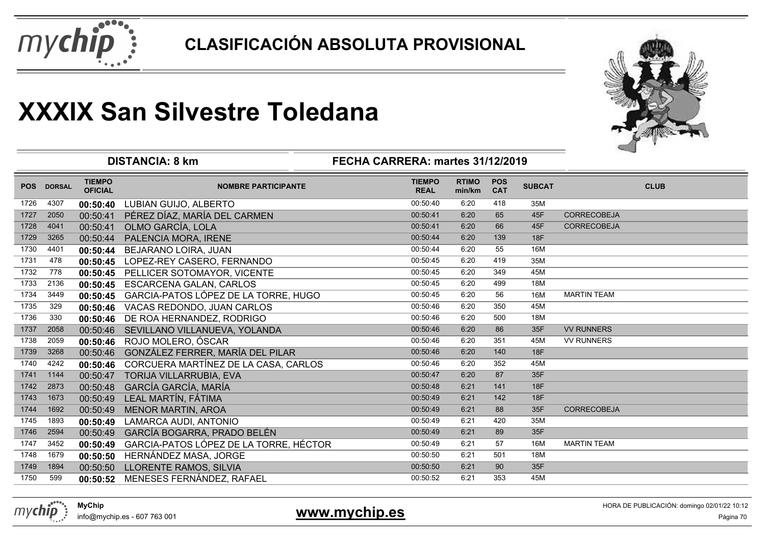# CLASIFICACIÓN ABSOLUTA PROVISIONAL

# XXXIX San Silvestre Toledana

**DISTANCIA: 8 km** | **FECHA CARRERA: martes 31/12/2019**

| POS | DORSAL | TIEMPO OFICIAL | NOMBRE PARTICIPANTE | TIEMPO REAL | RTIMO min/km | POS CAT | SUBCAT | CLUB |
|---|---|---|---|---|---|---|---|---|
| 1726 | 4307 | **00:50:40** | LUBIAN GUIJO, ALBERTO | 00:50:40 | 6:20 | 418 | 35M | |
| 1727 | 2050 | 00:50:41 | PÉREZ DÍAZ, MARÍA DEL CARMEN | 00:50:41 | 6:20 | 65 | 45F | CORRECOBEJA |
| 1728 | 4041 | 00:50:41 | OLMO GARCÍA, LOLA | 00:50:41 | 6:20 | 66 | 45F | CORRECOBEJA |
| 1729 | 3265 | 00:50:44 | PALENCIA MORA, IRENE | 00:50:44 | 6:20 | 139 | 18F | |
| 1730 | 4401 | **00:50:44** | BEJARANO LOIRA, JUAN | 00:50:44 | 6:20 | 55 | 16M | |
| 1731 | 478 | **00:50:45** | LOPEZ-REY CASERO, FERNANDO | 00:50:45 | 6:20 | 419 | 35M | |
| 1732 | 778 | **00:50:45** | PELLICER SOTOMAYOR, VICENTE | 00:50:45 | 6:20 | 349 | 45M | |
| 1733 | 2136 | **00:50:45** | ESCARCENA GALAN, CARLOS | 00:50:45 | 6:20 | 499 | 18M | |
| 1734 | 3449 | **00:50:45** | GARCIA-PATOS LÓPEZ DE LA TORRE, HUGO | 00:50:45 | 6:20 | 56 | 16M | MARTIN TEAM |
| 1735 | 329 | **00:50:46** | VACAS REDONDO, JUAN CARLOS | 00:50:46 | 6:20 | 350 | 45M | |
| 1736 | 330 | **00:50:46** | DE ROA HERNANDEZ, RODRIGO | 00:50:46 | 6:20 | 500 | 18M | |
| 1737 | 2058 | 00:50:46 | SEVILLANO VILLANUEVA, YOLANDA | 00:50:46 | 6:20 | 86 | 35F | VV RUNNERS |
| 1738 | 2059 | **00:50:46** | ROJO MOLERO, ÓSCAR | 00:50:46 | 6:20 | 351 | 45M | VV RUNNERS |
| 1739 | 3268 | 00:50:46 | GONZÁLEZ FERRER, MARÍA DEL PILAR | 00:50:46 | 6:20 | 140 | 18F | |
| 1740 | 4242 | **00:50:46** | CORCUERA MARTÍNEZ DE LA CASA, CARLOS | 00:50:46 | 6:20 | 352 | 45M | |
| 1741 | 1144 | 00:50:47 | TORIJA VILLARRUBIA, EVA | 00:50:47 | 6:20 | 87 | 35F | |
| 1742 | 2873 | 00:50:48 | GARCÍA GARCÍA, MARÍA | 00:50:48 | 6:21 | 141 | 18F | |
| 1743 | 1673 | 00:50:49 | LEAL MARTÍN, FÁTIMA | 00:50:49 | 6:21 | 142 | 18F | |
| 1744 | 1692 | 00:50:49 | MENOR MARTIN, AROA | 00:50:49 | 6:21 | 88 | 35F | CORRECOBEJA |
| 1745 | 1893 | **00:50:49** | LAMARCA AUDI, ANTONIO | 00:50:49 | 6:21 | 420 | 35M | |
| 1746 | 2594 | 00:50:49 | GARCÍA BOGARRA, PRADO BELÉN | 00:50:49 | 6:21 | 89 | 35F | |
| 1747 | 3452 | **00:50:49** | GARCIA-PATOS LÓPEZ DE LA TORRE, HÉCTOR | 00:50:49 | 6:21 | 57 | 16M | MARTIN TEAM |
| 1748 | 1679 | **00:50:50** | HERNÁNDEZ MASA, JORGE | 00:50:50 | 6:21 | 501 | 18M | |
| 1749 | 1894 | 00:50:50 | LLORENTE RAMOS, SILVIA | 00:50:50 | 6:21 | 90 | 35F | |
| 1750 | 599 | **00:50:52** | MENESES FERNÁNDEZ, RAFAEL | 00:50:52 | 6:21 | 353 | 45M | |

**MyChip**
info@mychip.es - 607 763 001

**www.mychip.es**

HORA DE PUBLICACIÓN: domingo 02/01/22 10:12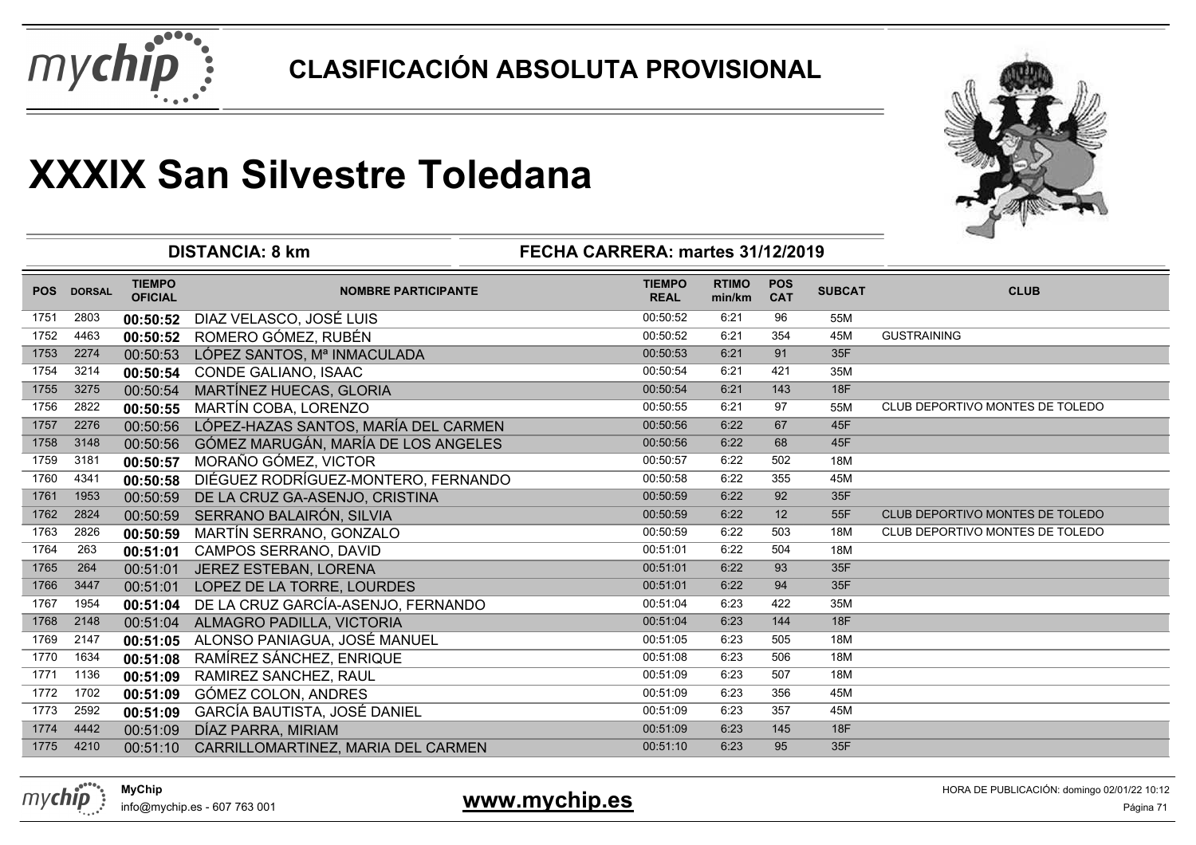# CLASIFICACIÓN ABSOLUTA PROVISIONAL

# XXXIX San Silvestre Toledana

**DISTANCIA: 8 km** | **FECHA CARRERA: martes 31/12/2019**

| POS | DORSAL | TIEMPO OFICIAL | NOMBRE PARTICIPANTE | TIEMPO REAL | RTIMO min/km | POS CAT | SUBCAT | CLUB |
|---|---|---|---|---|---|---|---|---|
| 1751 | 2803 | **00:50:52** | DIAZ VELASCO, JOSÉ LUIS | 00:50:52 | 6:21 | 96 | 55M | |
| 1752 | 4463 | **00:50:52** | ROMERO GÓMEZ, RUBÉN | 00:50:52 | 6:21 | 354 | 45M | GUSTRAINING |
| 1753 | 2274 | 00:50:53 | LÓPEZ SANTOS, Mª INMACULADA | 00:50:53 | 6:21 | 91 | 35F | |
| 1754 | 3214 | **00:50:54** | CONDE GALIANO, ISAAC | 00:50:54 | 6:21 | 421 | 35M | |
| 1755 | 3275 | 00:50:54 | MARTÍNEZ HUECAS, GLORIA | 00:50:54 | 6:21 | 143 | 18F | |
| 1756 | 2822 | **00:50:55** | MARTÍN COBA, LORENZO | 00:50:55 | 6:21 | 97 | 55M | CLUB DEPORTIVO MONTES DE TOLEDO |
| 1757 | 2276 | 00:50:56 | LÓPEZ-HAZAS SANTOS, MARÍA DEL CARMEN | 00:50:56 | 6:22 | 67 | 45F | |
| 1758 | 3148 | 00:50:56 | GÓMEZ MARUGÁN, MARÍA DE LOS ANGELES | 00:50:56 | 6:22 | 68 | 45F | |
| 1759 | 3181 | **00:50:57** | MORAÑO GÓMEZ, VICTOR | 00:50:57 | 6:22 | 502 | 18M | |
| 1760 | 4341 | **00:50:58** | DIÉGUEZ RODRÍGUEZ-MONTERO, FERNANDO | 00:50:58 | 6:22 | 355 | 45M | |
| 1761 | 1953 | 00:50:59 | DE LA CRUZ GA-ASENJO, CRISTINA | 00:50:59 | 6:22 | 92 | 35F | |
| 1762 | 2824 | 00:50:59 | SERRANO BALAIRÓN, SILVIA | 00:50:59 | 6:22 | 12 | 55F | CLUB DEPORTIVO MONTES DE TOLEDO |
| 1763 | 2826 | **00:50:59** | MARTÍN SERRANO, GONZALO | 00:50:59 | 6:22 | 503 | 18M | CLUB DEPORTIVO MONTES DE TOLEDO |
| 1764 | 263 | **00:51:01** | CAMPOS SERRANO, DAVID | 00:51:01 | 6:22 | 504 | 18M | |
| 1765 | 264 | 00:51:01 | JEREZ ESTEBAN, LORENA | 00:51:01 | 6:22 | 93 | 35F | |
| 1766 | 3447 | 00:51:01 | LOPEZ DE LA TORRE, LOURDES | 00:51:01 | 6:22 | 94 | 35F | |
| 1767 | 1954 | **00:51:04** | DE LA CRUZ GARCÍA-ASENJO, FERNANDO | 00:51:04 | 6:23 | 422 | 35M | |
| 1768 | 2148 | 00:51:04 | ALMAGRO PADILLA, VICTORIA | 00:51:04 | 6:23 | 144 | 18F | |
| 1769 | 2147 | **00:51:05** | ALONSO PANIAGUA, JOSÉ MANUEL | 00:51:05 | 6:23 | 505 | 18M | |
| 1770 | 1634 | **00:51:08** | RAMÍREZ SÁNCHEZ, ENRIQUE | 00:51:08 | 6:23 | 506 | 18M | |
| 1771 | 1136 | **00:51:09** | RAMIREZ SANCHEZ, RAUL | 00:51:09 | 6:23 | 507 | 18M | |
| 1772 | 1702 | **00:51:09** | GÓMEZ COLON, ANDRES | 00:51:09 | 6:23 | 356 | 45M | |
| 1773 | 2592 | **00:51:09** | GARCÍA BAUTISTA, JOSÉ DANIEL | 00:51:09 | 6:23 | 357 | 45M | |
| 1774 | 4442 | 00:51:09 | DÍAZ PARRA, MIRIAM | 00:51:09 | 6:23 | 145 | 18F | |
| 1775 | 4210 | 00:51:10 | CARRILLOMARTINEZ, MARIA DEL CARMEN | 00:51:10 | 6:23 | 95 | 35F | |

**MyChip**
info@mychip.es - 607 763 001

**www.mychip.es**

HORA DE PUBLICACIÓN: domingo 02/01/22 10:12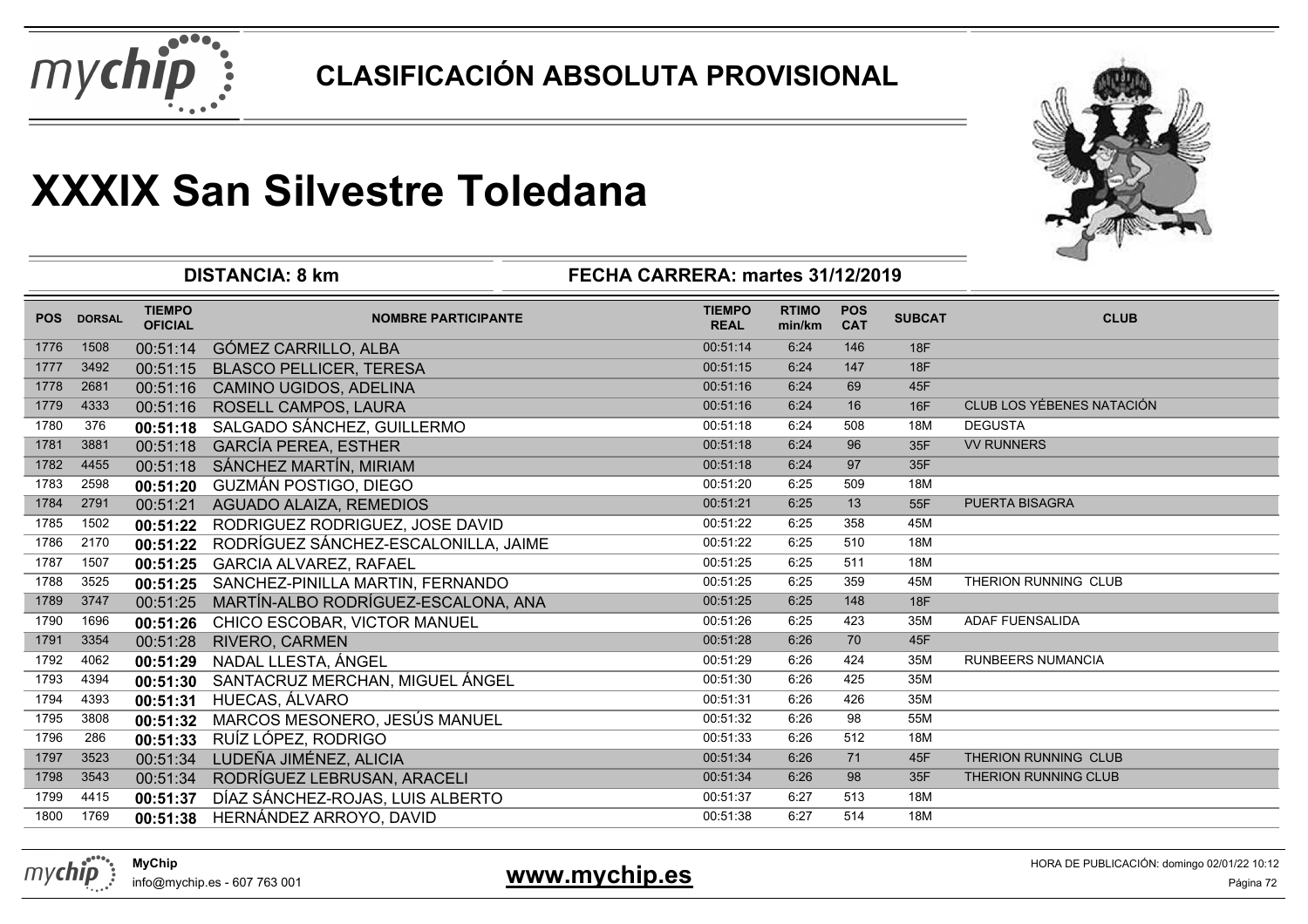# CLASIFICACIÓN ABSOLUTA PROVISIONAL

# XXXIX San Silvestre Toledana

**DISTANCIA: 8 km** | **FECHA CARRERA: martes 31/12/2019**

| POS | DORSAL | TIEMPO OFICIAL | NOMBRE PARTICIPANTE | TIEMPO REAL | RTIMO min/km | POS CAT | SUBCAT | CLUB |
|---|---|---|---|---|---|---|---|---|
| 1776 | 1508 | 00:51:14 | GÓMEZ CARRILLO, ALBA | 00:51:14 | 6:24 | 146 | 18F | |
| 1777 | 3492 | 00:51:15 | BLASCO PELLICER, TERESA | 00:51:15 | 6:24 | 147 | 18F | |
| 1778 | 2681 | 00:51:16 | CAMINO UGIDOS, ADELINA | 00:51:16 | 6:24 | 69 | 45F | |
| 1779 | 4333 | 00:51:16 | ROSELL CAMPOS, LAURA | 00:51:16 | 6:24 | 16 | 16F | CLUB LOS YÉBENES NATACIÓN |
| 1780 | 376 | **00:51:18** | SALGADO SÁNCHEZ, GUILLERMO | 00:51:18 | 6:24 | 508 | 18M | DEGUSTA |
| 1781 | 3881 | 00:51:18 | GARCÍA PEREA, ESTHER | 00:51:18 | 6:24 | 96 | 35F | VV RUNNERS |
| 1782 | 4455 | 00:51:18 | SÁNCHEZ MARTÍN, MIRIAM | 00:51:18 | 6:24 | 97 | 35F | |
| 1783 | 2598 | **00:51:20** | GUZMÁN POSTIGO, DIEGO | 00:51:20 | 6:25 | 509 | 18M | |
| 1784 | 2791 | 00:51:21 | AGUADO ALAIZA, REMEDIOS | 00:51:21 | 6:25 | 13 | 55F | PUERTA BISAGRA |
| 1785 | 1502 | **00:51:22** | RODRIGUEZ RODRIGUEZ, JOSE DAVID | 00:51:22 | 6:25 | 358 | 45M | |
| 1786 | 2170 | **00:51:22** | RODRÍGUEZ SÁNCHEZ-ESCALONILLA, JAIME | 00:51:22 | 6:25 | 510 | 18M | |
| 1787 | 1507 | **00:51:25** | GARCIA ALVAREZ, RAFAEL | 00:51:25 | 6:25 | 511 | 18M | |
| 1788 | 3525 | **00:51:25** | SANCHEZ-PINILLA MARTIN, FERNANDO | 00:51:25 | 6:25 | 359 | 45M | THERION RUNNING CLUB |
| 1789 | 3747 | 00:51:25 | MARTÍN-ALBO RODRÍGUEZ-ESCALONA, ANA | 00:51:25 | 6:25 | 148 | 18F | |
| 1790 | 1696 | **00:51:26** | CHICO ESCOBAR, VICTOR MANUEL | 00:51:26 | 6:25 | 423 | 35M | ADAF FUENSALIDA |
| 1791 | 3354 | 00:51:28 | RIVERO, CARMEN | 00:51:28 | 6:26 | 70 | 45F | |
| 1792 | 4062 | **00:51:29** | NADAL LLESTA, ÁNGEL | 00:51:29 | 6:26 | 424 | 35M | RUNBEERS NUMANCIA |
| 1793 | 4394 | **00:51:30** | SANTACRUZ MERCHAN, MIGUEL ÁNGEL | 00:51:30 | 6:26 | 425 | 35M | |
| 1794 | 4393 | **00:51:31** | HUECAS, ÁLVARO | 00:51:31 | 6:26 | 426 | 35M | |
| 1795 | 3808 | **00:51:32** | MARCOS MESONERO, JESÚS MANUEL | 00:51:32 | 6:26 | 98 | 55M | |
| 1796 | 286 | **00:51:33** | RUÍZ LÓPEZ, RODRIGO | 00:51:33 | 6:26 | 512 | 18M | |
| 1797 | 3523 | 00:51:34 | LUDEÑA JIMÉNEZ, ALICIA | 00:51:34 | 6:26 | 71 | 45F | THERION RUNNING CLUB |
| 1798 | 3543 | 00:51:34 | RODRÍGUEZ LEBRUSAN, ARACELI | 00:51:34 | 6:26 | 98 | 35F | THERION RUNNING CLUB |
| 1799 | 4415 | **00:51:37** | DÍAZ SÁNCHEZ-ROJAS, LUIS ALBERTO | 00:51:37 | 6:27 | 513 | 18M | |
| 1800 | 1769 | **00:51:38** | HERNÁNDEZ ARROYO, DAVID | 00:51:38 | 6:27 | 514 | 18M | |

**MyChip**
info@mychip.es - 607 763 001

**www.mychip.es**

HORA DE PUBLICACIÓN: domingo 02/01/22 10:12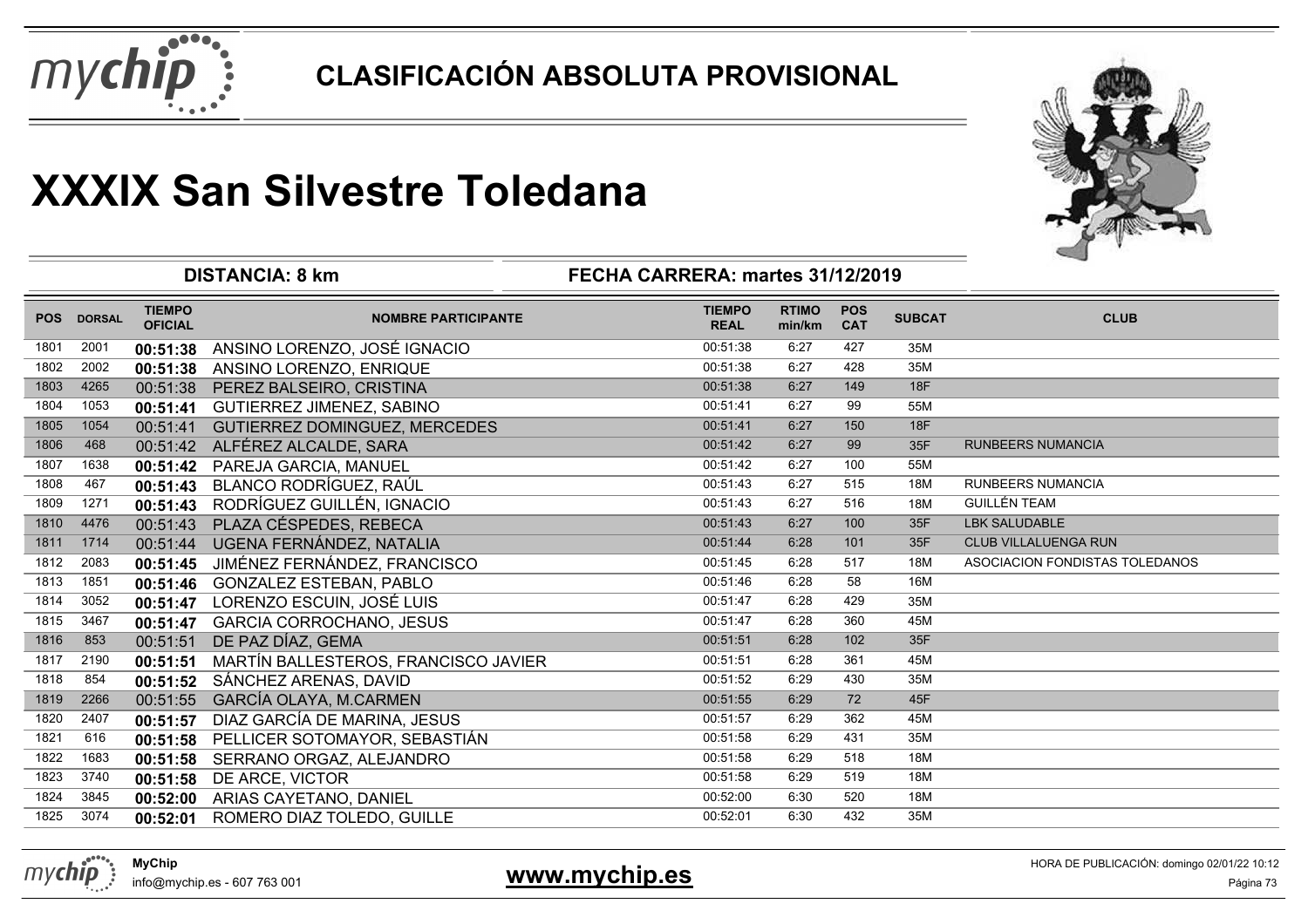# CLASIFICACIÓN ABSOLUTA PROVISIONAL

# XXXIX San Silvestre Toledana

**DISTANCIA: 8 km** — **FECHA CARRERA: martes 31/12/2019**

| POS | DORSAL | TIEMPO OFICIAL | NOMBRE PARTICIPANTE | TIEMPO REAL | RTIMO min/km | POS CAT | SUBCAT | CLUB |
|---|---|---|---|---|---|---|---|---|
| 1801 | 2001 | **00:51:38** | ANSINO LORENZO, JOSÉ IGNACIO | 00:51:38 | 6:27 | 427 | 35M | |
| 1802 | 2002 | **00:51:38** | ANSINO LORENZO, ENRIQUE | 00:51:38 | 6:27 | 428 | 35M | |
| 1803 | 4265 | 00:51:38 | PEREZ BALSEIRO, CRISTINA | 00:51:38 | 6:27 | 149 | 18F | |
| 1804 | 1053 | **00:51:41** | GUTIERREZ JIMENEZ, SABINO | 00:51:41 | 6:27 | 99 | 55M | |
| 1805 | 1054 | 00:51:41 | GUTIERREZ DOMINGUEZ, MERCEDES | 00:51:41 | 6:27 | 150 | 18F | |
| 1806 | 468 | 00:51:42 | ALFÉREZ ALCALDE, SARA | 00:51:42 | 6:27 | 99 | 35F | RUNBEERS NUMANCIA |
| 1807 | 1638 | **00:51:42** | PAREJA GARCIA, MANUEL | 00:51:42 | 6:27 | 100 | 55M | |
| 1808 | 467 | **00:51:43** | BLANCO RODRÍGUEZ, RAÚL | 00:51:43 | 6:27 | 515 | 18M | RUNBEERS NUMANCIA |
| 1809 | 1271 | **00:51:43** | RODRÍGUEZ GUILLÉN, IGNACIO | 00:51:43 | 6:27 | 516 | 18M | GUILLÉN TEAM |
| 1810 | 4476 | 00:51:43 | PLAZA CÉSPEDES, REBECA | 00:51:43 | 6:27 | 100 | 35F | LBK SALUDABLE |
| 1811 | 1714 | 00:51:44 | UGENA FERNÁNDEZ, NATALIA | 00:51:44 | 6:28 | 101 | 35F | CLUB VILLALUENGA RUN |
| 1812 | 2083 | **00:51:45** | JIMÉNEZ FERNÁNDEZ, FRANCISCO | 00:51:45 | 6:28 | 517 | 18M | ASOCIACION FONDISTAS TOLEDANOS |
| 1813 | 1851 | **00:51:46** | GONZALEZ ESTEBAN, PABLO | 00:51:46 | 6:28 | 58 | 16M | |
| 1814 | 3052 | **00:51:47** | LORENZO ESCUIN, JOSÉ LUIS | 00:51:47 | 6:28 | 429 | 35M | |
| 1815 | 3467 | **00:51:47** | GARCIA CORROCHANO, JESUS | 00:51:47 | 6:28 | 360 | 45M | |
| 1816 | 853 | 00:51:51 | DE PAZ DÍAZ, GEMA | 00:51:51 | 6:28 | 102 | 35F | |
| 1817 | 2190 | **00:51:51** | MARTÍN BALLESTEROS, FRANCISCO JAVIER | 00:51:51 | 6:28 | 361 | 45M | |
| 1818 | 854 | **00:51:52** | SÁNCHEZ ARENAS, DAVID | 00:51:52 | 6:29 | 430 | 35M | |
| 1819 | 2266 | 00:51:55 | GARCÍA OLAYA, M.CARMEN | 00:51:55 | 6:29 | 72 | 45F | |
| 1820 | 2407 | **00:51:57** | DIAZ GARCÍA DE MARINA, JESUS | 00:51:57 | 6:29 | 362 | 45M | |
| 1821 | 616 | **00:51:58** | PELLICER SOTOMAYOR, SEBASTIÁN | 00:51:58 | 6:29 | 431 | 35M | |
| 1822 | 1683 | **00:51:58** | SERRANO ORGAZ, ALEJANDRO | 00:51:58 | 6:29 | 518 | 18M | |
| 1823 | 3740 | **00:51:58** | DE ARCE, VICTOR | 00:51:58 | 6:29 | 519 | 18M | |
| 1824 | 3845 | **00:52:00** | ARIAS CAYETANO, DANIEL | 00:52:00 | 6:30 | 520 | 18M | |
| 1825 | 3074 | **00:52:01** | ROMERO DIAZ TOLEDO, GUILLE | 00:52:01 | 6:30 | 432 | 35M | |

MyChip
info@mychip.es - 607 763 001

**www.mychip.es**

HORA DE PUBLICACIÓN: domingo 02/01/22 10:12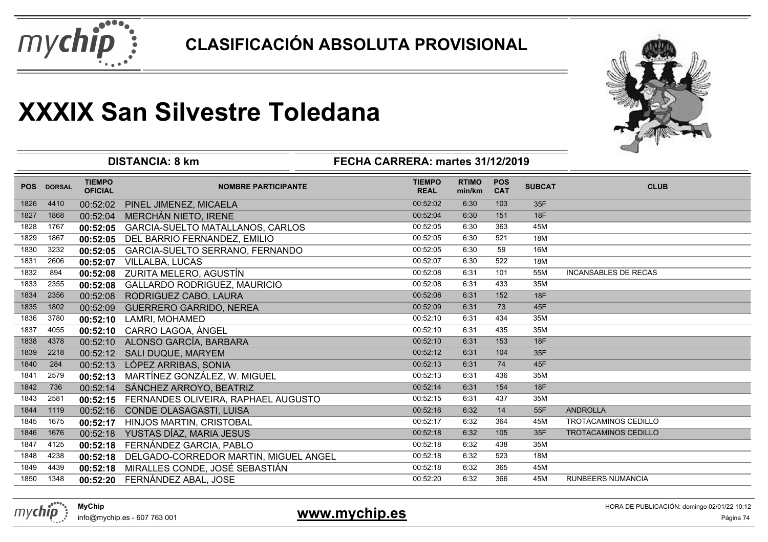# CLASIFICACIÓN ABSOLUTA PROVISIONAL

# XXXIX San Silvestre Toledana

**DISTANCIA: 8 km** | **FECHA CARRERA: martes 31/12/2019**

| POS | DORSAL | TIEMPO OFICIAL | NOMBRE PARTICIPANTE | TIEMPO REAL | RTIMO min/km | POS CAT | SUBCAT | CLUB |
|---|---|---|---|---|---|---|---|---|
| 1826 | 4410 | 00:52:02 | PINEL JIMENEZ, MICAELA | 00:52:02 | 6:30 | 103 | 35F | |
| 1827 | 1868 | 00:52:04 | MERCHÁN NIETO, IRENE | 00:52:04 | 6:30 | 151 | 18F | |
| 1828 | 1767 | **00:52:05** | GARCIA-SUELTO MATALLANOS, CARLOS | 00:52:05 | 6:30 | 363 | 45M | |
| 1829 | 1867 | **00:52:05** | DEL BARRIO FERNANDEZ, EMILIO | 00:52:05 | 6:30 | 521 | 18M | |
| 1830 | 3232 | **00:52:05** | GARCIA-SUELTO SERRANO, FERNANDO | 00:52:05 | 6:30 | 59 | 16M | |
| 1831 | 2606 | **00:52:07** | VILLALBA, LUCAS | 00:52:07 | 6:30 | 522 | 18M | |
| 1832 | 894 | **00:52:08** | ZURITA MELERO, AGUSTÍN | 00:52:08 | 6:31 | 101 | 55M | INCANSABLES DE RECAS |
| 1833 | 2355 | **00:52:08** | GALLARDO RODRIGUEZ, MAURICIO | 00:52:08 | 6:31 | 433 | 35M | |
| 1834 | 2356 | 00:52:08 | RODRIGUEZ CABO, LAURA | 00:52:08 | 6:31 | 152 | 18F | |
| 1835 | 1802 | 00:52:09 | GUERRERO GARRIDO, NEREA | 00:52:09 | 6:31 | 73 | 45F | |
| 1836 | 3780 | **00:52:10** | LAMRI, MOHAMED | 00:52:10 | 6:31 | 434 | 35M | |
| 1837 | 4055 | **00:52:10** | CARRO LAGOA, ÁNGEL | 00:52:10 | 6:31 | 435 | 35M | |
| 1838 | 4378 | 00:52:10 | ALONSO GARCÍA, BARBARA | 00:52:10 | 6:31 | 153 | 18F | |
| 1839 | 2218 | 00:52:12 | SALI DUQUE, MARYEM | 00:52:12 | 6:31 | 104 | 35F | |
| 1840 | 284 | 00:52:13 | LÓPEZ ARRIBAS, SONIA | 00:52:13 | 6:31 | 74 | 45F | |
| 1841 | 2579 | **00:52:13** | MARTÍNEZ GONZÁLEZ, W. MIGUEL | 00:52:13 | 6:31 | 436 | 35M | |
| 1842 | 736 | 00:52:14 | SÁNCHEZ ARROYO, BEATRIZ | 00:52:14 | 6:31 | 154 | 18F | |
| 1843 | 2581 | **00:52:15** | FERNANDES OLIVEIRA, RAPHAEL AUGUSTO | 00:52:15 | 6:31 | 437 | 35M | |
| 1844 | 1119 | 00:52:16 | CONDE OLASAGASTI, LUISA | 00:52:16 | 6:32 | 14 | 55F | ANDROLLA |
| 1845 | 1675 | **00:52:17** | HINJOS MARTIN, CRISTOBAL | 00:52:17 | 6:32 | 364 | 45M | TROTACAMINOS CEDILLO |
| 1846 | 1676 | 00:52:18 | YUSTAS DÍAZ, MARIA JESUS | 00:52:18 | 6:32 | 105 | 35F | TROTACAMINOS CEDILLO |
| 1847 | 4125 | **00:52:18** | FERNÁNDEZ GARCIA, PABLO | 00:52:18 | 6:32 | 438 | 35M | |
| 1848 | 4238 | **00:52:18** | DELGADO-CORREDOR MARTIN, MIGUEL ANGEL | 00:52:18 | 6:32 | 523 | 18M | |
| 1849 | 4439 | **00:52:18** | MIRALLES CONDE, JOSÉ SEBASTIÁN | 00:52:18 | 6:32 | 365 | 45M | |
| 1850 | 1348 | **00:52:20** | FERNÁNDEZ ABAL, JOSE | 00:52:20 | 6:32 | 366 | 45M | RUNBEERS NUMANCIA |

**MyChip**
info@mychip.es - 607 763 001

**www.mychip.es**

HORA DE PUBLICACIÓN: domingo 02/01/22 10:12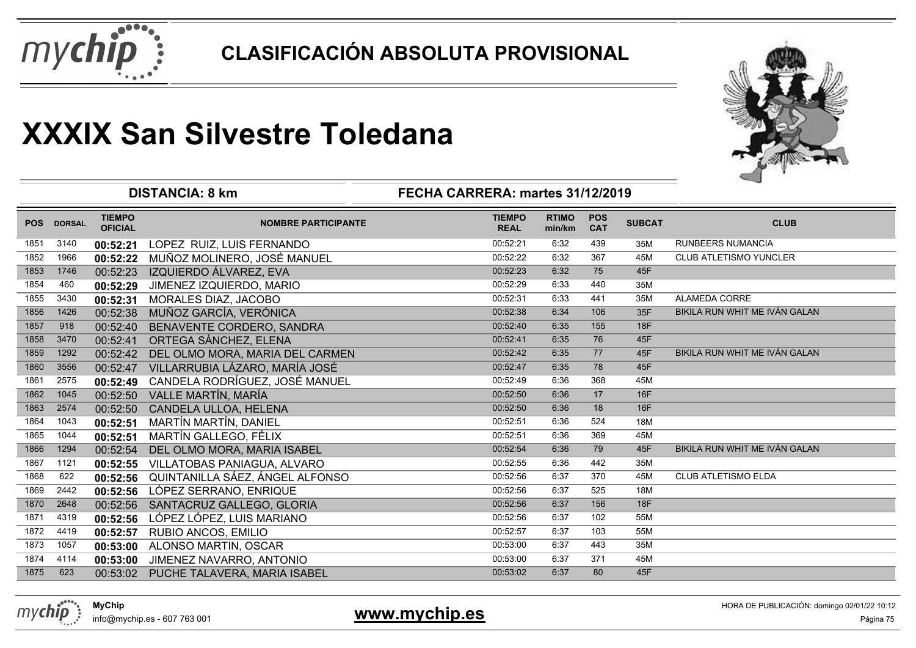# CLASIFICACIÓN ABSOLUTA PROVISIONAL

# XXXIX San Silvestre Toledana

**DISTANCIA: 8 km** — **FECHA CARRERA: martes 31/12/2019**

| POS | DORSAL | TIEMPO OFICIAL | NOMBRE PARTICIPANTE | TIEMPO REAL | RTIMO min/km | POS CAT | SUBCAT | CLUB |
|---|---|---|---|---|---|---|---|---|
| 1851 | 3140 | **00:52:21** | LOPEZ RUIZ, LUIS FERNANDO | 00:52:21 | 6:32 | 439 | 35M | RUNBEERS NUMANCIA |
| 1852 | 1966 | **00:52:22** | MUÑOZ MOLINERO, JOSÉ MANUEL | 00:52:22 | 6:32 | 367 | 45M | CLUB ATLETISMO YUNCLER |
| 1853 | 1746 | 00:52:23 | IZQUIERDO ÁLVAREZ, EVA | 00:52:23 | 6:32 | 75 | 45F | |
| 1854 | 460 | **00:52:29** | JIMENEZ IZQUIERDO, MARIO | 00:52:29 | 6:33 | 440 | 35M | |
| 1855 | 3430 | **00:52:31** | MORALES DIAZ, JACOBO | 00:52:31 | 6:33 | 441 | 35M | ALAMEDA CORRE |
| 1856 | 1426 | 00:52:38 | MUÑOZ GARCÍA, VERÓNICA | 00:52:38 | 6:34 | 106 | 35F | BIKILA RUN WHIT ME IVÁN GALAN |
| 1857 | 918 | 00:52:40 | BENAVENTE CORDERO, SANDRA | 00:52:40 | 6:35 | 155 | 18F | |
| 1858 | 3470 | 00:52:41 | ORTEGA SÁNCHEZ, ELENA | 00:52:41 | 6:35 | 76 | 45F | |
| 1859 | 1292 | 00:52:42 | DEL OLMO MORA, MARIA DEL CARMEN | 00:52:42 | 6:35 | 77 | 45F | BIKILA RUN WHIT ME IVÁN GALAN |
| 1860 | 3556 | 00:52:47 | VILLARRUBIA LÁZARO, MARÍA JOSÉ | 00:52:47 | 6:35 | 78 | 45F | |
| 1861 | 2575 | **00:52:49** | CANDELA RODRÍGUEZ, JOSÉ MANUEL | 00:52:49 | 6:36 | 368 | 45M | |
| 1862 | 1045 | 00:52:50 | VALLE MARTÍN, MARÍA | 00:52:50 | 6:36 | 17 | 16F | |
| 1863 | 2574 | 00:52:50 | CANDELA ULLOA, HELENA | 00:52:50 | 6:36 | 18 | 16F | |
| 1864 | 1043 | **00:52:51** | MARTÍN MARTÍN, DANIEL | 00:52:51 | 6:36 | 524 | 18M | |
| 1865 | 1044 | **00:52:51** | MARTÍN GALLEGO, FÉLIX | 00:52:51 | 6:36 | 369 | 45M | |
| 1866 | 1294 | 00:52:54 | DEL OLMO MORA, MARIA ISABEL | 00:52:54 | 6:36 | 79 | 45F | BIKILA RUN WHIT ME IVÁN GALAN |
| 1867 | 1121 | **00:52:55** | VILLATOBAS PANIAGUA, ALVARO | 00:52:55 | 6:36 | 442 | 35M | |
| 1868 | 622 | **00:52:56** | QUINTANILLA SÁEZ, ÁNGEL ALFONSO | 00:52:56 | 6:37 | 370 | 45M | CLUB ATLETISMO ELDA |
| 1869 | 2442 | **00:52:56** | LÓPEZ SERRANO, ENRIQUE | 00:52:56 | 6:37 | 525 | 18M | |
| 1870 | 2648 | 00:52:56 | SANTACRUZ GALLEGO, GLORIA | 00:52:56 | 6:37 | 156 | 18F | |
| 1871 | 4319 | **00:52:56** | LÓPEZ LÓPEZ, LUIS MARIANO | 00:52:56 | 6:37 | 102 | 55M | |
| 1872 | 4419 | **00:52:57** | RUBIO ANCOS, EMILIO | 00:52:57 | 6:37 | 103 | 55M | |
| 1873 | 1057 | **00:53:00** | ALONSO MARTIN, OSCAR | 00:53:00 | 6:37 | 443 | 35M | |
| 1874 | 4114 | **00:53:00** | JIMENEZ NAVARRO, ANTONIO | 00:53:00 | 6:37 | 371 | 45M | |
| 1875 | 623 | 00:53:02 | PUCHE TALAVERA, MARIA ISABEL | 00:53:02 | 6:37 | 80 | 45F | |

**MyChip**
info@mychip.es - 607 763 001

**www.mychip.es**

HORA DE PUBLICACIÓN: domingo 02/01/22 10:12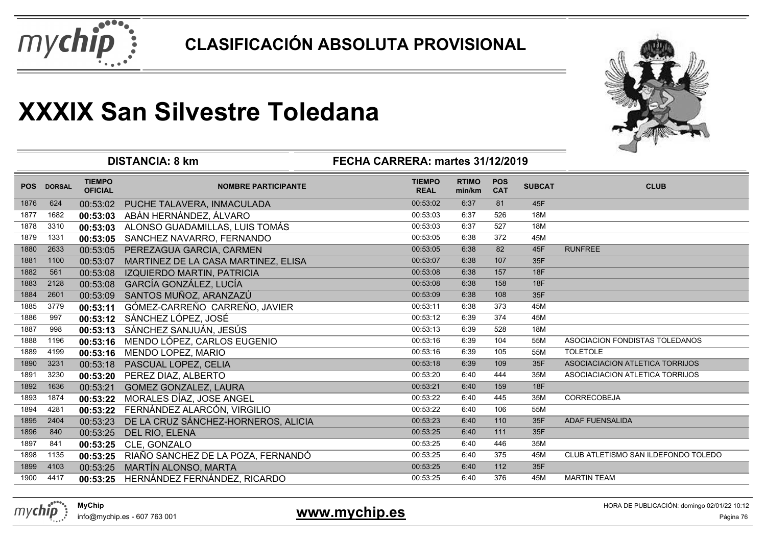# CLASIFICACIÓN ABSOLUTA PROVISIONAL

# XXXIX San Silvestre Toledana

**DISTANCIA: 8 km** | **FECHA CARRERA: martes 31/12/2019**

| POS | DORSAL | TIEMPO OFICIAL | NOMBRE PARTICIPANTE | TIEMPO REAL | RTIMO min/km | POS CAT | SUBCAT | CLUB |
|---|---|---|---|---|---|---|---|---|
| 1876 | 624 | 00:53:02 | PUCHE TALAVERA, INMACULADA | 00:53:02 | 6:37 | 81 | 45F | |
| 1877 | 1682 | **00:53:03** | ABÁN HERNÁNDEZ, ÁLVARO | 00:53:03 | 6:37 | 526 | 18M | |
| 1878 | 3310 | **00:53:03** | ALONSO GUADAMILLAS, LUIS TOMÁS | 00:53:03 | 6:37 | 527 | 18M | |
| 1879 | 1331 | **00:53:05** | SANCHEZ NAVARRO, FERNANDO | 00:53:05 | 6:38 | 372 | 45M | |
| 1880 | 2633 | 00:53:05 | PEREZAGUA GARCIA, CARMEN | 00:53:05 | 6:38 | 82 | 45F | RUNFREE |
| 1881 | 1100 | 00:53:07 | MARTINEZ DE LA CASA MARTINEZ, ELISA | 00:53:07 | 6:38 | 107 | 35F | |
| 1882 | 561 | 00:53:08 | IZQUIERDO MARTIN, PATRICIA | 00:53:08 | 6:38 | 157 | 18F | |
| 1883 | 2128 | 00:53:08 | GARCÍA GONZÁLEZ, LUCÍA | 00:53:08 | 6:38 | 158 | 18F | |
| 1884 | 2601 | 00:53:09 | SANTOS MUÑOZ, ARANZAZÚ | 00:53:09 | 6:38 | 108 | 35F | |
| 1885 | 3779 | **00:53:11** | GÓMEZ-CARREÑO CARREÑO, JAVIER | 00:53:11 | 6:38 | 373 | 45M | |
| 1886 | 997 | **00:53:12** | SÁNCHEZ LÓPEZ, JOSÉ | 00:53:12 | 6:39 | 374 | 45M | |
| 1887 | 998 | **00:53:13** | SÁNCHEZ SANJUÁN, JESÚS | 00:53:13 | 6:39 | 528 | 18M | |
| 1888 | 1196 | **00:53:16** | MENDO LÓPEZ, CARLOS EUGENIO | 00:53:16 | 6:39 | 104 | 55M | ASOCIACION FONDISTAS TOLEDANOS |
| 1889 | 4199 | **00:53:16** | MENDO LOPEZ, MARIO | 00:53:16 | 6:39 | 105 | 55M | TOLETOLE |
| 1890 | 3231 | 00:53:18 | PASCUAL LOPEZ, CELIA | 00:53:18 | 6:39 | 109 | 35F | ASOCIACIACION ATLETICA TORRIJOS |
| 1891 | 3230 | **00:53:20** | PEREZ DIAZ, ALBERTO | 00:53:20 | 6:40 | 444 | 35M | ASOCIACIACION ATLETICA TORRIJOS |
| 1892 | 1636 | 00:53:21 | GOMEZ GONZALEZ, LAURA | 00:53:21 | 6:40 | 159 | 18F | |
| 1893 | 1874 | **00:53:22** | MORALES DÍAZ, JOSE ANGEL | 00:53:22 | 6:40 | 445 | 35M | CORRECOBEJA |
| 1894 | 4281 | **00:53:22** | FERNÁNDEZ ALARCÓN, VIRGILIO | 00:53:22 | 6:40 | 106 | 55M | |
| 1895 | 2404 | 00:53:23 | DE LA CRUZ SÁNCHEZ-HORNEROS, ALICIA | 00:53:23 | 6:40 | 110 | 35F | ADAF FUENSALIDA |
| 1896 | 840 | 00:53:25 | DEL RIO, ELENA | 00:53:25 | 6:40 | 111 | 35F | |
| 1897 | 841 | **00:53:25** | CLE, GONZALO | 00:53:25 | 6:40 | 446 | 35M | |
| 1898 | 1135 | **00:53:25** | RIAÑO SANCHEZ DE LA POZA, FERNANDÓ | 00:53:25 | 6:40 | 375 | 45M | CLUB ATLETISMO SAN ILDEFONDO TOLEDO |
| 1899 | 4103 | 00:53:25 | MARTÍN ALONSO, MARTA | 00:53:25 | 6:40 | 112 | 35F | |
| 1900 | 4417 | **00:53:25** | HERNÁNDEZ FERNÁNDEZ, RICARDO | 00:53:25 | 6:40 | 376 | 45M | MARTIN TEAM |

**MyChip**
info@mychip.es - 607 763 001

**www.mychip.es**

HORA DE PUBLICACIÓN: domingo 02/01/22 10:12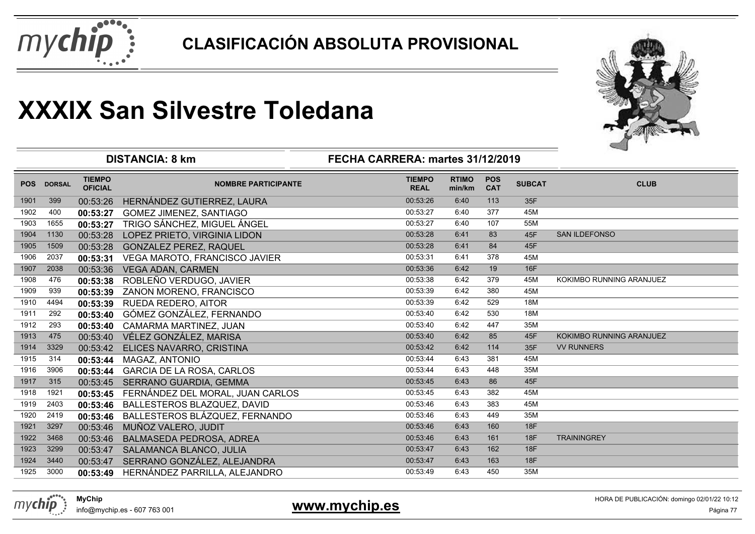# CLASIFICACIÓN ABSOLUTA PROVISIONAL

# XXXIX San Silvestre Toledana

**DISTANCIA: 8 km** — **FECHA CARRERA: martes 31/12/2019**

| POS | DORSAL | TIEMPO OFICIAL | NOMBRE PARTICIPANTE | TIEMPO REAL | RTIMO min/km | POS CAT | SUBCAT | CLUB |
|---|---|---|---|---|---|---|---|---|
| 1901 | 399 | 00:53:26 | HERNÁNDEZ GUTIERREZ, LAURA | 00:53:26 | 6:40 | 113 | 35F | |
| 1902 | 400 | **00:53:27** | GOMEZ JIMENEZ, SANTIAGO | 00:53:27 | 6:40 | 377 | 45M | |
| 1903 | 1655 | **00:53:27** | TRIGO SÁNCHEZ, MIGUEL ÁNGEL | 00:53:27 | 6:40 | 107 | 55M | |
| 1904 | 1130 | 00:53:28 | LOPEZ PRIETO, VIRGINIA LIDON | 00:53:28 | 6:41 | 83 | 45F | SAN ILDEFONSO |
| 1905 | 1509 | 00:53:28 | GONZALEZ PEREZ, RAQUEL | 00:53:28 | 6:41 | 84 | 45F | |
| 1906 | 2037 | **00:53:31** | VEGA MAROTO, FRANCISCO JAVIER | 00:53:31 | 6:41 | 378 | 45M | |
| 1907 | 2038 | 00:53:36 | VEGA ADAN, CARMEN | 00:53:36 | 6:42 | 19 | 16F | |
| 1908 | 476 | **00:53:38** | ROBLEÑO VERDUGO, JAVIER | 00:53:38 | 6:42 | 379 | 45M | KOKIMBO RUNNING ARANJUEZ |
| 1909 | 939 | **00:53:39** | ZANON MORENO, FRANCISCO | 00:53:39 | 6:42 | 380 | 45M | |
| 1910 | 4494 | **00:53:39** | RUEDA REDERO, AITOR | 00:53:39 | 6:42 | 529 | 18M | |
| 1911 | 292 | **00:53:40** | GÓMEZ GONZÁLEZ, FERNANDO | 00:53:40 | 6:42 | 530 | 18M | |
| 1912 | 293 | **00:53:40** | CAMARMA MARTINEZ, JUAN | 00:53:40 | 6:42 | 447 | 35M | |
| 1913 | 475 | 00:53:40 | VÉLEZ GONZÁLEZ, MARISA | 00:53:40 | 6:42 | 85 | 45F | KOKIMBO RUNNING ARANJUEZ |
| 1914 | 3329 | 00:53:42 | ELICES NAVARRO, CRISTINA | 00:53:42 | 6:42 | 114 | 35F | VV RUNNERS |
| 1915 | 314 | **00:53:44** | MAGAZ, ANTONIO | 00:53:44 | 6:43 | 381 | 45M | |
| 1916 | 3906 | **00:53:44** | GARCIA DE LA ROSA, CARLOS | 00:53:44 | 6:43 | 448 | 35M | |
| 1917 | 315 | 00:53:45 | SERRANO GUARDIA, GEMMA | 00:53:45 | 6:43 | 86 | 45F | |
| 1918 | 1921 | **00:53:45** | FERNÁNDEZ DEL MORAL, JUAN CARLOS | 00:53:45 | 6:43 | 382 | 45M | |
| 1919 | 2403 | **00:53:46** | BALLESTEROS BLAZQUEZ, DAVID | 00:53:46 | 6:43 | 383 | 45M | |
| 1920 | 2419 | **00:53:46** | BALLESTEROS BLÁZQUEZ, FERNANDO | 00:53:46 | 6:43 | 449 | 35M | |
| 1921 | 3297 | 00:53:46 | MUÑOZ VALERO, JUDIT | 00:53:46 | 6:43 | 160 | 18F | |
| 1922 | 3468 | 00:53:46 | BALMASEDA PEDROSA, ADREA | 00:53:46 | 6:43 | 161 | 18F | TRAININGREY |
| 1923 | 3299 | 00:53:47 | SALAMANCA BLANCO, JULIA | 00:53:47 | 6:43 | 162 | 18F | |
| 1924 | 3440 | 00:53:47 | SERRANO GONZÁLEZ, ALEJANDRA | 00:53:47 | 6:43 | 163 | 18F | |
| 1925 | 3000 | **00:53:49** | HERNÁNDEZ PARRILLA, ALEJANDRO | 00:53:49 | 6:43 | 450 | 35M | |

**MyChip**
info@mychip.es - 607 763 001

**www.mychip.es**

HORA DE PUBLICACIÓN: domingo 02/01/22 10:12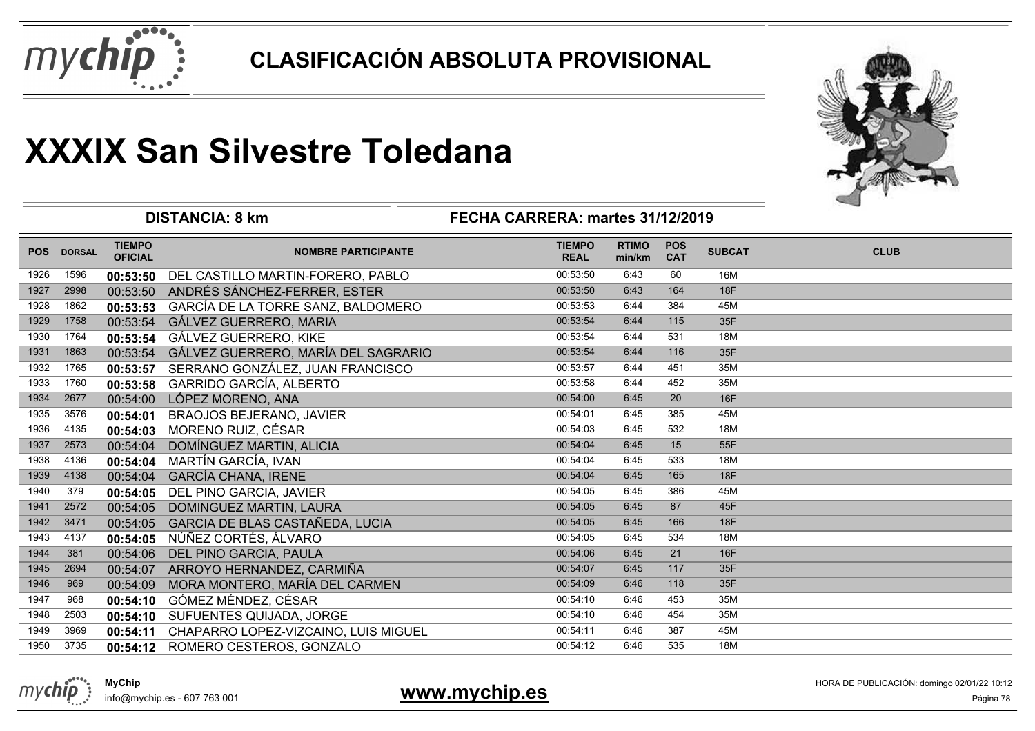# CLASIFICACIÓN ABSOLUTA PROVISIONAL

# XXXIX San Silvestre Toledana

**DISTANCIA: 8 km** **FECHA CARRERA: martes 31/12/2019**

| POS | DORSAL | TIEMPO OFICIAL | NOMBRE PARTICIPANTE | TIEMPO REAL | RTIMO min/km | POS CAT | SUBCAT | CLUB |
|---|---|---|---|---|---|---|---|---|
| 1926 | 1596 | **00:53:50** | DEL CASTILLO MARTIN-FORERO, PABLO | 00:53:50 | 6:43 | 60 | 16M | |
| 1927 | 2998 | 00:53:50 | ANDRÉS SÁNCHEZ-FERRER, ESTER | 00:53:50 | 6:43 | 164 | 18F | |
| 1928 | 1862 | **00:53:53** | GARCÍA DE LA TORRE SANZ, BALDOMERO | 00:53:53 | 6:44 | 384 | 45M | |
| 1929 | 1758 | 00:53:54 | GÁLVEZ GUERRERO, MARIA | 00:53:54 | 6:44 | 115 | 35F | |
| 1930 | 1764 | **00:53:54** | GÁLVEZ GUERRERO, KIKE | 00:53:54 | 6:44 | 531 | 18M | |
| 1931 | 1863 | 00:53:54 | GÁLVEZ GUERRERO, MARÍA DEL SAGRARIO | 00:53:54 | 6:44 | 116 | 35F | |
| 1932 | 1765 | **00:53:57** | SERRANO GONZÁLEZ, JUAN FRANCISCO | 00:53:57 | 6:44 | 451 | 35M | |
| 1933 | 1760 | **00:53:58** | GARRIDO GARCÍA, ALBERTO | 00:53:58 | 6:44 | 452 | 35M | |
| 1934 | 2677 | 00:54:00 | LÓPEZ MORENO, ANA | 00:54:00 | 6:45 | 20 | 16F | |
| 1935 | 3576 | **00:54:01** | BRAOJOS BEJERANO, JAVIER | 00:54:01 | 6:45 | 385 | 45M | |
| 1936 | 4135 | **00:54:03** | MORENO RUIZ, CÉSAR | 00:54:03 | 6:45 | 532 | 18M | |
| 1937 | 2573 | 00:54:04 | DOMÍNGUEZ MARTIN, ALICIA | 00:54:04 | 6:45 | 15 | 55F | |
| 1938 | 4136 | **00:54:04** | MARTÍN GARCÍA, IVAN | 00:54:04 | 6:45 | 533 | 18M | |
| 1939 | 4138 | 00:54:04 | GARCÍA CHANA, IRENE | 00:54:04 | 6:45 | 165 | 18F | |
| 1940 | 379 | **00:54:05** | DEL PINO GARCIA, JAVIER | 00:54:05 | 6:45 | 386 | 45M | |
| 1941 | 2572 | 00:54:05 | DOMINGUEZ MARTIN, LAURA | 00:54:05 | 6:45 | 87 | 45F | |
| 1942 | 3471 | 00:54:05 | GARCIA DE BLAS CASTAÑEDA, LUCIA | 00:54:05 | 6:45 | 166 | 18F | |
| 1943 | 4137 | **00:54:05** | NÚÑEZ CORTÉS, ÁLVARO | 00:54:05 | 6:45 | 534 | 18M | |
| 1944 | 381 | 00:54:06 | DEL PINO GARCIA, PAULA | 00:54:06 | 6:45 | 21 | 16F | |
| 1945 | 2694 | 00:54:07 | ARROYO HERNANDEZ, CARMIÑA | 00:54:07 | 6:45 | 117 | 35F | |
| 1946 | 969 | 00:54:09 | MORA MONTERO, MARÍA DEL CARMEN | 00:54:09 | 6:46 | 118 | 35F | |
| 1947 | 968 | **00:54:10** | GÓMEZ MÉNDEZ, CÉSAR | 00:54:10 | 6:46 | 453 | 35M | |
| 1948 | 2503 | **00:54:10** | SUFUENTES QUIJADA, JORGE | 00:54:10 | 6:46 | 454 | 35M | |
| 1949 | 3969 | **00:54:11** | CHAPARRO LOPEZ-VIZCAINO, LUIS MIGUEL | 00:54:11 | 6:46 | 387 | 45M | |
| 1950 | 3735 | **00:54:12** | ROMERO CESTEROS, GONZALO | 00:54:12 | 6:46 | 535 | 18M | |

**MyChip**
info@mychip.es - 607 763 001

**www.mychip.es**

HORA DE PUBLICACIÓN: domingo 02/01/22 10:12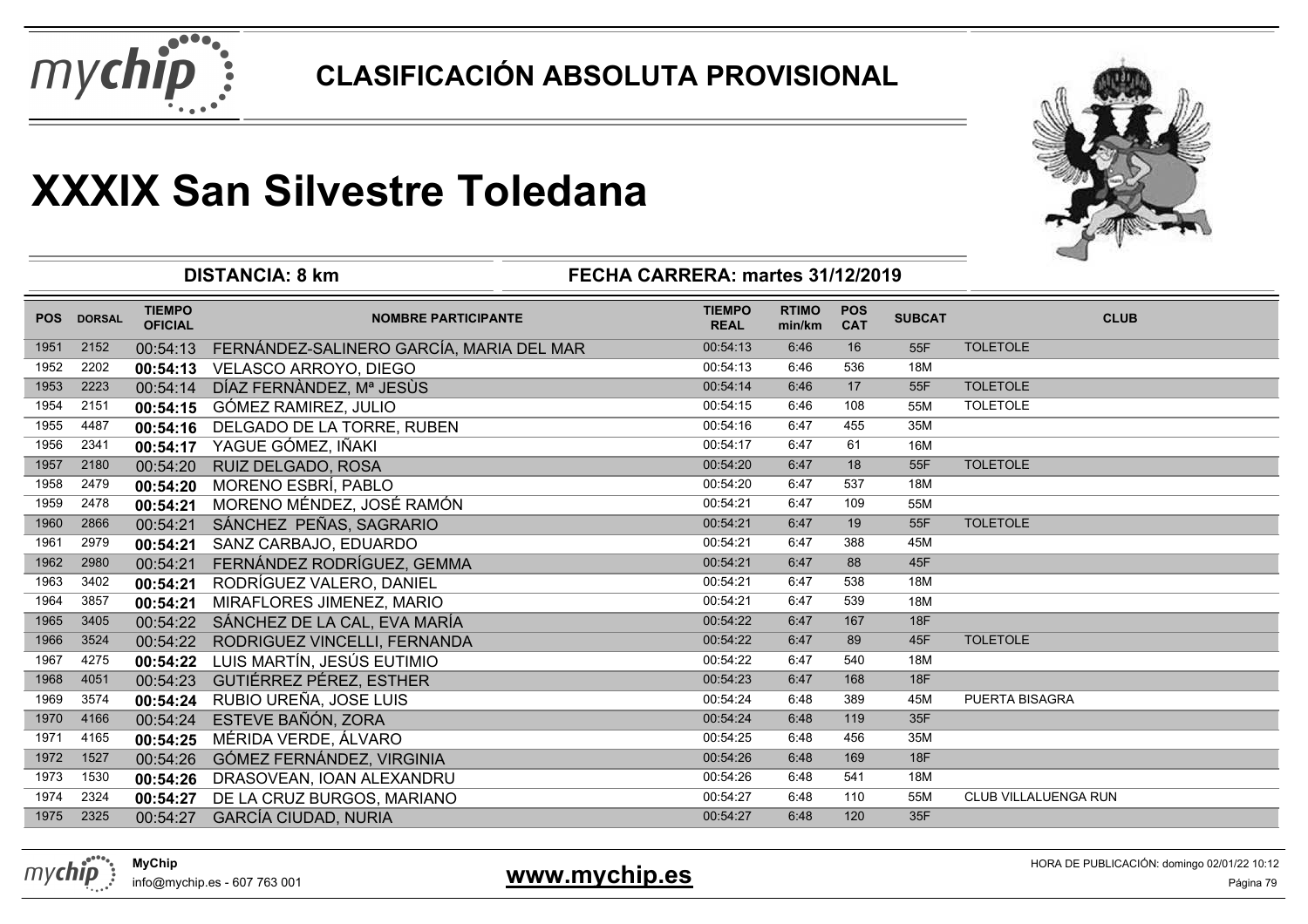# CLASIFICACIÓN ABSOLUTA PROVISIONAL

# XXXIX San Silvestre Toledana

**DISTANCIA: 8 km** | **FECHA CARRERA: martes 31/12/2019**

| POS | DORSAL | TIEMPO OFICIAL | NOMBRE PARTICIPANTE | TIEMPO REAL | RTIMO min/km | POS CAT | SUBCAT | CLUB |
|---|---|---|---|---|---|---|---|---|
| 1951 | 2152 | 00:54:13 | FERNÁNDEZ-SALINERO GARCÍA, MARIA DEL MAR | 00:54:13 | 6:46 | 16 | 55F | TOLETOLE |
| 1952 | 2202 | **00:54:13** | VELASCO ARROYO, DIEGO | 00:54:13 | 6:46 | 536 | 18M | |
| 1953 | 2223 | 00:54:14 | DÍAZ FERNÀNDEZ, Mª JESÙS | 00:54:14 | 6:46 | 17 | 55F | TOLETOLE |
| 1954 | 2151 | **00:54:15** | GÓMEZ RAMIREZ, JULIO | 00:54:15 | 6:46 | 108 | 55M | TOLETOLE |
| 1955 | 4487 | **00:54:16** | DELGADO DE LA TORRE, RUBEN | 00:54:16 | 6:47 | 455 | 35M | |
| 1956 | 2341 | **00:54:17** | YAGUE GÓMEZ, IÑAKI | 00:54:17 | 6:47 | 61 | 16M | |
| 1957 | 2180 | 00:54:20 | RUIZ DELGADO, ROSA | 00:54:20 | 6:47 | 18 | 55F | TOLETOLE |
| 1958 | 2479 | **00:54:20** | MORENO ESBRÍ, PABLO | 00:54:20 | 6:47 | 537 | 18M | |
| 1959 | 2478 | **00:54:21** | MORENO MÉNDEZ, JOSÉ RAMÓN | 00:54:21 | 6:47 | 109 | 55M | |
| 1960 | 2866 | 00:54:21 | SÁNCHEZ PEÑAS, SAGRARIO | 00:54:21 | 6:47 | 19 | 55F | TOLETOLE |
| 1961 | 2979 | **00:54:21** | SANZ CARBAJO, EDUARDO | 00:54:21 | 6:47 | 388 | 45M | |
| 1962 | 2980 | 00:54:21 | FERNÁNDEZ RODRÍGUEZ, GEMMA | 00:54:21 | 6:47 | 88 | 45F | |
| 1963 | 3402 | **00:54:21** | RODRÍGUEZ VALERO, DANIEL | 00:54:21 | 6:47 | 538 | 18M | |
| 1964 | 3857 | **00:54:21** | MIRAFLORES JIMENEZ, MARIO | 00:54:21 | 6:47 | 539 | 18M | |
| 1965 | 3405 | 00:54:22 | SÁNCHEZ DE LA CAL, EVA MARÍA | 00:54:22 | 6:47 | 167 | 18F | |
| 1966 | 3524 | 00:54:22 | RODRIGUEZ VINCELLI, FERNANDA | 00:54:22 | 6:47 | 89 | 45F | TOLETOLE |
| 1967 | 4275 | **00:54:22** | LUIS MARTÍN, JESÚS EUTIMIO | 00:54:22 | 6:47 | 540 | 18M | |
| 1968 | 4051 | 00:54:23 | GUTIÉRREZ PÉREZ, ESTHER | 00:54:23 | 6:47 | 168 | 18F | |
| 1969 | 3574 | **00:54:24** | RUBIO UREÑA, JOSE LUIS | 00:54:24 | 6:48 | 389 | 45M | PUERTA BISAGRA |
| 1970 | 4166 | 00:54:24 | ESTEVE BAÑÓN, ZORA | 00:54:24 | 6:48 | 119 | 35F | |
| 1971 | 4165 | **00:54:25** | MÉRIDA VERDE, ÁLVARO | 00:54:25 | 6:48 | 456 | 35M | |
| 1972 | 1527 | 00:54:26 | GÓMEZ FERNÁNDEZ, VIRGINIA | 00:54:26 | 6:48 | 169 | 18F | |
| 1973 | 1530 | **00:54:26** | DRASOVEAN, IOAN ALEXANDRU | 00:54:26 | 6:48 | 541 | 18M | |
| 1974 | 2324 | **00:54:27** | DE LA CRUZ BURGOS, MARIANO | 00:54:27 | 6:48 | 110 | 55M | CLUB VILLALUENGA RUN |
| 1975 | 2325 | 00:54:27 | GARCÍA CIUDAD, NURIA | 00:54:27 | 6:48 | 120 | 35F | |

**MyChip**
info@mychip.es - 607 763 001

**www.mychip.es**

HORA DE PUBLICACIÓN: domingo 02/01/22 10:12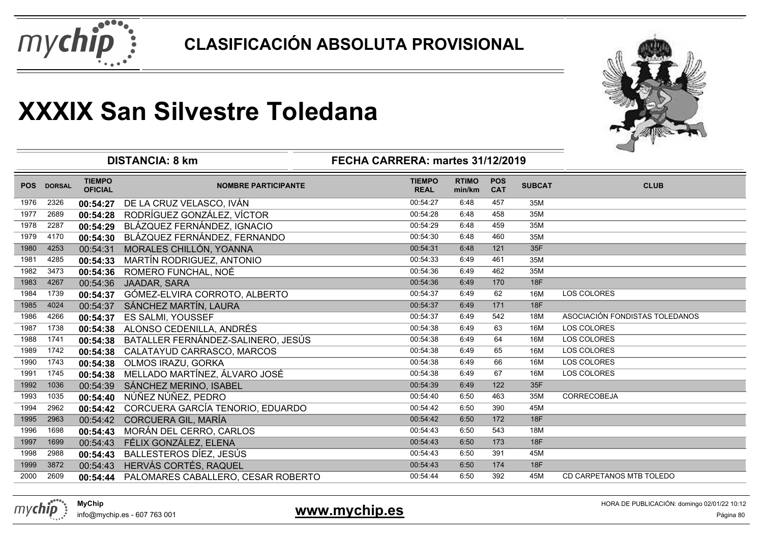# CLASIFICACIÓN ABSOLUTA PROVISIONAL

# XXXIX San Silvestre Toledana

**DISTANCIA: 8 km** | **FECHA CARRERA: martes 31/12/2019**

| POS | DORSAL | TIEMPO OFICIAL | NOMBRE PARTICIPANTE | TIEMPO REAL | RTIMO min/km | POS CAT | SUBCAT | CLUB |
|---|---|---|---|---|---|---|---|---|
| 1976 | 2326 | **00:54:27** | DE LA CRUZ VELASCO, IVÁN | 00:54:27 | 6:48 | 457 | 35M | |
| 1977 | 2689 | **00:54:28** | RODRÍGUEZ GONZÁLEZ, VÍCTOR | 00:54:28 | 6:48 | 458 | 35M | |
| 1978 | 2287 | **00:54:29** | BLÁZQUEZ FERNÁNDEZ, IGNACIO | 00:54:29 | 6:48 | 459 | 35M | |
| 1979 | 4170 | **00:54:30** | BLÁZQUEZ FERNÁNDEZ, FERNANDO | 00:54:30 | 6:48 | 460 | 35M | |
| 1980 | 4253 | 00:54:31 | MORALES CHILLÓN, YOANNA | 00:54:31 | 6:48 | 121 | 35F | |
| 1981 | 4285 | **00:54:33** | MARTÍN RODRIGUEZ, ANTONIO | 00:54:33 | 6:49 | 461 | 35M | |
| 1982 | 3473 | **00:54:36** | ROMERO FUNCHAL, NOÉ | 00:54:36 | 6:49 | 462 | 35M | |
| 1983 | 4267 | 00:54:36 | JAADAR, SARA | 00:54:36 | 6:49 | 170 | 18F | |
| 1984 | 1739 | **00:54:37** | GÓMEZ-ELVIRA CORROTO, ALBERTO | 00:54:37 | 6:49 | 62 | 16M | LOS COLORES |
| 1985 | 4024 | 00:54:37 | SÁNCHEZ MARTÍN, LAURA | 00:54:37 | 6:49 | 171 | 18F | |
| 1986 | 4266 | **00:54:37** | ES SALMI, YOUSSEF | 00:54:37 | 6:49 | 542 | 18M | ASOCIACIÓN FONDISTAS TOLEDANOS |
| 1987 | 1738 | **00:54:38** | ALONSO CEDENILLA, ANDRÉS | 00:54:38 | 6:49 | 63 | 16M | LOS COLORES |
| 1988 | 1741 | **00:54:38** | BATALLER FERNÁNDEZ-SALINERO, JESÚS | 00:54:38 | 6:49 | 64 | 16M | LOS COLORES |
| 1989 | 1742 | **00:54:38** | CALATAYUD CARRASCO, MARCOS | 00:54:38 | 6:49 | 65 | 16M | LOS COLORES |
| 1990 | 1743 | **00:54:38** | OLMOS IRAZU, GORKA | 00:54:38 | 6:49 | 66 | 16M | LOS COLORES |
| 1991 | 1745 | **00:54:38** | MELLADO MARTÍNEZ, ÁLVARO JOSÉ | 00:54:38 | 6:49 | 67 | 16M | LOS COLORES |
| 1992 | 1036 | 00:54:39 | SÁNCHEZ MERINO, ISABEL | 00:54:39 | 6:49 | 122 | 35F | |
| 1993 | 1035 | **00:54:40** | NÚÑEZ NÚÑEZ, PEDRO | 00:54:40 | 6:50 | 463 | 35M | CORRECOBEJA |
| 1994 | 2962 | **00:54:42** | CORCUERA GARCÍA TENORIO, EDUARDO | 00:54:42 | 6:50 | 390 | 45M | |
| 1995 | 2963 | 00:54:42 | CORCUERA GIL, MARÍA | 00:54:42 | 6:50 | 172 | 18F | |
| 1996 | 1698 | **00:54:43** | MORÁN DEL CERRO, CARLOS | 00:54:43 | 6:50 | 543 | 18M | |
| 1997 | 1699 | 00:54:43 | FÉLIX GONZÁLEZ, ELENA | 00:54:43 | 6:50 | 173 | 18F | |
| 1998 | 2988 | **00:54:43** | BALLESTEROS DÍEZ, JESÚS | 00:54:43 | 6:50 | 391 | 45M | |
| 1999 | 3872 | 00:54:43 | HERVÁS CORTÉS, RAQUEL | 00:54:43 | 6:50 | 174 | 18F | |
| 2000 | 2609 | **00:54:44** | PALOMARES CABALLERO, CESAR ROBERTO | 00:54:44 | 6:50 | 392 | 45M | CD CARPETANOS MTB TOLEDO |

**MyChip**
info@mychip.es - 607 763 001

**www.mychip.es**

HORA DE PUBLICACIÓN: domingo 02/01/22 10:12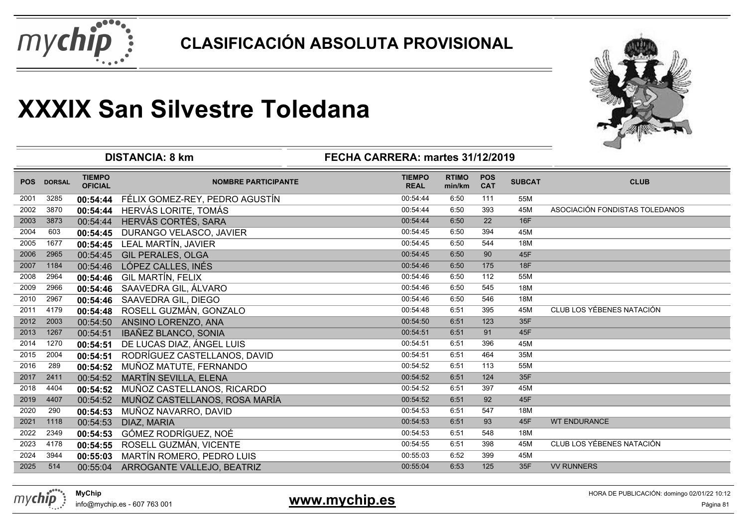# CLASIFICACIÓN ABSOLUTA PROVISIONAL

# XXXIX San Silvestre Toledana

**DISTANCIA: 8 km** — **FECHA CARRERA: martes 31/12/2019**

| POS | DORSAL | TIEMPO OFICIAL | NOMBRE PARTICIPANTE | TIEMPO REAL | RTIMO min/km | POS CAT | SUBCAT | CLUB |
|---|---|---|---|---|---|---|---|---|
| 2001 | 3285 | 00:54:44 | FÉLIX GOMEZ-REY, PEDRO AGUSTÍN | 00:54:44 | 6:50 | 111 | 55M | |
| 2002 | 3870 | 00:54:44 | HERVÁS LORITE, TOMÁS | 00:54:44 | 6:50 | 393 | 45M | ASOCIACIÓN FONDISTAS TOLEDANOS |
| 2003 | 3873 | 00:54:44 | HERVÁS CORTÉS, SARA | 00:54:44 | 6:50 | 22 | 16F | |
| 2004 | 603 | 00:54:45 | DURANGO VELASCO, JAVIER | 00:54:45 | 6:50 | 394 | 45M | |
| 2005 | 1677 | 00:54:45 | LEAL MARTÍN, JAVIER | 00:54:45 | 6:50 | 544 | 18M | |
| 2006 | 2965 | 00:54:45 | GIL PERALES, OLGA | 00:54:45 | 6:50 | 90 | 45F | |
| 2007 | 1184 | 00:54:46 | LÓPEZ CALLES, INÉS | 00:54:46 | 6:50 | 175 | 18F | |
| 2008 | 2964 | 00:54:46 | GIL MARTÍN, FELIX | 00:54:46 | 6:50 | 112 | 55M | |
| 2009 | 2966 | 00:54:46 | SAAVEDRA GIL, ÁLVARO | 00:54:46 | 6:50 | 545 | 18M | |
| 2010 | 2967 | 00:54:46 | SAAVEDRA GIL, DIEGO | 00:54:46 | 6:50 | 546 | 18M | |
| 2011 | 4179 | 00:54:48 | ROSELL GUZMÁN, GONZALO | 00:54:48 | 6:51 | 395 | 45M | CLUB LOS YÉBENES NATACIÓN |
| 2012 | 2003 | 00:54:50 | ANSINO LORENZO, ANA | 00:54:50 | 6:51 | 123 | 35F | |
| 2013 | 1267 | 00:54:51 | IBAÑEZ BLANCO, SONIA | 00:54:51 | 6:51 | 91 | 45F | |
| 2014 | 1270 | 00:54:51 | DE LUCAS DIAZ, ÁNGEL LUIS | 00:54:51 | 6:51 | 396 | 45M | |
| 2015 | 2004 | 00:54:51 | RODRÍGUEZ CASTELLANOS, DAVID | 00:54:51 | 6:51 | 464 | 35M | |
| 2016 | 289 | 00:54:52 | MUÑOZ MATUTE, FERNANDO | 00:54:52 | 6:51 | 113 | 55M | |
| 2017 | 2411 | 00:54:52 | MARTÍN SEVILLA, ELENA | 00:54:52 | 6:51 | 124 | 35F | |
| 2018 | 4404 | 00:54:52 | MUÑOZ CASTELLANOS, RICARDO | 00:54:52 | 6:51 | 397 | 45M | |
| 2019 | 4407 | 00:54:52 | MUÑOZ CASTELLANOS, ROSA MARÍA | 00:54:52 | 6:51 | 92 | 45F | |
| 2020 | 290 | 00:54:53 | MUÑOZ NAVARRO, DAVID | 00:54:53 | 6:51 | 547 | 18M | |
| 2021 | 1118 | 00:54:53 | DIAZ, MARIA | 00:54:53 | 6:51 | 93 | 45F | WT ENDURANCE |
| 2022 | 2349 | 00:54:53 | GÓMEZ RODRÍGUEZ, NOÉ | 00:54:53 | 6:51 | 548 | 18M | |
| 2023 | 4178 | 00:54:55 | ROSELL GUZMÁN, VICENTE | 00:54:55 | 6:51 | 398 | 45M | CLUB LOS YÉBENES NATACIÓN |
| 2024 | 3944 | 00:55:03 | MARTÍN ROMERO, PEDRO LUIS | 00:55:03 | 6:52 | 399 | 45M | |
| 2025 | 514 | 00:55:04 | ARROGANTE VALLEJO, BEATRIZ | 00:55:04 | 6:53 | 125 | 35F | VV RUNNERS |

**MyChip**
info@mychip.es - 607 763 001

**www.mychip.es**

HORA DE PUBLICACIÓN: domingo 02/01/22 10:12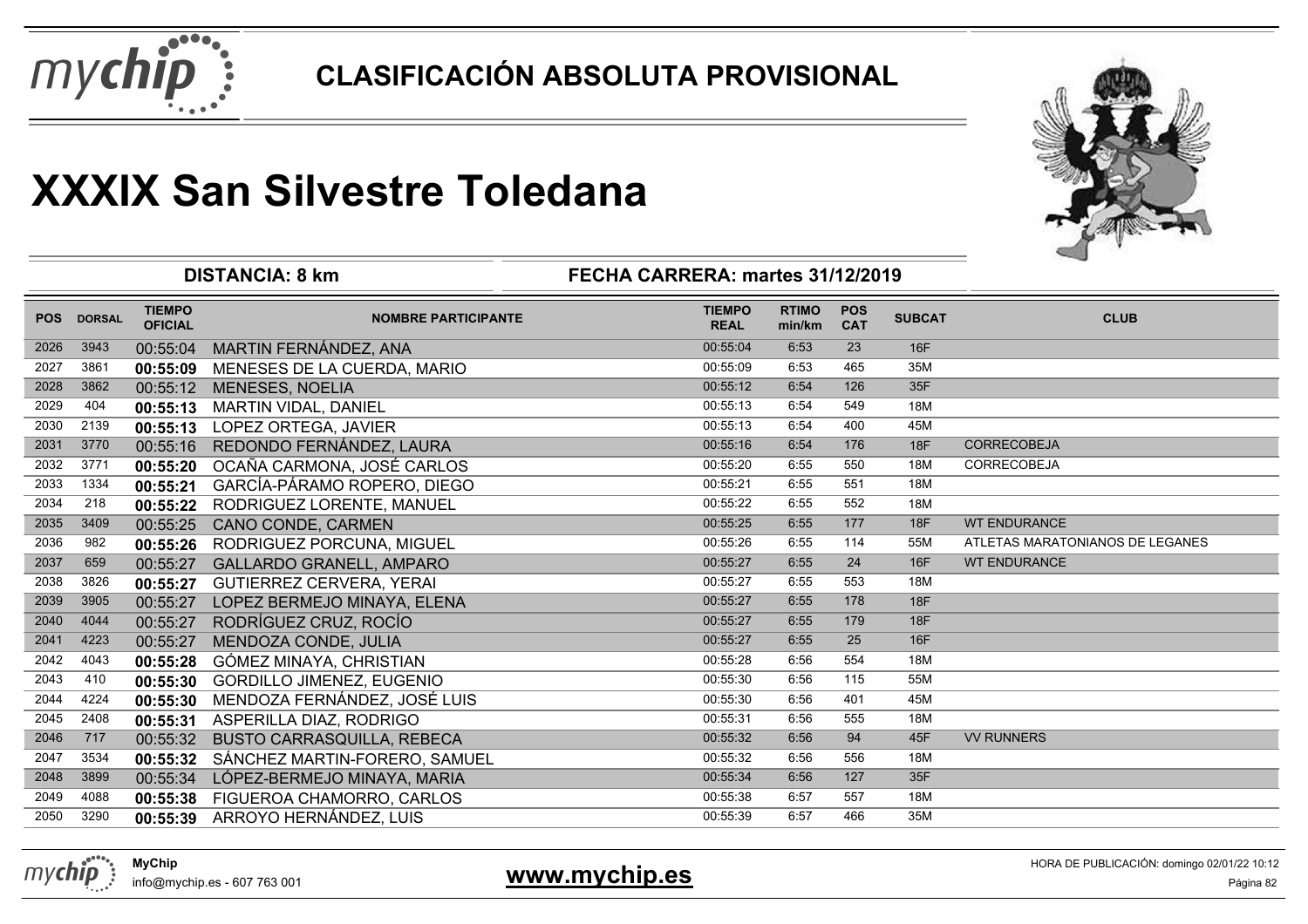# CLASIFICACIÓN ABSOLUTA PROVISIONAL

# XXXIX San Silvestre Toledana

**DISTANCIA: 8 km** — **FECHA CARRERA: martes 31/12/2019**

| POS | DORSAL | TIEMPO OFICIAL | NOMBRE PARTICIPANTE | TIEMPO REAL | RTIMO min/km | POS CAT | SUBCAT | CLUB |
|---|---|---|---|---|---|---|---|---|
| 2026 | 3943 | 00:55:04 | MARTIN FERNÁNDEZ, ANA | 00:55:04 | 6:53 | 23 | 16F | |
| 2027 | 3861 | **00:55:09** | MENESES DE LA CUERDA, MARIO | 00:55:09 | 6:53 | 465 | 35M | |
| 2028 | 3862 | 00:55:12 | MENESES, NOELIA | 00:55:12 | 6:54 | 126 | 35F | |
| 2029 | 404 | **00:55:13** | MARTIN VIDAL, DANIEL | 00:55:13 | 6:54 | 549 | 18M | |
| 2030 | 2139 | **00:55:13** | LOPEZ ORTEGA, JAVIER | 00:55:13 | 6:54 | 400 | 45M | |
| 2031 | 3770 | 00:55:16 | REDONDO FERNÁNDEZ, LAURA | 00:55:16 | 6:54 | 176 | 18F | CORRECOBEJA |
| 2032 | 3771 | **00:55:20** | OCAÑA CARMONA, JOSÉ CARLOS | 00:55:20 | 6:55 | 550 | 18M | CORRECOBEJA |
| 2033 | 1334 | **00:55:21** | GARCÍA-PÁRAMO ROPERO, DIEGO | 00:55:21 | 6:55 | 551 | 18M | |
| 2034 | 218 | **00:55:22** | RODRIGUEZ LORENTE, MANUEL | 00:55:22 | 6:55 | 552 | 18M | |
| 2035 | 3409 | 00:55:25 | CANO CONDE, CARMEN | 00:55:25 | 6:55 | 177 | 18F | WT ENDURANCE |
| 2036 | 982 | **00:55:26** | RODRIGUEZ PORCUNA, MIGUEL | 00:55:26 | 6:55 | 114 | 55M | ATLETAS MARATONIANOS DE LEGANES |
| 2037 | 659 | 00:55:27 | GALLARDO GRANELL, AMPARO | 00:55:27 | 6:55 | 24 | 16F | WT ENDURANCE |
| 2038 | 3826 | **00:55:27** | GUTIERREZ CERVERA, YERAI | 00:55:27 | 6:55 | 553 | 18M | |
| 2039 | 3905 | 00:55:27 | LOPEZ BERMEJO MINAYA, ELENA | 00:55:27 | 6:55 | 178 | 18F | |
| 2040 | 4044 | 00:55:27 | RODRÍGUEZ CRUZ, ROCÍO | 00:55:27 | 6:55 | 179 | 18F | |
| 2041 | 4223 | 00:55:27 | MENDOZA CONDE, JULIA | 00:55:27 | 6:55 | 25 | 16F | |
| 2042 | 4043 | **00:55:28** | GÓMEZ MINAYA, CHRISTIAN | 00:55:28 | 6:56 | 554 | 18M | |
| 2043 | 410 | **00:55:30** | GORDILLO JIMENEZ, EUGENIO | 00:55:30 | 6:56 | 115 | 55M | |
| 2044 | 4224 | **00:55:30** | MENDOZA FERNÁNDEZ, JOSÉ LUIS | 00:55:30 | 6:56 | 401 | 45M | |
| 2045 | 2408 | **00:55:31** | ASPERILLA DIAZ, RODRIGO | 00:55:31 | 6:56 | 555 | 18M | |
| 2046 | 717 | 00:55:32 | BUSTO CARRASQUILLA, REBECA | 00:55:32 | 6:56 | 94 | 45F | VV RUNNERS |
| 2047 | 3534 | **00:55:32** | SÁNCHEZ MARTIN-FORERO, SAMUEL | 00:55:32 | 6:56 | 556 | 18M | |
| 2048 | 3899 | 00:55:34 | LÓPEZ-BERMEJO MINAYA, MARIA | 00:55:34 | 6:56 | 127 | 35F | |
| 2049 | 4088 | **00:55:38** | FIGUEROA CHAMORRO, CARLOS | 00:55:38 | 6:57 | 557 | 18M | |
| 2050 | 3290 | **00:55:39** | ARROYO HERNÁNDEZ, LUIS | 00:55:39 | 6:57 | 466 | 35M | |

MyChip
info@mychip.es - 607 763 001

www.mychip.es

HORA DE PUBLICACIÓN: domingo 02/01/22 10:12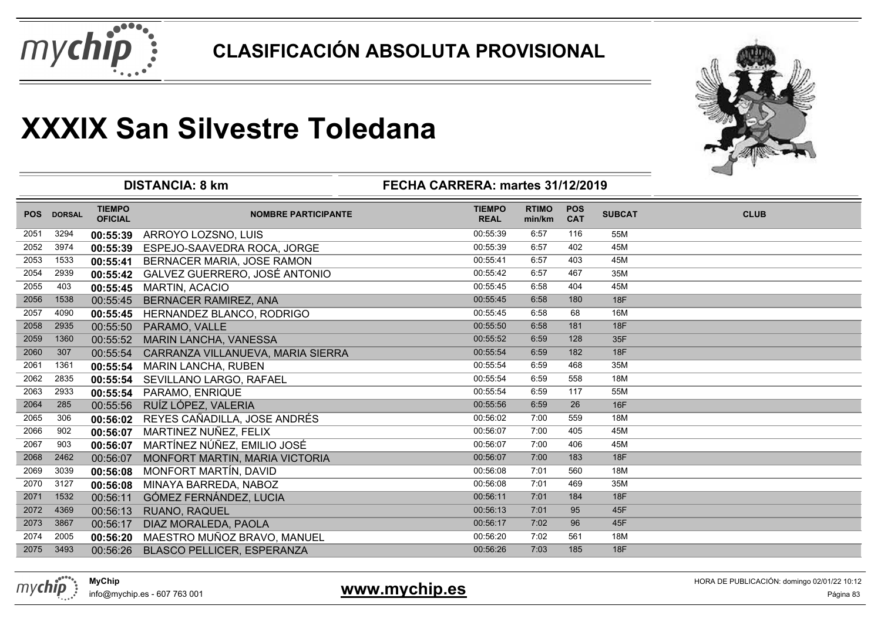# CLASIFICACIÓN ABSOLUTA PROVISIONAL

# XXXIX San Silvestre Toledana

**DISTANCIA: 8 km** | **FECHA CARRERA: martes 31/12/2019**

| POS | DORSAL | TIEMPO OFICIAL | NOMBRE PARTICIPANTE | TIEMPO REAL | RTIMO min/km | POS CAT | SUBCAT | CLUB |
|---|---|---|---|---|---|---|---|---|
| 2051 | 3294 | **00:55:39** | ARROYO LOZSNO, LUIS | 00:55:39 | 6:57 | 116 | 55M | |
| 2052 | 3974 | **00:55:39** | ESPEJO-SAAVEDRA ROCA, JORGE | 00:55:39 | 6:57 | 402 | 45M | |
| 2053 | 1533 | **00:55:41** | BERNACER MARIA, JOSE RAMON | 00:55:41 | 6:57 | 403 | 45M | |
| 2054 | 2939 | **00:55:42** | GALVEZ GUERRERO, JOSÉ ANTONIO | 00:55:42 | 6:57 | 467 | 35M | |
| 2055 | 403 | **00:55:45** | MARTIN, ACACIO | 00:55:45 | 6:58 | 404 | 45M | |
| 2056 | 1538 | 00:55:45 | BERNACER RAMIREZ, ANA | 00:55:45 | 6:58 | 180 | 18F | |
| 2057 | 4090 | **00:55:45** | HERNANDEZ BLANCO, RODRIGO | 00:55:45 | 6:58 | 68 | 16M | |
| 2058 | 2935 | 00:55:50 | PARAMO, VALLE | 00:55:50 | 6:58 | 181 | 18F | |
| 2059 | 1360 | 00:55:52 | MARIN LANCHA, VANESSA | 00:55:52 | 6:59 | 128 | 35F | |
| 2060 | 307 | 00:55:54 | CARRANZA VILLANUEVA, MARIA SIERRA | 00:55:54 | 6:59 | 182 | 18F | |
| 2061 | 1361 | **00:55:54** | MARIN LANCHA, RUBEN | 00:55:54 | 6:59 | 468 | 35M | |
| 2062 | 2835 | **00:55:54** | SEVILLANO LARGO, RAFAEL | 00:55:54 | 6:59 | 558 | 18M | |
| 2063 | 2933 | **00:55:54** | PARAMO, ENRIQUE | 00:55:54 | 6:59 | 117 | 55M | |
| 2064 | 285 | 00:55:56 | RUÍZ LÓPEZ, VALERIA | 00:55:56 | 6:59 | 26 | 16F | |
| 2065 | 306 | **00:56:02** | REYES CAÑADILLA, JOSE ANDRÉS | 00:56:02 | 7:00 | 559 | 18M | |
| 2066 | 902 | **00:56:07** | MARTINEZ NUÑEZ, FELIX | 00:56:07 | 7:00 | 405 | 45M | |
| 2067 | 903 | **00:56:07** | MARTÍNEZ NÚÑEZ, EMILIO JOSÉ | 00:56:07 | 7:00 | 406 | 45M | |
| 2068 | 2462 | 00:56:07 | MONFORT MARTIN, MARIA VICTORIA | 00:56:07 | 7:00 | 183 | 18F | |
| 2069 | 3039 | **00:56:08** | MONFORT MARTÍN, DAVID | 00:56:08 | 7:01 | 560 | 18M | |
| 2070 | 3127 | **00:56:08** | MINAYA BARREDA, NABOZ | 00:56:08 | 7:01 | 469 | 35M | |
| 2071 | 1532 | 00:56:11 | GÓMEZ FERNÁNDEZ, LUCIA | 00:56:11 | 7:01 | 184 | 18F | |
| 2072 | 4369 | 00:56:13 | RUANO, RAQUEL | 00:56:13 | 7:01 | 95 | 45F | |
| 2073 | 3867 | 00:56:17 | DIAZ MORALEDA, PAOLA | 00:56:17 | 7:02 | 96 | 45F | |
| 2074 | 2005 | **00:56:20** | MAESTRO MUÑOZ BRAVO, MANUEL | 00:56:20 | 7:02 | 561 | 18M | |
| 2075 | 3493 | 00:56:26 | BLASCO PELLICER, ESPERANZA | 00:56:26 | 7:03 | 185 | 18F | |

**MyChip**
info@mychip.es - 607 763 001

**www.mychip.es**

HORA DE PUBLICACIÓN: domingo 02/01/22 10:12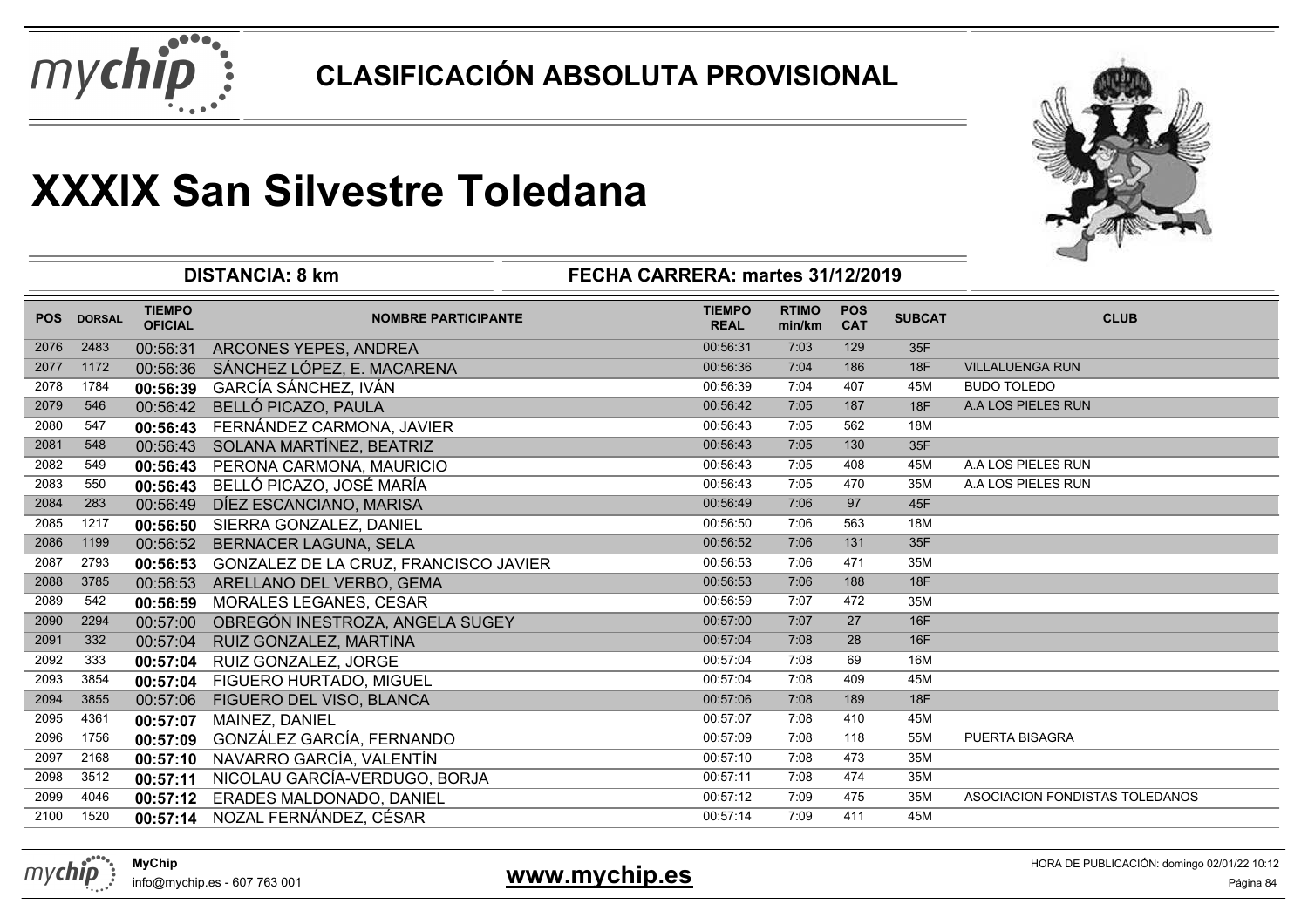# CLASIFICACIÓN ABSOLUTA PROVISIONAL

# XXXIX San Silvestre Toledana

**DISTANCIA: 8 km** | **FECHA CARRERA: martes 31/12/2019**

| POS | DORSAL | TIEMPO OFICIAL | NOMBRE PARTICIPANTE | TIEMPO REAL | RTIMO min/km | POS CAT | SUBCAT | CLUB |
|---|---|---|---|---|---|---|---|---|
| 2076 | 2483 | 00:56:31 | ARCONES YEPES, ANDREA | 00:56:31 | 7:03 | 129 | 35F | |
| 2077 | 1172 | 00:56:36 | SÁNCHEZ LÓPEZ, E. MACARENA | 00:56:36 | 7:04 | 186 | 18F | VILLALUENGA RUN |
| 2078 | 1784 | **00:56:39** | GARCÍA SÁNCHEZ, IVÁN | 00:56:39 | 7:04 | 407 | 45M | BUDO TOLEDO |
| 2079 | 546 | 00:56:42 | BELLÓ PICAZO, PAULA | 00:56:42 | 7:05 | 187 | 18F | A.A LOS PIELES RUN |
| 2080 | 547 | **00:56:43** | FERNÁNDEZ CARMONA, JAVIER | 00:56:43 | 7:05 | 562 | 18M | |
| 2081 | 548 | 00:56:43 | SOLANA MARTÍNEZ, BEATRIZ | 00:56:43 | 7:05 | 130 | 35F | |
| 2082 | 549 | **00:56:43** | PERONA CARMONA, MAURICIO | 00:56:43 | 7:05 | 408 | 45M | A.A LOS PIELES RUN |
| 2083 | 550 | **00:56:43** | BELLÓ PICAZO, JOSÉ MARÍA | 00:56:43 | 7:05 | 470 | 35M | A.A LOS PIELES RUN |
| 2084 | 283 | 00:56:49 | DÍEZ ESCANCIANO, MARISA | 00:56:49 | 7:06 | 97 | 45F | |
| 2085 | 1217 | **00:56:50** | SIERRA GONZALEZ, DANIEL | 00:56:50 | 7:06 | 563 | 18M | |
| 2086 | 1199 | 00:56:52 | BERNACER LAGUNA, SELA | 00:56:52 | 7:06 | 131 | 35F | |
| 2087 | 2793 | **00:56:53** | GONZALEZ DE LA CRUZ, FRANCISCO JAVIER | 00:56:53 | 7:06 | 471 | 35M | |
| 2088 | 3785 | 00:56:53 | ARELLANO DEL VERBO, GEMA | 00:56:53 | 7:06 | 188 | 18F | |
| 2089 | 542 | **00:56:59** | MORALES LEGANES, CESAR | 00:56:59 | 7:07 | 472 | 35M | |
| 2090 | 2294 | 00:57:00 | OBREGÓN INESTROZA, ANGELA SUGEY | 00:57:00 | 7:07 | 27 | 16F | |
| 2091 | 332 | 00:57:04 | RUIZ GONZALEZ, MARTINA | 00:57:04 | 7:08 | 28 | 16F | |
| 2092 | 333 | **00:57:04** | RUIZ GONZALEZ, JORGE | 00:57:04 | 7:08 | 69 | 16M | |
| 2093 | 3854 | **00:57:04** | FIGUERO HURTADO, MIGUEL | 00:57:04 | 7:08 | 409 | 45M | |
| 2094 | 3855 | 00:57:06 | FIGUERO DEL VISO, BLANCA | 00:57:06 | 7:08 | 189 | 18F | |
| 2095 | 4361 | **00:57:07** | MAINEZ, DANIEL | 00:57:07 | 7:08 | 410 | 45M | |
| 2096 | 1756 | **00:57:09** | GONZÁLEZ GARCÍA, FERNANDO | 00:57:09 | 7:08 | 118 | 55M | PUERTA BISAGRA |
| 2097 | 2168 | **00:57:10** | NAVARRO GARCÍA, VALENTÍN | 00:57:10 | 7:08 | 473 | 35M | |
| 2098 | 3512 | **00:57:11** | NICOLAU GARCÍA-VERDUGO, BORJA | 00:57:11 | 7:08 | 474 | 35M | |
| 2099 | 4046 | **00:57:12** | ERADES MALDONADO, DANIEL | 00:57:12 | 7:09 | 475 | 35M | ASOCIACION FONDISTAS TOLEDANOS |
| 2100 | 1520 | **00:57:14** | NOZAL FERNÁNDEZ, CÉSAR | 00:57:14 | 7:09 | 411 | 45M | |

**MyChip**
info@mychip.es - 607 763 001

**www.mychip.es**

HORA DE PUBLICACIÓN: domingo 02/01/22 10:12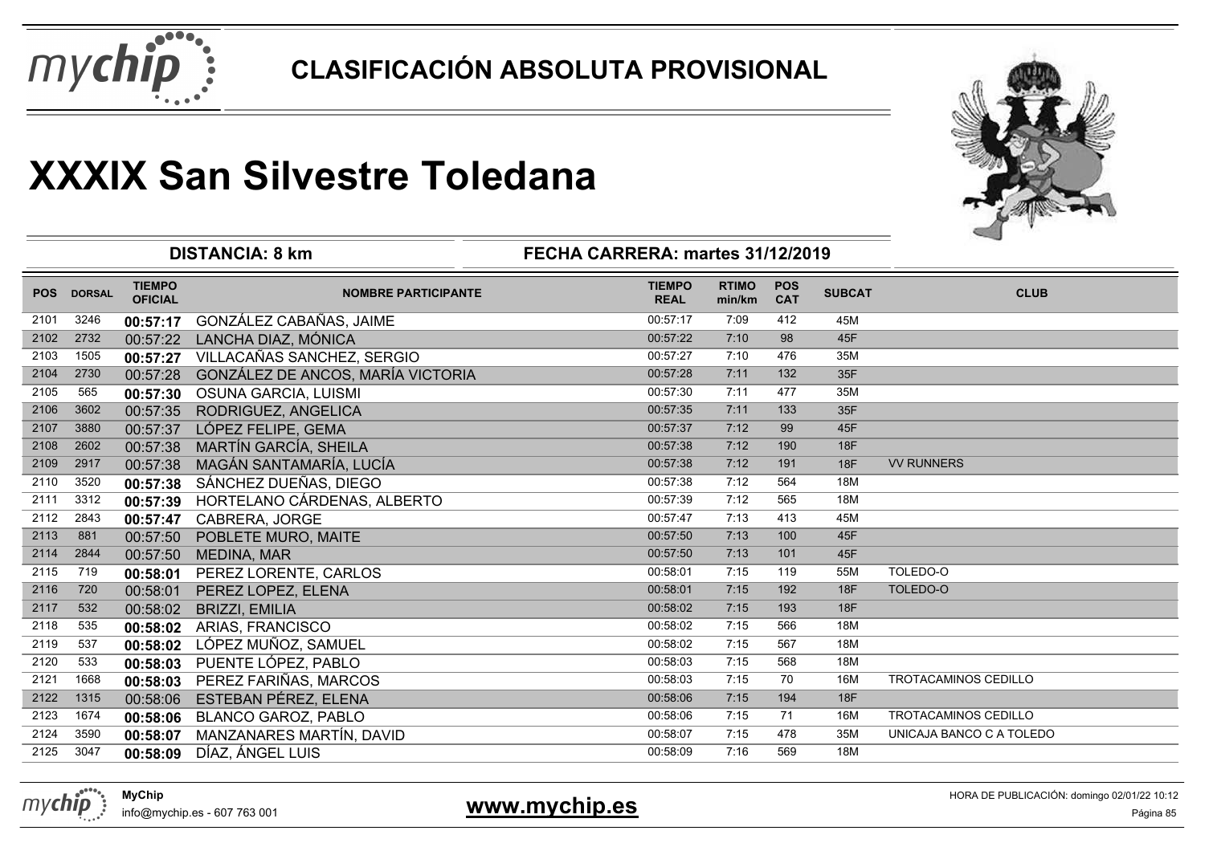# CLASIFICACIÓN ABSOLUTA PROVISIONAL

# XXXIX San Silvestre Toledana

**DISTANCIA: 8 km** | **FECHA CARRERA: martes 31/12/2019**

| POS | DORSAL | TIEMPO OFICIAL | NOMBRE PARTICIPANTE | TIEMPO REAL | RTIMO min/km | POS CAT | SUBCAT | CLUB |
|---|---|---|---|---|---|---|---|---|
| 2101 | 3246 | 00:57:17 | GONZÁLEZ CABAÑAS, JAIME | 00:57:17 | 7:09 | 412 | 45M | |
| 2102 | 2732 | 00:57:22 | LANCHA DIAZ, MÓNICA | 00:57:22 | 7:10 | 98 | 45F | |
| 2103 | 1505 | 00:57:27 | VILLACAÑAS SANCHEZ, SERGIO | 00:57:27 | 7:10 | 476 | 35M | |
| 2104 | 2730 | 00:57:28 | GONZÁLEZ DE ANCOS, MARÍA VICTORIA | 00:57:28 | 7:11 | 132 | 35F | |
| 2105 | 565 | 00:57:30 | OSUNA GARCIA, LUISMI | 00:57:30 | 7:11 | 477 | 35M | |
| 2106 | 3602 | 00:57:35 | RODRIGUEZ, ANGELICA | 00:57:35 | 7:11 | 133 | 35F | |
| 2107 | 3880 | 00:57:37 | LÓPEZ FELIPE, GEMA | 00:57:37 | 7:12 | 99 | 45F | |
| 2108 | 2602 | 00:57:38 | MARTÍN GARCÍA, SHEILA | 00:57:38 | 7:12 | 190 | 18F | |
| 2109 | 2917 | 00:57:38 | MAGÁN SANTAMARÍA, LUCÍA | 00:57:38 | 7:12 | 191 | 18F | VV RUNNERS |
| 2110 | 3520 | 00:57:38 | SÁNCHEZ DUEÑAS, DIEGO | 00:57:38 | 7:12 | 564 | 18M | |
| 2111 | 3312 | 00:57:39 | HORTELANO CÁRDENAS, ALBERTO | 00:57:39 | 7:12 | 565 | 18M | |
| 2112 | 2843 | 00:57:47 | CABRERA, JORGE | 00:57:47 | 7:13 | 413 | 45M | |
| 2113 | 881 | 00:57:50 | POBLETE MURO, MAITE | 00:57:50 | 7:13 | 100 | 45F | |
| 2114 | 2844 | 00:57:50 | MEDINA, MAR | 00:57:50 | 7:13 | 101 | 45F | |
| 2115 | 719 | 00:58:01 | PEREZ LORENTE, CARLOS | 00:58:01 | 7:15 | 119 | 55M | TOLEDO-O |
| 2116 | 720 | 00:58:01 | PEREZ LOPEZ, ELENA | 00:58:01 | 7:15 | 192 | 18F | TOLEDO-O |
| 2117 | 532 | 00:58:02 | BRIZZI, EMILIA | 00:58:02 | 7:15 | 193 | 18F | |
| 2118 | 535 | 00:58:02 | ARIAS, FRANCISCO | 00:58:02 | 7:15 | 566 | 18M | |
| 2119 | 537 | 00:58:02 | LÓPEZ MUÑOZ, SAMUEL | 00:58:02 | 7:15 | 567 | 18M | |
| 2120 | 533 | 00:58:03 | PUENTE LÓPEZ, PABLO | 00:58:03 | 7:15 | 568 | 18M | |
| 2121 | 1668 | 00:58:03 | PEREZ FARIÑAS, MARCOS | 00:58:03 | 7:15 | 70 | 16M | TROTACAMINOS CEDILLO |
| 2122 | 1315 | 00:58:06 | ESTEBAN PÉREZ, ELENA | 00:58:06 | 7:15 | 194 | 18F | |
| 2123 | 1674 | 00:58:06 | BLANCO GAROZ, PABLO | 00:58:06 | 7:15 | 71 | 16M | TROTACAMINOS CEDILLO |
| 2124 | 3590 | 00:58:07 | MANZANARES MARTÍN, DAVID | 00:58:07 | 7:15 | 478 | 35M | UNICAJA BANCO C A TOLEDO |
| 2125 | 3047 | 00:58:09 | DÍAZ, ÁNGEL LUIS | 00:58:09 | 7:16 | 569 | 18M | |

**MyChip**
info@mychip.es - 607 763 001

**www.mychip.es**

HORA DE PUBLICACIÓN: domingo 02/01/22 10:12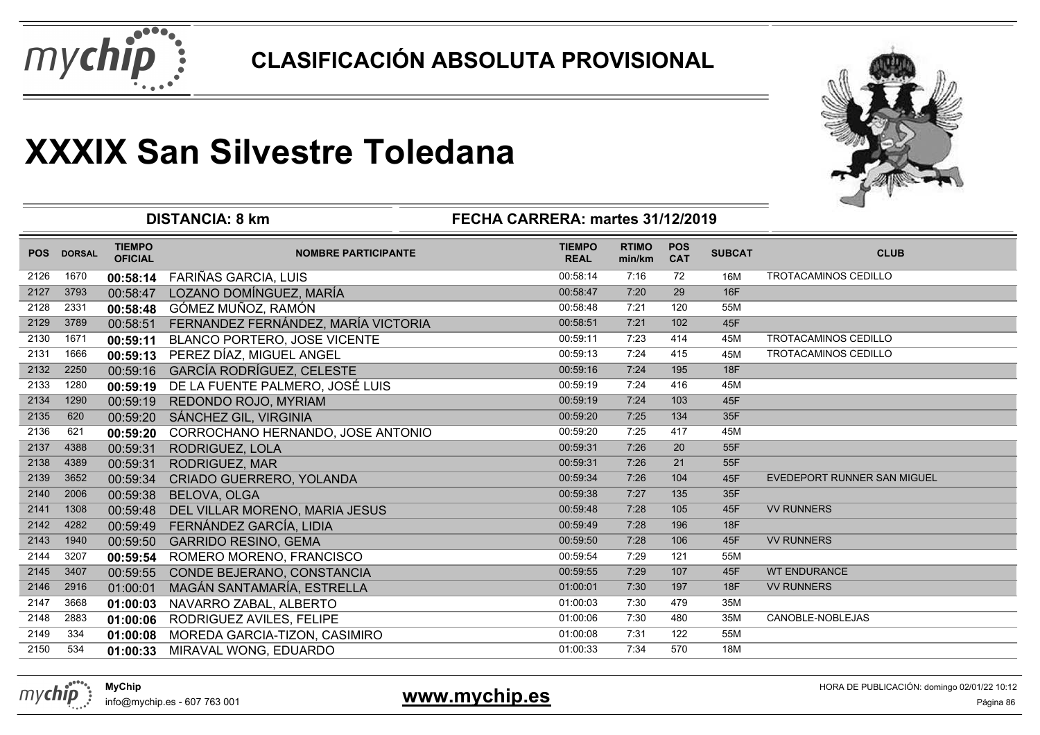## CLASIFICACIÓN ABSOLUTA PROVISIONAL

# XXXIX San Silvestre Toledana

**DISTANCIA: 8 km** **FECHA CARRERA: martes 31/12/2019**

| POS | DORSAL | TIEMPO OFICIAL | NOMBRE PARTICIPANTE | TIEMPO REAL | RTIMO min/km | POS CAT | SUBCAT | CLUB |
|---|---|---|---|---|---|---|---|---|
| 2126 | 1670 | **00:58:14** | FARIÑAS GARCIA, LUIS | 00:58:14 | 7:16 | 72 | 16M | TROTACAMINOS CEDILLO |
| 2127 | 3793 | 00:58:47 | LOZANO DOMÍNGUEZ, MARÍA | 00:58:47 | 7:20 | 29 | 16F | |
| 2128 | 2331 | **00:58:48** | GÓMEZ MUÑOZ, RAMÓN | 00:58:48 | 7:21 | 120 | 55M | |
| 2129 | 3789 | 00:58:51 | FERNANDEZ FERNÁNDEZ, MARÍA VICTORIA | 00:58:51 | 7:21 | 102 | 45F | |
| 2130 | 1671 | **00:59:11** | BLANCO PORTERO, JOSE VICENTE | 00:59:11 | 7:23 | 414 | 45M | TROTACAMINOS CEDILLO |
| 2131 | 1666 | **00:59:13** | PEREZ DÍAZ, MIGUEL ANGEL | 00:59:13 | 7:24 | 415 | 45M | TROTACAMINOS CEDILLO |
| 2132 | 2250 | 00:59:16 | GARCÍA RODRÍGUEZ, CELESTE | 00:59:16 | 7:24 | 195 | 18F | |
| 2133 | 1280 | **00:59:19** | DE LA FUENTE PALMERO, JOSÉ LUIS | 00:59:19 | 7:24 | 416 | 45M | |
| 2134 | 1290 | 00:59:19 | REDONDO ROJO, MYRIAM | 00:59:19 | 7:24 | 103 | 45F | |
| 2135 | 620 | 00:59:20 | SÁNCHEZ GIL, VIRGINIA | 00:59:20 | 7:25 | 134 | 35F | |
| 2136 | 621 | **00:59:20** | CORROCHANO HERNANDO, JOSE ANTONIO | 00:59:20 | 7:25 | 417 | 45M | |
| 2137 | 4388 | 00:59:31 | RODRIGUEZ, LOLA | 00:59:31 | 7:26 | 20 | 55F | |
| 2138 | 4389 | 00:59:31 | RODRIGUEZ, MAR | 00:59:31 | 7:26 | 21 | 55F | |
| 2139 | 3652 | 00:59:34 | CRIADO GUERRERO, YOLANDA | 00:59:34 | 7:26 | 104 | 45F | EVEDEPORT RUNNER SAN MIGUEL |
| 2140 | 2006 | 00:59:38 | BELOVA, OLGA | 00:59:38 | 7:27 | 135 | 35F | |
| 2141 | 1308 | 00:59:48 | DEL VILLAR MORENO, MARIA JESUS | 00:59:48 | 7:28 | 105 | 45F | VV RUNNERS |
| 2142 | 4282 | 00:59:49 | FERNÁNDEZ GARCÍA, LIDIA | 00:59:49 | 7:28 | 196 | 18F | |
| 2143 | 1940 | 00:59:50 | GARRIDO RESINO, GEMA | 00:59:50 | 7:28 | 106 | 45F | VV RUNNERS |
| 2144 | 3207 | **00:59:54** | ROMERO MORENO, FRANCISCO | 00:59:54 | 7:29 | 121 | 55M | |
| 2145 | 3407 | 00:59:55 | CONDE BEJERANO, CONSTANCIA | 00:59:55 | 7:29 | 107 | 45F | WT ENDURANCE |
| 2146 | 2916 | 01:00:01 | MAGÁN SANTAMARÍA, ESTRELLA | 01:00:01 | 7:30 | 197 | 18F | VV RUNNERS |
| 2147 | 3668 | **01:00:03** | NAVARRO ZABAL, ALBERTO | 01:00:03 | 7:30 | 479 | 35M | |
| 2148 | 2883 | **01:00:06** | RODRIGUEZ AVILES, FELIPE | 01:00:06 | 7:30 | 480 | 35M | CANOBLE-NOBLEJAS |
| 2149 | 334 | **01:00:08** | MOREDA GARCIA-TIZON, CASIMIRO | 01:00:08 | 7:31 | 122 | 55M | |
| 2150 | 534 | **01:00:33** | MIRAVAL WONG, EDUARDO | 01:00:33 | 7:34 | 570 | 18M | |

**MyChip**
info@mychip.es - 607 763 001

**www.mychip.es**

HORA DE PUBLICACIÓN: domingo 02/01/22 10:12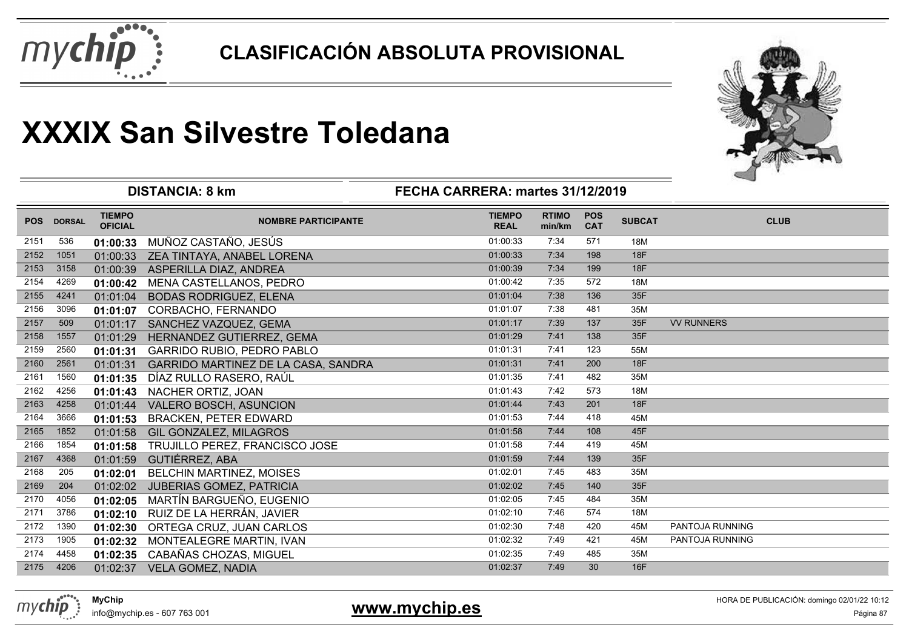# CLASIFICACIÓN ABSOLUTA PROVISIONAL

# XXXIX San Silvestre Toledana

**DISTANCIA: 8 km** | **FECHA CARRERA: martes 31/12/2019**

| POS | DORSAL | TIEMPO OFICIAL | NOMBRE PARTICIPANTE | TIEMPO REAL | RTIMO min/km | POS CAT | SUBCAT | CLUB |
|---|---|---|---|---|---|---|---|---|
| 2151 | 536 | **01:00:33** | MUÑOZ CASTAÑO, JESÚS | 01:00:33 | 7:34 | 571 | 18M | |
| 2152 | 1051 | 01:00:33 | ZEA TINTAYA, ANABEL LORENA | 01:00:33 | 7:34 | 198 | 18F | |
| 2153 | 3158 | 01:00:39 | ASPERILLA DIAZ, ANDREA | 01:00:39 | 7:34 | 199 | 18F | |
| 2154 | 4269 | **01:00:42** | MENA CASTELLANOS, PEDRO | 01:00:42 | 7:35 | 572 | 18M | |
| 2155 | 4241 | 01:01:04 | BODAS RODRIGUEZ, ELENA | 01:01:04 | 7:38 | 136 | 35F | |
| 2156 | 3096 | **01:01:07** | CORBACHO, FERNANDO | 01:01:07 | 7:38 | 481 | 35M | |
| 2157 | 509 | 01:01:17 | SANCHEZ VAZQUEZ, GEMA | 01:01:17 | 7:39 | 137 | 35F | VV RUNNERS |
| 2158 | 1557 | 01:01:29 | HERNANDEZ GUTIERREZ, GEMA | 01:01:29 | 7:41 | 138 | 35F | |
| 2159 | 2560 | **01:01:31** | GARRIDO RUBIO, PEDRO PABLO | 01:01:31 | 7:41 | 123 | 55M | |
| 2160 | 2561 | 01:01:31 | GARRIDO MARTINEZ DE LA CASA, SANDRA | 01:01:31 | 7:41 | 200 | 18F | |
| 2161 | 1560 | **01:01:35** | DÍAZ RULLO RASERO, RAÚL | 01:01:35 | 7:41 | 482 | 35M | |
| 2162 | 4256 | **01:01:43** | NACHER ORTIZ, JOAN | 01:01:43 | 7:42 | 573 | 18M | |
| 2163 | 4258 | 01:01:44 | VALERO BOSCH, ASUNCION | 01:01:44 | 7:43 | 201 | 18F | |
| 2164 | 3666 | **01:01:53** | BRACKEN, PETER EDWARD | 01:01:53 | 7:44 | 418 | 45M | |
| 2165 | 1852 | 01:01:58 | GIL GONZALEZ, MILAGROS | 01:01:58 | 7:44 | 108 | 45F | |
| 2166 | 1854 | **01:01:58** | TRUJILLO PEREZ, FRANCISCO JOSE | 01:01:58 | 7:44 | 419 | 45M | |
| 2167 | 4368 | 01:01:59 | GUTIÉRREZ, ABA | 01:01:59 | 7:44 | 139 | 35F | |
| 2168 | 205 | **01:02:01** | BELCHIN MARTINEZ, MOISES | 01:02:01 | 7:45 | 483 | 35M | |
| 2169 | 204 | 01:02:02 | JUBERIAS GOMEZ, PATRICIA | 01:02:02 | 7:45 | 140 | 35F | |
| 2170 | 4056 | **01:02:05** | MARTÍN BARGUEÑO, EUGENIO | 01:02:05 | 7:45 | 484 | 35M | |
| 2171 | 3786 | **01:02:10** | RUIZ DE LA HERRÁN, JAVIER | 01:02:10 | 7:46 | 574 | 18M | |
| 2172 | 1390 | **01:02:30** | ORTEGA CRUZ, JUAN CARLOS | 01:02:30 | 7:48 | 420 | 45M | PANTOJA RUNNING |
| 2173 | 1905 | **01:02:32** | MONTEALEGRE MARTIN, IVAN | 01:02:32 | 7:49 | 421 | 45M | PANTOJA RUNNING |
| 2174 | 4458 | **01:02:35** | CABAÑAS CHOZAS, MIGUEL | 01:02:35 | 7:49 | 485 | 35M | |
| 2175 | 4206 | 01:02:37 | VELA GOMEZ, NADIA | 01:02:37 | 7:49 | 30 | 16F | |

**MyChip**
info@mychip.es - 607 763 001

**www.mychip.es**

HORA DE PUBLICACIÓN: domingo 02/01/22 10:12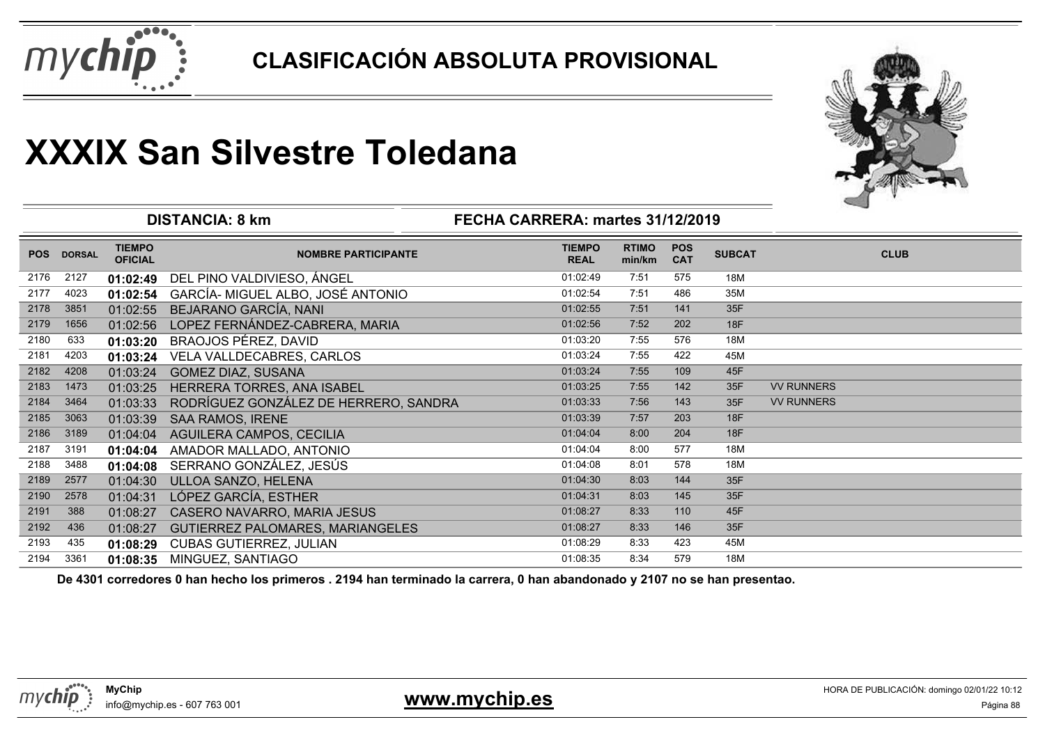# CLASIFICACIÓN ABSOLUTA PROVISIONAL

# XXXIX San Silvestre Toledana

**DISTANCIA: 8 km** | **FECHA CARRERA: martes 31/12/2019**

| POS | DORSAL | TIEMPO OFICIAL | NOMBRE PARTICIPANTE | TIEMPO REAL | RTIMO min/km | POS CAT | SUBCAT | CLUB |
|---|---|---|---|---|---|---|---|---|
| 2176 | 2127 | **01:02:49** | DEL PINO VALDIVIESO, ÁNGEL | 01:02:49 | 7:51 | 575 | 18M | |
| 2177 | 4023 | **01:02:54** | GARCÍA- MIGUEL ALBO, JOSÉ ANTONIO | 01:02:54 | 7:51 | 486 | 35M | |
| 2178 | 3851 | 01:02:55 | BEJARANO GARCÍA, NANI | 01:02:55 | 7:51 | 141 | 35F | |
| 2179 | 1656 | 01:02:56 | LOPEZ FERNÁNDEZ-CABRERA, MARIA | 01:02:56 | 7:52 | 202 | 18F | |
| 2180 | 633 | **01:03:20** | BRAOJOS PÉREZ, DAVID | 01:03:20 | 7:55 | 576 | 18M | |
| 2181 | 4203 | **01:03:24** | VELA VALLDECABRES, CARLOS | 01:03:24 | 7:55 | 422 | 45M | |
| 2182 | 4208 | 01:03:24 | GOMEZ DIAZ, SUSANA | 01:03:24 | 7:55 | 109 | 45F | |
| 2183 | 1473 | 01:03:25 | HERRERA TORRES, ANA ISABEL | 01:03:25 | 7:55 | 142 | 35F | VV RUNNERS |
| 2184 | 3464 | 01:03:33 | RODRÍGUEZ GONZÁLEZ DE HERRERO, SANDRA | 01:03:33 | 7:56 | 143 | 35F | VV RUNNERS |
| 2185 | 3063 | 01:03:39 | SAA RAMOS, IRENE | 01:03:39 | 7:57 | 203 | 18F | |
| 2186 | 3189 | 01:04:04 | AGUILERA CAMPOS, CECILIA | 01:04:04 | 8:00 | 204 | 18F | |
| 2187 | 3191 | **01:04:04** | AMADOR MALLADO, ANTONIO | 01:04:04 | 8:00 | 577 | 18M | |
| 2188 | 3488 | **01:04:08** | SERRANO GONZÁLEZ, JESÚS | 01:04:08 | 8:01 | 578 | 18M | |
| 2189 | 2577 | 01:04:30 | ULLOA SANZO, HELENA | 01:04:30 | 8:03 | 144 | 35F | |
| 2190 | 2578 | 01:04:31 | LÓPEZ GARCÍA, ESTHER | 01:04:31 | 8:03 | 145 | 35F | |
| 2191 | 388 | 01:08:27 | CASERO NAVARRO, MARIA JESUS | 01:08:27 | 8:33 | 110 | 45F | |
| 2192 | 436 | 01:08:27 | GUTIERREZ PALOMARES, MARIANGELES | 01:08:27 | 8:33 | 146 | 35F | |
| 2193 | 435 | **01:08:29** | CUBAS GUTIERREZ, JULIAN | 01:08:29 | 8:33 | 423 | 45M | |
| 2194 | 3361 | **01:08:35** | MINGUEZ, SANTIAGO | 01:08:35 | 8:34 | 579 | 18M | |

**De 4301 corredores 0 han hecho los primeros . 2194 han terminado la carrera, 0 han abandonado y 2107 no se han presentao.**

MyChip
info@mychip.es - 607 763 001

www.mychip.es

HORA DE PUBLICACIÓN: domingo 02/01/22 10:12